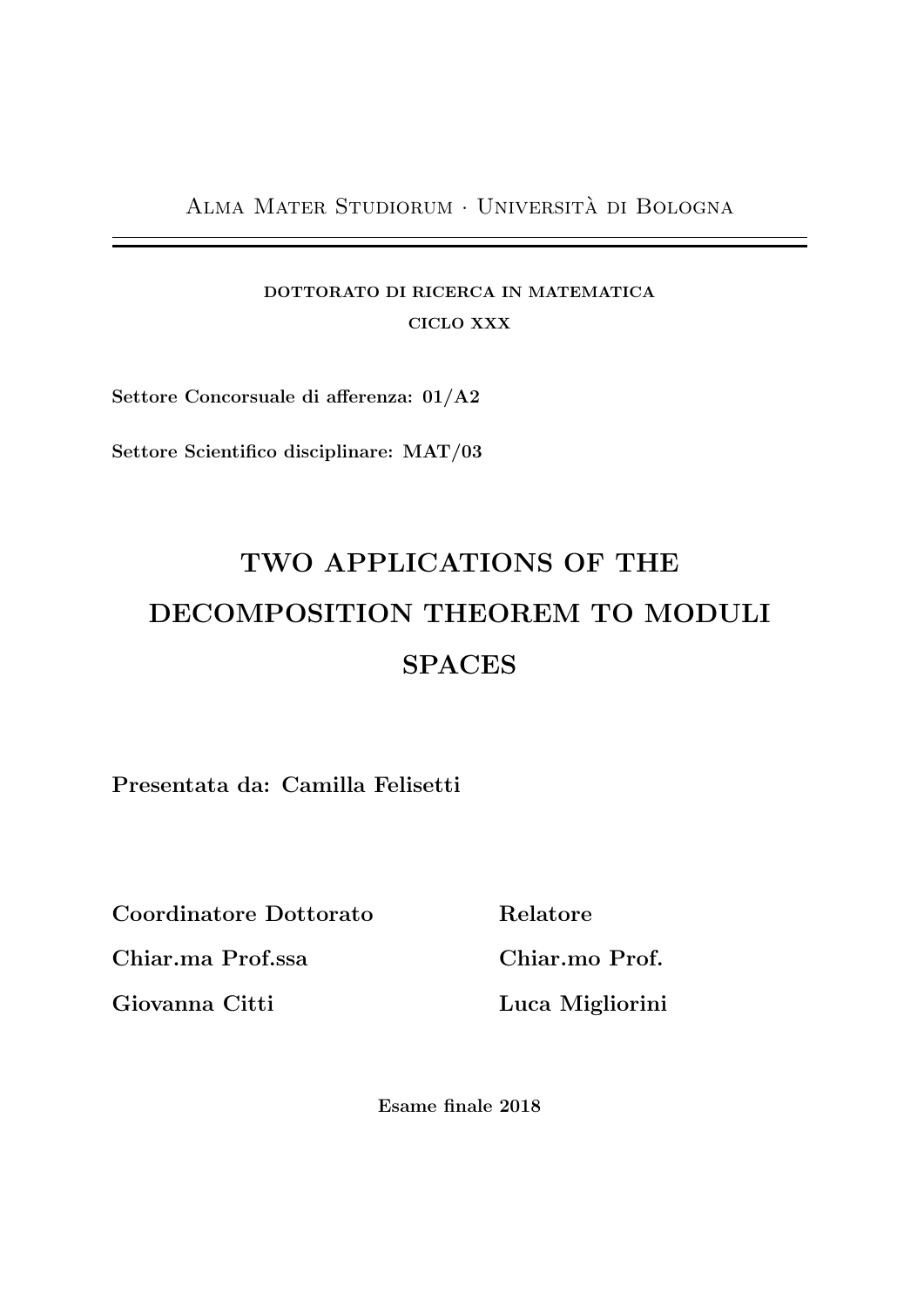Alma Mater Studiorum · Università di Bologna

---

**DOTTORATO DI RICERCA IN MATEMATICA**

**CICLO XXX**

**Settore Concorsuale di afferenza: 01/A2**

**Settore Scientifico disciplinare: MAT/03**

# TWO APPLICATIONS OF THE DECOMPOSITION THEOREM TO MODULI SPACES

**Presentata da: Camilla Felisetti**

| **Coordinatore Dottorato** | **Relatore** |
|---|---|
| **Chiar.ma Prof.ssa** | **Chiar.mo Prof.** |
| **Giovanna Citti** | **Luca Migliorini** |

**Esame finale 2018**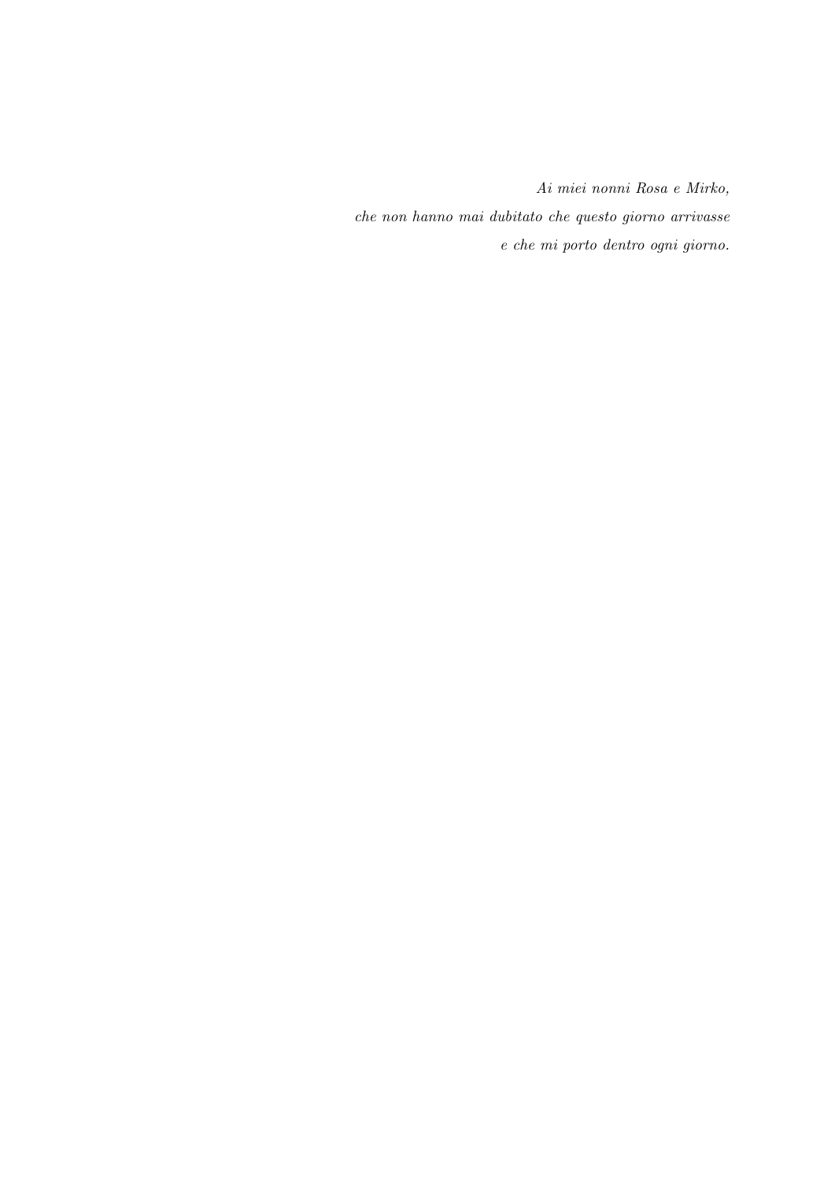*Ai miei nonni Rosa e Mirko,*
*che non hanno mai dubitato che questo giorno arrivasse*
*e che mi porto dentro ogni giorno.*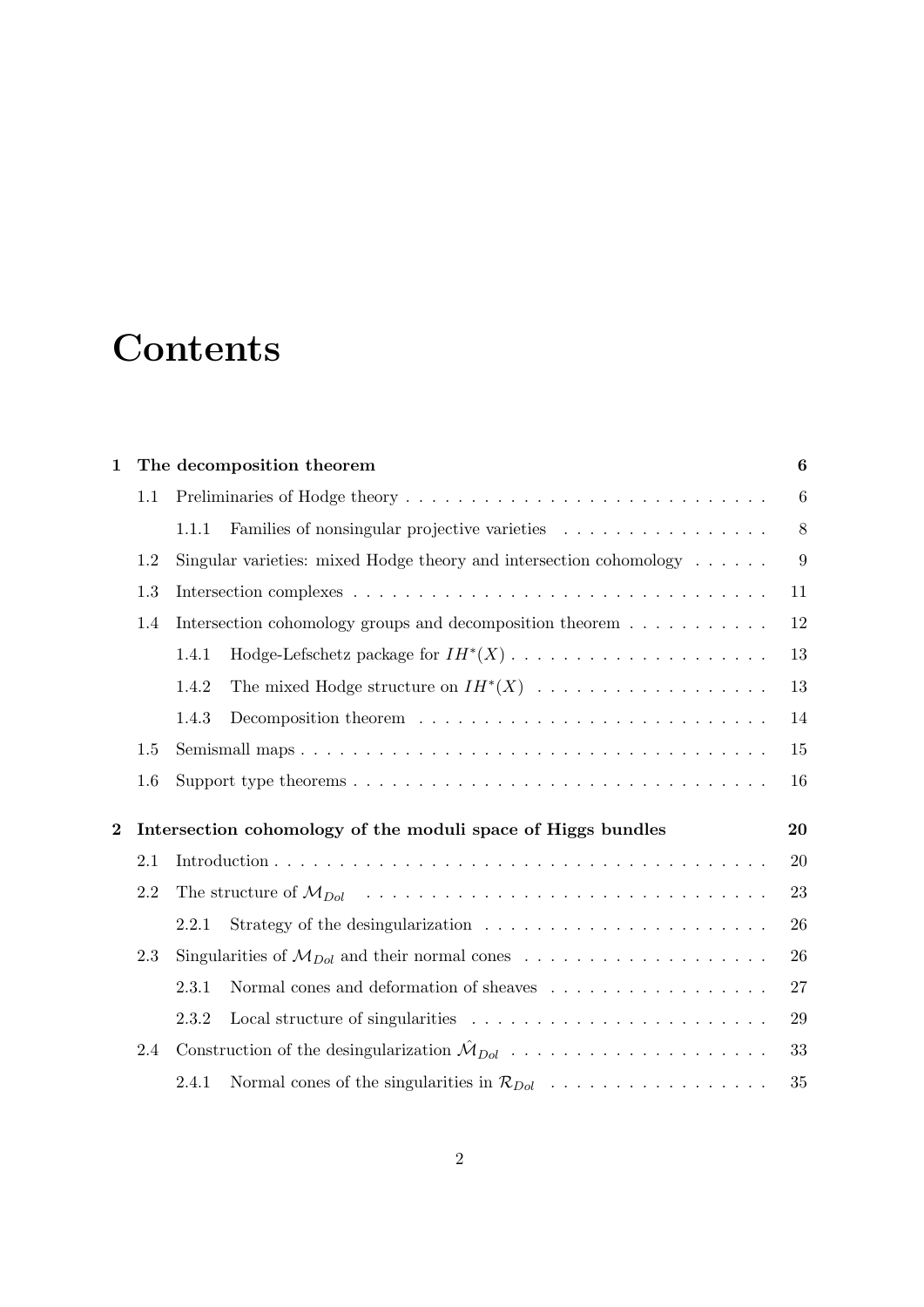# Contents

**1 The decomposition theorem** **6**

- 1.1 Preliminaries of Hodge theory . . . . . . . . . . . . . . . . . . . . . . . . . . . 6
  - 1.1.1 Families of nonsingular projective varieties . . . . . . . . . . . . . . . . 8
- 1.2 Singular varieties: mixed Hodge theory and intersection cohomology . . . . . . 9
- 1.3 Intersection complexes . . . . . . . . . . . . . . . . . . . . . . . . . . . . . . . 11
- 1.4 Intersection cohomology groups and decomposition theorem . . . . . . . . . . . 12
  - 1.4.1 Hodge-Lefschetz package for $IH^*(X)$ . . . . . . . . . . . . . . . . . . . . 13
  - 1.4.2 The mixed Hodge structure on $IH^*(X)$ . . . . . . . . . . . . . . . . . . 13
  - 1.4.3 Decomposition theorem . . . . . . . . . . . . . . . . . . . . . . . . . . . 14
- 1.5 Semismall maps . . . . . . . . . . . . . . . . . . . . . . . . . . . . . . . . . . . 15
- 1.6 Support type theorems . . . . . . . . . . . . . . . . . . . . . . . . . . . . . . . 16

**2 Intersection cohomology of the moduli space of Higgs bundles** **20**

- 2.1 Introduction . . . . . . . . . . . . . . . . . . . . . . . . . . . . . . . . . . . . . . 20
- 2.2 The structure of $\mathcal{M}_{Dol}$ . . . . . . . . . . . . . . . . . . . . . . . . . . . . . . . 23
  - 2.2.1 Strategy of the desingularization . . . . . . . . . . . . . . . . . . . . . . 26
- 2.3 Singularities of $\mathcal{M}_{Dol}$ and their normal cones . . . . . . . . . . . . . . . . . . 26
  - 2.3.1 Normal cones and deformation of sheaves . . . . . . . . . . . . . . . . . 27
  - 2.3.2 Local structure of singularities . . . . . . . . . . . . . . . . . . . . . . . 29
- 2.4 Construction of the desingularization $\hat{\mathcal{M}}_{Dol}$ . . . . . . . . . . . . . . . . . . . 33
  - 2.4.1 Normal cones of the singularities in $\mathcal{R}_{Dol}$ . . . . . . . . . . . . . . . . . 35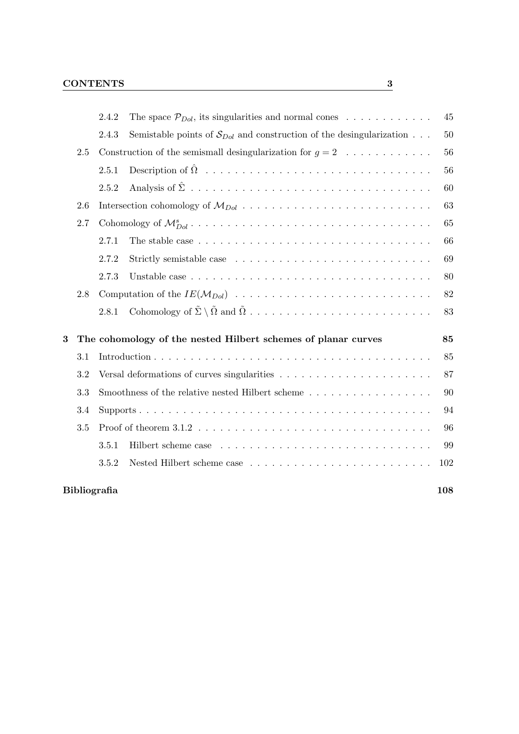- 2.4.2 The space $\mathcal{P}_{Dol}$, its singularities and normal cones . . . . . . . . . . . . 45
- 2.4.3 Semistable points of $\mathcal{S}_{Dol}$ and construction of the desingularization . . . 50
- 2.5 Construction of the semismall desingularization for $g = 2$ . . . . . . . . . . . . 56
  - 2.5.1 Description of $\hat{\Omega}$ . . . . . . . . . . . . . . . . . . . . . . . . . . . . . . 56
  - 2.5.2 Analysis of $\hat{\Sigma}$ . . . . . . . . . . . . . . . . . . . . . . . . . . . . . . . . 60
- 2.6 Intersection cohomology of $\mathcal{M}_{Dol}$ . . . . . . . . . . . . . . . . . . . . . . . . . . 63
- 2.7 Cohomology of $\mathcal{M}^{s}_{Dol}$ . . . . . . . . . . . . . . . . . . . . . . . . . . . . . . . . . 65
  - 2.7.1 The stable case . . . . . . . . . . . . . . . . . . . . . . . . . . . . . . . . 66
  - 2.7.2 Strictly semistable case . . . . . . . . . . . . . . . . . . . . . . . . . . . 69
  - 2.7.3 Unstable case . . . . . . . . . . . . . . . . . . . . . . . . . . . . . . . . . 80
- 2.8 Computation of the $IE(\mathcal{M}_{Dol})$ . . . . . . . . . . . . . . . . . . . . . . . . . . 82
  - 2.8.1 Cohomology of $\tilde{\Sigma} \setminus \tilde{\Omega}$ and $\tilde{\Omega}$ . . . . . . . . . . . . . . . . . . . . . . . . 83

**3 The cohomology of the nested Hilbert schemes of planar curves** **85**

- 3.1 Introduction . . . . . . . . . . . . . . . . . . . . . . . . . . . . . . . . . . . . . . 85
- 3.2 Versal deformations of curves singularities . . . . . . . . . . . . . . . . . . . . . 87
- 3.3 Smoothness of the relative nested Hilbert scheme . . . . . . . . . . . . . . . . . 90
- 3.4 Supports . . . . . . . . . . . . . . . . . . . . . . . . . . . . . . . . . . . . . . . . 94
- 3.5 Proof of theorem 3.1.2 . . . . . . . . . . . . . . . . . . . . . . . . . . . . . . . . 96
  - 3.5.1 Hilbert scheme case . . . . . . . . . . . . . . . . . . . . . . . . . . . . . 99
  - 3.5.2 Nested Hilbert scheme case . . . . . . . . . . . . . . . . . . . . . . . . . 102

**Bibliografia** **108**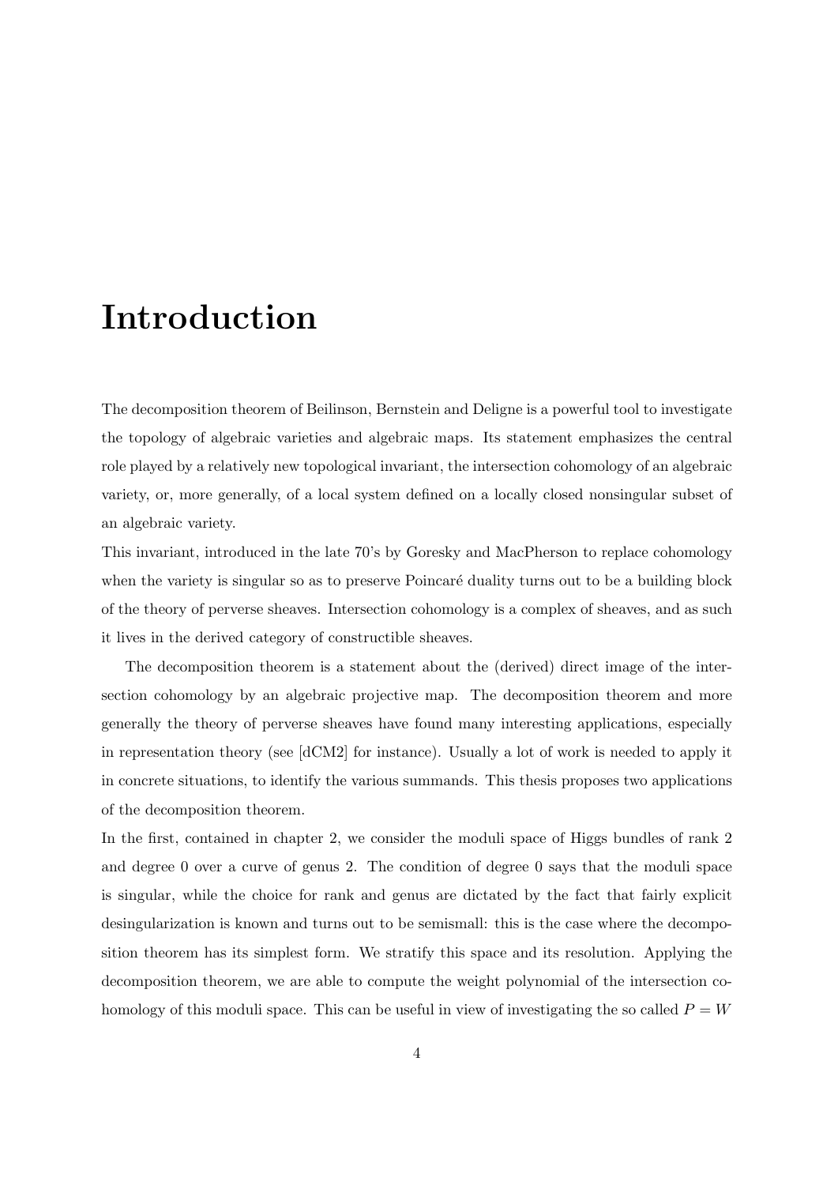# Introduction

The decomposition theorem of Beilinson, Bernstein and Deligne is a powerful tool to investigate the topology of algebraic varieties and algebraic maps. Its statement emphasizes the central role played by a relatively new topological invariant, the intersection cohomology of an algebraic variety, or, more generally, of a local system defined on a locally closed nonsingular subset of an algebraic variety.

This invariant, introduced in the late 70's by Goresky and MacPherson to replace cohomology when the variety is singular so as to preserve Poincaré duality turns out to be a building block of the theory of perverse sheaves. Intersection cohomology is a complex of sheaves, and as such it lives in the derived category of constructible sheaves.

The decomposition theorem is a statement about the (derived) direct image of the intersection cohomology by an algebraic projective map. The decomposition theorem and more generally the theory of perverse sheaves have found many interesting applications, especially in representation theory (see [dCM2] for instance). Usually a lot of work is needed to apply it in concrete situations, to identify the various summands. This thesis proposes two applications of the decomposition theorem.

In the first, contained in chapter 2, we consider the moduli space of Higgs bundles of rank 2 and degree 0 over a curve of genus 2. The condition of degree 0 says that the moduli space is singular, while the choice for rank and genus are dictated by the fact that fairly explicit desingularization is known and turns out to be semismall: this is the case where the decomposition theorem has its simplest form. We stratify this space and its resolution. Applying the decomposition theorem, we are able to compute the weight polynomial of the intersection cohomology of this moduli space. This can be useful in view of investigating the so called $P = W$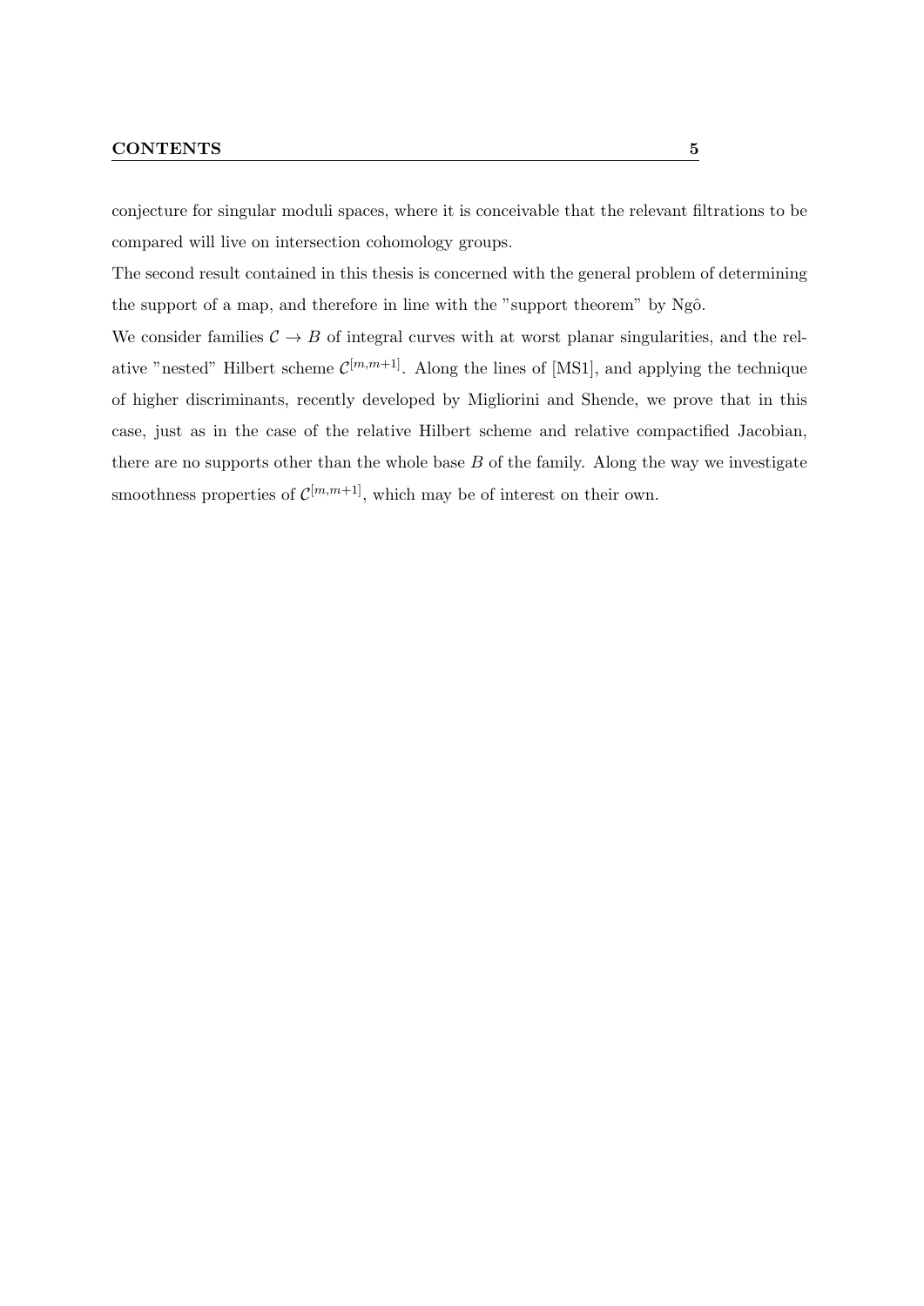conjecture for singular moduli spaces, where it is conceivable that the relevant filtrations to be compared will live on intersection cohomology groups.

The second result contained in this thesis is concerned with the general problem of determining the support of a map, and therefore in line with the "support theorem" by Ngô.

We consider families $\mathcal{C} \to B$ of integral curves with at worst planar singularities, and the relative "nested" Hilbert scheme $\mathcal{C}^{[m,m+1]}$. Along the lines of [MS1], and applying the technique of higher discriminants, recently developed by Migliorini and Shende, we prove that in this case, just as in the case of the relative Hilbert scheme and relative compactified Jacobian, there are no supports other than the whole base $B$ of the family. Along the way we investigate smoothness properties of $\mathcal{C}^{[m,m+1]}$, which may be of interest on their own.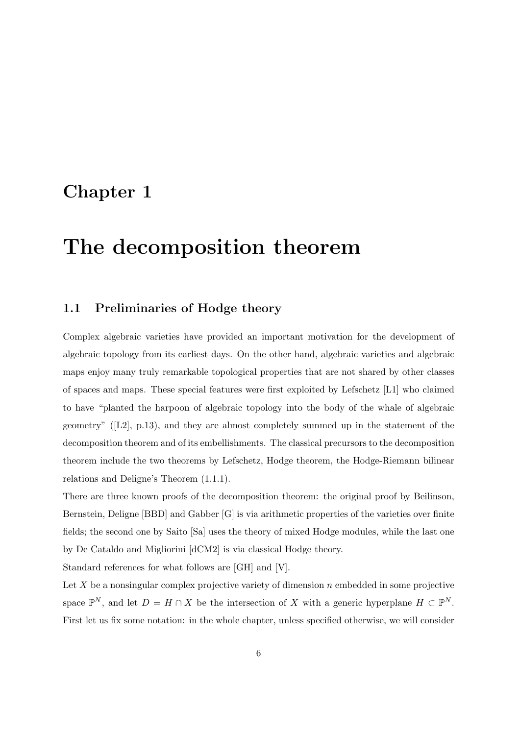# Chapter 1

# The decomposition theorem

## 1.1 Preliminaries of Hodge theory

Complex algebraic varieties have provided an important motivation for the development of algebraic topology from its earliest days. On the other hand, algebraic varieties and algebraic maps enjoy many truly remarkable topological properties that are not shared by other classes of spaces and maps. These special features were first exploited by Lefschetz [L1] who claimed to have "planted the harpoon of algebraic topology into the body of the whale of algebraic geometry" ([L2], p.13), and they are almost completely summed up in the statement of the decomposition theorem and of its embellishments. The classical precursors to the decomposition theorem include the two theorems by Lefschetz, Hodge theorem, the Hodge-Riemann bilinear relations and Deligne's Theorem (1.1.1).

There are three known proofs of the decomposition theorem: the original proof by Beilinson, Bernstein, Deligne [BBD] and Gabber [G] is via arithmetic properties of the varieties over finite fields; the second one by Saito [Sa] uses the theory of mixed Hodge modules, while the last one by De Cataldo and Migliorini [dCM2] is via classical Hodge theory.

Standard references for what follows are [GH] and [V].

Let $X$ be a nonsingular complex projective variety of dimension $n$ embedded in some projective space $\mathbb{P}^N$, and let $D = H \cap X$ be the intersection of $X$ with a generic hyperplane $H \subset \mathbb{P}^N$. First let us fix some notation: in the whole chapter, unless specified otherwise, we will consider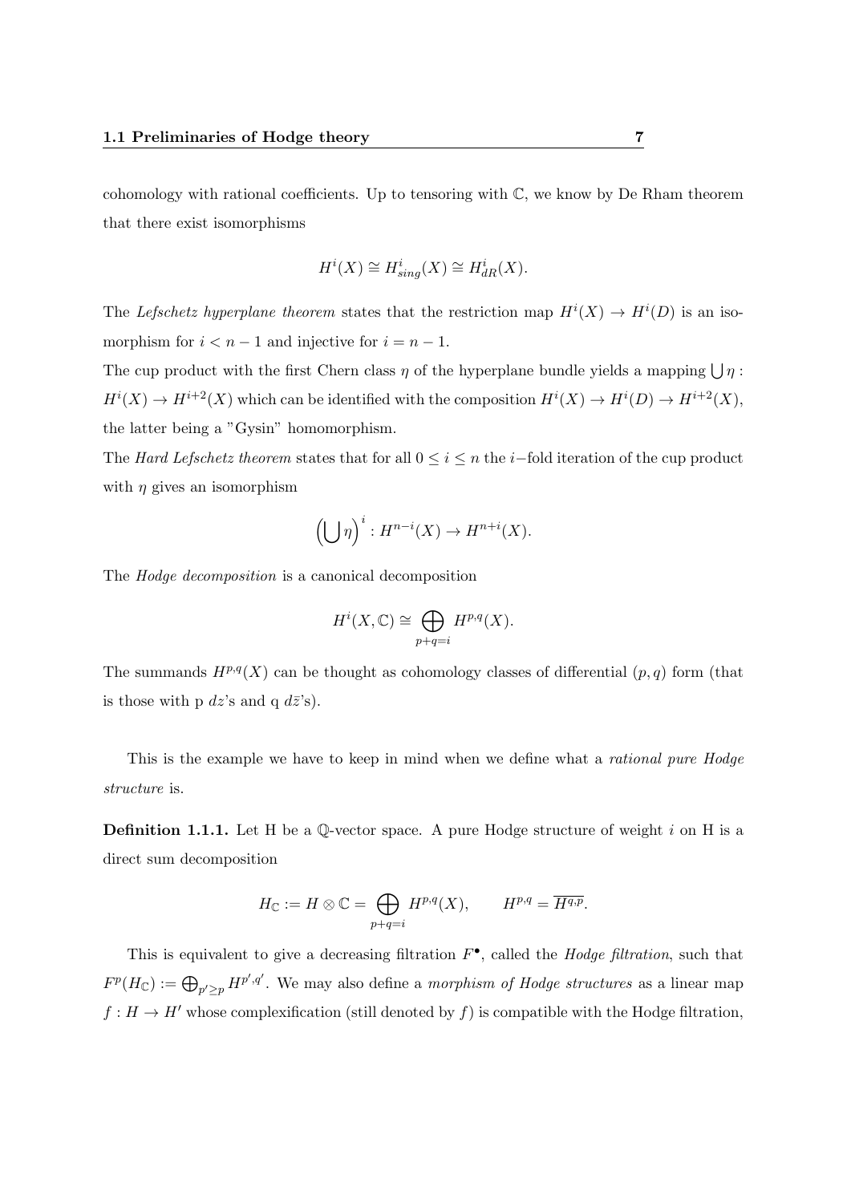cohomology with rational coefficients. Up to tensoring with $\mathbb{C}$, we know by De Rham theorem that there exist isomorphisms

$$H^i(X) \cong H^i_{sing}(X) \cong H^i_{dR}(X).$$

The *Lefschetz hyperplane theorem* states that the restriction map $H^i(X) \to H^i(D)$ is an isomorphism for $i < n-1$ and injective for $i = n-1$.

The cup product with the first Chern class $\eta$ of the hyperplane bundle yields a mapping $\bigcup \eta : H^i(X) \to H^{i+2}(X)$ which can be identified with the composition $H^i(X) \to H^i(D) \to H^{i+2}(X)$, the latter being a "Gysin" homomorphism.

The *Hard Lefschetz theorem* states that for all $0 \leq i \leq n$ the $i-$fold iteration of the cup product with $\eta$ gives an isomorphism

$$\left(\bigcup \eta\right)^i : H^{n-i}(X) \to H^{n+i}(X).$$

The *Hodge decomposition* is a canonical decomposition

$$H^i(X, \mathbb{C}) \cong \bigoplus_{p+q=i} H^{p,q}(X).$$

The summands $H^{p,q}(X)$ can be thought as cohomology classes of differential $(p,q)$ form (that is those with p $dz$'s and q $d\bar{z}$'s).

This is the example we have to keep in mind when we define what a *rational pure Hodge structure* is.

**Definition 1.1.1.** Let H be a $\mathbb{Q}$-vector space. A pure Hodge structure of weight $i$ on H is a direct sum decomposition

$$H_{\mathbb{C}} := H \otimes \mathbb{C} = \bigoplus_{p+q=i} H^{p,q}(X), \qquad H^{p,q} = \overline{H^{q,p}}.$$

This is equivalent to give a decreasing filtration $F^\bullet$, called the *Hodge filtration*, such that $F^p(H_{\mathbb{C}}) := \bigoplus_{p' \geq p} H^{p',q'}$. We may also define a *morphism of Hodge structures* as a linear map $f : H \to H'$ whose complexification (still denoted by $f$) is compatible with the Hodge filtration,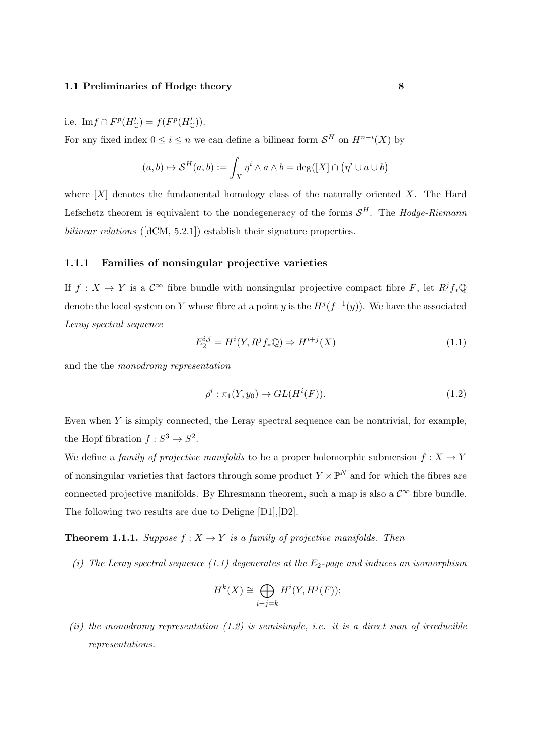i.e. $\mathrm{Im} f \cap F^p(H'_{\mathbb{C}}) = f(F^p(H'_{\mathbb{C}}))$.

For any fixed index $0 \leq i \leq n$ we can define a bilinear form $\mathcal{S}^H$ on $H^{n-i}(X)$ by

$$(a,b) \mapsto \mathcal{S}^H(a,b) := \int_X \eta^i \wedge a \wedge b = \deg([X] \cap (\eta^i \cup a \cup b)$$

where $[X]$ denotes the fundamental homology class of the naturally oriented $X$. The Hard Lefschetz theorem is equivalent to the nondegeneracy of the forms $\mathcal{S}^H$. The *Hodge-Riemann bilinear relations* ([dCM, 5.2.1]) establish their signature properties.

### 1.1.1 Families of nonsingular projective varieties

If $f : X \to Y$ is a $\mathcal{C}^\infty$ fibre bundle with nonsingular projective compact fibre $F$, let $R^j f_* \mathbb{Q}$ denote the local system on $Y$ whose fibre at a point $y$ is the $H^j(f^{-1}(y))$. We have the associated *Leray spectral sequence*

$$E_2^{i,j} = H^i(Y, R^j f_* \mathbb{Q}) \Rightarrow H^{i+j}(X) \tag{1.1}$$

and the the *monodromy representation*

$$\rho^i : \pi_1(Y, y_0) \to GL(H^i(F)). \tag{1.2}$$

Even when $Y$ is simply connected, the Leray spectral sequence can be nontrivial, for example, the Hopf fibration $f : S^3 \to S^2$.

We define a *family of projective manifolds* to be a proper holomorphic submersion $f : X \to Y$ of nonsingular varieties that factors through some product $Y \times \mathbb{P}^N$ and for which the fibres are connected projective manifolds. By Ehresmann theorem, such a map is also a $\mathcal{C}^\infty$ fibre bundle. The following two results are due to Deligne [D1],[D2].

**Theorem 1.1.1.** *Suppose $f : X \to Y$ is a family of projective manifolds. Then*

*(i) The Leray spectral sequence (1.1) degenerates at the $E_2$-page and induces an isomorphism*

$$H^k(X) \cong \bigoplus_{i+j=k} H^i(Y, \underline{H}^j(F));$$

*(ii) the monodromy representation (1.2) is semisimple, i.e. it is a direct sum of irreducible representations.*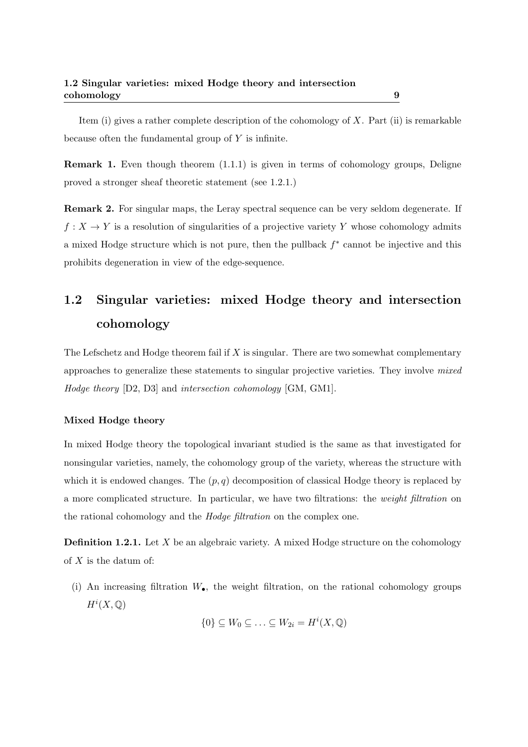Item (i) gives a rather complete description of the cohomology of $X$. Part (ii) is remarkable because often the fundamental group of $Y$ is infinite.

**Remark 1.** Even though theorem (1.1.1) is given in terms of cohomology groups, Deligne proved a stronger sheaf theoretic statement (see 1.2.1.)

**Remark 2.** For singular maps, the Leray spectral sequence can be very seldom degenerate. If $f : X \to Y$ is a resolution of singularities of a projective variety $Y$ whose cohomology admits a mixed Hodge structure which is not pure, then the pullback $f^*$ cannot be injective and this prohibits degeneration in view of the edge-sequence.

## 1.2 Singular varieties: mixed Hodge theory and intersection cohomology

The Lefschetz and Hodge theorem fail if $X$ is singular. There are two somewhat complementary approaches to generalize these statements to singular projective varieties. They involve *mixed Hodge theory* [D2, D3] and *intersection cohomology* [GM, GM1].

#### Mixed Hodge theory

In mixed Hodge theory the topological invariant studied is the same as that investigated for nonsingular varieties, namely, the cohomology group of the variety, whereas the structure with which it is endowed changes. The $(p, q)$ decomposition of classical Hodge theory is replaced by a more complicated structure. In particular, we have two filtrations: the *weight filtration* on the rational cohomology and the *Hodge filtration* on the complex one.

**Definition 1.2.1.** Let $X$ be an algebraic variety. A mixed Hodge structure on the cohomology of $X$ is the datum of:

(i) An increasing filtration $W_\bullet$, the weight filtration, on the rational cohomology groups $H^i(X, \mathbb{Q})$

$$\{0\} \subseteq W_0 \subseteq \ldots \subseteq W_{2i} = H^i(X, \mathbb{Q})$$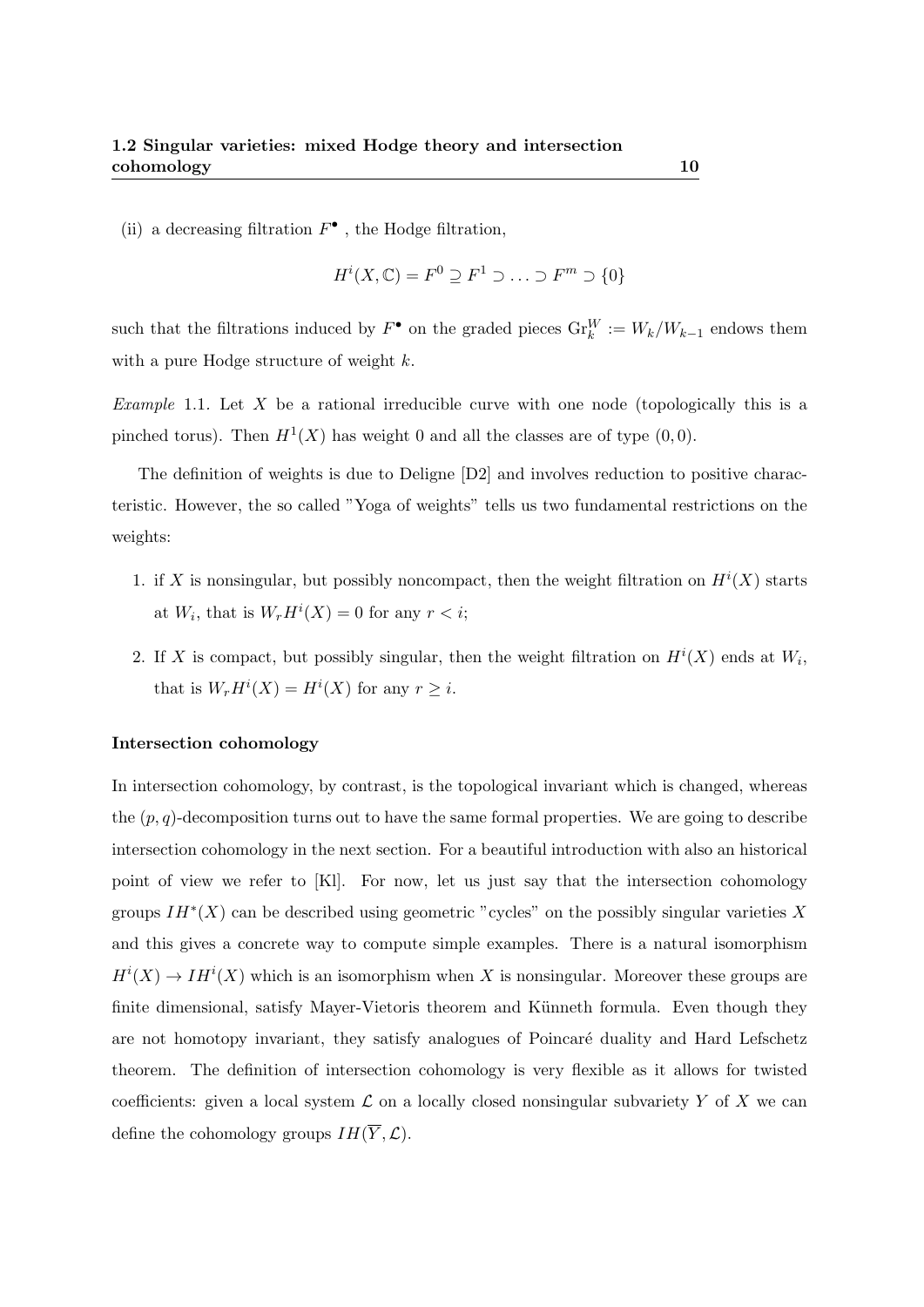(ii) a decreasing filtration $F^\bullet$ , the Hodge filtration,

$$H^i(X, \mathbb{C}) = F^0 \supseteq F^1 \supset \ldots \supset F^m \supset \{0\}$$

such that the filtrations induced by $F^\bullet$ on the graded pieces $\mathrm{Gr}_k^W := W_k/W_{k-1}$ endows them with a pure Hodge structure of weight $k$.

*Example* 1.1. Let $X$ be a rational irreducible curve with one node (topologically this is a pinched torus). Then $H^1(X)$ has weight 0 and all the classes are of type $(0, 0)$.

The definition of weights is due to Deligne [D2] and involves reduction to positive characteristic. However, the so called "Yoga of weights" tells us two fundamental restrictions on the weights:

1. if $X$ is nonsingular, but possibly noncompact, then the weight filtration on $H^i(X)$ starts at $W_i$, that is $W_r H^i(X) = 0$ for any $r < i$;
2. If $X$ is compact, but possibly singular, then the weight filtration on $H^i(X)$ ends at $W_i$, that is $W_r H^i(X) = H^i(X)$ for any $r \geq i$.

**Intersection cohomology**

In intersection cohomology, by contrast, is the topological invariant which is changed, whereas the $(p, q)$-decomposition turns out to have the same formal properties. We are going to describe intersection cohomology in the next section. For a beautiful introduction with also an historical point of view we refer to [Kl]. For now, let us just say that the intersection cohomology groups $IH^*(X)$ can be described using geometric "cycles" on the possibly singular varieties $X$ and this gives a concrete way to compute simple examples. There is a natural isomorphism $H^i(X) \to IH^i(X)$ which is an isomorphism when $X$ is nonsingular. Moreover these groups are finite dimensional, satisfy Mayer-Vietoris theorem and Künneth formula. Even though they are not homotopy invariant, they satisfy analogues of Poincaré duality and Hard Lefschetz theorem. The definition of intersection cohomology is very flexible as it allows for twisted coefficients: given a local system $\mathcal{L}$ on a locally closed nonsingular subvariety $Y$ of $X$ we can define the cohomology groups $IH(\overline{Y}, \mathcal{L})$.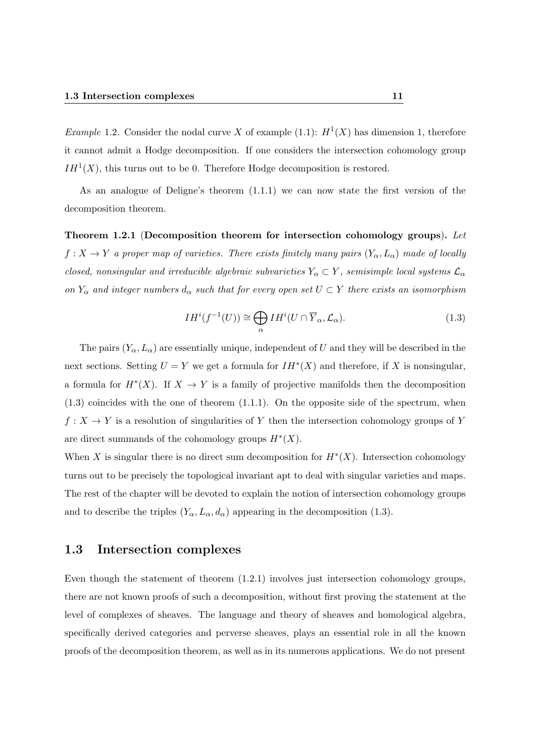*Example* 1.2. Consider the nodal curve $X$ of example (1.1): $H^1(X)$ has dimension 1, therefore it cannot admit a Hodge decomposition. If one considers the intersection cohomology group $IH^1(X)$, this turns out to be 0. Therefore Hodge decomposition is restored.

As an analogue of Deligne's theorem (1.1.1) we can now state the first version of the decomposition theorem.

**Theorem 1.2.1** (**Decomposition theorem for intersection cohomology groups**). *Let $f : X \to Y$ a proper map of varieties. There exists finitely many pairs $(Y_\alpha, L_\alpha)$ made of locally closed, nonsingular and irreducible algebraic subvarieties $Y_\alpha \subset Y$, semisimple local systems $\mathcal{L}_\alpha$ on $Y_\alpha$ and integer numbers $d_\alpha$ such that for every open set $U \subset Y$ there exists an isomorphism*

$$IH^i(f^{-1}(U)) \cong \bigoplus_\alpha IH^i(U \cap \overline{Y}_\alpha, \mathcal{L}_\alpha). \tag{1.3}$$

The pairs $(Y_\alpha, L_\alpha)$ are essentially unique, independent of $U$ and they will be described in the next sections. Setting $U = Y$ we get a formula for $IH^*(X)$ and therefore, if $X$ is nonsingular, a formula for $H^*(X)$. If $X \to Y$ is a family of projective manifolds then the decomposition (1.3) coincides with the one of theorem (1.1.1). On the opposite side of the spectrum, when $f : X \to Y$ is a resolution of singularities of $Y$ then the intersection cohomology groups of $Y$ are direct summands of the cohomology groups $H^*(X)$.

When $X$ is singular there is no direct sum decomposition for $H^*(X)$. Intersection cohomology turns out to be precisely the topological invariant apt to deal with singular varieties and maps. The rest of the chapter will be devoted to explain the notion of intersection cohomology groups and to describe the triples $(Y_\alpha, L_\alpha, d_\alpha)$ appearing in the decomposition (1.3).

## 1.3 Intersection complexes

Even though the statement of theorem (1.2.1) involves just intersection cohomology groups, there are not known proofs of such a decomposition, without first proving the statement at the level of complexes of sheaves. The language and theory of sheaves and homological algebra, specifically derived categories and perverse sheaves, plays an essential role in all the known proofs of the decomposition theorem, as well as in its numerous applications. We do not present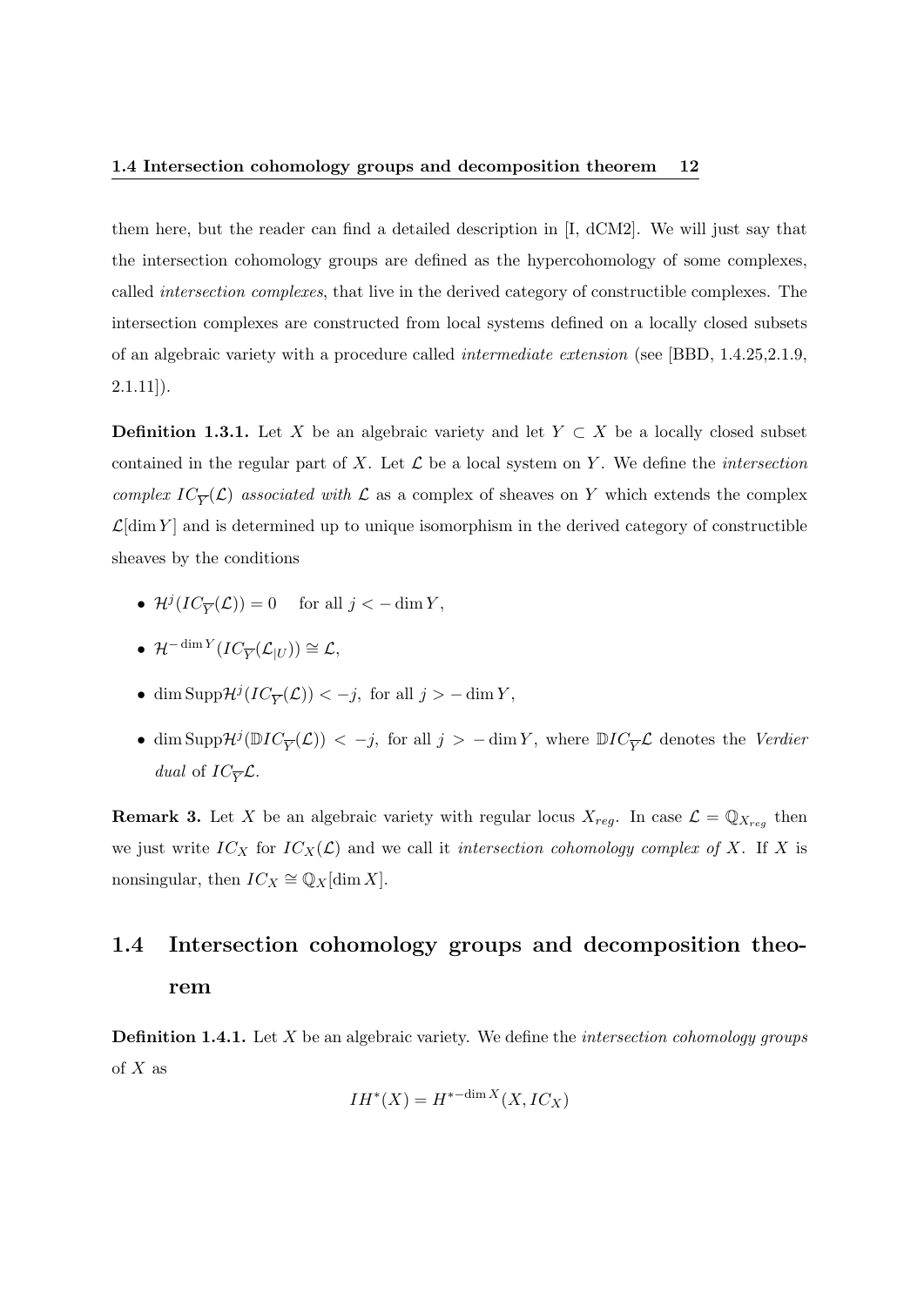them here, but the reader can find a detailed description in [I, dCM2]. We will just say that the intersection cohomology groups are defined as the hypercohomology of some complexes, called *intersection complexes*, that live in the derived category of constructible complexes. The intersection complexes are constructed from local systems defined on a locally closed subsets of an algebraic variety with a procedure called *intermediate extension* (see [BBD, 1.4.25,2.1.9, 2.1.11]).

**Definition 1.3.1.** Let $X$ be an algebraic variety and let $Y \subset X$ be a locally closed subset contained in the regular part of $X$. Let $\mathcal{L}$ be a local system on $Y$. We define the *intersection complex* $IC_{\overline{Y}}(\mathcal{L})$ *associated with* $\mathcal{L}$ as a complex of sheaves on $Y$ which extends the complex $\mathcal{L}[\dim Y]$ and is determined up to unique isomorphism in the derived category of constructible sheaves by the conditions

- $\mathcal{H}^j(IC_{\overline{Y}}(\mathcal{L})) = 0 \quad$ for all $j < -\dim Y$,
- $\mathcal{H}^{-\dim Y}(IC_{\overline{Y}}(\mathcal{L}_{|U})) \cong \mathcal{L}$,
- $\dim \mathrm{Supp}\mathcal{H}^j(IC_{\overline{Y}}(\mathcal{L})) < -j,$ for all $j > -\dim Y$,
- $\dim \mathrm{Supp}\mathcal{H}^j(\mathbb{D}IC_{\overline{Y}}(\mathcal{L})) < -j,$ for all $j > -\dim Y$, where $\mathbb{D}IC_{\overline{Y}}\mathcal{L}$ denotes the *Verdier dual* of $IC_{\overline{Y}}\mathcal{L}$.

**Remark 3.** Let $X$ be an algebraic variety with regular locus $X_{reg}$. In case $\mathcal{L} = \mathbb{Q}_{X_{reg}}$ then we just write $IC_X$ for $IC_X(\mathcal{L})$ and we call it *intersection cohomology complex of* $X$. If $X$ is nonsingular, then $IC_X \cong \mathbb{Q}_X[\dim X]$.

## 1.4 Intersection cohomology groups and decomposition theorem

**Definition 1.4.1.** Let $X$ be an algebraic variety. We define the *intersection cohomology groups* of $X$ as

$$IH^*(X) = H^{*-\dim X}(X, IC_X)$$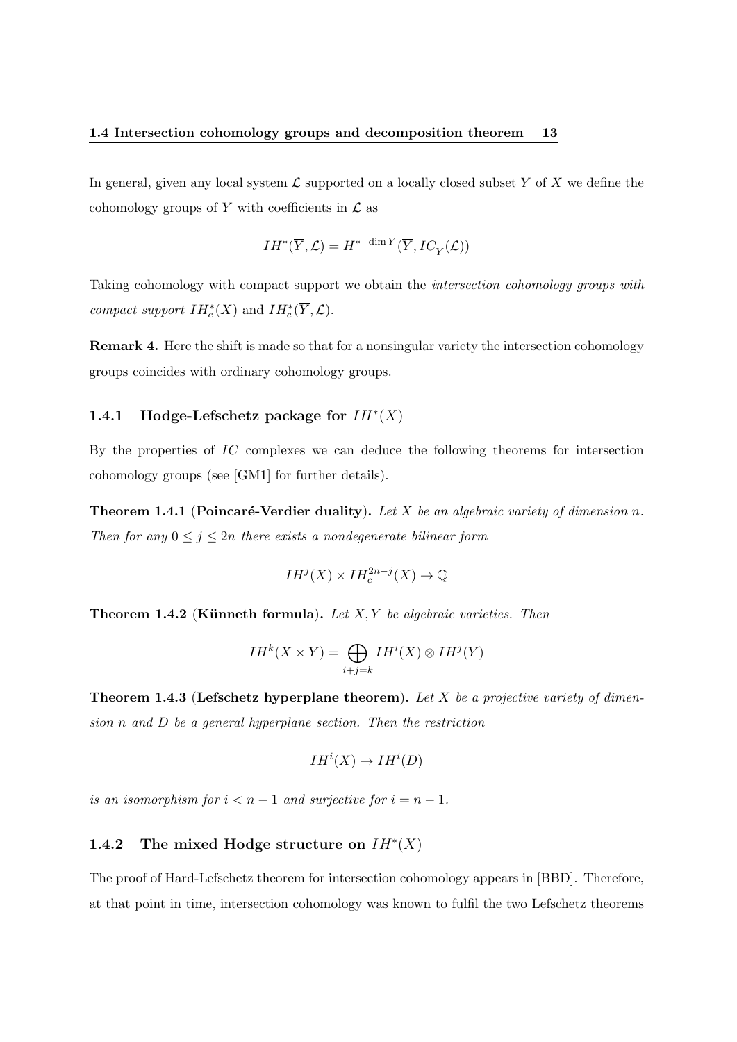In general, given any local system $\mathcal{L}$ supported on a locally closed subset $Y$ of $X$ we define the cohomology groups of $Y$ with coefficients in $\mathcal{L}$ as

$$IH^*(\overline{Y}, \mathcal{L}) = H^{*-\dim Y}(\overline{Y}, IC_{\overline{Y}}(\mathcal{L}))$$

Taking cohomology with compact support we obtain the *intersection cohomology groups with compact support* $IH_c^*(X)$ and $IH_c^*(\overline{Y}, \mathcal{L})$.

**Remark 4.** Here the shift is made so that for a nonsingular variety the intersection cohomology groups coincides with ordinary cohomology groups.

### 1.4.1 Hodge-Lefschetz package for $IH^*(X)$

By the properties of $IC$ complexes we can deduce the following theorems for intersection cohomology groups (see [GM1] for further details).

**Theorem 1.4.1 (Poincaré-Verdier duality).** *Let $X$ be an algebraic variety of dimension $n$. Then for any $0 \leq j \leq 2n$ there exists a nondegenerate bilinear form*

$$IH^j(X) \times IH_c^{2n-j}(X) \to \mathbb{Q}$$

**Theorem 1.4.2 (Künneth formula).** *Let $X, Y$ be algebraic varieties. Then*

$$IH^k(X \times Y) = \bigoplus_{i+j=k} IH^i(X) \otimes IH^j(Y)$$

**Theorem 1.4.3 (Lefschetz hyperplane theorem).** *Let $X$ be a projective variety of dimension $n$ and $D$ be a general hyperplane section. Then the restriction*

$$IH^i(X) \to IH^i(D)$$

*is an isomorphism for $i < n-1$ and surjective for $i = n-1$.*

### 1.4.2 The mixed Hodge structure on $IH^*(X)$

The proof of Hard-Lefschetz theorem for intersection cohomology appears in [BBD]. Therefore, at that point in time, intersection cohomology was known to fulfil the two Lefschetz theorems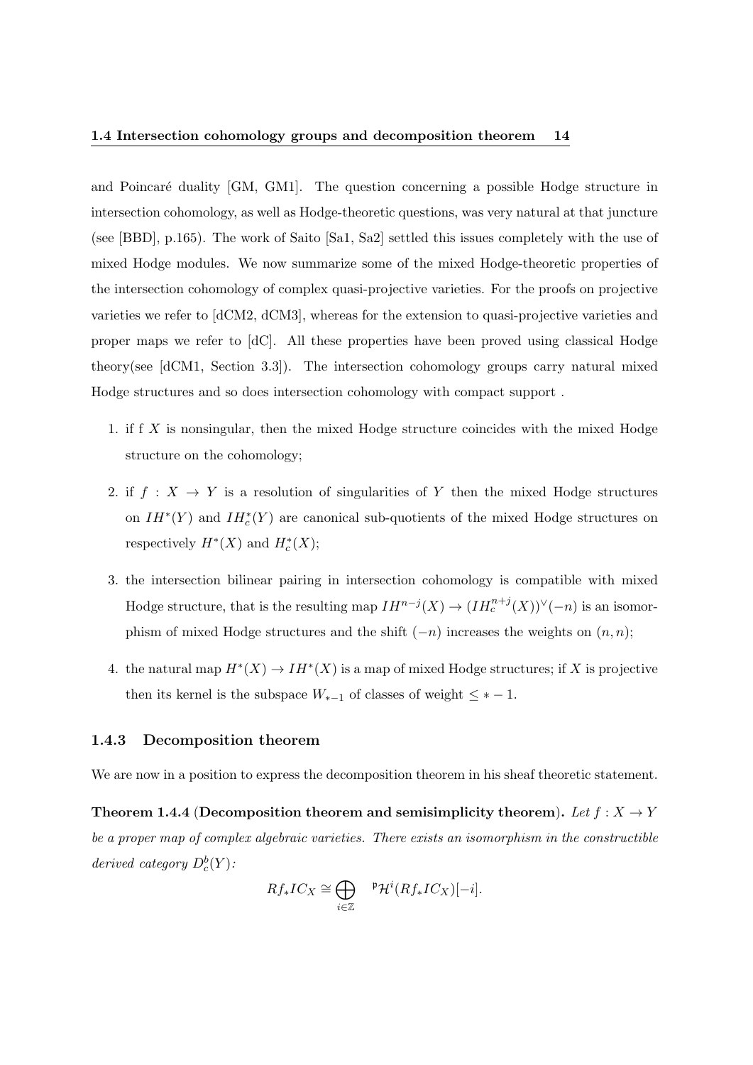and Poincaré duality [GM, GM1]. The question concerning a possible Hodge structure in intersection cohomology, as well as Hodge-theoretic questions, was very natural at that juncture (see [BBD], p.165). The work of Saito [Sa1, Sa2] settled this issues completely with the use of mixed Hodge modules. We now summarize some of the mixed Hodge-theoretic properties of the intersection cohomology of complex quasi-projective varieties. For the proofs on projective varieties we refer to [dCM2, dCM3], whereas for the extension to quasi-projective varieties and proper maps we refer to [dC]. All these properties have been proved using classical Hodge theory(see [dCM1, Section 3.3]). The intersection cohomology groups carry natural mixed Hodge structures and so does intersection cohomology with compact support .

1. if f $X$ is nonsingular, then the mixed Hodge structure coincides with the mixed Hodge structure on the cohomology;
2. if $f : X \to Y$ is a resolution of singularities of $Y$ then the mixed Hodge structures on $IH^*(Y)$ and $IH^*_c(Y)$ are canonical sub-quotients of the mixed Hodge structures on respectively $H^*(X)$ and $H^*_c(X)$;
3. the intersection bilinear pairing in intersection cohomology is compatible with mixed Hodge structure, that is the resulting map $IH^{n-j}(X) \to (IH^{n+j}_c(X))^\vee(-n)$ is an isomorphism of mixed Hodge structures and the shift $(-n)$ increases the weights on $(n, n)$;
4. the natural map $H^*(X) \to IH^*(X)$ is a map of mixed Hodge structures; if $X$ is projective then its kernel is the subspace $W_{*-1}$ of classes of weight $\leq * - 1$.

### 1.4.3 Decomposition theorem

We are now in a position to express the decomposition theorem in his sheaf theoretic statement.

**Theorem 1.4.4** (**Decomposition theorem and semisimplicity theorem**). *Let $f : X \to Y$ be a proper map of complex algebraic varieties. There exists an isomorphism in the constructible derived category $D^b_c(Y)$:*

$$Rf_* IC_X \cong \bigoplus_{i \in \mathbb{Z}} {}^{\mathfrak{p}}\mathcal{H}^i(Rf_* IC_X)[-i].$$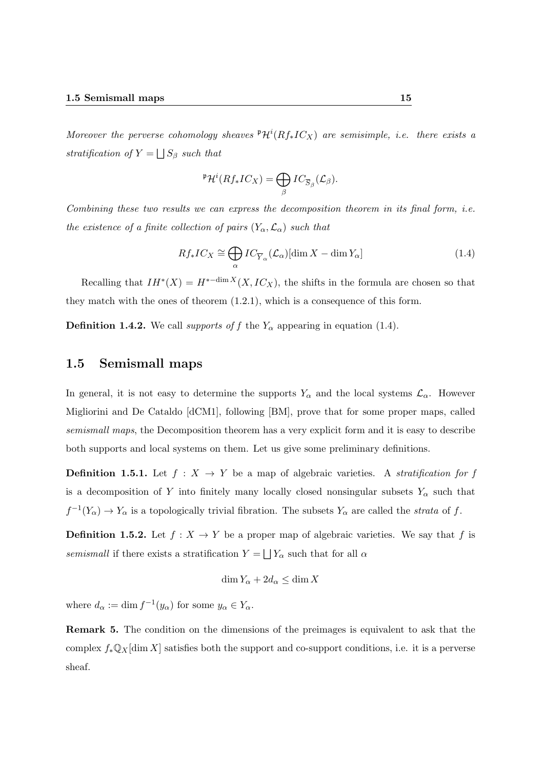*Moreover the perverse cohomology sheaves ${}^{\mathfrak{p}}\mathcal{H}^i(Rf_*IC_X)$ are semisimple, i.e. there exists a stratification of $Y = \bigsqcup S_\beta$ such that*

$$
{}^{\mathfrak{p}}\mathcal{H}^i(Rf_*IC_X) = \bigoplus_\beta IC_{\overline{S}_\beta}(\mathcal{L}_\beta).
$$

*Combining these two results we can express the decomposition theorem in its final form, i.e. the existence of a finite collection of pairs $(Y_\alpha, \mathcal{L}_\alpha)$ such that*

$$
Rf_*IC_X \cong \bigoplus_\alpha IC_{\overline{Y}_\alpha}(\mathcal{L}_\alpha)[\dim X - \dim Y_\alpha] \tag{1.4}
$$

Recalling that $IH^*(X) = H^{*-\dim X}(X, IC_X)$, the shifts in the formula are chosen so that they match with the ones of theorem (1.2.1), which is a consequence of this form.

**Definition 1.4.2.** We call *supports of* $f$ the $Y_\alpha$ appearing in equation (1.4).

## 1.5 Semismall maps

In general, it is not easy to determine the supports $Y_\alpha$ and the local systems $\mathcal{L}_\alpha$. However Migliorini and De Cataldo [dCM1], following [BM], prove that for some proper maps, called *semismall maps*, the Decomposition theorem has a very explicit form and it is easy to describe both supports and local systems on them. Let us give some preliminary definitions.

**Definition 1.5.1.** Let $f : X \to Y$ be a map of algebraic varieties. A *stratification for* $f$ is a decomposition of $Y$ into finitely many locally closed nonsingular subsets $Y_\alpha$ such that $f^{-1}(Y_\alpha) \to Y_\alpha$ is a topologically trivial fibration. The subsets $Y_\alpha$ are called the *strata* of $f$.

**Definition 1.5.2.** Let $f : X \to Y$ be a proper map of algebraic varieties. We say that $f$ is *semismall* if there exists a stratification $Y = \bigsqcup Y_\alpha$ such that for all $\alpha$

$$
\dim Y_\alpha + 2d_\alpha \leq \dim X
$$

where $d_\alpha := \dim f^{-1}(y_\alpha)$ for some $y_\alpha \in Y_\alpha$.

**Remark 5.** The condition on the dimensions of the preimages is equivalent to ask that the complex $f_*\mathbb{Q}_X[\dim X]$ satisfies both the support and co-support conditions, i.e. it is a perverse sheaf.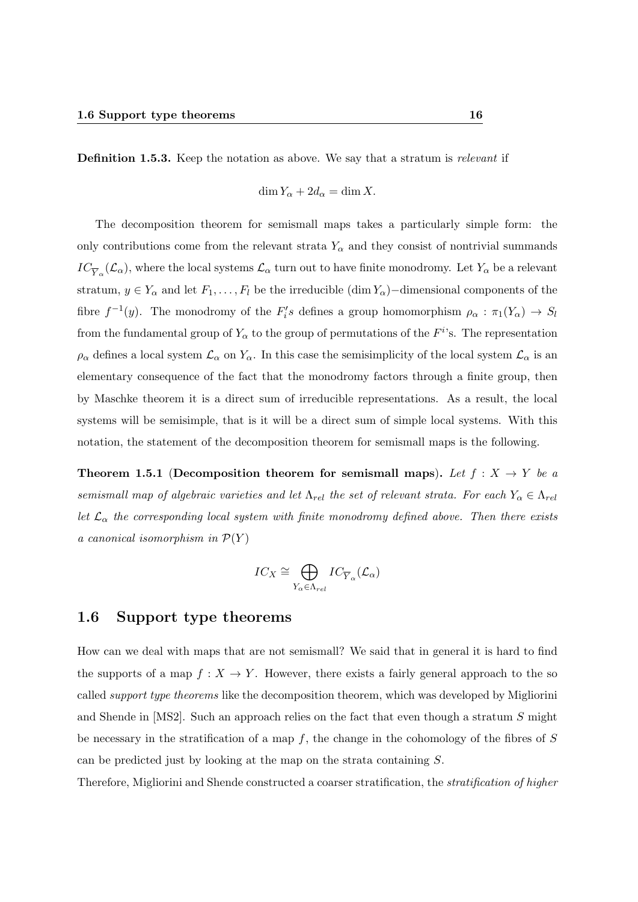**Definition 1.5.3.** Keep the notation as above. We say that a stratum is *relevant* if

$$\dim Y_\alpha + 2d_\alpha = \dim X.$$

The decomposition theorem for semismall maps takes a particularly simple form: the only contributions come from the relevant strata $Y_\alpha$ and they consist of nontrivial summands $IC_{\overline{Y}_\alpha}(\mathcal{L}_\alpha)$, where the local systems $\mathcal{L}_\alpha$ turn out to have finite monodromy. Let $Y_\alpha$ be a relevant stratum, $y \in Y_\alpha$ and let $F_1, \ldots, F_l$ be the irreducible $(\dim Y_\alpha)-$dimensional components of the fibre $f^{-1}(y)$. The monodromy of the $F_i's$ defines a group homomorphism $\rho_\alpha : \pi_1(Y_\alpha) \to S_l$ from the fundamental group of $Y_\alpha$ to the group of permutations of the $F^i$'s. The representation $\rho_\alpha$ defines a local system $\mathcal{L}_\alpha$ on $Y_\alpha$. In this case the semisimplicity of the local system $\mathcal{L}_\alpha$ is an elementary consequence of the fact that the monodromy factors through a finite group, then by Maschke theorem it is a direct sum of irreducible representations. As a result, the local systems will be semisimple, that is it will be a direct sum of simple local systems. With this notation, the statement of the decomposition theorem for semismall maps is the following.

**Theorem 1.5.1 (Decomposition theorem for semismall maps).** *Let $f : X \to Y$ be a semismall map of algebraic varieties and let $\Lambda_{rel}$ the set of relevant strata. For each $Y_\alpha \in \Lambda_{rel}$ let $\mathcal{L}_\alpha$ the corresponding local system with finite monodromy defined above. Then there exists a canonical isomorphism in $\mathcal{P}(Y)$*

$$IC_X \cong \bigoplus_{Y_\alpha \in \Lambda_{rel}} IC_{\overline{Y}_\alpha}(\mathcal{L}_\alpha)$$

## 1.6 Support type theorems

How can we deal with maps that are not semismall? We said that in general it is hard to find the supports of a map $f : X \to Y$. However, there exists a fairly general approach to the so called *support type theorems* like the decomposition theorem, which was developed by Migliorini and Shende in [MS2]. Such an approach relies on the fact that even though a stratum $S$ might be necessary in the stratification of a map $f$, the change in the cohomology of the fibres of $S$ can be predicted just by looking at the map on the strata containing $S$.

Therefore, Migliorini and Shende constructed a coarser stratification, the *stratification of higher*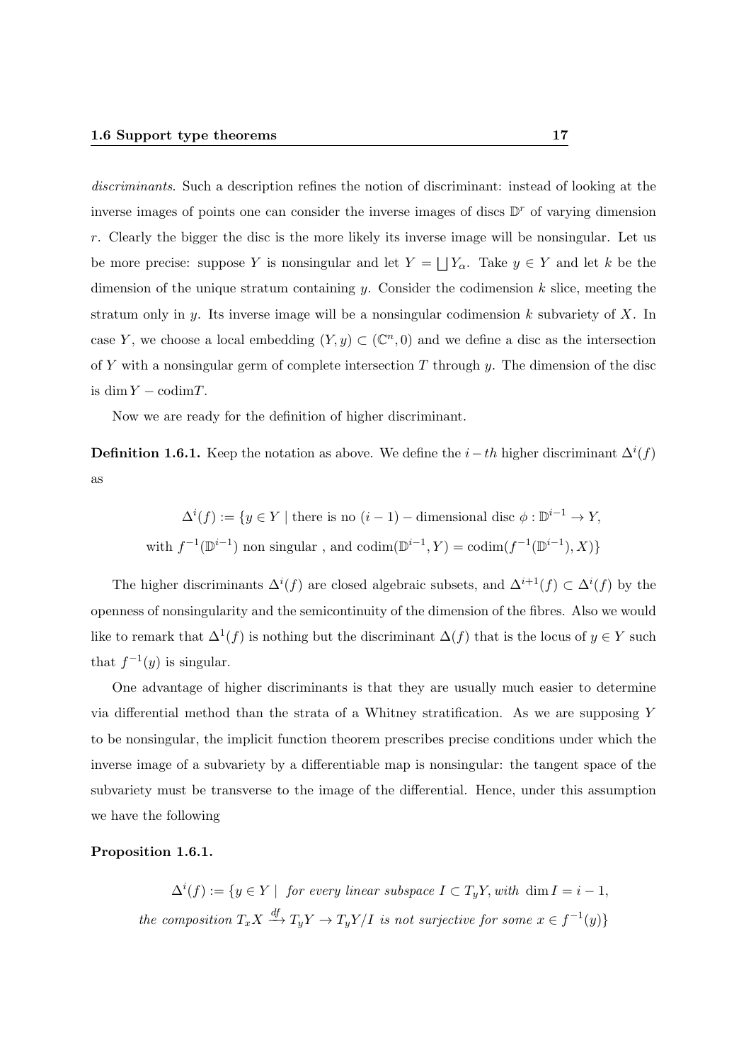*discriminants*. Such a description refines the notion of discriminant: instead of looking at the inverse images of points one can consider the inverse images of discs $\mathbb{D}^r$ of varying dimension $r$. Clearly the bigger the disc is the more likely its inverse image will be nonsingular. Let us be more precise: suppose $Y$ is nonsingular and let $Y = \bigsqcup Y_\alpha$. Take $y \in Y$ and let $k$ be the dimension of the unique stratum containing $y$. Consider the codimension $k$ slice, meeting the stratum only in $y$. Its inverse image will be a nonsingular codimension $k$ subvariety of $X$. In case $Y$, we choose a local embedding $(Y, y) \subset (\mathbb{C}^n, 0)$ and we define a disc as the intersection of $Y$ with a nonsingular germ of complete intersection $T$ through $y$. The dimension of the disc is $\dim Y - \operatorname{codim} T$.

Now we are ready for the definition of higher discriminant.

**Definition 1.6.1.** Keep the notation as above. We define the $i-th$ higher discriminant $\Delta^i(f)$ as

$$\Delta^i(f) := \{y \in Y \mid \text{there is no } (i-1)-\text{dimensional disc } \phi : \mathbb{D}^{i-1} \to Y,$$
$$\text{with } f^{-1}(\mathbb{D}^{i-1}) \text{ non singular , and } \operatorname{codim}(\mathbb{D}^{i-1}, Y) = \operatorname{codim}(f^{-1}(\mathbb{D}^{i-1}), X)\}$$

The higher discriminants $\Delta^i(f)$ are closed algebraic subsets, and $\Delta^{i+1}(f) \subset \Delta^i(f)$ by the openness of nonsingularity and the semicontinuity of the dimension of the fibres. Also we would like to remark that $\Delta^1(f)$ is nothing but the discriminant $\Delta(f)$ that is the locus of $y \in Y$ such that $f^{-1}(y)$ is singular.

One advantage of higher discriminants is that they are usually much easier to determine via differential method than the strata of a Whitney stratification. As we are supposing $Y$ to be nonsingular, the implicit function theorem prescribes precise conditions under which the inverse image of a subvariety by a differentiable map is nonsingular: the tangent space of the subvariety must be transverse to the image of the differential. Hence, under this assumption we have the following

**Proposition 1.6.1.**

$$\Delta^i(f) := \{y \in Y \mid \textit{ for every linear subspace } I \subset T_yY, \textit{with } \dim I = i-1,$$
$$\textit{the composition } T_xX \xrightarrow{df} T_yY \to T_yY/I \textit{ is not surjective for some } x \in f^{-1}(y)\}$$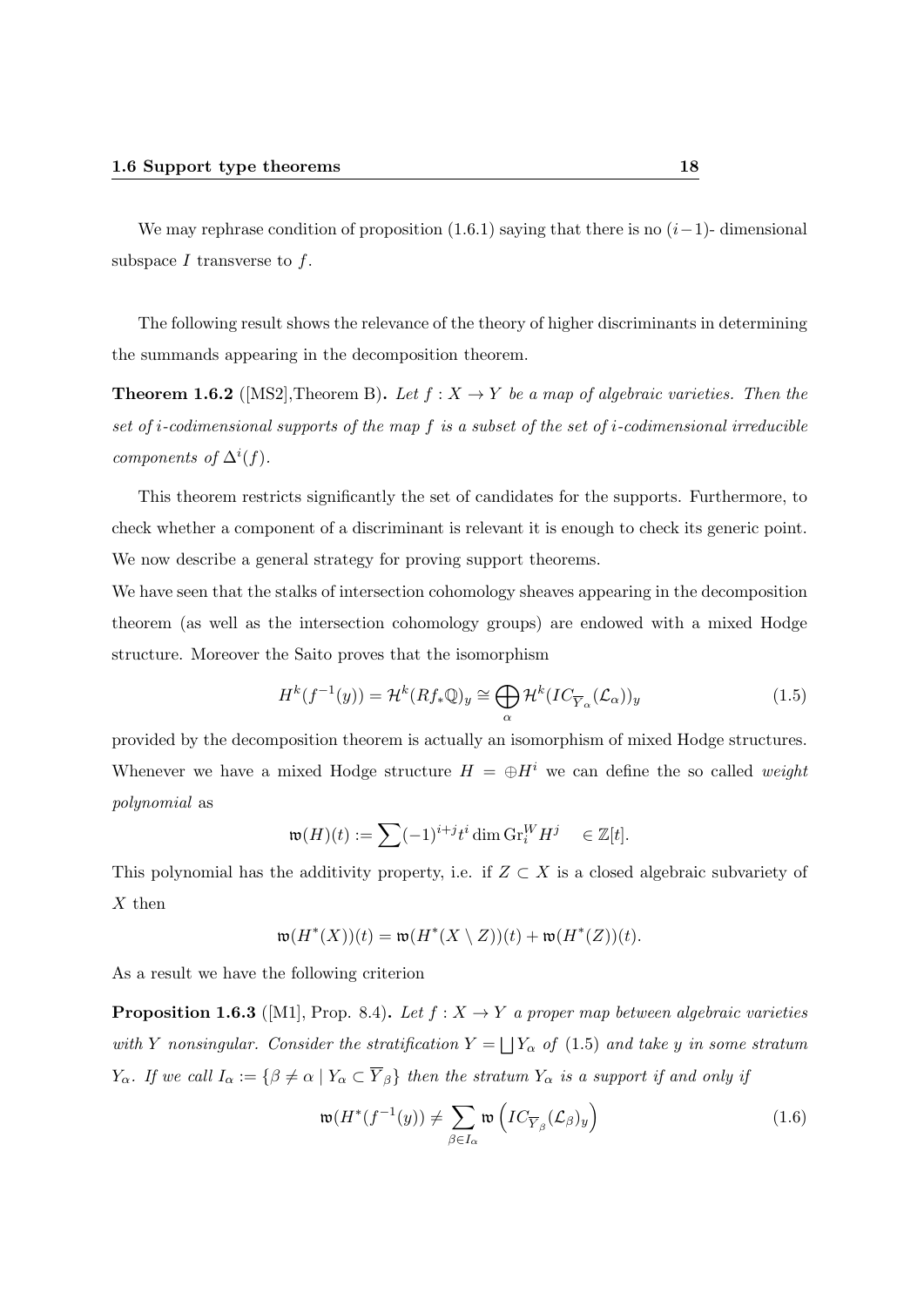We may rephrase condition of proposition (1.6.1) saying that there is no $(i-1)$- dimensional subspace $I$ transverse to $f$.

The following result shows the relevance of the theory of higher discriminants in determining the summands appearing in the decomposition theorem.

**Theorem 1.6.2** ([MS2],Theorem B)**.** *Let $f : X \to Y$ be a map of algebraic varieties. Then the set of $i$-codimensional supports of the map $f$ is a subset of the set of $i$-codimensional irreducible components of $\Delta^i(f)$.*

This theorem restricts significantly the set of candidates for the supports. Furthermore, to check whether a component of a discriminant is relevant it is enough to check its generic point. We now describe a general strategy for proving support theorems.

We have seen that the stalks of intersection cohomology sheaves appearing in the decomposition theorem (as well as the intersection cohomology groups) are endowed with a mixed Hodge structure. Moreover the Saito proves that the isomorphism

$$H^k(f^{-1}(y)) = \mathcal{H}^k(Rf_*\mathbb{Q})_y \cong \bigoplus_{\alpha} \mathcal{H}^k(IC_{\overline{Y}_\alpha}(\mathcal{L}_\alpha))_y \tag{1.5}$$

provided by the decomposition theorem is actually an isomorphism of mixed Hodge structures. Whenever we have a mixed Hodge structure $H = \oplus H^i$ we can define the so called *weight polynomial* as

$$\mathfrak{w}(H)(t) := \sum (-1)^{i+j} t^i \dim \mathrm{Gr}_i^W H^j \quad \in \mathbb{Z}[t].$$

This polynomial has the additivity property, i.e. if $Z \subset X$ is a closed algebraic subvariety of $X$ then

$$\mathfrak{w}(H^*(X))(t) = \mathfrak{w}(H^*(X \setminus Z))(t) + \mathfrak{w}(H^*(Z))(t).$$

As a result we have the following criterion

**Proposition 1.6.3** ([M1], Prop. 8.4)**.** *Let $f : X \to Y$ a proper map between algebraic varieties with $Y$ nonsingular. Consider the stratification $Y = \bigsqcup Y_\alpha$ of (1.5) and take $y$ in some stratum $Y_\alpha$. If we call $I_\alpha := \{\beta \neq \alpha \mid Y_\alpha \subset \overline{Y}_\beta\}$ then the stratum $Y_\alpha$ is a support if and only if*

$$\mathfrak{w}(H^*(f^{-1}(y))) \neq \sum_{\beta \in I_\alpha} \mathfrak{w}\left(IC_{\overline{Y}_\beta}(\mathcal{L}_\beta)_y\right) \tag{1.6}$$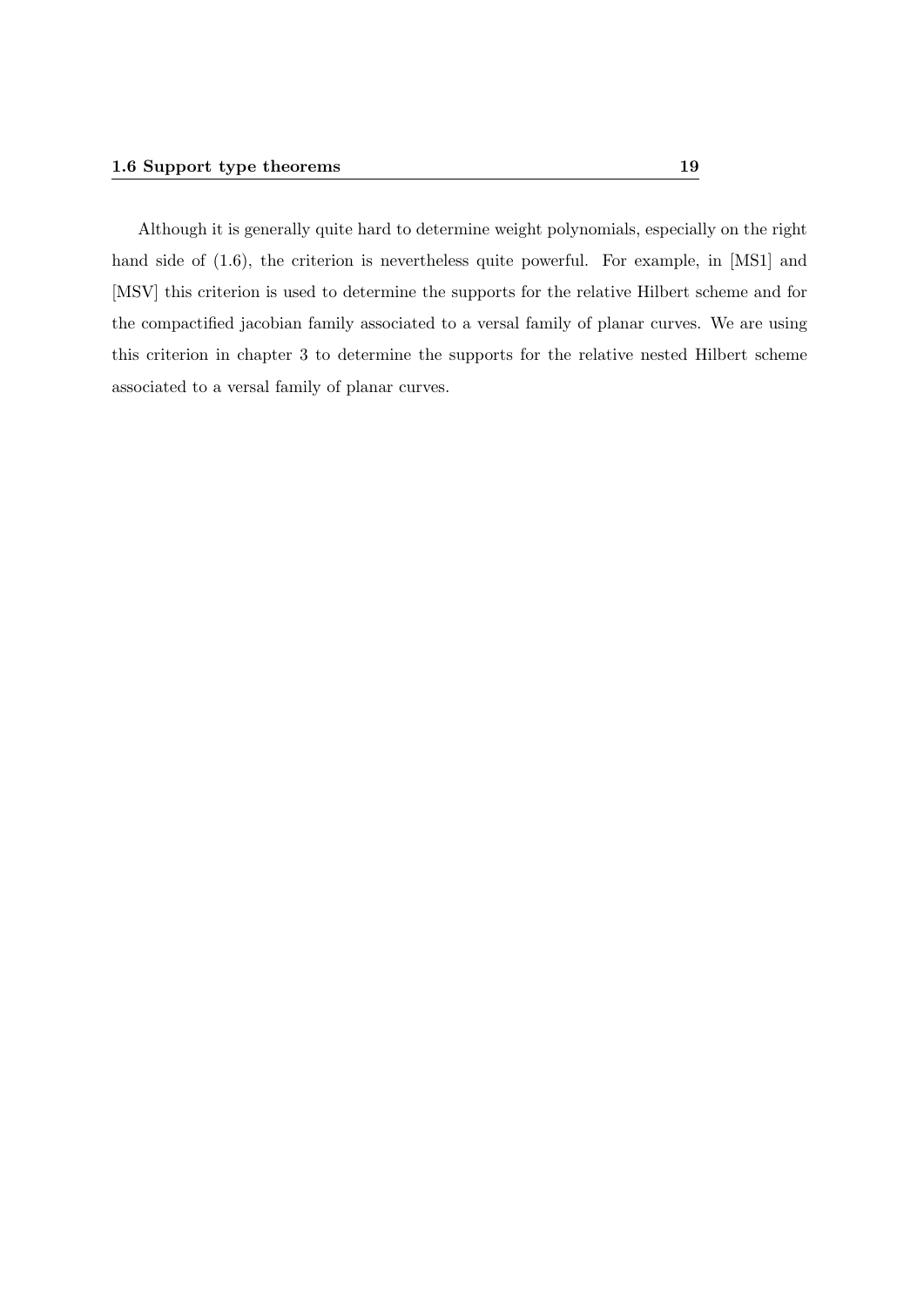Although it is generally quite hard to determine weight polynomials, especially on the right hand side of (1.6), the criterion is nevertheless quite powerful. For example, in [MS1] and [MSV] this criterion is used to determine the supports for the relative Hilbert scheme and for the compactified jacobian family associated to a versal family of planar curves. We are using this criterion in chapter 3 to determine the supports for the relative nested Hilbert scheme associated to a versal family of planar curves.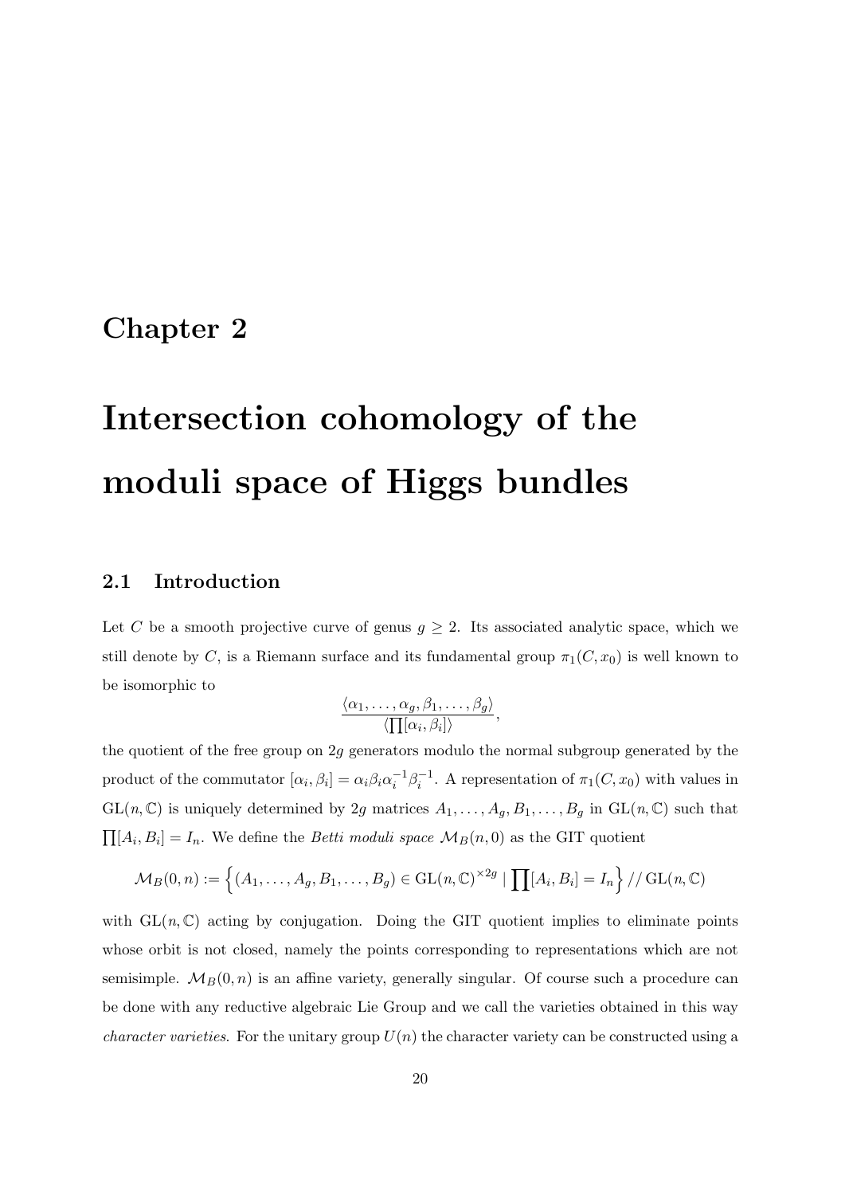# Chapter 2

# Intersection cohomology of the moduli space of Higgs bundles

## 2.1 Introduction

Let $C$ be a smooth projective curve of genus $g \geq 2$. Its associated analytic space, which we still denote by $C$, is a Riemann surface and its fundamental group $\pi_1(C, x_0)$ is well known to be isomorphic to

$$\frac{\langle \alpha_1, \dots, \alpha_g, \beta_1, \dots, \beta_g \rangle}{\langle \prod [\alpha_i, \beta_i] \rangle},$$

the quotient of the free group on $2g$ generators modulo the normal subgroup generated by the product of the commutator $[\alpha_i, \beta_i] = \alpha_i \beta_i \alpha_i^{-1} \beta_i^{-1}$. A representation of $\pi_1(C, x_0)$ with values in $\mathrm{GL}(n, \mathbb{C})$ is uniquely determined by $2g$ matrices $A_1, \dots, A_g, B_1, \dots, B_g$ in $\mathrm{GL}(n, \mathbb{C})$ such that $\prod [A_i, B_i] = I_n$. We define the *Betti moduli space* $\mathcal{M}_B(n, 0)$ as the GIT quotient

$$\mathcal{M}_B(0, n) := \left\{ (A_1, \dots, A_g, B_1, \dots, B_g) \in \mathrm{GL}(n, \mathbb{C})^{\times 2g} \mid \prod [A_i, B_i] = I_n \right\} /\!/ \, \mathrm{GL}(n, \mathbb{C})$$

with $\mathrm{GL}(n, \mathbb{C})$ acting by conjugation. Doing the GIT quotient implies to eliminate points whose orbit is not closed, namely the points corresponding to representations which are not semisimple. $\mathcal{M}_B(0, n)$ is an affine variety, generally singular. Of course such a procedure can be done with any reductive algebraic Lie Group and we call the varieties obtained in this way *character varieties*. For the unitary group $U(n)$ the character variety can be constructed using a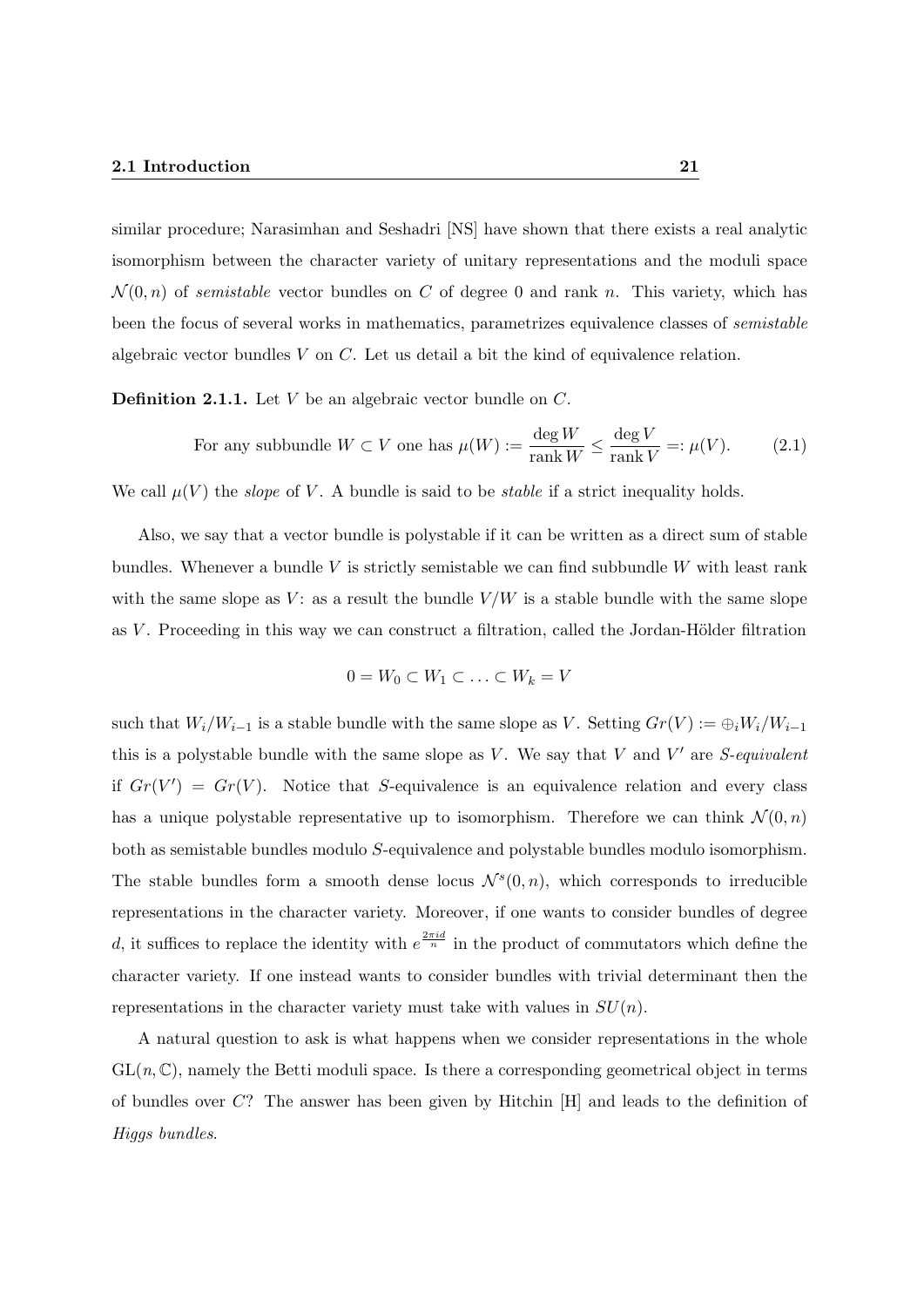similar procedure; Narasimhan and Seshadri [NS] have shown that there exists a real analytic isomorphism between the character variety of unitary representations and the moduli space $\mathcal{N}(0,n)$ of *semistable* vector bundles on $C$ of degree 0 and rank $n$. This variety, which has been the focus of several works in mathematics, parametrizes equivalence classes of *semistable* algebraic vector bundles $V$ on $C$. Let us detail a bit the kind of equivalence relation.

**Definition 2.1.1.** Let $V$ be an algebraic vector bundle on $C$.

$$\text{For any subbundle } W \subset V \text{ one has } \mu(W) := \frac{\deg W}{\operatorname{rank} W} \leq \frac{\deg V}{\operatorname{rank} V} =: \mu(V). \tag{2.1}$$

We call $\mu(V)$ the *slope* of $V$. A bundle is said to be *stable* if a strict inequality holds.

Also, we say that a vector bundle is polystable if it can be written as a direct sum of stable bundles. Whenever a bundle $V$ is strictly semistable we can find subbundle $W$ with least rank with the same slope as $V$: as a result the bundle $V/W$ is a stable bundle with the same slope as $V$. Proceeding in this way we can construct a filtration, called the Jordan-Hölder filtration

$$0 = W_0 \subset W_1 \subset \ldots \subset W_k = V$$

such that $W_i/W_{i-1}$ is a stable bundle with the same slope as $V$. Setting $Gr(V) := \oplus_i W_i/W_{i-1}$ this is a polystable bundle with the same slope as $V$. We say that $V$ and $V'$ are *S-equivalent* if $Gr(V') = Gr(V)$. Notice that $S$-equivalence is an equivalence relation and every class has a unique polystable representative up to isomorphism. Therefore we can think $\mathcal{N}(0,n)$ both as semistable bundles modulo $S$-equivalence and polystable bundles modulo isomorphism. The stable bundles form a smooth dense locus $\mathcal{N}^s(0,n)$, which corresponds to irreducible representations in the character variety. Moreover, if one wants to consider bundles of degree $d$, it suffices to replace the identity with $e^{\frac{2\pi i d}{n}}$ in the product of commutators which define the character variety. If one instead wants to consider bundles with trivial determinant then the representations in the character variety must take with values in $SU(n)$.

A natural question to ask is what happens when we consider representations in the whole $\mathrm{GL}(n,\mathbb{C})$, namely the Betti moduli space. Is there a corresponding geometrical object in terms of bundles over $C$? The answer has been given by Hitchin [H] and leads to the definition of *Higgs bundles*.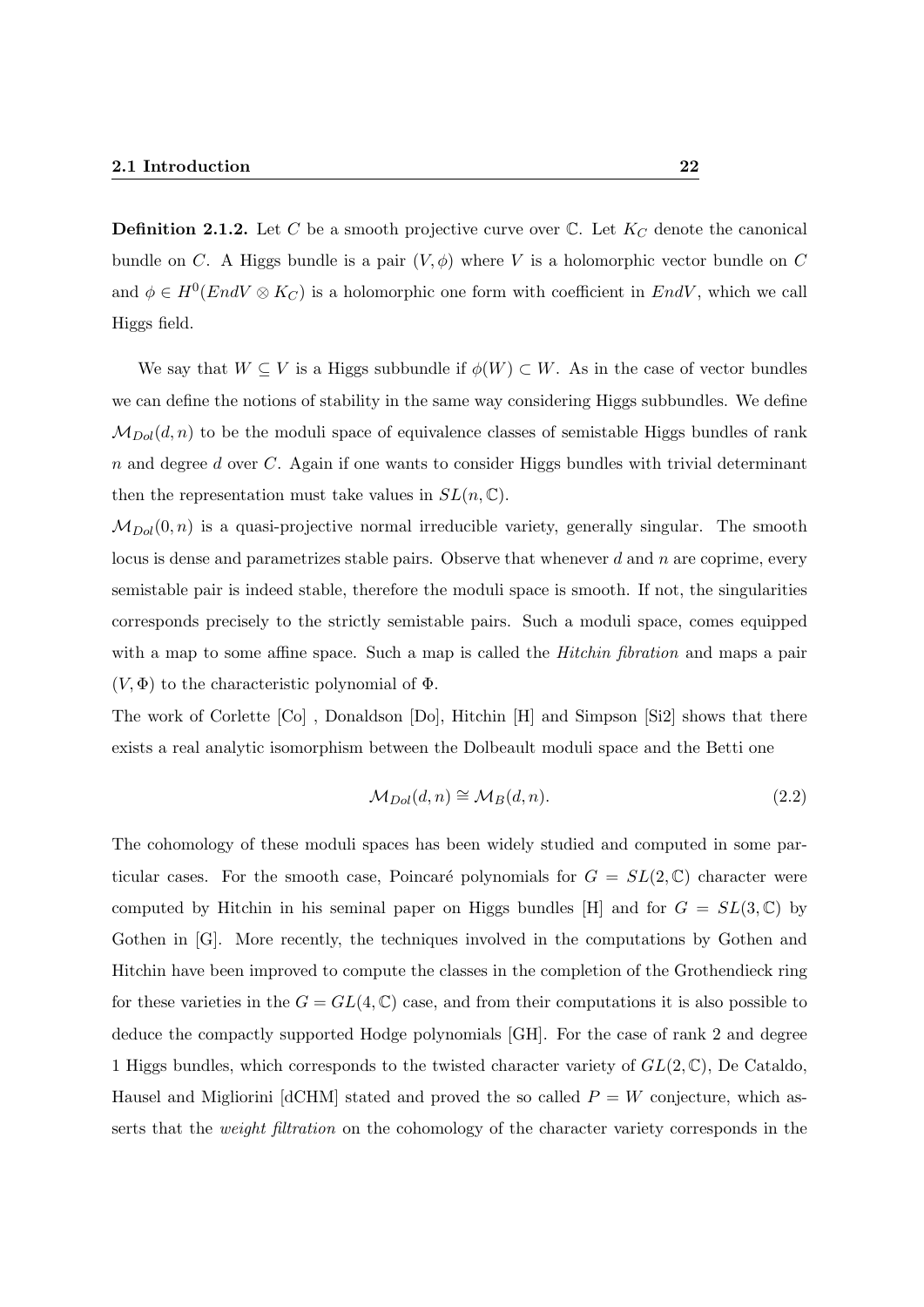**Definition 2.1.2.** Let $C$ be a smooth projective curve over $\mathbb{C}$. Let $K_C$ denote the canonical bundle on $C$. A Higgs bundle is a pair $(V, \phi)$ where $V$ is a holomorphic vector bundle on $C$ and $\phi \in H^0(EndV \otimes K_C)$ is a holomorphic one form with coefficient in $EndV$, which we call Higgs field.

We say that $W \subseteq V$ is a Higgs subbundle if $\phi(W) \subset W$. As in the case of vector bundles we can define the notions of stability in the same way considering Higgs subbundles. We define $\mathcal{M}_{Dol}(d, n)$ to be the moduli space of equivalence classes of semistable Higgs bundles of rank $n$ and degree $d$ over $C$. Again if one wants to consider Higgs bundles with trivial determinant then the representation must take values in $SL(n, \mathbb{C})$.

$\mathcal{M}_{Dol}(0, n)$ is a quasi-projective normal irreducible variety, generally singular. The smooth locus is dense and parametrizes stable pairs. Observe that whenever $d$ and $n$ are coprime, every semistable pair is indeed stable, therefore the moduli space is smooth. If not, the singularities corresponds precisely to the strictly semistable pairs. Such a moduli space, comes equipped with a map to some affine space. Such a map is called the *Hitchin fibration* and maps a pair $(V, \Phi)$ to the characteristic polynomial of $\Phi$.

The work of Corlette [Co] , Donaldson [Do], Hitchin [H] and Simpson [Si2] shows that there exists a real analytic isomorphism between the Dolbeault moduli space and the Betti one

$$\mathcal{M}_{Dol}(d, n) \cong \mathcal{M}_B(d, n). \tag{2.2}$$

The cohomology of these moduli spaces has been widely studied and computed in some particular cases. For the smooth case, Poincaré polynomials for $G = SL(2, \mathbb{C})$ character were computed by Hitchin in his seminal paper on Higgs bundles [H] and for $G = SL(3, \mathbb{C})$ by Gothen in [G]. More recently, the techniques involved in the computations by Gothen and Hitchin have been improved to compute the classes in the completion of the Grothendieck ring for these varieties in the $G = GL(4, \mathbb{C})$ case, and from their computations it is also possible to deduce the compactly supported Hodge polynomials [GH]. For the case of rank 2 and degree 1 Higgs bundles, which corresponds to the twisted character variety of $GL(2, \mathbb{C})$, De Cataldo, Hausel and Migliorini [dCHM] stated and proved the so called $P = W$ conjecture, which asserts that the *weight filtration* on the cohomology of the character variety corresponds in the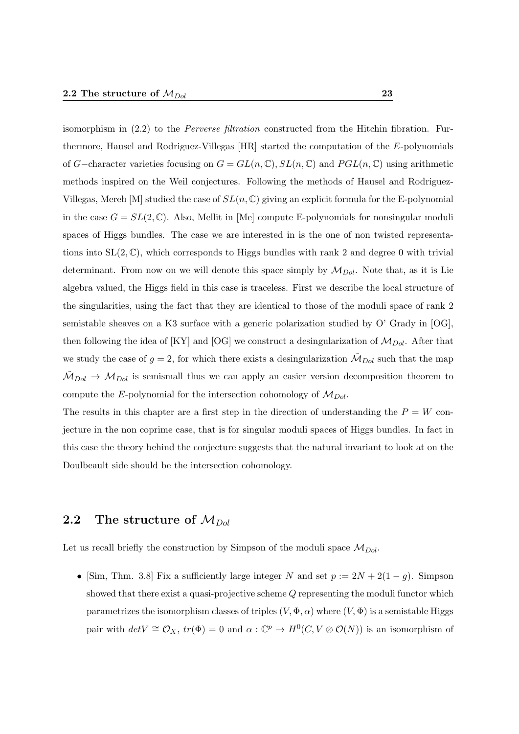isomorphism in (2.2) to the *Perverse filtration* constructed from the Hitchin fibration. Furthermore, Hausel and Rodriguez-Villegas [HR] started the computation of the $E$-polynomials of $G-$character varieties focusing on $G = GL(n, \mathbb{C}), SL(n, \mathbb{C})$ and $PGL(n, \mathbb{C})$ using arithmetic methods inspired on the Weil conjectures. Following the methods of Hausel and Rodriguez-Villegas, Mereb [M] studied the case of $SL(n, \mathbb{C})$ giving an explicit formula for the E-polynomial in the case $G = SL(2, \mathbb{C})$. Also, Mellit in [Me] compute E-polynomials for nonsingular moduli spaces of Higgs bundles. The case we are interested in is the one of non twisted representations into $\mathrm{SL}(2, \mathbb{C})$, which corresponds to Higgs bundles with rank 2 and degree 0 with trivial determinant. From now on we will denote this space simply by $\mathcal{M}_{Dol}$. Note that, as it is Lie algebra valued, the Higgs field in this case is traceless. First we describe the local structure of the singularities, using the fact that they are identical to those of the moduli space of rank 2 semistable sheaves on a K3 surface with a generic polarization studied by O' Grady in [OG], then following the idea of [KY] and [OG] we construct a desingularization of $\mathcal{M}_{Dol}$. After that we study the case of $g = 2$, for which there exists a desingularization $\tilde{\mathcal{M}}_{Dol}$ such that the map $\tilde{\mathcal{M}}_{Dol} \to \mathcal{M}_{Dol}$ is semismall thus we can apply an easier version decomposition theorem to compute the $E$-polynomial for the intersection cohomology of $\mathcal{M}_{Dol}$.

The results in this chapter are a first step in the direction of understanding the $P = W$ conjecture in the non coprime case, that is for singular moduli spaces of Higgs bundles. In fact in this case the theory behind the conjecture suggests that the natural invariant to look at on the Doulbeault side should be the intersection cohomology.

## 2.2 The structure of $\mathcal{M}_{Dol}$

Let us recall briefly the construction by Simpson of the moduli space $\mathcal{M}_{Dol}$.

- [Sim, Thm. 3.8] Fix a sufficiently large integer $N$ and set $p := 2N + 2(1 - g)$. Simpson showed that there exist a quasi-projective scheme $Q$ representing the moduli functor which parametrizes the isomorphism classes of triples $(V, \Phi, \alpha)$ where $(V, \Phi)$ is a semistable Higgs pair with $detV \cong \mathcal{O}_X$, $tr(\Phi) = 0$ and $\alpha : \mathbb{C}^p \to H^0(C, V \otimes \mathcal{O}(N))$ is an isomorphism of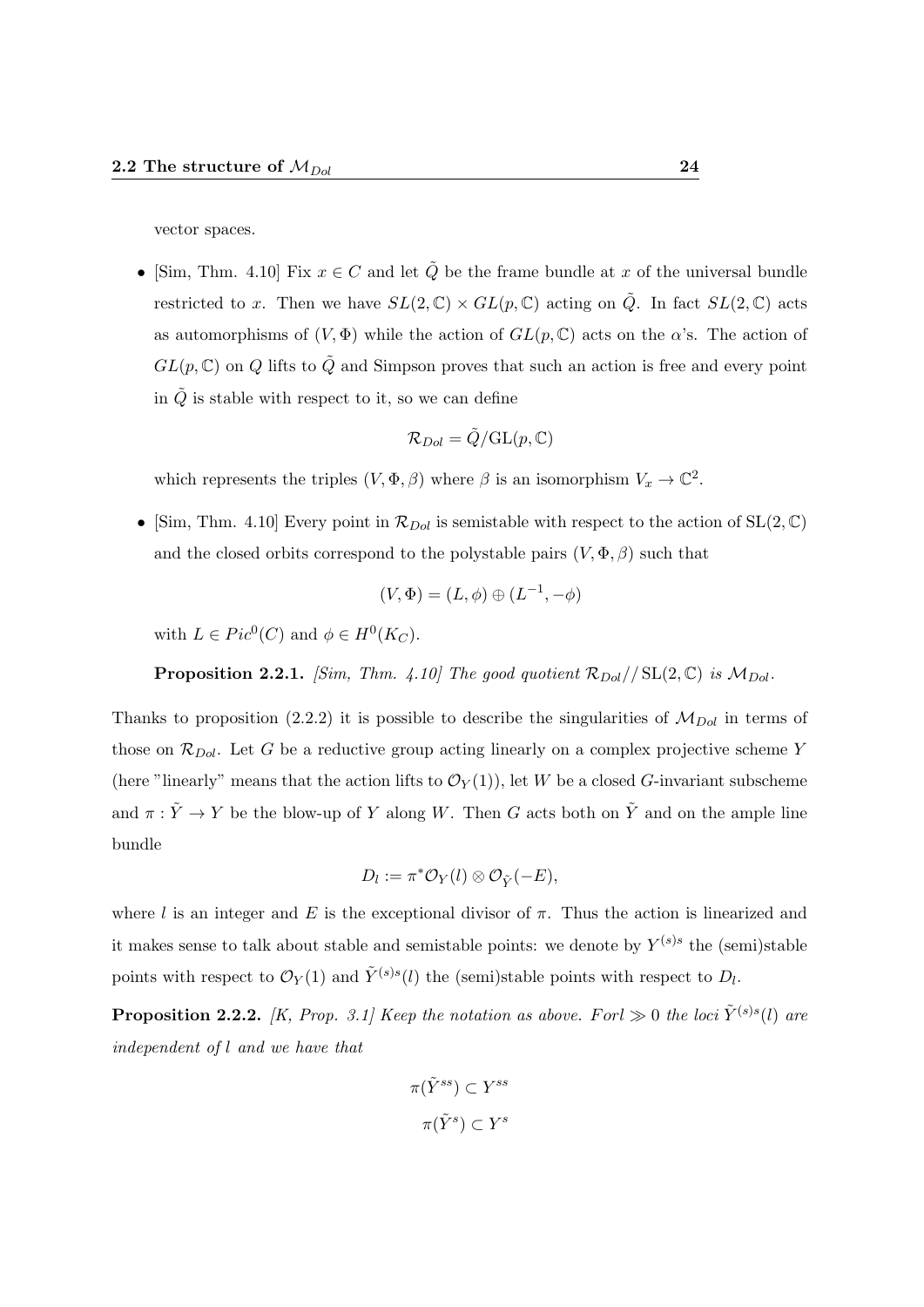vector spaces.

- [Sim, Thm. 4.10] Fix $x \in C$ and let $\tilde{Q}$ be the frame bundle at $x$ of the universal bundle restricted to $x$. Then we have $SL(2, \mathbb{C}) \times GL(p, \mathbb{C})$ acting on $\tilde{Q}$. In fact $SL(2, \mathbb{C})$ acts as automorphisms of $(V, \Phi)$ while the action of $GL(p, \mathbb{C})$ acts on the $\alpha$'s. The action of $GL(p, \mathbb{C})$ on $Q$ lifts to $\tilde{Q}$ and Simpson proves that such an action is free and every point in $\tilde{Q}$ is stable with respect to it, so we can define

$$\mathcal{R}_{Dol} = \tilde{Q}/\mathrm{GL}(p, \mathbb{C})$$

which represents the triples $(V, \Phi, \beta)$ where $\beta$ is an isomorphism $V_x \to \mathbb{C}^2$.

- [Sim, Thm. 4.10] Every point in $\mathcal{R}_{Dol}$ is semistable with respect to the action of $\mathrm{SL}(2, \mathbb{C})$ and the closed orbits correspond to the polystable pairs $(V, \Phi, \beta)$ such that

$$(V, \Phi) = (L, \phi) \oplus (L^{-1}, -\phi)$$

with $L \in Pic^0(C)$ and $\phi \in H^0(K_C)$.

**Proposition 2.2.1.** *[Sim, Thm. 4.10] The good quotient $\mathcal{R}_{Dol}//\,\mathrm{SL}(2, \mathbb{C})$ is $\mathcal{M}_{Dol}$.*

Thanks to proposition (2.2.2) it is possible to describe the singularities of $\mathcal{M}_{Dol}$ in terms of those on $\mathcal{R}_{Dol}$. Let $G$ be a reductive group acting linearly on a complex projective scheme $Y$ (here "linearly" means that the action lifts to $\mathcal{O}_Y(1)$), let $W$ be a closed $G$-invariant subscheme and $\pi : \tilde{Y} \to Y$ be the blow-up of $Y$ along $W$. Then $G$ acts both on $\tilde{Y}$ and on the ample line bundle

$$D_l := \pi^* \mathcal{O}_Y(l) \otimes \mathcal{O}_{\tilde{Y}}(-E),$$

where $l$ is an integer and $E$ is the exceptional divisor of $\pi$. Thus the action is linearized and it makes sense to talk about stable and semistable points: we denote by $Y^{(s)s}$ the (semi)stable points with respect to $\mathcal{O}_Y(1)$ and $\tilde{Y}^{(s)s}(l)$ the (semi)stable points with respect to $D_l$.

**Proposition 2.2.2.** *[K, Prop. 3.1] Keep the notation as above. For $l \gg 0$ the loci $\tilde{Y}^{(s)s}(l)$ are independent of $l$ and we have that*

$$\pi(\tilde{Y}^{ss}) \subset Y^{ss}$$

$$\pi(\tilde{Y}^{s}) \subset Y^{s}$$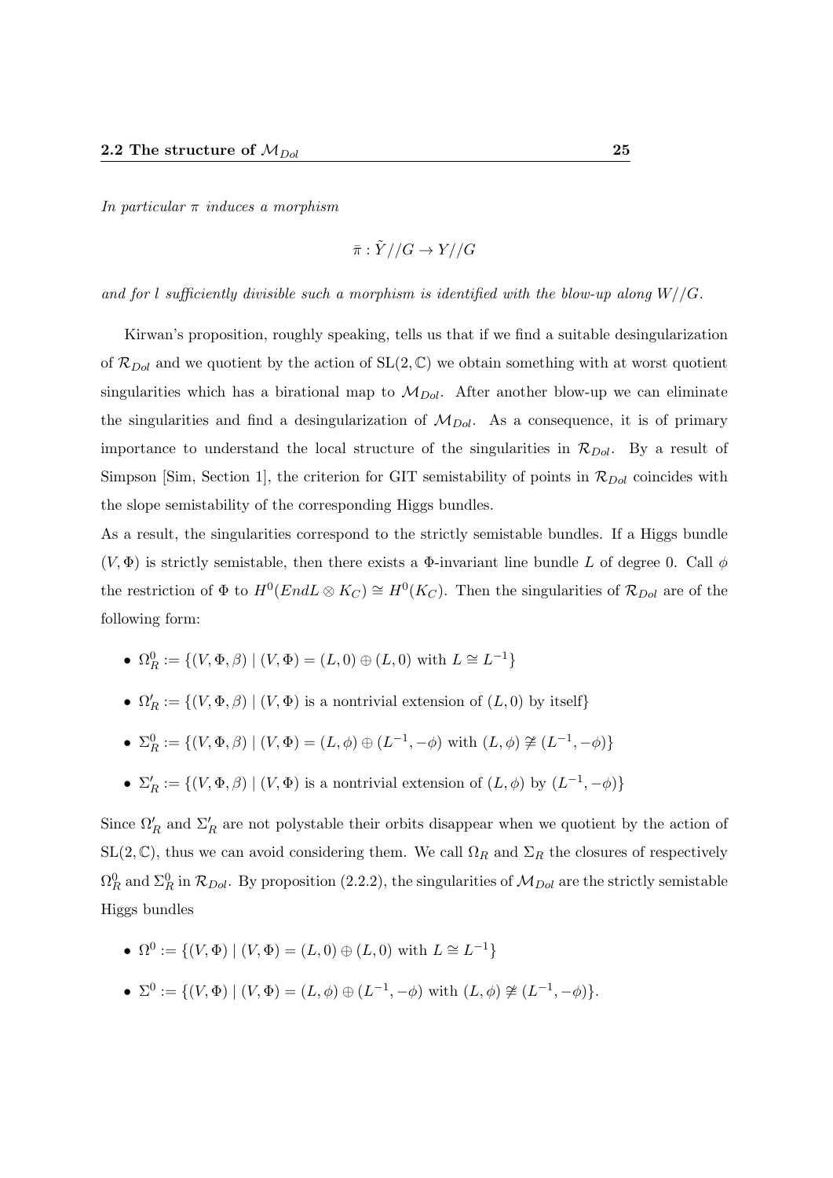*In particular $\pi$ induces a morphism*

$$\bar{\pi} : \tilde{Y}//G \to Y//G$$

*and for $l$ sufficiently divisible such a morphism is identified with the blow-up along $W//G$.*

Kirwan's proposition, roughly speaking, tells us that if we find a suitable desingularization of $\mathcal{R}_{Dol}$ and we quotient by the action of $\mathrm{SL}(2,\mathbb{C})$ we obtain something with at worst quotient singularities which has a birational map to $\mathcal{M}_{Dol}$. After another blow-up we can eliminate the singularities and find a desingularization of $\mathcal{M}_{Dol}$. As a consequence, it is of primary importance to understand the local structure of the singularities in $\mathcal{R}_{Dol}$. By a result of Simpson [Sim, Section 1], the criterion for GIT semistability of points in $\mathcal{R}_{Dol}$ coincides with the slope semistability of the corresponding Higgs bundles.

As a result, the singularities correspond to the strictly semistable bundles. If a Higgs bundle $(V, \Phi)$ is strictly semistable, then there exists a $\Phi$-invariant line bundle $L$ of degree 0. Call $\phi$ the restriction of $\Phi$ to $H^0(End L \otimes K_C) \cong H^0(K_C)$. Then the singularities of $\mathcal{R}_{Dol}$ are of the following form:

- $\Omega_R^0 := \{(V, \Phi, \beta) \mid (V, \Phi) = (L, 0) \oplus (L, 0) \text{ with } L \cong L^{-1}\}$
- $\Omega_R' := \{(V, \Phi, \beta) \mid (V, \Phi) \text{ is a nontrivial extension of } (L, 0) \text{ by itself}\}$
- $\Sigma_R^0 := \{(V, \Phi, \beta) \mid (V, \Phi) = (L, \phi) \oplus (L^{-1}, -\phi) \text{ with } (L, \phi) \ncong (L^{-1}, -\phi)\}$
- $\Sigma_R' := \{(V, \Phi, \beta) \mid (V, \Phi) \text{ is a nontrivial extension of } (L, \phi) \text{ by } (L^{-1}, -\phi)\}$

Since $\Omega_R'$ and $\Sigma_R'$ are not polystable their orbits disappear when we quotient by the action of $\mathrm{SL}(2,\mathbb{C})$, thus we can avoid considering them. We call $\Omega_R$ and $\Sigma_R$ the closures of respectively $\Omega_R^0$ and $\Sigma_R^0$ in $\mathcal{R}_{Dol}$. By proposition (2.2.2), the singularities of $\mathcal{M}_{Dol}$ are the strictly semistable Higgs bundles

- $\Omega^0 := \{(V, \Phi) \mid (V, \Phi) = (L, 0) \oplus (L, 0) \text{ with } L \cong L^{-1}\}$
- $\Sigma^0 := \{(V, \Phi) \mid (V, \Phi) = (L, \phi) \oplus (L^{-1}, -\phi) \text{ with } (L, \phi) \ncong (L^{-1}, -\phi)\}$.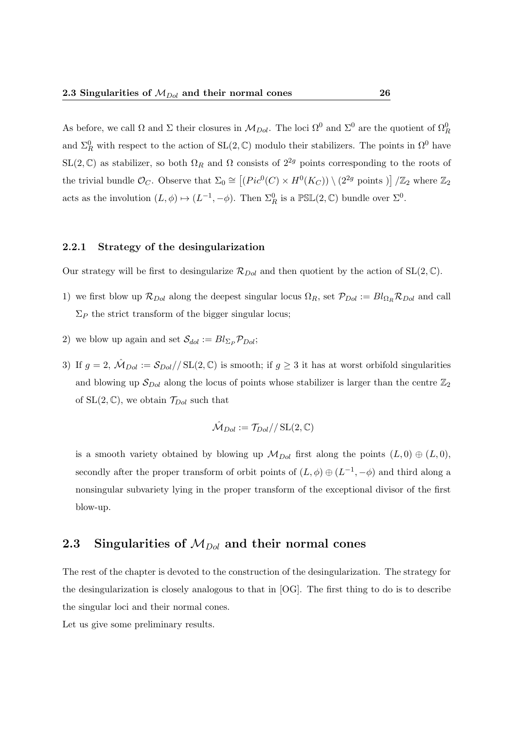As before, we call $\Omega$ and $\Sigma$ their closures in $\mathcal{M}_{Dol}$. The loci $\Omega^0$ and $\Sigma^0$ are the quotient of $\Omega_R^0$ and $\Sigma_R^0$ with respect to the action of $\mathrm{SL}(2,\mathbb{C})$ modulo their stabilizers. The points in $\Omega^0$ have $\mathrm{SL}(2,\mathbb{C})$ as stabilizer, so both $\Omega_R$ and $\Omega$ consists of $2^{2g}$ points corresponding to the roots of the trivial bundle $\mathcal{O}_C$. Observe that $\Sigma_0 \cong \left[(Pic^0(C) \times H^0(K_C)) \setminus (2^{2g} \text{ points })\right]/\mathbb{Z}_2$ where $\mathbb{Z}_2$ acts as the involution $(L,\phi) \mapsto (L^{-1}, -\phi)$. Then $\Sigma_R^0$ is a $\mathbb{PSL}(2,\mathbb{C})$ bundle over $\Sigma^0$.

### 2.2.1 Strategy of the desingularization

Our strategy will be first to desingularize $\mathcal{R}_{Dol}$ and then quotient by the action of $\mathrm{SL}(2,\mathbb{C})$.

1) we first blow up $\mathcal{R}_{Dol}$ along the deepest singular locus $\Omega_R$, set $\mathcal{P}_{Dol} := Bl_{\Omega_R}\mathcal{R}_{Dol}$ and call $\Sigma_P$ the strict transform of the bigger singular locus;

2) we blow up again and set $\mathcal{S}_{dol} := Bl_{\Sigma_P}\mathcal{P}_{Dol}$;

3) If $g = 2$, $\hat{\mathcal{M}}_{Dol} := \mathcal{S}_{Dol}/\!/\mathrm{SL}(2,\mathbb{C})$ is smooth; if $g \geq 3$ it has at worst orbifold singularities and blowing up $\mathcal{S}_{Dol}$ along the locus of points whose stabilizer is larger than the centre $\mathbb{Z}_2$ of $\mathrm{SL}(2,\mathbb{C})$, we obtain $\mathcal{T}_{Dol}$ such that

$$\hat{\mathcal{M}}_{Dol} := \mathcal{T}_{Dol}/\!/\mathrm{SL}(2,\mathbb{C})$$

is a smooth variety obtained by blowing up $\mathcal{M}_{Dol}$ first along the points $(L,0) \oplus (L,0)$, secondly after the proper transform of orbit points of $(L,\phi) \oplus (L^{-1}, -\phi)$ and third along a nonsingular subvariety lying in the proper transform of the exceptional divisor of the first blow-up.

## 2.3 Singularities of $\mathcal{M}_{Dol}$ and their normal cones

The rest of the chapter is devoted to the construction of the desingularization. The strategy for the desingularization is closely analogous to that in [OG]. The first thing to do is to describe the singular loci and their normal cones.

Let us give some preliminary results.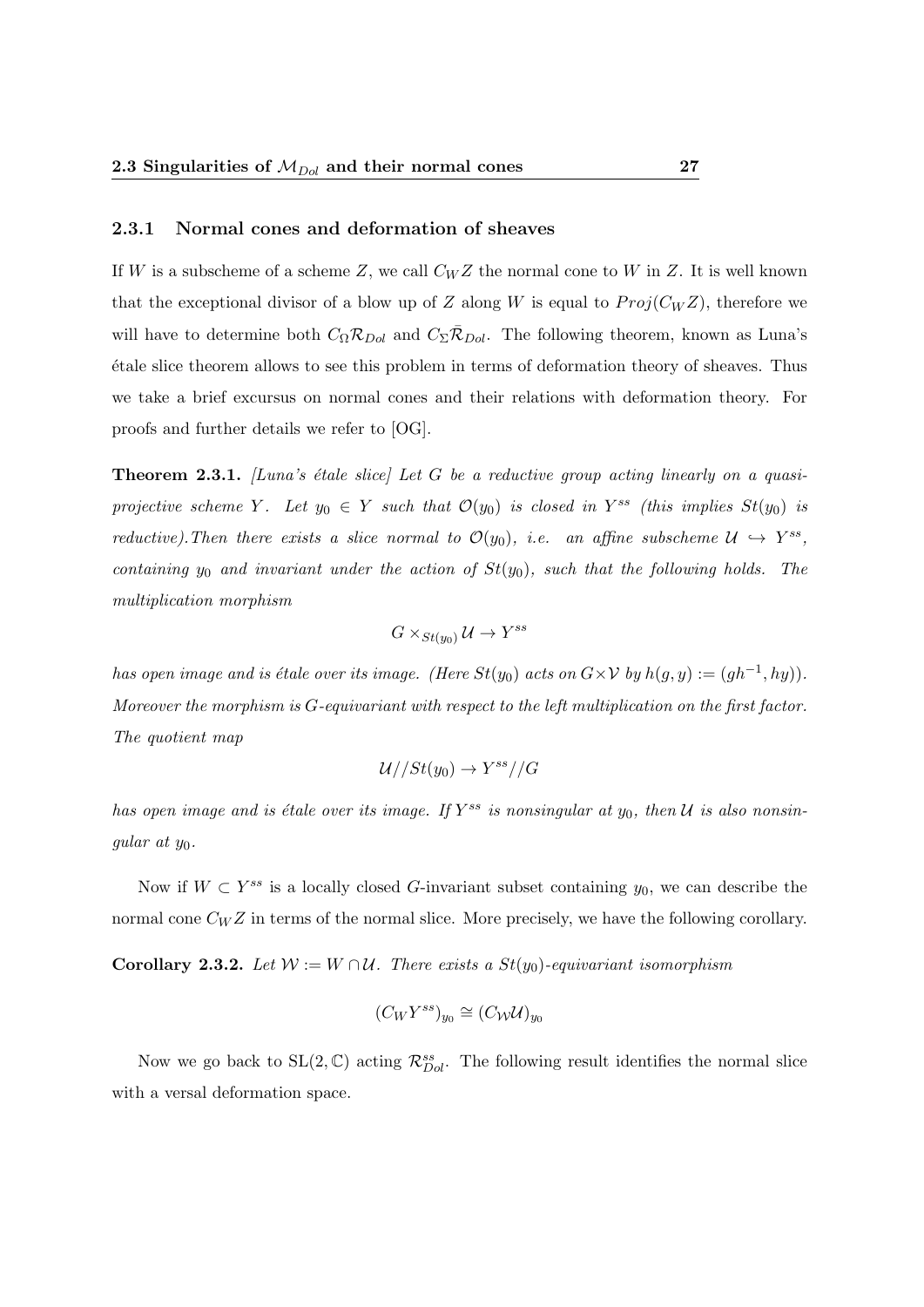### 2.3.1 Normal cones and deformation of sheaves

If $W$ is a subscheme of a scheme $Z$, we call $C_W Z$ the normal cone to $W$ in $Z$. It is well known that the exceptional divisor of a blow up of $Z$ along $W$ is equal to $Proj(C_W Z)$, therefore we will have to determine both $C_\Omega \mathcal{R}_{Dol}$ and $C_\Sigma \bar{\mathcal{R}}_{Dol}$. The following theorem, known as Luna's étale slice theorem allows to see this problem in terms of deformation theory of sheaves. Thus we take a brief excursus on normal cones and their relations with deformation theory. For proofs and further details we refer to [OG].

**Theorem 2.3.1.** *[Luna's étale slice] Let $G$ be a reductive group acting linearly on a quasi-projective scheme $Y$. Let $y_0 \in Y$ such that $\mathcal{O}(y_0)$ is closed in $Y^{ss}$ (this implies $St(y_0)$ is reductive).Then there exists a slice normal to $\mathcal{O}(y_0)$, i.e. an affine subscheme $\mathcal{U} \hookrightarrow Y^{ss}$, containing $y_0$ and invariant under the action of $St(y_0)$, such that the following holds. The multiplication morphism*

$$G \times_{St(y_0)} \mathcal{U} \to Y^{ss}$$

*has open image and is étale over its image. (Here $St(y_0)$ acts on $G \times \mathcal{V}$ by $h(g, y) := (gh^{-1}, hy)$). Moreover the morphism is $G$-equivariant with respect to the left multiplication on the first factor. The quotient map*

$$\mathcal{U}//St(y_0) \to Y^{ss}//G$$

*has open image and is étale over its image. If $Y^{ss}$ is nonsingular at $y_0$, then $\mathcal{U}$ is also nonsingular at $y_0$.*

Now if $W \subset Y^{ss}$ is a locally closed $G$-invariant subset containing $y_0$, we can describe the normal cone $C_W Z$ in terms of the normal slice. More precisely, we have the following corollary.

**Corollary 2.3.2.** *Let $\mathcal{W} := W \cap \mathcal{U}$. There exists a $St(y_0)$-equivariant isomorphism*

$$(C_W Y^{ss})_{y_0} \cong (C_{\mathcal{W}} \mathcal{U})_{y_0}$$

Now we go back to $\mathrm{SL}(2, \mathbb{C})$ acting $\mathcal{R}^{ss}_{Dol}$. The following result identifies the normal slice with a versal deformation space.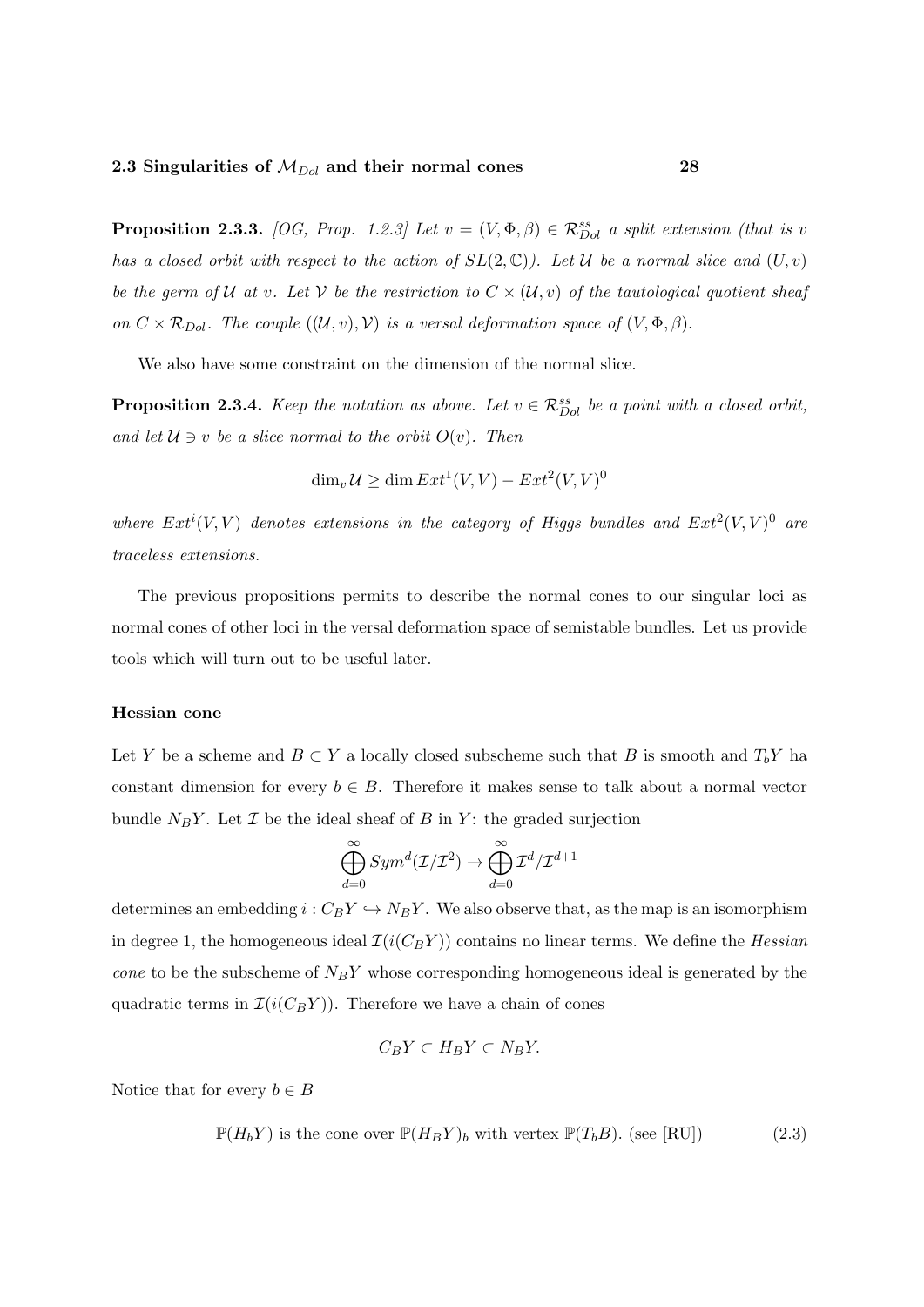**Proposition 2.3.3.** *[OG, Prop. 1.2.3] Let $v = (V, \Phi, \beta) \in \mathcal{R}^{ss}_{Dol}$ a split extension (that is $v$ has a closed orbit with respect to the action of $SL(2, \mathbb{C})$). Let $\mathcal{U}$ be a normal slice and $(U, v)$ be the germ of $\mathcal{U}$ at $v$. Let $\mathcal{V}$ be the restriction to $C \times (\mathcal{U}, v)$ of the tautological quotient sheaf on $C \times \mathcal{R}_{Dol}$. The couple $((\mathcal{U}, v), \mathcal{V})$ is a versal deformation space of $(V, \Phi, \beta)$.*

We also have some constraint on the dimension of the normal slice.

**Proposition 2.3.4.** *Keep the notation as above. Let $v \in \mathcal{R}^{ss}_{Dol}$ be a point with a closed orbit, and let $\mathcal{U} \ni v$ be a slice normal to the orbit $O(v)$. Then*

$$\dim_v \mathcal{U} \geq \dim Ext^1(V, V) - Ext^2(V, V)^0$$

*where $Ext^i(V, V)$ denotes extensions in the category of Higgs bundles and $Ext^2(V, V)^0$ are traceless extensions.*

The previous propositions permits to describe the normal cones to our singular loci as normal cones of other loci in the versal deformation space of semistable bundles. Let us provide tools which will turn out to be useful later.

#### Hessian cone

Let $Y$ be a scheme and $B \subset Y$ a locally closed subscheme such that $B$ is smooth and $T_bY$ ha constant dimension for every $b \in B$. Therefore it makes sense to talk about a normal vector bundle $N_BY$. Let $\mathcal{I}$ be the ideal sheaf of $B$ in $Y$: the graded surjection

$$\bigoplus_{d=0}^{\infty} Sym^d(\mathcal{I}/\mathcal{I}^2) \to \bigoplus_{d=0}^{\infty} \mathcal{I}^d/\mathcal{I}^{d+1}$$

determines an embedding $i : C_BY \hookrightarrow N_BY$. We also observe that, as the map is an isomorphism in degree 1, the homogeneous ideal $\mathcal{I}(i(C_BY))$ contains no linear terms. We define the *Hessian cone* to be the subscheme of $N_BY$ whose corresponding homogeneous ideal is generated by the quadratic terms in $\mathcal{I}(i(C_BY))$. Therefore we have a chain of cones

$$C_BY \subset H_BY \subset N_BY.$$

Notice that for every $b \in B$

$$\mathbb{P}(H_bY) \text{ is the cone over } \mathbb{P}(H_BY)_b \text{ with vertex } \mathbb{P}(T_bB). \text{ (see [RU])} \tag{2.3}$$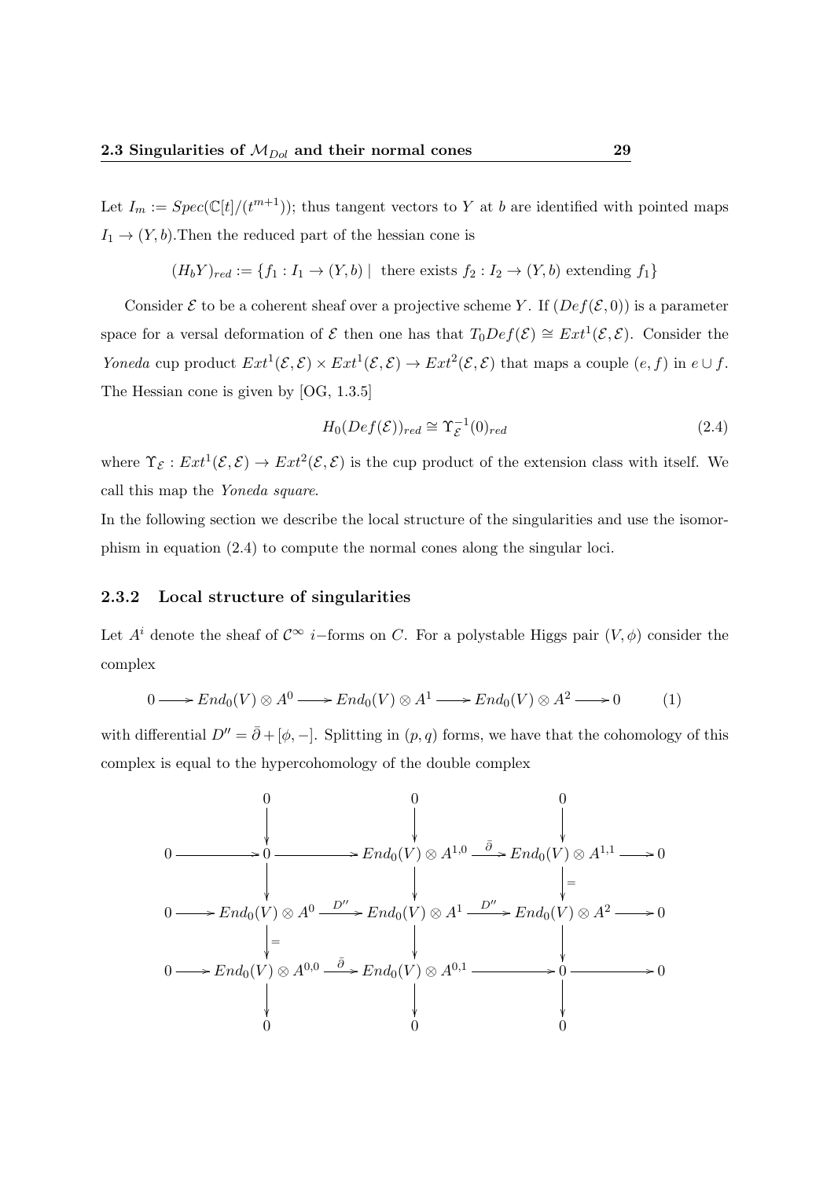Let $I_m := Spec(\mathbb{C}[t]/(t^{m+1}))$; thus tangent vectors to $Y$ at $b$ are identified with pointed maps $I_1 \to (Y, b)$.Then the reduced part of the hessian cone is

$$(H_b Y)_{red} := \{f_1 : I_1 \to (Y, b) \mid \text{ there exists } f_2 : I_2 \to (Y, b) \text{ extending } f_1\}$$

Consider $\mathcal{E}$ to be a coherent sheaf over a projective scheme $Y$. If $(Def(\mathcal{E}, 0))$ is a parameter space for a versal deformation of $\mathcal{E}$ then one has that $T_0 Def(\mathcal{E}) \cong Ext^1(\mathcal{E}, \mathcal{E})$. Consider the *Yoneda* cup product $Ext^1(\mathcal{E}, \mathcal{E}) \times Ext^1(\mathcal{E}, \mathcal{E}) \to Ext^2(\mathcal{E}, \mathcal{E})$ that maps a couple $(e, f)$ in $e \cup f$. The Hessian cone is given by [OG, 1.3.5]

$$H_0(Def(\mathcal{E}))_{red} \cong \Upsilon_{\mathcal{E}}^{-1}(0)_{red} \tag{2.4}$$

where $\Upsilon_{\mathcal{E}} : Ext^1(\mathcal{E}, \mathcal{E}) \to Ext^2(\mathcal{E}, \mathcal{E})$ is the cup product of the extension class with itself. We call this map the *Yoneda square*.

In the following section we describe the local structure of the singularities and use the isomorphism in equation (2.4) to compute the normal cones along the singular loci.

### 2.3.2 Local structure of singularities

Let $A^i$ denote the sheaf of $\mathcal{C}^\infty$ $i-$forms on $C$. For a polystable Higgs pair $(V, \phi)$ consider the complex

$$0 \longrightarrow End_0(V) \otimes A^0 \longrightarrow End_0(V) \otimes A^1 \longrightarrow End_0(V) \otimes A^2 \longrightarrow 0 \tag{1}$$

with differential $D'' = \bar{\partial} + [\phi, -]$. Splitting in $(p, q)$ forms, we have that the cohomology of this complex is equal to the hypercohomology of the double complex

$$\begin{array}{ccccccccc}
 & & 0 & & 0 & & 0 & & \\
 & & \downarrow & & \downarrow & & \downarrow & & \\
0 & \longrightarrow & 0 & \longrightarrow & End_0(V) \otimes A^{1,0} & \xrightarrow{\bar{\partial}} & End_0(V) \otimes A^{1,1} & \longrightarrow & 0 \\
 & & \downarrow & & \downarrow & & \downarrow = & & \\
0 & \longrightarrow & End_0(V) \otimes A^0 & \xrightarrow{D''} & End_0(V) \otimes A^1 & \xrightarrow{D''} & End_0(V) \otimes A^2 & \longrightarrow & 0 \\
 & & \downarrow = & & \downarrow & & \downarrow & & \\
0 & \longrightarrow & End_0(V) \otimes A^{0,0} & \xrightarrow{\bar{\partial}} & End_0(V) \otimes A^{0,1} & \longrightarrow & 0 & \longrightarrow & 0 \\
 & & \downarrow & & \downarrow & & \downarrow & & \\
 & & 0 & & 0 & & 0 & &
\end{array}$$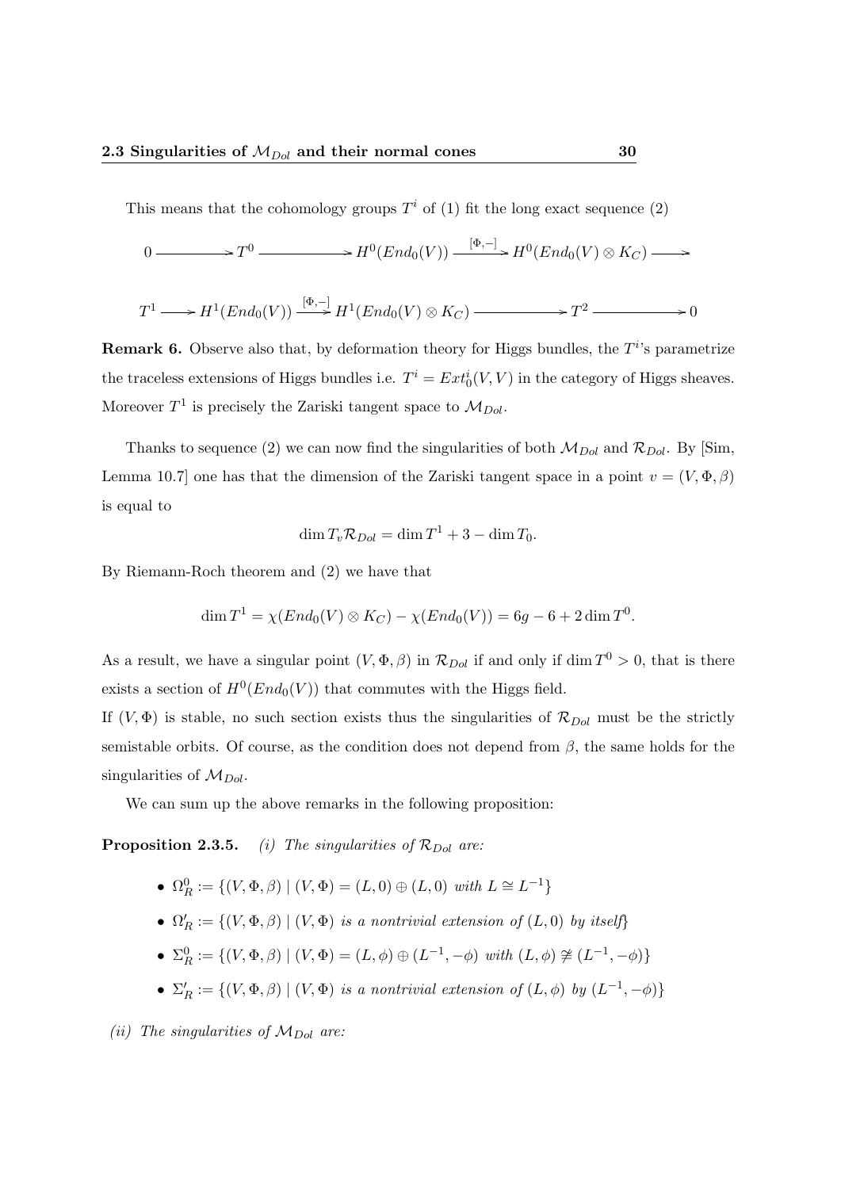This means that the cohomology groups $T^i$ of (1) fit the long exact sequence (2)

$$0 \longrightarrow T^0 \longrightarrow H^0(End_0(V)) \xrightarrow{[\Phi,-]} H^0(End_0(V) \otimes K_C) \longrightarrow$$

$$T^1 \longrightarrow H^1(End_0(V)) \xrightarrow{[\Phi,-]} H^1(End_0(V) \otimes K_C) \longrightarrow T^2 \longrightarrow 0$$

**Remark 6.** Observe also that, by deformation theory for Higgs bundles, the $T^i$'s parametrize the traceless extensions of Higgs bundles i.e. $T^i = Ext^i_0(V, V)$ in the category of Higgs sheaves. Moreover $T^1$ is precisely the Zariski tangent space to $\mathcal{M}_{Dol}$.

Thanks to sequence (2) we can now find the singularities of both $\mathcal{M}_{Dol}$ and $\mathcal{R}_{Dol}$. By [Sim, Lemma 10.7] one has that the dimension of the Zariski tangent space in a point $v = (V, \Phi, \beta)$ is equal to

$$\dim T_v \mathcal{R}_{Dol} = \dim T^1 + 3 - \dim T_0.$$

By Riemann-Roch theorem and (2) we have that

$$\dim T^1 = \chi(End_0(V) \otimes K_C) - \chi(End_0(V)) = 6g - 6 + 2 \dim T^0.$$

As a result, we have a singular point $(V, \Phi, \beta)$ in $\mathcal{R}_{Dol}$ if and only if $\dim T^0 > 0$, that is there exists a section of $H^0(End_0(V))$ that commutes with the Higgs field.
If $(V, \Phi)$ is stable, no such section exists thus the singularities of $\mathcal{R}_{Dol}$ must be the strictly semistable orbits. Of course, as the condition does not depend from $\beta$, the same holds for the singularities of $\mathcal{M}_{Dol}$.

We can sum up the above remarks in the following proposition:

**Proposition 2.3.5.** *(i) The singularities of $\mathcal{R}_{Dol}$ are:*

- $\Omega^0_R := \{(V, \Phi, \beta) \mid (V, \Phi) = (L, 0) \oplus (L, 0)$ *with* $L \cong L^{-1}\}$
- $\Omega'_R := \{(V, \Phi, \beta) \mid (V, \Phi)$ *is a nontrivial extension of* $(L, 0)$ *by itself*$\}$
- $\Sigma^0_R := \{(V, \Phi, \beta) \mid (V, \Phi) = (L, \phi) \oplus (L^{-1}, -\phi)$ *with* $(L, \phi) \ncong (L^{-1}, -\phi)\}$
- $\Sigma'_R := \{(V, \Phi, \beta) \mid (V, \Phi)$ *is a nontrivial extension of* $(L, \phi)$ *by* $(L^{-1}, -\phi)\}$

*(ii) The singularities of $\mathcal{M}_{Dol}$ are:*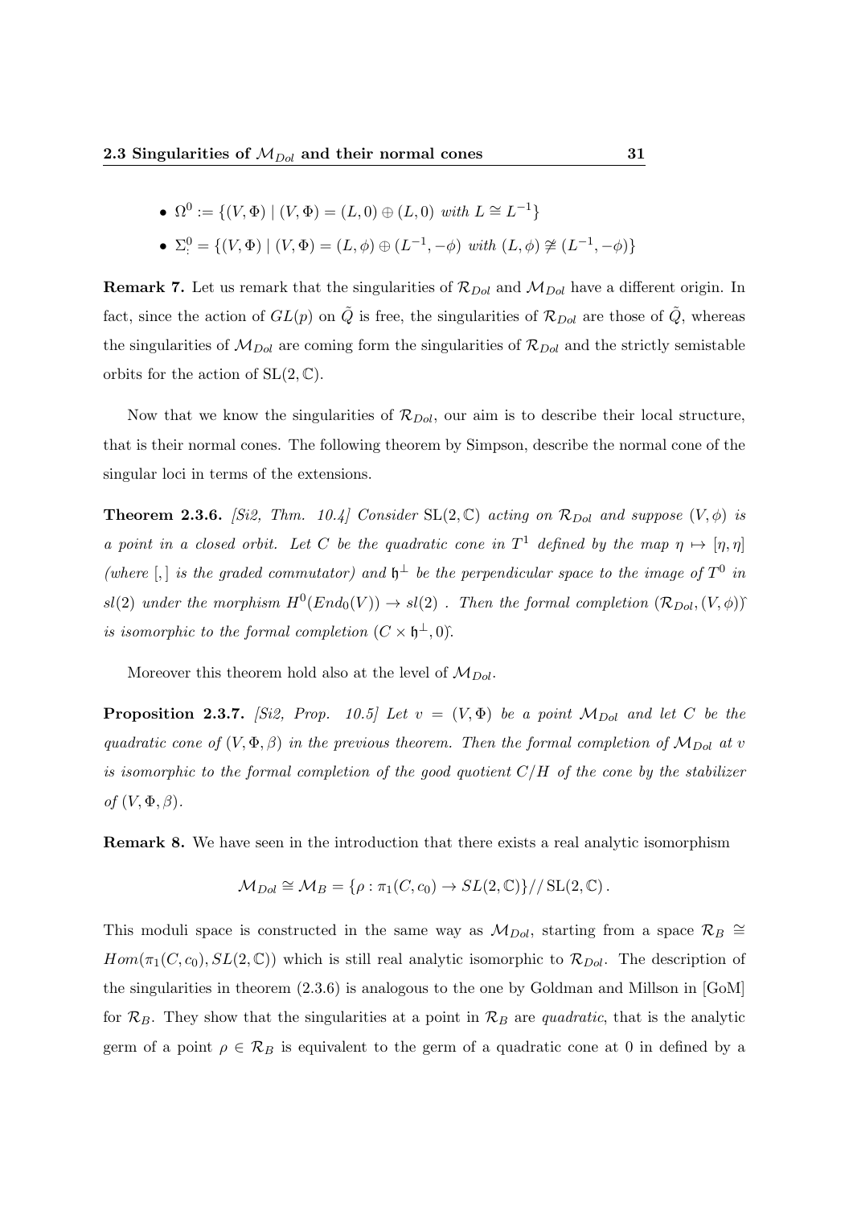- $\Omega^0 := \{(V,\Phi) \mid (V,\Phi) = (L,0) \oplus (L,0) \text{ with } L \cong L^{-1}\}$
- $\Sigma^0_{\cdot} = \{(V,\Phi) \mid (V,\Phi) = (L,\phi) \oplus (L^{-1},-\phi) \text{ with } (L,\phi) \ncong (L^{-1},-\phi)\}$

**Remark 7.** Let us remark that the singularities of $\mathcal{R}_{Dol}$ and $\mathcal{M}_{Dol}$ have a different origin. In fact, since the action of $GL(p)$ on $\tilde{Q}$ is free, the singularities of $\mathcal{R}_{Dol}$ are those of $\tilde{Q}$, whereas the singularities of $\mathcal{M}_{Dol}$ are coming form the singularities of $\mathcal{R}_{Dol}$ and the strictly semistable orbits for the action of $\mathrm{SL}(2,\mathbb{C})$.

Now that we know the singularities of $\mathcal{R}_{Dol}$, our aim is to describe their local structure, that is their normal cones. The following theorem by Simpson, describe the normal cone of the singular loci in terms of the extensions.

**Theorem 2.3.6.** *[Si2, Thm. 10.4] Consider* $\mathrm{SL}(2,\mathbb{C})$ *acting on* $\mathcal{R}_{Dol}$ *and suppose* $(V,\phi)$ *is a point in a closed orbit. Let* $C$ *be the quadratic cone in* $T^1$ *defined by the map* $\eta \mapsto [\eta,\eta]$ *(where* $[,]$ *is the graded commutator) and* $\mathfrak{h}^{\perp}$ *be the perpendicular space to the image of* $T^0$ *in* $sl(2)$ *under the morphism* $H^0(End_0(V)) \to sl(2)$ *. Then the formal completion* $(\mathcal{R}_{Dol},(V,\phi))\hat{}$ *is isomorphic to the formal completion* $(C \times \mathfrak{h}^{\perp}, 0)\hat{}$*.*

Moreover this theorem hold also at the level of $\mathcal{M}_{Dol}$.

**Proposition 2.3.7.** *[Si2, Prop. 10.5] Let* $v = (V,\Phi)$ *be a point* $\mathcal{M}_{Dol}$ *and let* $C$ *be the quadratic cone of* $(V,\Phi,\beta)$ *in the previous theorem. Then the formal completion of* $\mathcal{M}_{Dol}$ *at* $v$ *is isomorphic to the formal completion of the good quotient* $C/H$ *of the cone by the stabilizer of* $(V,\Phi,\beta)$*.*

**Remark 8.** We have seen in the introduction that there exists a real analytic isomorphism

$$\mathcal{M}_{Dol} \cong \mathcal{M}_B = \{\rho : \pi_1(C,c_0) \to SL(2,\mathbb{C})\}//\,\mathrm{SL}(2,\mathbb{C})\,.$$

This moduli space is constructed in the same way as $\mathcal{M}_{Dol}$, starting from a space $\mathcal{R}_B \cong Hom(\pi_1(C,c_0), SL(2,\mathbb{C}))$ which is still real analytic isomorphic to $\mathcal{R}_{Dol}$. The description of the singularities in theorem (2.3.6) is analogous to the one by Goldman and Millson in [GoM] for $\mathcal{R}_B$. They show that the singularities at a point in $\mathcal{R}_B$ are *quadratic*, that is the analytic germ of a point $\rho \in \mathcal{R}_B$ is equivalent to the germ of a quadratic cone at 0 in defined by a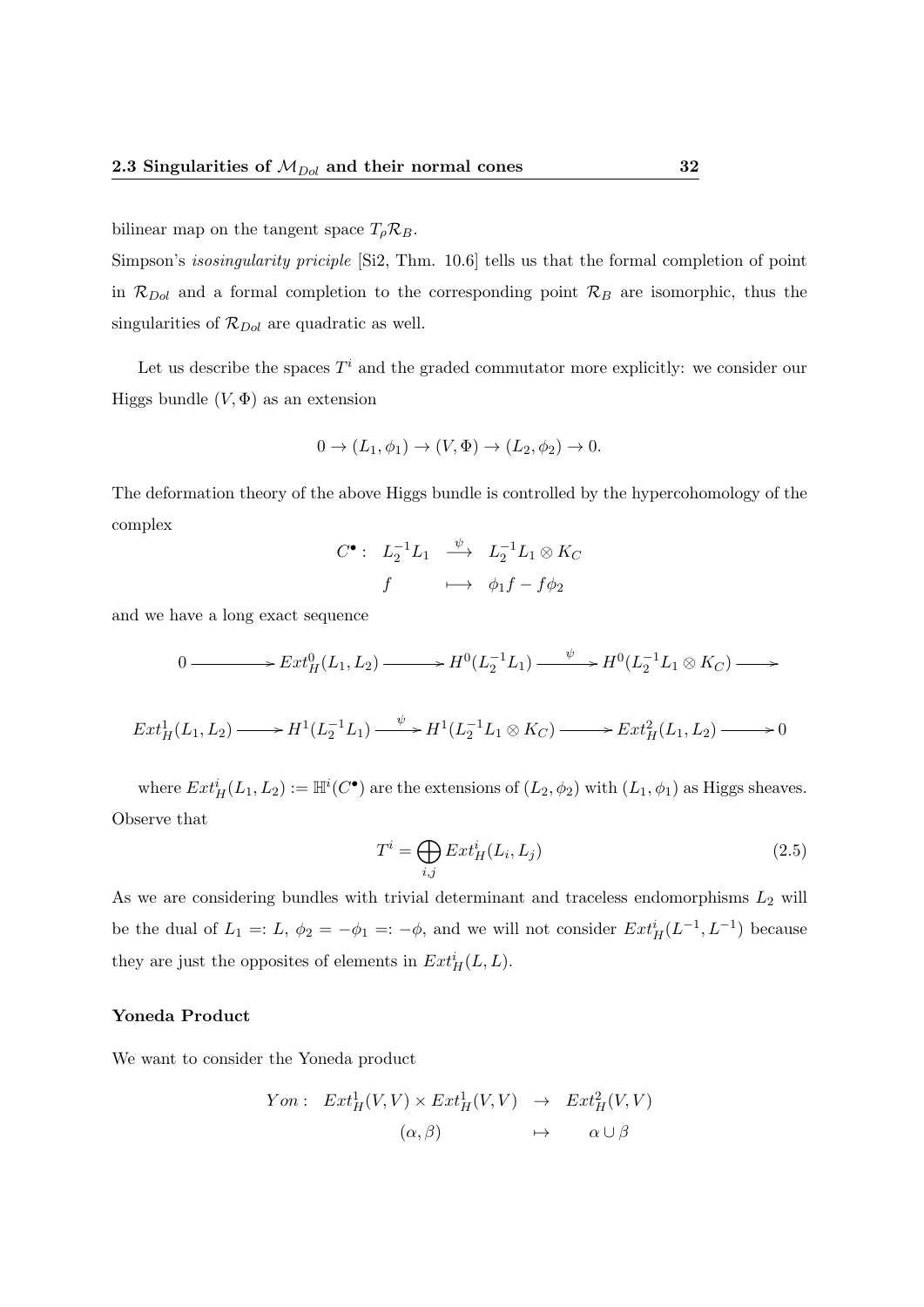bilinear map on the tangent space $T_\rho \mathcal{R}_B$.

Simpson's *isosingularity priciple* [Si2, Thm. 10.6] tells us that the formal completion of point in $\mathcal{R}_{Dol}$ and a formal completion to the corresponding point $\mathcal{R}_B$ are isomorphic, thus the singularities of $\mathcal{R}_{Dol}$ are quadratic as well.

Let us describe the spaces $T^i$ and the graded commutator more explicitly: we consider our Higgs bundle $(V, \Phi)$ as an extension

$$0 \to (L_1, \phi_1) \to (V, \Phi) \to (L_2, \phi_2) \to 0.$$

The deformation theory of the above Higgs bundle is controlled by the hypercohomology of the complex

$$\begin{array}{rccc} C^\bullet: & L_2^{-1}L_1 & \xrightarrow{\psi} & L_2^{-1}L_1 \otimes K_C \\ & f & \longmapsto & \phi_1 f - f\phi_2 \end{array}$$

and we have a long exact sequence

$$0 \longrightarrow Ext^0_H(L_1, L_2) \longrightarrow H^0(L_2^{-1}L_1) \xrightarrow{\psi} H^0(L_2^{-1}L_1 \otimes K_C) \longrightarrow$$

$$Ext^1_H(L_1, L_2) \longrightarrow H^1(L_2^{-1}L_1) \xrightarrow{\psi} H^1(L_2^{-1}L_1 \otimes K_C) \longrightarrow Ext^2_H(L_1, L_2) \longrightarrow 0$$

where $Ext^i_H(L_1, L_2) := \mathbb{H}^i(C^\bullet)$ are the extensions of $(L_2, \phi_2)$ with $(L_1, \phi_1)$ as Higgs sheaves. Observe that

$$T^i = \bigoplus_{i,j} Ext^i_H(L_i, L_j) \tag{2.5}$$

As we are considering bundles with trivial determinant and traceless endomorphisms $L_2$ will be the dual of $L_1 =: L$, $\phi_2 = -\phi_1 =: -\phi$, and we will not consider $Ext^i_H(L^{-1}, L^{-1})$ because they are just the opposites of elements in $Ext^i_H(L, L)$.

**Yoneda Product**

We want to consider the Yoneda product

$$\begin{array}{rccc} Yon: & Ext^1_H(V,V) \times Ext^1_H(V,V) & \to & Ext^2_H(V,V) \\ & (\alpha, \beta) & \mapsto & \alpha \cup \beta \end{array}$$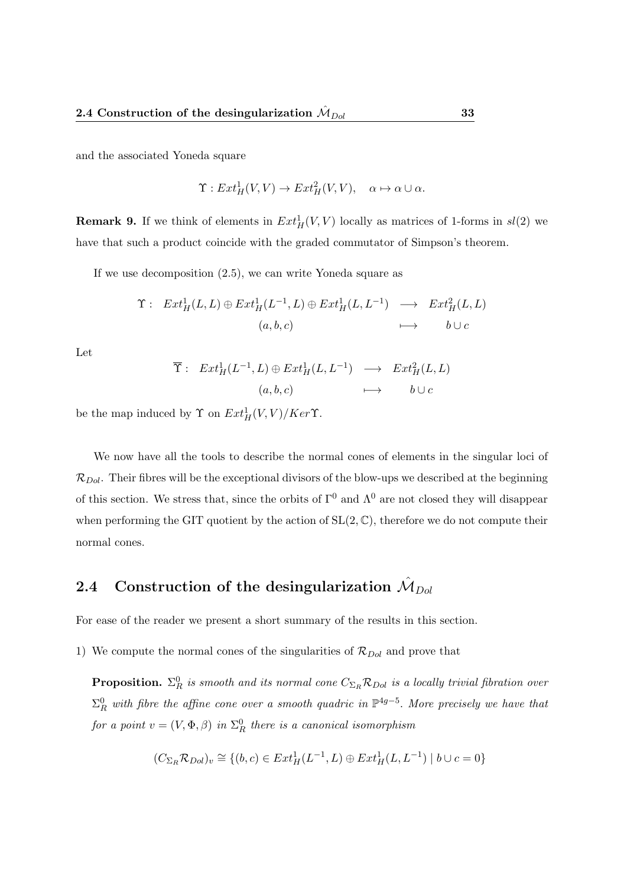and the associated Yoneda square

$$\Upsilon : Ext^1_H(V,V) \to Ext^2_H(V,V), \quad \alpha \mapsto \alpha \cup \alpha.$$

**Remark 9.** If we think of elements in $Ext^1_H(V,V)$ locally as matrices of 1-forms in $sl(2)$ we have that such a product coincide with the graded commutator of Simpson's theorem.

If we use decomposition (2.5), we can write Yoneda square as

$$\begin{array}{rccc} \Upsilon : & Ext^1_H(L,L) \oplus Ext^1_H(L^{-1},L) \oplus Ext^1_H(L,L^{-1}) & \longrightarrow & Ext^2_H(L,L) \\ & (a,b,c) & \longmapsto & b \cup c \end{array}$$

Let

$$\begin{array}{rccc} \overline{\Upsilon} : & Ext^1_H(L^{-1},L) \oplus Ext^1_H(L,L^{-1}) & \longrightarrow & Ext^2_H(L,L) \\ & (a,b,c) & \longmapsto & b \cup c \end{array}$$

be the map induced by $\Upsilon$ on $Ext^1_H(V,V)/Ker\Upsilon$.

We now have all the tools to describe the normal cones of elements in the singular loci of $\mathcal{R}_{Dol}$. Their fibres will be the exceptional divisors of the blow-ups we described at the beginning of this section. We stress that, since the orbits of $\Gamma^0$ and $\Lambda^0$ are not closed they will disappear when performing the GIT quotient by the action of $\mathrm{SL}(2,\mathbb{C})$, therefore we do not compute their normal cones.

## 2.4 Construction of the desingularization $\hat{\mathcal{M}}_{Dol}$

For ease of the reader we present a short summary of the results in this section.

1) We compute the normal cones of the singularities of $\mathcal{R}_{Dol}$ and prove that

**Proposition.** *$\Sigma^0_R$ is smooth and its normal cone $C_{\Sigma_R}\mathcal{R}_{Dol}$ is a locally trivial fibration over $\Sigma^0_R$ with fibre the affine cone over a smooth quadric in $\mathbb{P}^{4g-5}$. More precisely we have that for a point $v = (V, \Phi, \beta)$ in $\Sigma^0_R$ there is a canonical isomorphism*

$$(C_{\Sigma_R}\mathcal{R}_{Dol})_v \cong \{(b,c) \in Ext^1_H(L^{-1},L) \oplus Ext^1_H(L,L^{-1}) \mid b \cup c = 0\}$$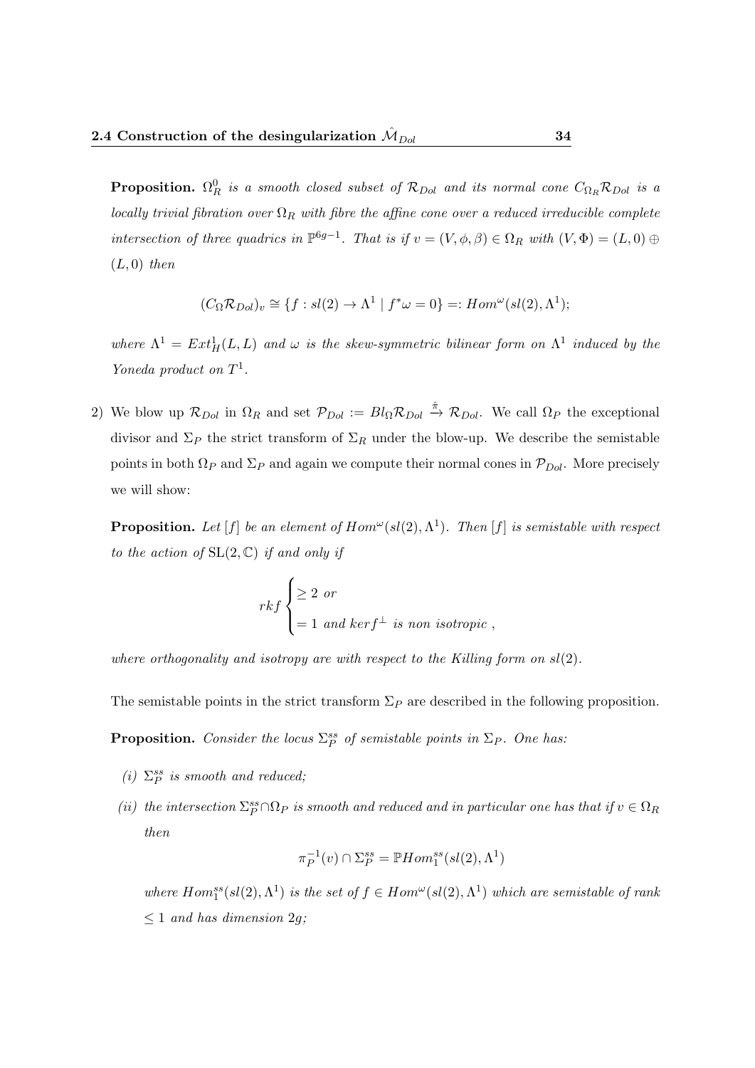**Proposition.** *$\Omega_R^0$ is a smooth closed subset of $\mathcal{R}_{Dol}$ and its normal cone $C_{\Omega_R}\mathcal{R}_{Dol}$ is a locally trivial fibration over $\Omega_R$ with fibre the affine cone over a reduced irreducible complete intersection of three quadrics in $\mathbb{P}^{6g-1}$. That is if $v = (V, \phi, \beta) \in \Omega_R$ with $(V, \Phi) = (L, 0) \oplus (L, 0)$ then*

$$(C_\Omega \mathcal{R}_{Dol})_v \cong \{f : sl(2) \to \Lambda^1 \mid f^*\omega = 0\} =: Hom^\omega(sl(2), \Lambda^1);$$

*where $\Lambda^1 = Ext^1_H(L, L)$ and $\omega$ is the skew-symmetric bilinear form on $\Lambda^1$ induced by the Yoneda product on $T^1$.*

2) We blow up $\mathcal{R}_{Dol}$ in $\Omega_R$ and set $\mathcal{P}_{Dol} := Bl_\Omega \mathcal{R}_{Dol} \xrightarrow{\hat{\pi}} \mathcal{R}_{Dol}$. We call $\Omega_P$ the exceptional divisor and $\Sigma_P$ the strict transform of $\Sigma_R$ under the blow-up. We describe the semistable points in both $\Omega_P$ and $\Sigma_P$ and again we compute their normal cones in $\mathcal{P}_{Dol}$. More precisely we will show:

**Proposition.** *Let $[f]$ be an element of $Hom^\omega(sl(2), \Lambda^1)$. Then $[f]$ is semistable with respect to the action of $\mathrm{SL}(2, \mathbb{C})$ if and only if*

$$rkf \begin{cases} \geq 2 \text{ or} \\ = 1 \text{ and } kerf^\perp \text{ is non isotropic}, \end{cases}$$

*where orthogonality and isotropy are with respect to the Killing form on $sl(2)$.*

The semistable points in the strict transform $\Sigma_P$ are described in the following proposition.

**Proposition.** *Consider the locus $\Sigma_P^{ss}$ of semistable points in $\Sigma_P$. One has:*

*(i) $\Sigma_P^{ss}$ is smooth and reduced;*

*(ii) the intersection $\Sigma_P^{ss} \cap \Omega_P$ is smooth and reduced and in particular one has that if $v \in \Omega_R$ then*

$$\pi_P^{-1}(v) \cap \Sigma_P^{ss} = \mathbb{P}Hom_1^{ss}(sl(2), \Lambda^1)$$

*where $Hom_1^{ss}(sl(2), \Lambda^1)$ is the set of $f \in Hom^\omega(sl(2), \Lambda^1)$ which are semistable of rank $\leq 1$ and has dimension $2g$;*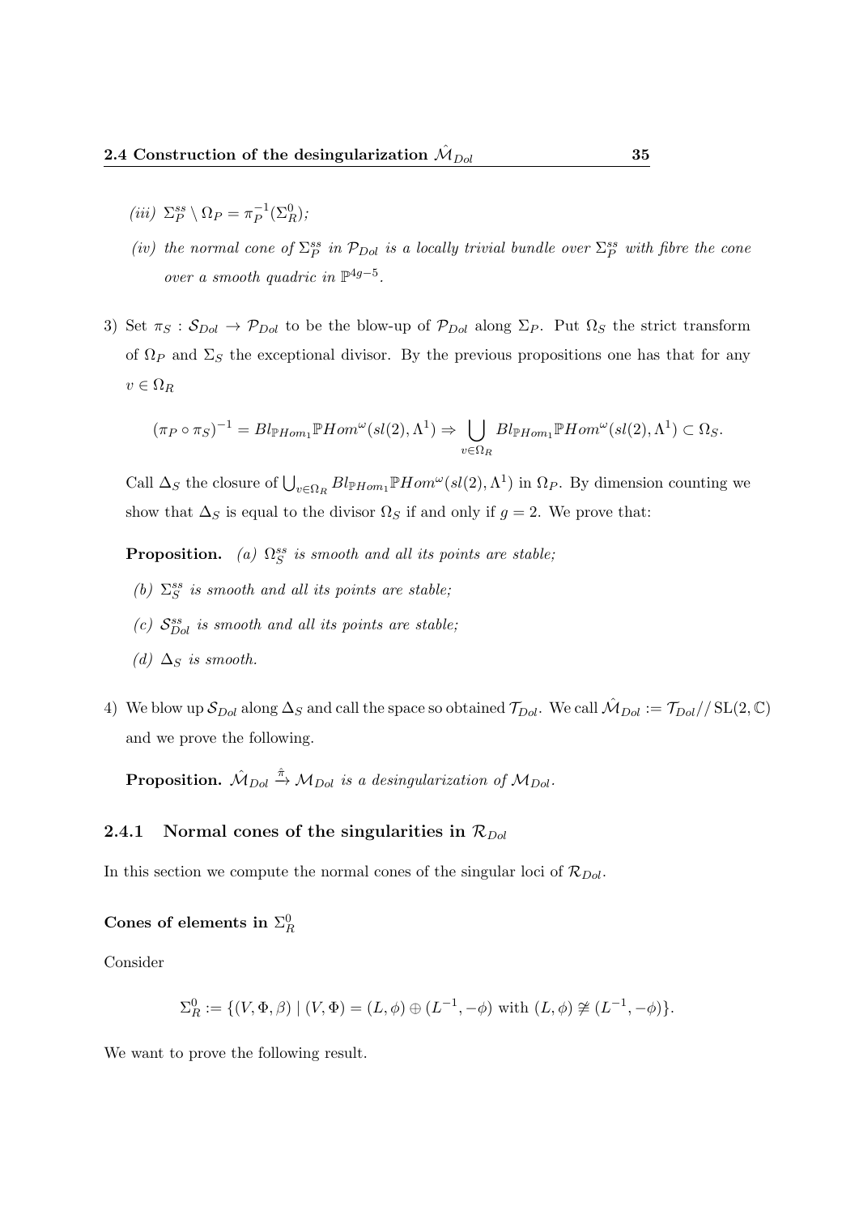*(iii)* $\Sigma_P^{ss} \setminus \Omega_P = \pi_P^{-1}(\Sigma_R^0)$;

*(iv) the normal cone of* $\Sigma_P^{ss}$ *in* $\mathcal{P}_{Dol}$ *is a locally trivial bundle over* $\Sigma_P^{ss}$ *with fibre the cone over a smooth quadric in* $\mathbb{P}^{4g-5}$.

3) Set $\pi_S : \mathcal{S}_{Dol} \to \mathcal{P}_{Dol}$ to be the blow-up of $\mathcal{P}_{Dol}$ along $\Sigma_P$. Put $\Omega_S$ the strict transform of $\Omega_P$ and $\Sigma_S$ the exceptional divisor. By the previous propositions one has that for any $v \in \Omega_R$

$$(\pi_P \circ \pi_S)^{-1} = Bl_{\mathbb{P}Hom_1}\mathbb{P}Hom^{\omega}(sl(2), \Lambda^1) \Rightarrow \bigcup_{v \in \Omega_R} Bl_{\mathbb{P}Hom_1}\mathbb{P}Hom^{\omega}(sl(2), \Lambda^1) \subset \Omega_S.$$

Call $\Delta_S$ the closure of $\bigcup_{v \in \Omega_R} Bl_{\mathbb{P}Hom_1}\mathbb{P}Hom^{\omega}(sl(2), \Lambda^1)$ in $\Omega_P$. By dimension counting we show that $\Delta_S$ is equal to the divisor $\Omega_S$ if and only if $g = 2$. We prove that:

**Proposition.** *(a)* $\Omega_S^{ss}$ *is smooth and all its points are stable;*

*(b)* $\Sigma_S^{ss}$ *is smooth and all its points are stable;*

*(c)* $\mathcal{S}_{Dol}^{ss}$ *is smooth and all its points are stable;*

*(d)* $\Delta_S$ *is smooth.*

4) We blow up $\mathcal{S}_{Dol}$ along $\Delta_S$ and call the space so obtained $\mathcal{T}_{Dol}$. We call $\hat{\mathcal{M}}_{Dol} := \mathcal{T}_{Dol}/\!/ \operatorname{SL}(2, \mathbb{C})$ and we prove the following.

**Proposition.** $\hat{\mathcal{M}}_{Dol} \xrightarrow{\hat{\pi}} \mathcal{M}_{Dol}$ *is a desingularization of* $\mathcal{M}_{Dol}$.

### 2.4.1 Normal cones of the singularities in $\mathcal{R}_{Dol}$

In this section we compute the normal cones of the singular loci of $\mathcal{R}_{Dol}$.

#### Cones of elements in $\Sigma_R^0$

Consider

$$\Sigma_R^0 := \{(V, \Phi, \beta) \mid (V, \Phi) = (L, \phi) \oplus (L^{-1}, -\phi) \text{ with } (L, \phi) \ncong (L^{-1}, -\phi)\}.$$

We want to prove the following result.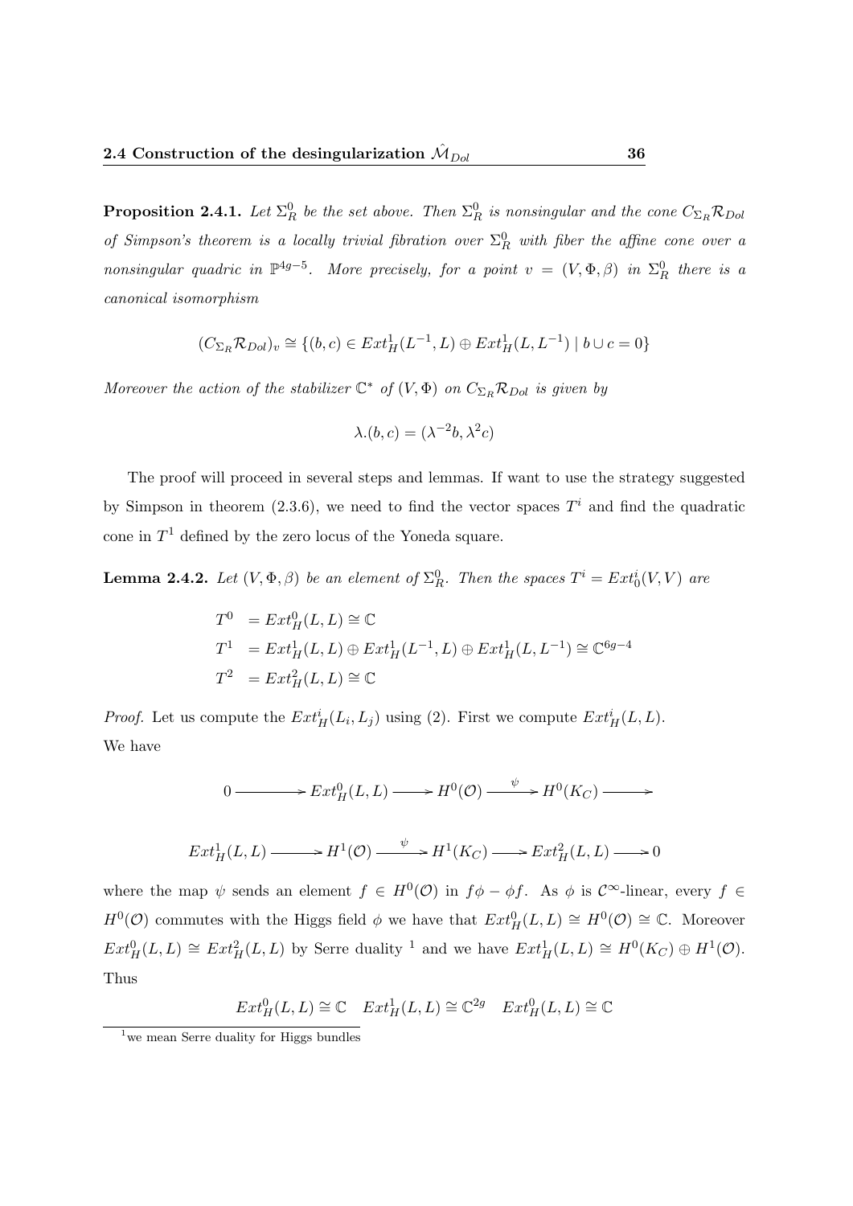**Proposition 2.4.1.** *Let $\Sigma_R^0$ be the set above. Then $\Sigma_R^0$ is nonsingular and the cone $C_{\Sigma_R}\mathcal{R}_{Dol}$ of Simpson's theorem is a locally trivial fibration over $\Sigma_R^0$ with fiber the affine cone over a nonsingular quadric in $\mathbb{P}^{4g-5}$. More precisely, for a point $v = (V, \Phi, \beta)$ in $\Sigma_R^0$ there is a canonical isomorphism*

$$(C_{\Sigma_R}\mathcal{R}_{Dol})_v \cong \{(b, c) \in Ext^1_H(L^{-1}, L) \oplus Ext^1_H(L, L^{-1}) \mid b \cup c = 0\}$$

*Moreover the action of the stabilizer $\mathbb{C}^*$ of $(V, \Phi)$ on $C_{\Sigma_R}\mathcal{R}_{Dol}$ is given by*

$$\lambda.(b, c) = (\lambda^{-2}b, \lambda^2 c)$$

The proof will proceed in several steps and lemmas. If want to use the strategy suggested by Simpson in theorem (2.3.6), we need to find the vector spaces $T^i$ and find the quadratic cone in $T^1$ defined by the zero locus of the Yoneda square.

**Lemma 2.4.2.** *Let $(V, \Phi, \beta)$ be an element of $\Sigma_R^0$. Then the spaces $T^i = Ext^i_0(V, V)$ are*

$$\begin{aligned}
T^0 &= Ext^0_H(L, L) \cong \mathbb{C} \\
T^1 &= Ext^1_H(L, L) \oplus Ext^1_H(L^{-1}, L) \oplus Ext^1_H(L, L^{-1}) \cong \mathbb{C}^{6g-4} \\
T^2 &= Ext^2_H(L, L) \cong \mathbb{C}
\end{aligned}$$

*Proof.* Let us compute the $Ext^i_H(L_i, L_j)$ using (2). First we compute $Ext^i_H(L, L)$.
We have

$$0 \longrightarrow Ext^0_H(L, L) \longrightarrow H^0(\mathcal{O}) \xrightarrow{\psi} H^0(K_C) \longrightarrow$$

$$Ext^1_H(L, L) \longrightarrow H^1(\mathcal{O}) \xrightarrow{\psi} H^1(K_C) \longrightarrow Ext^2_H(L, L) \longrightarrow 0$$

where the map $\psi$ sends an element $f \in H^0(\mathcal{O})$ in $f\phi - \phi f$. As $\phi$ is $\mathcal{C}^\infty$-linear, every $f \in H^0(\mathcal{O})$ commutes with the Higgs field $\phi$ we have that $Ext^0_H(L, L) \cong H^0(\mathcal{O}) \cong \mathbb{C}$. Moreover $Ext^0_H(L, L) \cong Ext^2_H(L, L)$ by Serre duality [1] and we have $Ext^1_H(L, L) \cong H^0(K_C) \oplus H^1(\mathcal{O})$. Thus

$$Ext^0_H(L, L) \cong \mathbb{C} \quad Ext^1_H(L, L) \cong \mathbb{C}^{2g} \quad Ext^0_H(L, L) \cong \mathbb{C}$$

[1] we mean Serre duality for Higgs bundles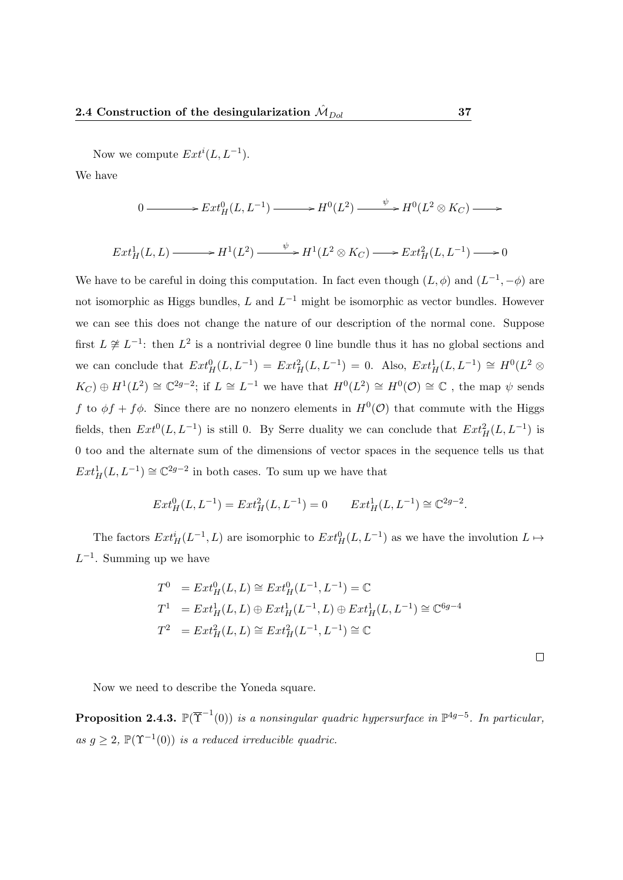Now we compute $Ext^i(L, L^{-1})$.

We have

$$0 \longrightarrow Ext^0_H(L, L^{-1}) \longrightarrow H^0(L^2) \xrightarrow{\psi} H^0(L^2 \otimes K_C) \longrightarrow$$

$$Ext^1_H(L, L) \longrightarrow H^1(L^2) \xrightarrow{\psi} H^1(L^2 \otimes K_C) \longrightarrow Ext^2_H(L, L^{-1}) \longrightarrow 0$$

We have to be careful in doing this computation. In fact even though $(L, \phi)$ and $(L^{-1}, -\phi)$ are not isomorphic as Higgs bundles, $L$ and $L^{-1}$ might be isomorphic as vector bundles. However we can see this does not change the nature of our description of the normal cone. Suppose first $L \not\cong L^{-1}$: then $L^2$ is a nontrivial degree 0 line bundle thus it has no global sections and we can conclude that $Ext^0_H(L, L^{-1}) = Ext^2_H(L, L^{-1}) = 0$. Also, $Ext^1_H(L, L^{-1}) \cong H^0(L^2 \otimes K_C) \oplus H^1(L^2) \cong \mathbb{C}^{2g-2}$; if $L \cong L^{-1}$ we have that $H^0(L^2) \cong H^0(\mathcal{O}) \cong \mathbb{C}$ , the map $\psi$ sends $f$ to $\phi f + f\phi$. Since there are no nonzero elements in $H^0(\mathcal{O})$ that commute with the Higgs fields, then $Ext^0(L, L^{-1})$ is still 0. By Serre duality we can conclude that $Ext^2_H(L, L^{-1})$ is 0 too and the alternate sum of the dimensions of vector spaces in the sequence tells us that $Ext^1_H(L, L^{-1}) \cong \mathbb{C}^{2g-2}$ in both cases. To sum up we have that

$$Ext^0_H(L, L^{-1}) = Ext^2_H(L, L^{-1}) = 0 \qquad Ext^1_H(L, L^{-1}) \cong \mathbb{C}^{2g-2}.$$

The factors $Ext^i_H(L^{-1}, L)$ are isomorphic to $Ext^0_H(L, L^{-1})$ as we have the involution $L \mapsto L^{-1}$. Summing up we have

$$\begin{aligned}
T^0 &= Ext^0_H(L, L) \cong Ext^0_H(L^{-1}, L^{-1}) = \mathbb{C} \\
T^1 &= Ext^1_H(L, L) \oplus Ext^1_H(L^{-1}, L) \oplus Ext^1_H(L, L^{-1}) \cong \mathbb{C}^{6g-4} \\
T^2 &= Ext^2_H(L, L) \cong Ext^2_H(L^{-1}, L^{-1}) \cong \mathbb{C}
\end{aligned}$$

□

Now we need to describe the Yoneda square.

**Proposition 2.4.3.** *$\mathbb{P}(\overline{\Upsilon}^{-1}(0))$ is a nonsingular quadric hypersurface in $\mathbb{P}^{4g-5}$. In particular, as $g \geq 2$, $\mathbb{P}(\Upsilon^{-1}(0))$ is a reduced irreducible quadric.*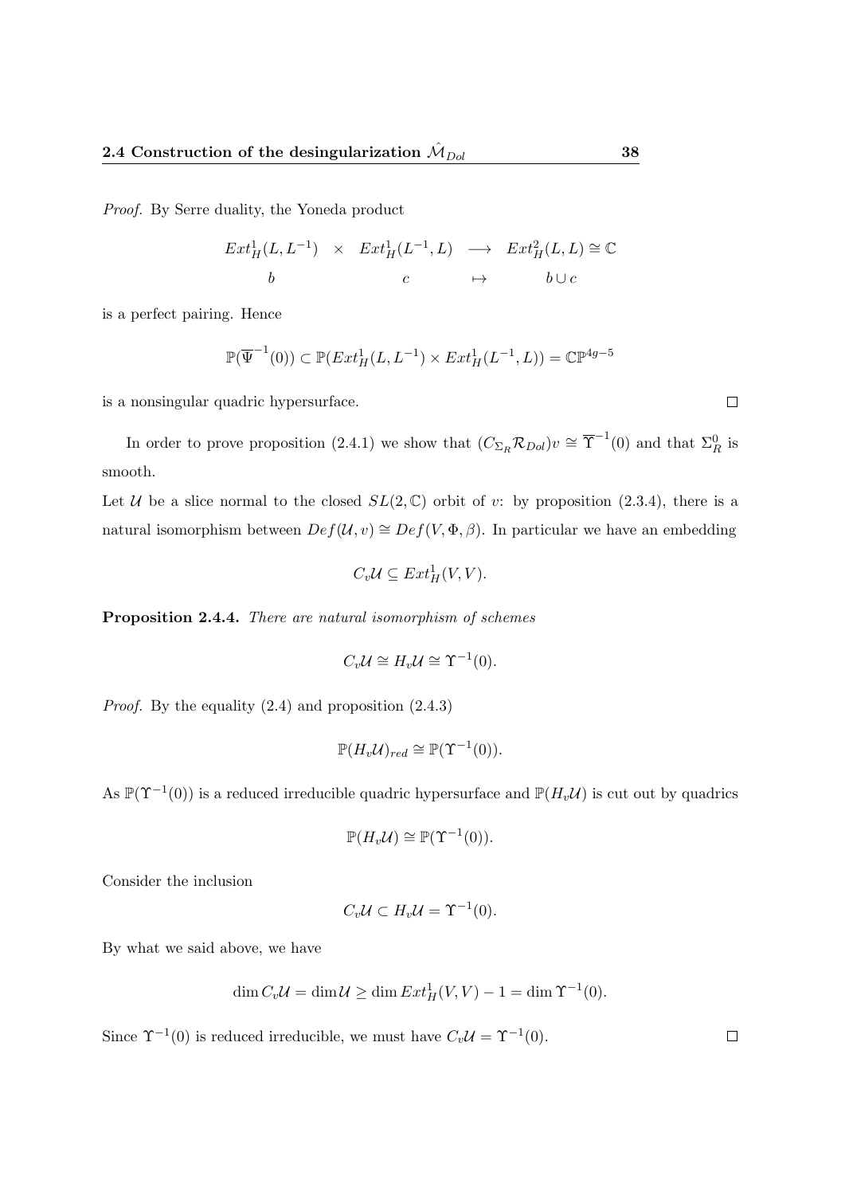*Proof.* By Serre duality, the Yoneda product

$$
\begin{array}{ccccc}
Ext^1_H(L, L^{-1}) & \times & Ext^1_H(L^{-1}, L) & \longrightarrow & Ext^2_H(L, L) \cong \mathbb{C} \\
b & & c & \mapsto & b \cup c
\end{array}
$$

is a perfect pairing. Hence

$$
\mathbb{P}(\overline{\Psi}^{-1}(0)) \subset \mathbb{P}(Ext^1_H(L, L^{-1}) \times Ext^1_H(L^{-1}, L)) = \mathbb{CP}^{4g-5}
$$

is a nonsingular quadric hypersurface. $\square$

In order to prove proposition (2.4.1) we show that $(C_{\Sigma_R}\mathcal{R}_{Dol})v \cong \overline{\Upsilon}^{-1}(0)$ and that $\Sigma^0_R$ is smooth.

Let $\mathcal{U}$ be a slice normal to the closed $SL(2, \mathbb{C})$ orbit of $v$: by proposition (2.3.4), there is a natural isomorphism between $Def(\mathcal{U}, v) \cong Def(V, \Phi, \beta)$. In particular we have an embedding

$$
C_v\mathcal{U} \subseteq Ext^1_H(V, V).
$$

**Proposition 2.4.4.** *There are natural isomorphism of schemes*

$$
C_v\mathcal{U} \cong H_v\mathcal{U} \cong \Upsilon^{-1}(0).
$$

*Proof.* By the equality (2.4) and proposition (2.4.3)

$$
\mathbb{P}(H_v\mathcal{U})_{red} \cong \mathbb{P}(\Upsilon^{-1}(0)).
$$

As $\mathbb{P}(\Upsilon^{-1}(0))$ is a reduced irreducible quadric hypersurface and $\mathbb{P}(H_v\mathcal{U})$ is cut out by quadrics

$$
\mathbb{P}(H_v\mathcal{U}) \cong \mathbb{P}(\Upsilon^{-1}(0)).
$$

Consider the inclusion

$$
C_v\mathcal{U} \subset H_v\mathcal{U} = \Upsilon^{-1}(0).
$$

By what we said above, we have

$$
\dim C_v\mathcal{U} = \dim \mathcal{U} \geq \dim Ext^1_H(V, V) - 1 = \dim \Upsilon^{-1}(0).
$$

Since $\Upsilon^{-1}(0)$ is reduced irreducible, we must have $C_v\mathcal{U} = \Upsilon^{-1}(0)$. $\square$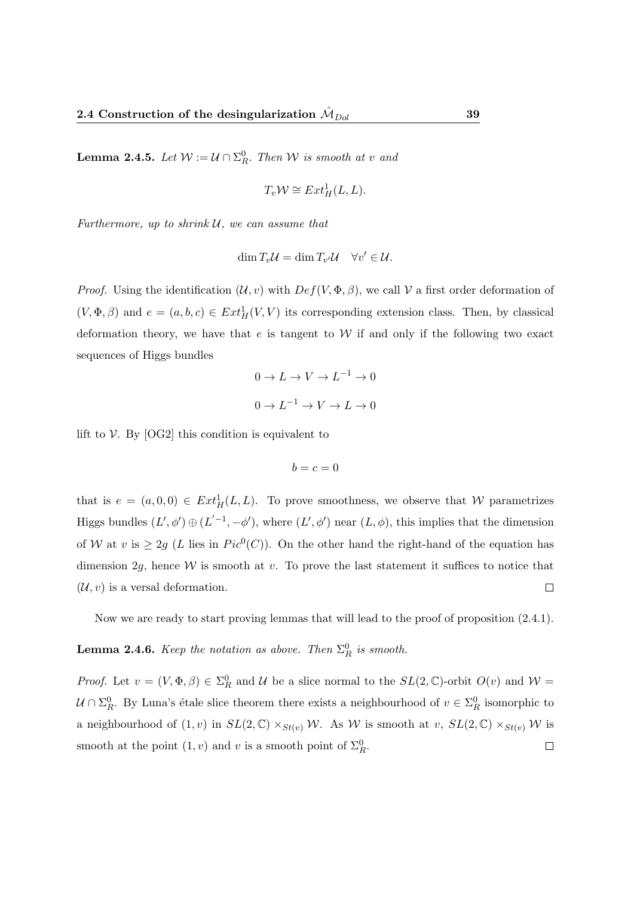**Lemma 2.4.5.** *Let $\mathcal{W} := \mathcal{U} \cap \Sigma_R^0$. Then $\mathcal{W}$ is smooth at $v$ and*

$$T_v\mathcal{W} \cong Ext^1_H(L, L).$$

*Furthermore, up to shrink $\mathcal{U}$, we can assume that*

$$\dim T_v\mathcal{U} = \dim T_{v'}\mathcal{U} \quad \forall v' \in \mathcal{U}.$$

*Proof.* Using the identification $(\mathcal{U}, v)$ with $Def(V, \Phi, \beta)$, we call $\mathcal{V}$ a first order deformation of $(V, \Phi, \beta)$ and $e = (a, b, c) \in Ext^1_H(V, V)$ its corresponding extension class. Then, by classical deformation theory, we have that $e$ is tangent to $\mathcal{W}$ if and only if the following two exact sequences of Higgs bundles

$$0 \to L \to V \to L^{-1} \to 0$$

$$0 \to L^{-1} \to V \to L \to 0$$

lift to $\mathcal{V}$. By [OG2] this condition is equivalent to

$$b = c = 0$$

that is $e = (a, 0, 0) \in Ext^1_H(L, L)$. To prove smoothness, we observe that $\mathcal{W}$ parametrizes Higgs bundles $(L', \phi') \oplus (L'^{-1}, -\phi')$, where $(L', \phi')$ near $(L, \phi)$, this implies that the dimension of $\mathcal{W}$ at $v$ is $\geq 2g$ ($L$ lies in $Pic^0(C)$). On the other hand the right-hand of the equation has dimension $2g$, hence $\mathcal{W}$ is smooth at $v$. To prove the last statement it suffices to notice that $(\mathcal{U}, v)$ is a versal deformation. $\square$

Now we are ready to start proving lemmas that will lead to the proof of proposition (2.4.1).

**Lemma 2.4.6.** *Keep the notation as above. Then $\Sigma_R^0$ is smooth.*

*Proof.* Let $v = (V, \Phi, \beta) \in \Sigma_R^0$ and $\mathcal{U}$ be a slice normal to the $SL(2, \mathbb{C})$-orbit $O(v)$ and $\mathcal{W} = \mathcal{U} \cap \Sigma_R^0$. By Luna's étale slice theorem there exists a neighbourhood of $v \in \Sigma_R^0$ isomorphic to a neighbourhood of $(1, v)$ in $SL(2, \mathbb{C}) \times_{St(v)} \mathcal{W}$. As $\mathcal{W}$ is smooth at $v$, $SL(2, \mathbb{C}) \times_{St(v)} \mathcal{W}$ is smooth at the point $(1, v)$ and $v$ is a smooth point of $\Sigma_R^0$. $\square$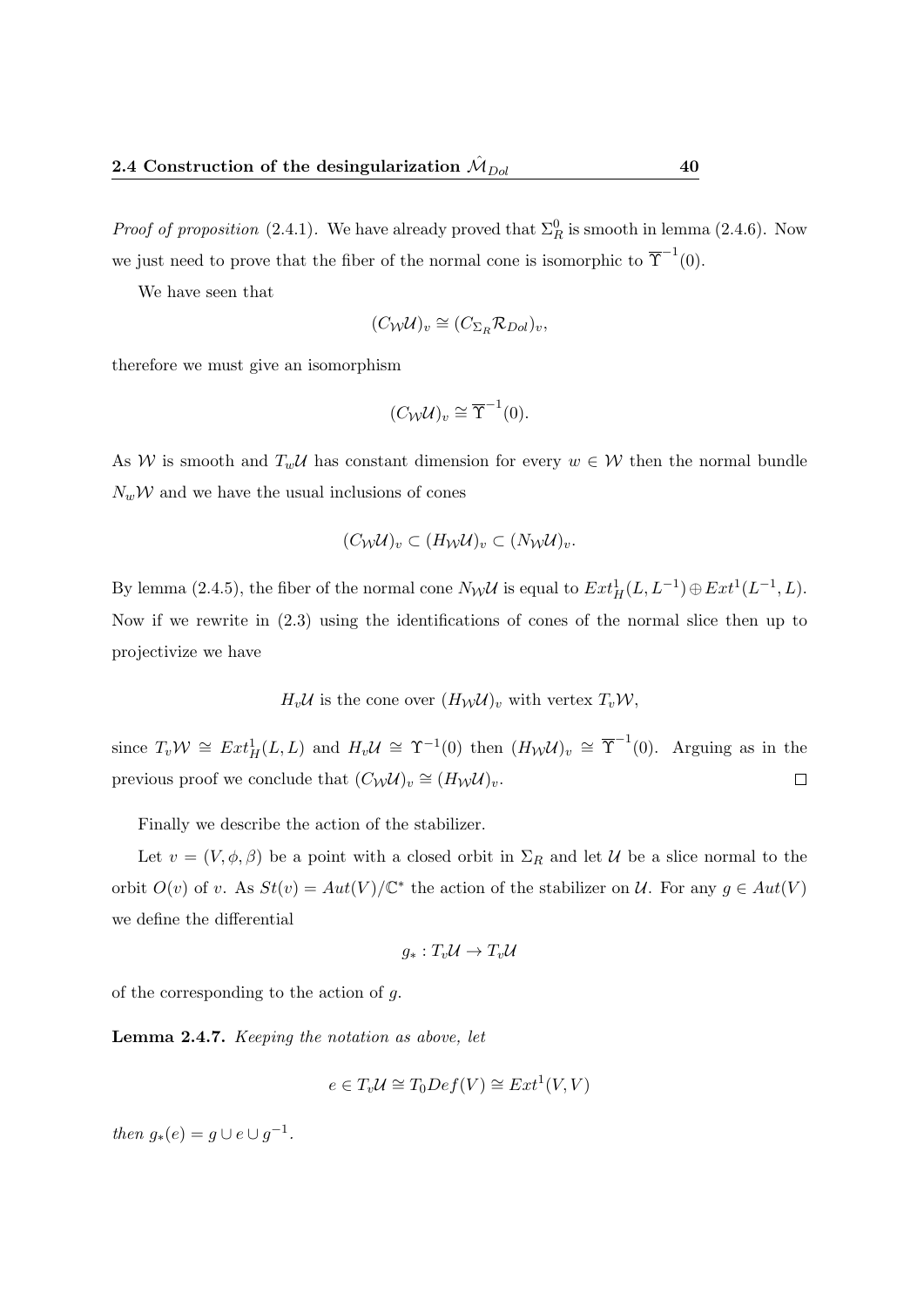*Proof of proposition* (2.4.1). We have already proved that $\Sigma_R^0$ is smooth in lemma (2.4.6). Now we just need to prove that the fiber of the normal cone is isomorphic to $\overline{\Upsilon}^{-1}(0)$.

We have seen that

$$(C_{\mathcal{W}}\mathcal{U})_v \cong (C_{\Sigma_R}\mathcal{R}_{Dol})_v,$$

therefore we must give an isomorphism

$$(C_{\mathcal{W}}\mathcal{U})_v \cong \overline{\Upsilon}^{-1}(0).$$

As $\mathcal{W}$ is smooth and $T_w\mathcal{U}$ has constant dimension for every $w \in \mathcal{W}$ then the normal bundle $N_w\mathcal{W}$ and we have the usual inclusions of cones

$$(C_{\mathcal{W}}\mathcal{U})_v \subset (H_{\mathcal{W}}\mathcal{U})_v \subset (N_{\mathcal{W}}\mathcal{U})_v.$$

By lemma (2.4.5), the fiber of the normal cone $N_{\mathcal{W}}\mathcal{U}$ is equal to $Ext^1_H(L, L^{-1}) \oplus Ext^1(L^{-1}, L)$. Now if we rewrite in (2.3) using the identifications of cones of the normal slice then up to projectivize we have

$$H_v\mathcal{U} \text{ is the cone over } (H_{\mathcal{W}}\mathcal{U})_v \text{ with vertex } T_v\mathcal{W},$$

since $T_v\mathcal{W} \cong Ext^1_H(L, L)$ and $H_v\mathcal{U} \cong \Upsilon^{-1}(0)$ then $(H_{\mathcal{W}}\mathcal{U})_v \cong \overline{\Upsilon}^{-1}(0)$. Arguing as in the previous proof we conclude that $(C_{\mathcal{W}}\mathcal{U})_v \cong (H_{\mathcal{W}}\mathcal{U})_v$. $\square$

Finally we describe the action of the stabilizer.

Let $v = (V, \phi, \beta)$ be a point with a closed orbit in $\Sigma_R$ and let $\mathcal{U}$ be a slice normal to the orbit $O(v)$ of $v$. As $St(v) = Aut(V)/\mathbb{C}^*$ the action of the stabilizer on $\mathcal{U}$. For any $g \in Aut(V)$ we define the differential

$$g_* : T_v\mathcal{U} \to T_v\mathcal{U}$$

of the corresponding to the action of $g$.

**Lemma 2.4.7.** *Keeping the notation as above, let*

$$e \in T_v\mathcal{U} \cong T_0Def(V) \cong Ext^1(V, V)$$

*then* $g_*(e) = g \cup e \cup g^{-1}$.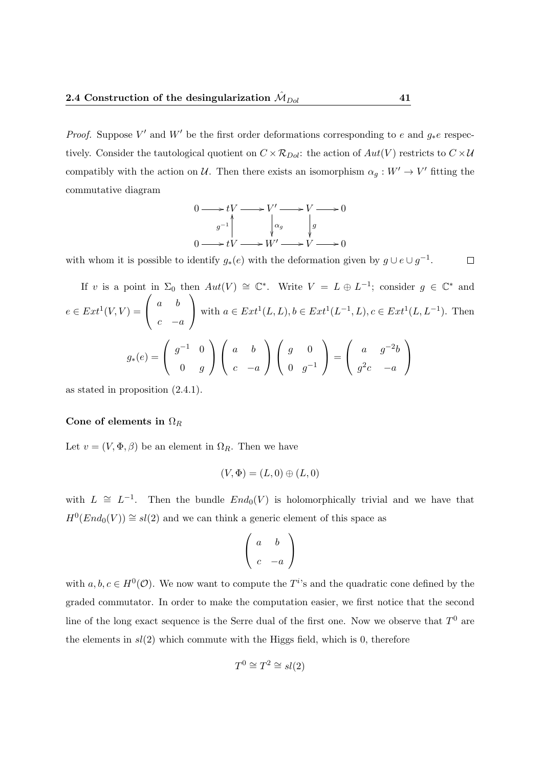*Proof.* Suppose $V'$ and $W'$ be the first order deformations corresponding to $e$ and $g_* e$ respectively. Consider the tautological quotient on $C \times \mathcal{R}_{Dol}$: the action of $Aut(V)$ restricts to $C \times \mathcal{U}$ compatibly with the action on $\mathcal{U}$. Then there exists an isomorphism $\alpha_g : W' \to V'$ fitting the commutative diagram

$$
\begin{array}{ccccccccc}
0 & \longrightarrow & tV & \longrightarrow & V' & \longrightarrow & V & \longrightarrow & 0 \\
 & & \uparrow{\scriptstyle g^{-1}} & & \downarrow{\scriptstyle \alpha_g} & & \downarrow{\scriptstyle g} & & \\
0 & \longrightarrow & tV & \longrightarrow & W' & \longrightarrow & V & \longrightarrow & 0
\end{array}
$$

with whom it is possible to identify $g_*(e)$ with the deformation given by $g \cup e \cup g^{-1}$. $\square$

If $v$ is a point in $\Sigma_0$ then $Aut(V) \cong \mathbb{C}^*$. Write $V = L \oplus L^{-1}$; consider $g \in \mathbb{C}^*$ and $e \in Ext^1(V,V) = \begin{pmatrix} a & b \\ c & -a \end{pmatrix}$ with $a \in Ext^1(L,L), b \in Ext^1(L^{-1}, L), c \in Ext^1(L, L^{-1})$. Then

$$
g_*(e) = \begin{pmatrix} g^{-1} & 0 \\ 0 & g \end{pmatrix} \begin{pmatrix} a & b \\ c & -a \end{pmatrix} \begin{pmatrix} g & 0 \\ 0 & g^{-1} \end{pmatrix} = \begin{pmatrix} a & g^{-2} b \\ g^2 c & -a \end{pmatrix}
$$

as stated in proposition (2.4.1).

#### Cone of elements in $\Omega_R$

Let $v = (V, \Phi, \beta)$ be an element in $\Omega_R$. Then we have

$$
(V, \Phi) = (L, 0) \oplus (L, 0)
$$

with $L \cong L^{-1}$. Then the bundle $End_0(V)$ is holomorphically trivial and we have that $H^0(End_0(V)) \cong sl(2)$ and we can think a generic element of this space as

$$
\begin{pmatrix} a & b \\ c & -a \end{pmatrix}
$$

with $a, b, c \in H^0(\mathcal{O})$. We now want to compute the $T^i$'s and the quadratic cone defined by the graded commutator. In order to make the computation easier, we first notice that the second line of the long exact sequence is the Serre dual of the first one. Now we observe that $T^0$ are the elements in $sl(2)$ which commute with the Higgs field, which is 0, therefore

$$
T^0 \cong T^2 \cong sl(2)
$$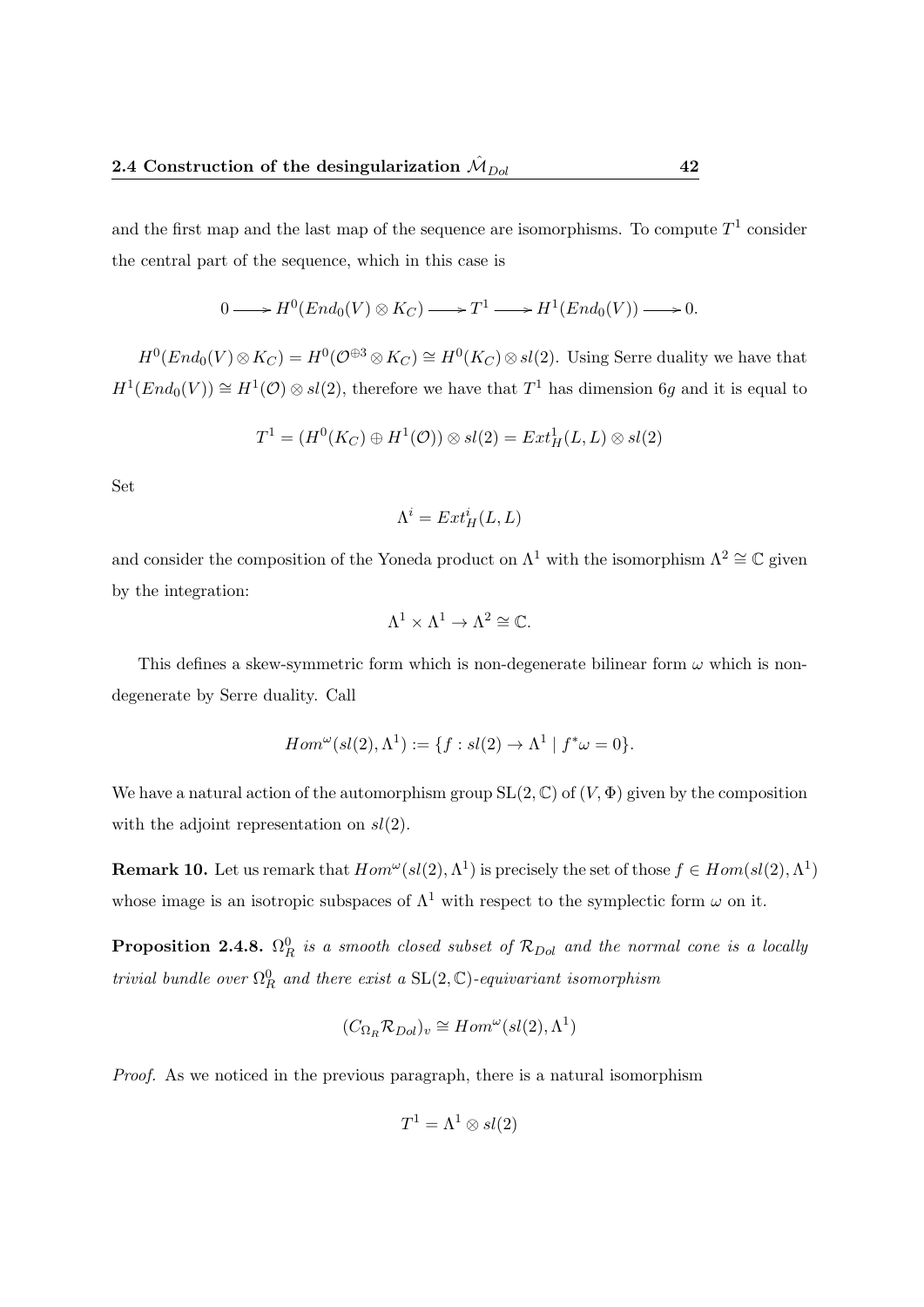and the first map and the last map of the sequence are isomorphisms. To compute $T^1$ consider the central part of the sequence, which in this case is

$$0 \longrightarrow H^0(End_0(V) \otimes K_C) \longrightarrow T^1 \longrightarrow H^1(End_0(V)) \longrightarrow 0.$$

$H^0(End_0(V) \otimes K_C) = H^0(\mathcal{O}^{\oplus 3} \otimes K_C) \cong H^0(K_C) \otimes sl(2)$. Using Serre duality we have that $H^1(End_0(V)) \cong H^1(\mathcal{O}) \otimes sl(2)$, therefore we have that $T^1$ has dimension $6g$ and it is equal to

$$T^1 = (H^0(K_C) \oplus H^1(\mathcal{O})) \otimes sl(2) = Ext^1_H(L, L) \otimes sl(2)$$

Set

$$\Lambda^i = Ext^i_H(L, L)$$

and consider the composition of the Yoneda product on $\Lambda^1$ with the isomorphism $\Lambda^2 \cong \mathbb{C}$ given by the integration:

$$\Lambda^1 \times \Lambda^1 \to \Lambda^2 \cong \mathbb{C}.$$

This defines a skew-symmetric form which is non-degenerate bilinear form $\omega$ which is non-degenerate by Serre duality. Call

$$Hom^\omega(sl(2), \Lambda^1) := \{f : sl(2) \to \Lambda^1 \mid f^*\omega = 0\}.$$

We have a natural action of the automorphism group $\mathrm{SL}(2, \mathbb{C})$ of $(V, \Phi)$ given by the composition with the adjoint representation on $sl(2)$.

**Remark 10.** Let us remark that $Hom^\omega(sl(2), \Lambda^1)$ is precisely the set of those $f \in Hom(sl(2), \Lambda^1)$ whose image is an isotropic subspaces of $\Lambda^1$ with respect to the symplectic form $\omega$ on it.

**Proposition 2.4.8.** *$\Omega^0_R$ is a smooth closed subset of $\mathcal{R}_{Dol}$ and the normal cone is a locally trivial bundle over $\Omega^0_R$ and there exist a $\mathrm{SL}(2, \mathbb{C})$-equivariant isomorphism*

$$(C_{\Omega_R}\mathcal{R}_{Dol})_v \cong Hom^\omega(sl(2), \Lambda^1)$$

*Proof.* As we noticed in the previous paragraph, there is a natural isomorphism

$$T^1 = \Lambda^1 \otimes sl(2)$$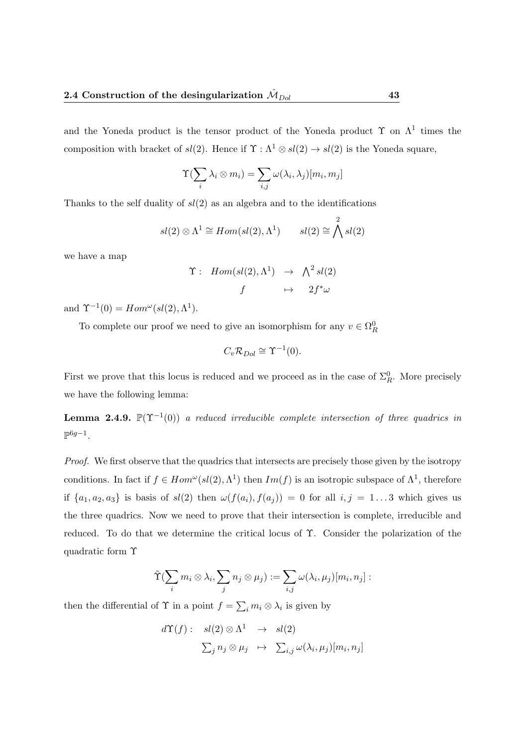and the Yoneda product is the tensor product of the Yoneda product $\Upsilon$ on $\Lambda^1$ times the composition with bracket of $sl(2)$. Hence if $\Upsilon : \Lambda^1 \otimes sl(2) \to sl(2)$ is the Yoneda square,

$$\Upsilon(\sum_i \lambda_i \otimes m_i) = \sum_{i,j} \omega(\lambda_i, \lambda_j)[m_i, m_j]$$

Thanks to the self duality of $sl(2)$ as an algebra and to the identifications

$$sl(2) \otimes \Lambda^1 \cong Hom(sl(2), \Lambda^1) \qquad sl(2) \cong \bigwedge^2 sl(2)$$

we have a map

$$\begin{array}{rccc} \Upsilon: & Hom(sl(2), \Lambda^1) & \to & \bigwedge^2 sl(2) \\ & f & \mapsto & 2f^*\omega \end{array}$$

and $\Upsilon^{-1}(0) = Hom^{\omega}(sl(2), \Lambda^1)$.

To complete our proof we need to give an isomorphism for any $v \in \Omega^0_R$

$$C_v \mathcal{R}_{Dol} \cong \Upsilon^{-1}(0).$$

First we prove that this locus is reduced and we proceed as in the case of $\Sigma^0_R$. More precisely we have the following lemma:

**Lemma 2.4.9.** *$\mathbb{P}(\Upsilon^{-1}(0))$ a reduced irreducible complete intersection of three quadrics in $\mathbb{P}^{6g-1}$.*

*Proof.* We first observe that the quadrics that intersects are precisely those given by the isotropy conditions. In fact if $f \in Hom^{\omega}(sl(2), \Lambda^1)$ then $Im(f)$ is an isotropic subspace of $\Lambda^1$, therefore if $\{a_1, a_2, a_3\}$ is basis of $sl(2)$ then $\omega(f(a_i), f(a_j)) = 0$ for all $i, j = 1 \ldots 3$ which gives us the three quadrics. Now we need to prove that their intersection is complete, irreducible and reduced. To do that we determine the critical locus of $\Upsilon$. Consider the polarization of the quadratic form $\Upsilon$

$$\tilde{\Upsilon}(\sum_i m_i \otimes \lambda_i, \sum_j n_j \otimes \mu_j) := \sum_{i,j} \omega(\lambda_i, \mu_j)[m_i, n_j] :$$

then the differential of $\Upsilon$ in a point $f = \sum_i m_i \otimes \lambda_i$ is given by

$$\begin{array}{rccc} d\Upsilon(f): & sl(2) \otimes \Lambda^1 & \to & sl(2) \\ & \sum_j n_j \otimes \mu_j & \mapsto & \sum_{i,j} \omega(\lambda_i, \mu_j)[m_i, n_j] \end{array}$$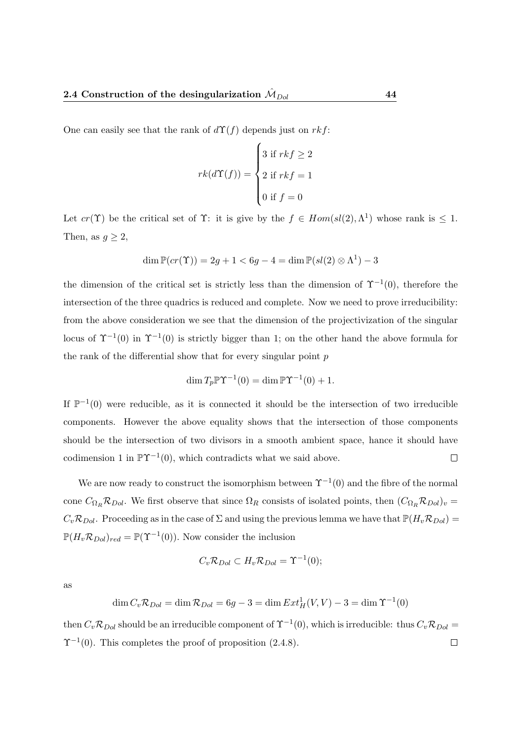One can easily see that the rank of $d\Upsilon(f)$ depends just on $rkf$:

$$rk(d\Upsilon(f)) = \begin{cases} 3 \text{ if } rkf \geq 2 \\ 2 \text{ if } rkf = 1 \\ 0 \text{ if } f = 0 \end{cases}$$

Let $cr(\Upsilon)$ be the critical set of $\Upsilon$: it is give by the $f \in Hom(sl(2), \Lambda^1)$ whose rank is $\leq 1$. Then, as $g \geq 2$,

$$\dim \mathbb{P}(cr(\Upsilon)) = 2g + 1 < 6g - 4 = \dim \mathbb{P}(sl(2) \otimes \Lambda^1) - 3$$

the dimension of the critical set is strictly less than the dimension of $\Upsilon^{-1}(0)$, therefore the intersection of the three quadrics is reduced and complete. Now we need to prove irreducibility: from the above consideration we see that the dimension of the projectivization of the singular locus of $\Upsilon^{-1}(0)$ in $\Upsilon^{-1}(0)$ is strictly bigger than 1; on the other hand the above formula for the rank of the differential show that for every singular point $p$

$$\dim T_p \mathbb{P}\Upsilon^{-1}(0) = \dim \mathbb{P}\Upsilon^{-1}(0) + 1.$$

If $\mathbb{P}^{-1}(0)$ were reducible, as it is connected it should be the intersection of two irreducible components. However the above equality shows that the intersection of those components should be the intersection of two divisors in a smooth ambient space, hance it should have codimension 1 in $\mathbb{P}\Upsilon^{-1}(0)$, which contradicts what we said above. □

We are now ready to construct the isomorphism between $\Upsilon^{-1}(0)$ and the fibre of the normal cone $C_{\Omega_R}\mathcal{R}_{Dol}$. We first observe that since $\Omega_R$ consists of isolated points, then $(C_{\Omega_R}\mathcal{R}_{Dol})_v = C_v\mathcal{R}_{Dol}$. Proceeding as in the case of $\Sigma$ and using the previous lemma we have that $\mathbb{P}(H_v\mathcal{R}_{Dol}) = \mathbb{P}(H_v\mathcal{R}_{Dol})_{red} = \mathbb{P}(\Upsilon^{-1}(0))$. Now consider the inclusion

$$C_v\mathcal{R}_{Dol} \subset H_v\mathcal{R}_{Dol} = \Upsilon^{-1}(0);$$

as

$$\dim C_v\mathcal{R}_{Dol} = \dim \mathcal{R}_{Dol} = 6g - 3 = \dim Ext^1_H(V, V) - 3 = \dim \Upsilon^{-1}(0)$$

then $C_v\mathcal{R}_{Dol}$ should be an irreducible component of $\Upsilon^{-1}(0)$, which is irreducible: thus $C_v\mathcal{R}_{Dol} = \Upsilon^{-1}(0)$. This completes the proof of proposition (2.4.8). □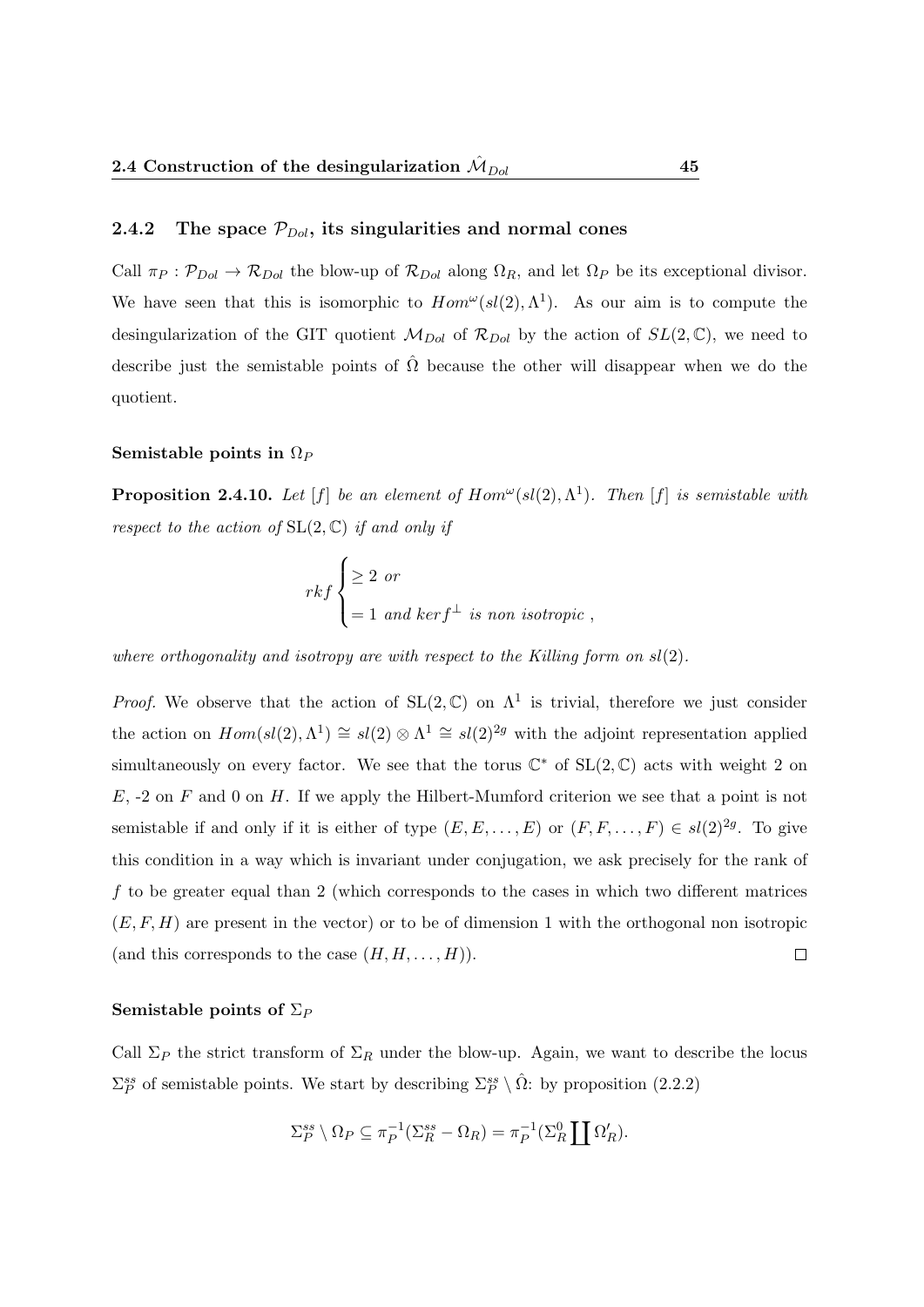### 2.4.2 The space $\mathcal{P}_{Dol}$, its singularities and normal cones

Call $\pi_P : \mathcal{P}_{Dol} \to \mathcal{R}_{Dol}$ the blow-up of $\mathcal{R}_{Dol}$ along $\Omega_R$, and let $\Omega_P$ be its exceptional divisor. We have seen that this is isomorphic to $Hom^{\omega}(sl(2), \Lambda^1)$. As our aim is to compute the desingularization of the GIT quotient $\mathcal{M}_{Dol}$ of $\mathcal{R}_{Dol}$ by the action of $SL(2, \mathbb{C})$, we need to describe just the semistable points of $\hat{\Omega}$ because the other will disappear when we do the quotient.

#### Semistable points in $\Omega_P$

**Proposition 2.4.10.** *Let $[f]$ be an element of $Hom^{\omega}(sl(2), \Lambda^1)$. Then $[f]$ is semistable with respect to the action of $\mathrm{SL}(2, \mathbb{C})$ if and only if*

$$rkf \begin{cases} \geq 2 \text{ or} \\ = 1 \text{ and } kerf^{\perp} \text{ is non isotropic ,} \end{cases}$$

*where orthogonality and isotropy are with respect to the Killing form on $sl(2)$.*

*Proof.* We observe that the action of $\mathrm{SL}(2, \mathbb{C})$ on $\Lambda^1$ is trivial, therefore we just consider the action on $Hom(sl(2), \Lambda^1) \cong sl(2) \otimes \Lambda^1 \cong sl(2)^{2g}$ with the adjoint representation applied simultaneously on every factor. We see that the torus $\mathbb{C}^*$ of $\mathrm{SL}(2, \mathbb{C})$ acts with weight 2 on $E$, -2 on $F$ and 0 on $H$. If we apply the Hilbert-Mumford criterion we see that a point is not semistable if and only if it is either of type $(E, E, \ldots, E)$ or $(F, F, \ldots, F) \in sl(2)^{2g}$. To give this condition in a way which is invariant under conjugation, we ask precisely for the rank of $f$ to be greater equal than 2 (which corresponds to the cases in which two different matrices $(E, F, H)$ are present in the vector) or to be of dimension 1 with the orthogonal non isotropic (and this corresponds to the case $(H, H, \ldots, H)$). $\square$

#### Semistable points of $\Sigma_P$

Call $\Sigma_P$ the strict transform of $\Sigma_R$ under the blow-up. Again, we want to describe the locus $\Sigma_P^{ss}$ of semistable points. We start by describing $\Sigma_P^{ss} \setminus \hat{\Omega}$: by proposition (2.2.2)

$$\Sigma_P^{ss} \setminus \Omega_P \subseteq \pi_P^{-1}(\Sigma_R^{ss} - \Omega_R) = \pi_P^{-1}(\Sigma_R^0 \coprod \Omega_R').$$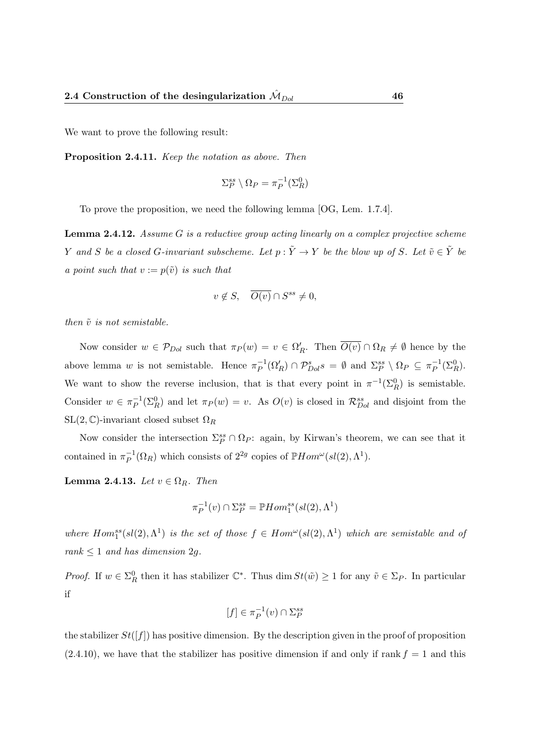We want to prove the following result:

**Proposition 2.4.11.** *Keep the notation as above. Then*

$$\Sigma_P^{ss} \setminus \Omega_P = \pi_P^{-1}(\Sigma_R^0)$$

To prove the proposition, we need the following lemma [OG, Lem. 1.7.4].

**Lemma 2.4.12.** *Assume $G$ is a reductive group acting linearly on a complex projective scheme $Y$ and $S$ be a closed $G$-invariant subscheme. Let $p : \tilde{Y} \to Y$ be the blow up of $S$. Let $\tilde{v} \in \tilde{Y}$ be a point such that $v := p(\tilde{v})$ is such that*

$$v \notin S, \quad \overline{O(v)} \cap S^{ss} \neq 0,$$

*then $\tilde{v}$ is not semistable.*

Now consider $w \in \mathcal{P}_{Dol}$ such that $\pi_P(w) = v \in \Omega_R'$. Then $\overline{O(v)} \cap \Omega_R \neq \emptyset$ hence by the above lemma $w$ is not semistable. Hence $\pi_P^{-1}(\Omega_R') \cap \mathcal{P}_{Dol}^s s = \emptyset$ and $\Sigma_P^{ss} \setminus \Omega_P \subseteq \pi_P^{-1}(\Sigma_R^0)$. We want to show the reverse inclusion, that is that every point in $\pi^{-1}(\Sigma_R^0)$ is semistable. Consider $w \in \pi_P^{-1}(\Sigma_R^0)$ and let $\pi_P(w) = v$. As $O(v)$ is closed in $\mathcal{R}_{Dol}^{ss}$ and disjoint from the $\mathrm{SL}(2,\mathbb{C})$-invariant closed subset $\Omega_R$

Now consider the intersection $\Sigma_P^{ss} \cap \Omega_P$: again, by Kirwan's theorem, we can see that it contained in $\pi_P^{-1}(\Omega_R)$ which consists of $2^{2g}$ copies of $\mathbb{P}Hom^{\omega}(sl(2), \Lambda^1)$.

**Lemma 2.4.13.** *Let $v \in \Omega_R$. Then*

$$\pi_P^{-1}(v) \cap \Sigma_P^{ss} = \mathbb{P}Hom_1^{ss}(sl(2), \Lambda^1)$$

*where $Hom_1^{ss}(sl(2), \Lambda^1)$ is the set of those $f \in Hom^{\omega}(sl(2), \Lambda^1)$ which are semistable and of rank $\leq 1$ and has dimension $2g$.*

*Proof.* If $w \in \Sigma_R^0$ then it has stabilizer $\mathbb{C}^*$. Thus $\dim St(\tilde{w}) \geq 1$ for any $\tilde{v} \in \Sigma_P$. In particular if

$$[f] \in \pi_P^{-1}(v) \cap \Sigma_P^{ss}$$

the stabilizer $St([f])$ has positive dimension. By the description given in the proof of proposition (2.4.10), we have that the stabilizer has positive dimension if and only if $\operatorname{rank} f = 1$ and this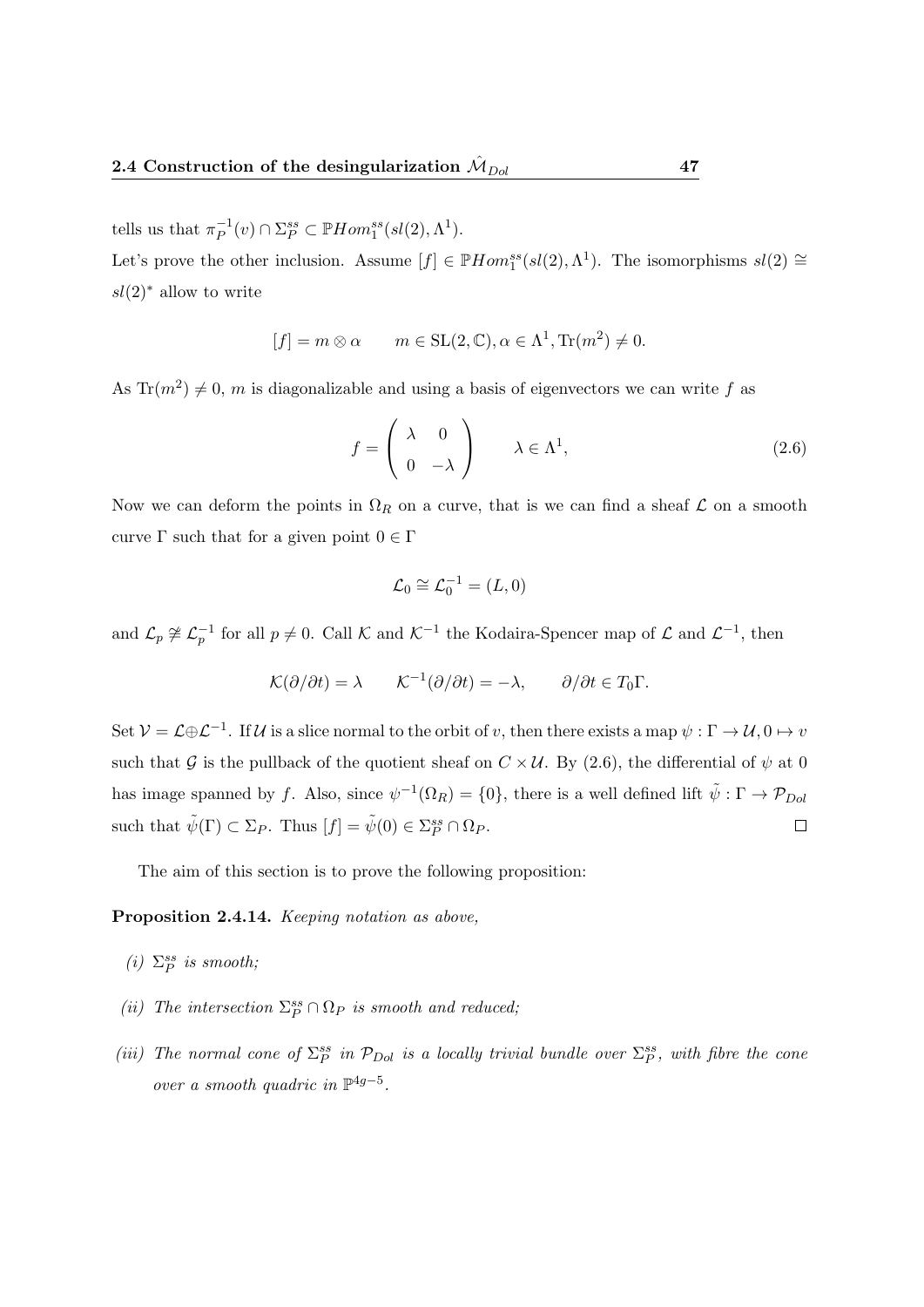tells us that $\pi_P^{-1}(v) \cap \Sigma_P^{ss} \subset \mathbb{P}Hom_1^{ss}(sl(2), \Lambda^1)$.

Let's prove the other inclusion. Assume $[f] \in \mathbb{P}Hom_1^{ss}(sl(2), \Lambda^1)$. The isomorphisms $sl(2) \cong sl(2)^*$ allow to write

$$[f] = m \otimes \alpha \qquad m \in \mathrm{SL}(2, \mathbb{C}), \alpha \in \Lambda^1, \mathrm{Tr}(m^2) \neq 0.$$

As $\mathrm{Tr}(m^2) \neq 0$, $m$ is diagonalizable and using a basis of eigenvectors we can write $f$ as

$$f = \begin{pmatrix} \lambda & 0 \\ 0 & -\lambda \end{pmatrix} \qquad \lambda \in \Lambda^1, \tag{2.6}$$

Now we can deform the points in $\Omega_R$ on a curve, that is we can find a sheaf $\mathcal{L}$ on a smooth curve $\Gamma$ such that for a given point $0 \in \Gamma$

$$\mathcal{L}_0 \cong \mathcal{L}_0^{-1} = (L, 0)$$

and $\mathcal{L}_p \ncong \mathcal{L}_p^{-1}$ for all $p \neq 0$. Call $\mathcal{K}$ and $\mathcal{K}^{-1}$ the Kodaira-Spencer map of $\mathcal{L}$ and $\mathcal{L}^{-1}$, then

$$\mathcal{K}(\partial/\partial t) = \lambda \qquad \mathcal{K}^{-1}(\partial/\partial t) = -\lambda, \qquad \partial/\partial t \in T_0\Gamma.$$

Set $\mathcal{V} = \mathcal{L} \oplus \mathcal{L}^{-1}$. If $\mathcal{U}$ is a slice normal to the orbit of $v$, then there exists a map $\psi : \Gamma \to \mathcal{U}, 0 \mapsto v$ such that $\mathcal{G}$ is the pullback of the quotient sheaf on $C \times \mathcal{U}$. By (2.6), the differential of $\psi$ at 0 has image spanned by $f$. Also, since $\psi^{-1}(\Omega_R) = \{0\}$, there is a well defined lift $\tilde{\psi} : \Gamma \to \mathcal{P}_{Dol}$ such that $\tilde{\psi}(\Gamma) \subset \Sigma_P$. Thus $[f] = \tilde{\psi}(0) \in \Sigma_P^{ss} \cap \Omega_P$. $\square$

The aim of this section is to prove the following proposition:

**Proposition 2.4.14.** *Keeping notation as above,*

*(i)* *$\Sigma_P^{ss}$ is smooth;*

*(ii)* *The intersection $\Sigma_P^{ss} \cap \Omega_P$ is smooth and reduced;*

*(iii)* *The normal cone of $\Sigma_P^{ss}$ in $\mathcal{P}_{Dol}$ is a locally trivial bundle over $\Sigma_P^{ss}$, with fibre the cone over a smooth quadric in $\mathbb{P}^{4g-5}$.*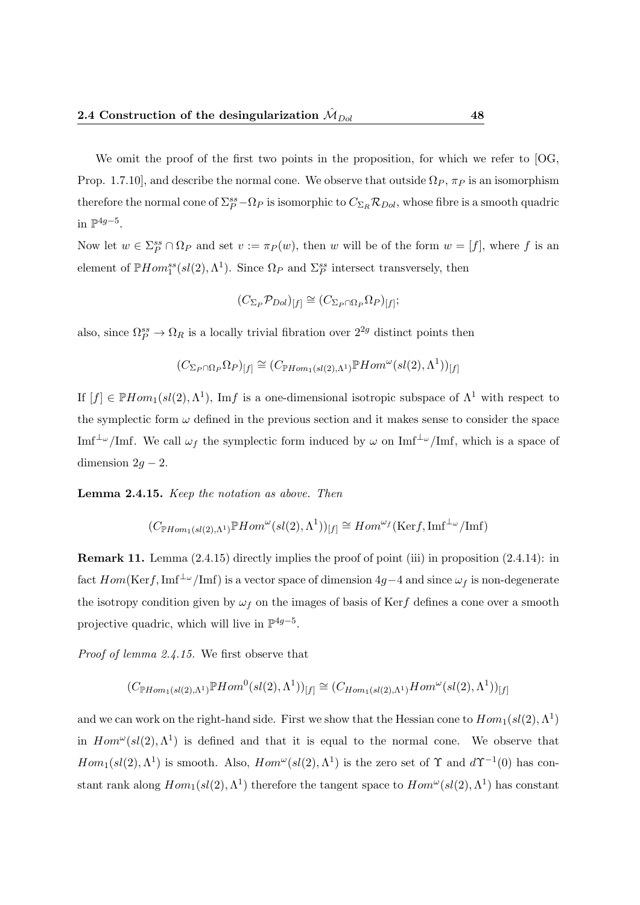We omit the proof of the first two points in the proposition, for which we refer to [OG, Prop. 1.7.10], and describe the normal cone. We observe that outside $\Omega_P$, $\pi_P$ is an isomorphism therefore the normal cone of $\Sigma_P^{ss} - \Omega_P$ is isomorphic to $C_{\Sigma_R}\mathcal{R}_{Dol}$, whose fibre is a smooth quadric in $\mathbb{P}^{4g-5}$.

Now let $w \in \Sigma_P^{ss} \cap \Omega_P$ and set $v := \pi_P(w)$, then $w$ will be of the form $w = [f]$, where $f$ is an element of $\mathbb{P}Hom_1^{ss}(sl(2), \Lambda^1)$. Since $\Omega_P$ and $\Sigma_P^{ss}$ intersect transversely, then

$$(C_{\Sigma_P}\mathcal{P}_{Dol})_{[f]} \cong (C_{\Sigma_P \cap \Omega_P}\Omega_P)_{[f]};$$

also, since $\Omega_P^{ss} \to \Omega_R$ is a locally trivial fibration over $2^{2g}$ distinct points then

$$(C_{\Sigma_P \cap \Omega_P}\Omega_P)_{[f]} \cong (C_{\mathbb{P}Hom_1(sl(2),\Lambda^1)}\mathbb{P}Hom^{\omega}(sl(2), \Lambda^1))_{[f]}$$

If $[f] \in \mathbb{P}Hom_1(sl(2), \Lambda^1)$, $\mathrm{Im}f$ is a one-dimensional isotropic subspace of $\Lambda^1$ with respect to the symplectic form $\omega$ defined in the previous section and it makes sense to consider the space $\mathrm{Imf}^{\perp_\omega}/\mathrm{Imf}$. We call $\omega_f$ the symplectic form induced by $\omega$ on $\mathrm{Imf}^{\perp_\omega}/\mathrm{Imf}$, which is a space of dimension $2g-2$.

**Lemma 2.4.15.** *Keep the notation as above. Then*

$$(C_{\mathbb{P}Hom_1(sl(2),\Lambda^1)}\mathbb{P}Hom^{\omega}(sl(2), \Lambda^1))_{[f]} \cong Hom^{\omega_f}(\mathrm{Ker}f, \mathrm{Imf}^{\perp_\omega}/\mathrm{Imf})$$

**Remark 11.** Lemma (2.4.15) directly implies the proof of point (iii) in proposition (2.4.14): in fact $Hom(\mathrm{Ker}f, \mathrm{Imf}^{\perp_\omega}/\mathrm{Imf})$ is a vector space of dimension $4g-4$ and since $\omega_f$ is non-degenerate the isotropy condition given by $\omega_f$ on the images of basis of $\mathrm{Ker}f$ defines a cone over a smooth projective quadric, which will live in $\mathbb{P}^{4g-5}$.

*Proof of lemma 2.4.15.* We first observe that

$$(C_{\mathbb{P}Hom_1(sl(2),\Lambda^1)}\mathbb{P}Hom^{0}(sl(2), \Lambda^1))_{[f]} \cong (C_{Hom_1(sl(2),\Lambda^1)}Hom^{\omega}(sl(2), \Lambda^1))_{[f]}$$

and we can work on the right-hand side. First we show that the Hessian cone to $Hom_1(sl(2), \Lambda^1)$ in $Hom^{\omega}(sl(2), \Lambda^1)$ is defined and that it is equal to the normal cone. We observe that $Hom_1(sl(2), \Lambda^1)$ is smooth. Also, $Hom^{\omega}(sl(2), \Lambda^1)$ is the zero set of $\Upsilon$ and $d\Upsilon^{-1}(0)$ has constant rank along $Hom_1(sl(2), \Lambda^1)$ therefore the tangent space to $Hom^{\omega}(sl(2), \Lambda^1)$ has constant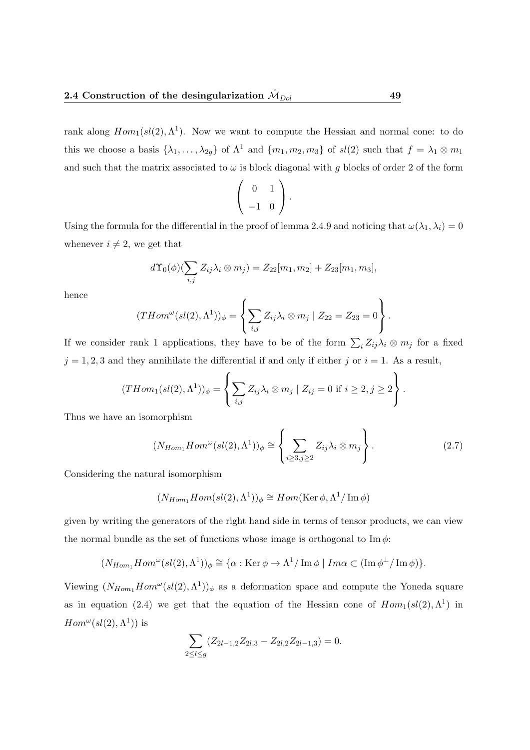rank along $Hom_1(sl(2), \Lambda^1)$. Now we want to compute the Hessian and normal cone: to do this we choose a basis $\{\lambda_1, \dots, \lambda_{2g}\}$ of $\Lambda^1$ and $\{m_1, m_2, m_3\}$ of $sl(2)$ such that $f = \lambda_1 \otimes m_1$ and such that the matrix associated to $\omega$ is block diagonal with $g$ blocks of order 2 of the form

$$\begin{pmatrix} 0 & 1 \\ -1 & 0 \end{pmatrix}.$$

Using the formula for the differential in the proof of lemma 2.4.9 and noticing that $\omega(\lambda_1, \lambda_i) = 0$ whenever $i \neq 2$, we get that

$$d\Upsilon_0(\phi)(\sum_{i,j} Z_{ij}\lambda_i \otimes m_j) = Z_{22}[m_1, m_2] + Z_{23}[m_1, m_3],$$

hence

$$(THom^{\omega}(sl(2), \Lambda^1))_{\phi} = \left\{ \sum_{i,j} Z_{ij}\lambda_i \otimes m_j \mid Z_{22} = Z_{23} = 0 \right\}.$$

If we consider rank 1 applications, they have to be of the form $\sum_i Z_{ij}\lambda_i \otimes m_j$ for a fixed $j = 1, 2, 3$ and they annihilate the differential if and only if either $j$ or $i = 1$. As a result,

$$(THom_1(sl(2), \Lambda^1))_{\phi} = \left\{ \sum_{i,j} Z_{ij}\lambda_i \otimes m_j \mid Z_{ij} = 0 \text{ if } i \geq 2, j \geq 2 \right\}.$$

Thus we have an isomorphism

$$(N_{Hom_1}Hom^{\omega}(sl(2), \Lambda^1))_{\phi} \cong \left\{ \sum_{i \geq 3, j \geq 2} Z_{ij}\lambda_i \otimes m_j \right\}. \tag{2.7}$$

Considering the natural isomorphism

$$(N_{Hom_1}Hom(sl(2), \Lambda^1))_{\phi} \cong Hom(\operatorname{Ker}\phi, \Lambda^1/\operatorname{Im}\phi)$$

given by writing the generators of the right hand side in terms of tensor products, we can view the normal bundle as the set of functions whose image is orthogonal to $\operatorname{Im}\phi$:

$$(N_{Hom_1}Hom^{\omega}(sl(2), \Lambda^1))_{\phi} \cong \{\alpha : \operatorname{Ker}\phi \to \Lambda^1/\operatorname{Im}\phi \mid Im\alpha \subset (\operatorname{Im}\phi^{\perp}/\operatorname{Im}\phi)\}.$$

Viewing $(N_{Hom_1}Hom^{\omega}(sl(2), \Lambda^1))_{\phi}$ as a deformation space and compute the Yoneda square as in equation (2.4) we get that the equation of the Hessian cone of $Hom_1(sl(2), \Lambda^1)$ in $Hom^{\omega}(sl(2), \Lambda^1))$ is

$$\sum_{2 \leq l \leq g} (Z_{2l-1,2}Z_{2l,3} - Z_{2l,2}Z_{2l-1,3}) = 0.$$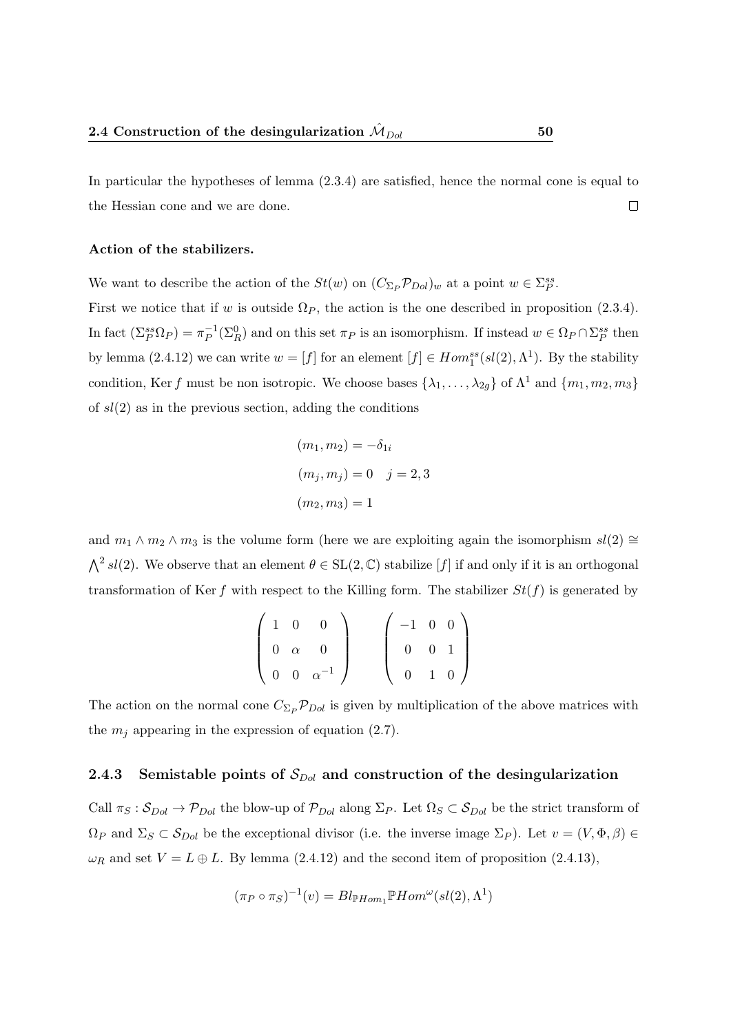In particular the hypotheses of lemma (2.3.4) are satisfied, hence the normal cone is equal to the Hessian cone and we are done. □

**Action of the stabilizers.**

We want to describe the action of the $St(w)$ on $(C_{\Sigma_P}\mathcal{P}_{Dol})_w$ at a point $w \in \Sigma_P^{ss}$.

First we notice that if $w$ is outside $\Omega_P$, the action is the one described in proposition (2.3.4). In fact $(\Sigma_P^{ss}\Omega_P) = \pi_P^{-1}(\Sigma_R^0)$ and on this set $\pi_P$ is an isomorphism. If instead $w \in \Omega_P \cap \Sigma_P^{ss}$ then by lemma (2.4.12) we can write $w = [f]$ for an element $[f] \in Hom_1^{ss}(sl(2), \Lambda^1)$. By the stability condition, Ker $f$ must be non isotropic. We choose bases $\{\lambda_1, \ldots, \lambda_{2g}\}$ of $\Lambda^1$ and $\{m_1, m_2, m_3\}$ of $sl(2)$ as in the previous section, adding the conditions

$$(m_1, m_2) = -\delta_{1i}$$

$$(m_j, m_j) = 0 \quad j = 2, 3$$

$$(m_2, m_3) = 1$$

and $m_1 \wedge m_2 \wedge m_3$ is the volume form (here we are exploiting again the isomorphism $sl(2) \cong \bigwedge^2 sl(2)$. We observe that an element $\theta \in \mathrm{SL}(2, \mathbb{C})$ stabilize $[f]$ if and only if it is an orthogonal transformation of Ker $f$ with respect to the Killing form. The stabilizer $St(f)$ is generated by

$$\begin{pmatrix} 1 & 0 & 0 \\ 0 & \alpha & 0 \\ 0 & 0 & \alpha^{-1} \end{pmatrix} \qquad \begin{pmatrix} -1 & 0 & 0 \\ 0 & 0 & 1 \\ 0 & 1 & 0 \end{pmatrix}$$

The action on the normal cone $C_{\Sigma_P}\mathcal{P}_{Dol}$ is given by multiplication of the above matrices with the $m_j$ appearing in the expression of equation (2.7).

### 2.4.3 Semistable points of $\mathcal{S}_{Dol}$ and construction of the desingularization

Call $\pi_S : \mathcal{S}_{Dol} \to \mathcal{P}_{Dol}$ the blow-up of $\mathcal{P}_{Dol}$ along $\Sigma_P$. Let $\Omega_S \subset \mathcal{S}_{Dol}$ be the strict transform of $\Omega_P$ and $\Sigma_S \subset \mathcal{S}_{Dol}$ be the exceptional divisor (i.e. the inverse image $\Sigma_P$). Let $v = (V, \Phi, \beta) \in \omega_R$ and set $V = L \oplus L$. By lemma (2.4.12) and the second item of proposition (2.4.13),

$$(\pi_P \circ \pi_S)^{-1}(v) = Bl_{\mathbb{P}Hom_1}\mathbb{P}Hom^{\omega}(sl(2), \Lambda^1)$$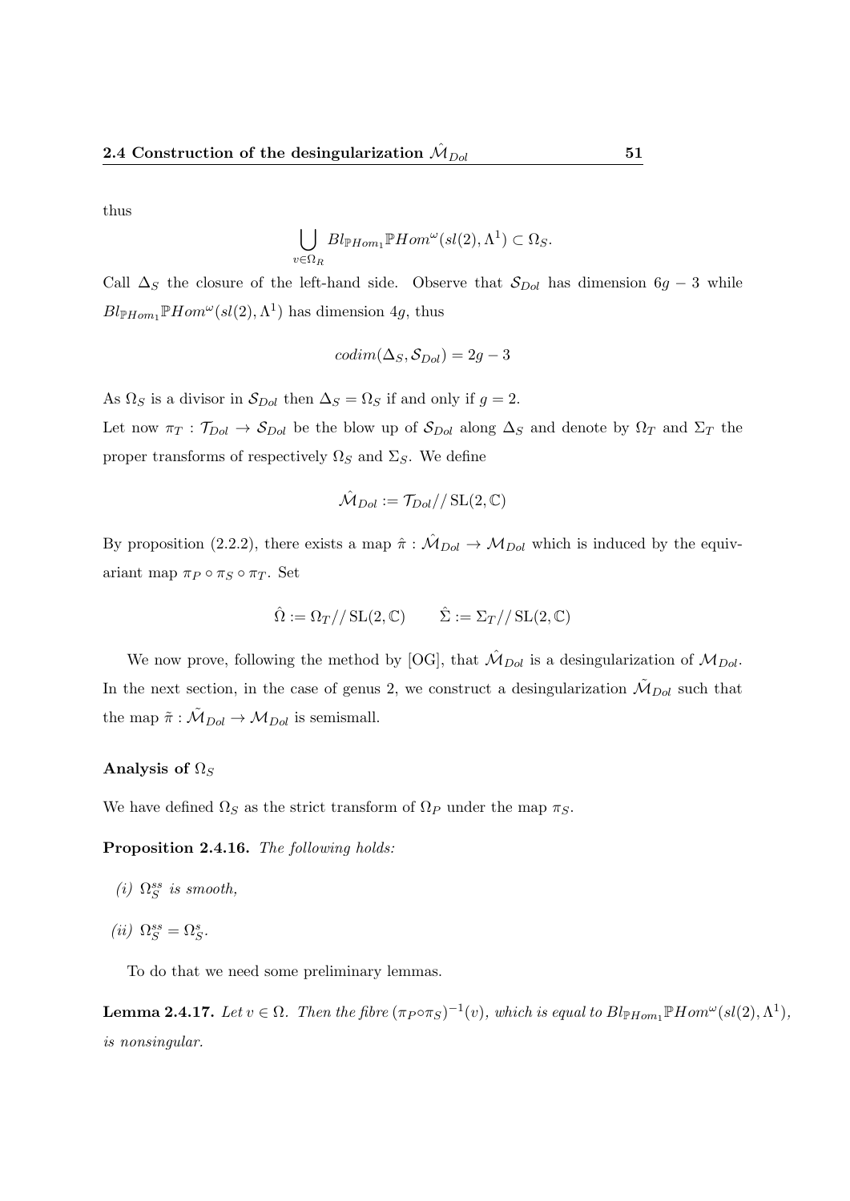thus

$$\bigcup_{v \in \Omega_R} Bl_{\mathbb{P}Hom_1} \mathbb{P}Hom^{\omega}(sl(2), \Lambda^1) \subset \Omega_S.$$

Call $\Delta_S$ the closure of the left-hand side. Observe that $\mathcal{S}_{Dol}$ has dimension $6g-3$ while $Bl_{\mathbb{P}Hom_1} \mathbb{P}Hom^{\omega}(sl(2), \Lambda^1)$ has dimension $4g$, thus

$$codim(\Delta_S, \mathcal{S}_{Dol}) = 2g - 3$$

As $\Omega_S$ is a divisor in $\mathcal{S}_{Dol}$ then $\Delta_S = \Omega_S$ if and only if $g = 2$.

Let now $\pi_T : \mathcal{T}_{Dol} \to \mathcal{S}_{Dol}$ be the blow up of $\mathcal{S}_{Dol}$ along $\Delta_S$ and denote by $\Omega_T$ and $\Sigma_T$ the proper transforms of respectively $\Omega_S$ and $\Sigma_S$. We define

$$\hat{\mathcal{M}}_{Dol} := \mathcal{T}_{Dol} /\!/ \operatorname{SL}(2, \mathbb{C})$$

By proposition (2.2.2), there exists a map $\hat{\pi} : \hat{\mathcal{M}}_{Dol} \to \mathcal{M}_{Dol}$ which is induced by the equivariant map $\pi_P \circ \pi_S \circ \pi_T$. Set

$$\hat{\Omega} := \Omega_T /\!/ \operatorname{SL}(2, \mathbb{C}) \qquad \hat{\Sigma} := \Sigma_T /\!/ \operatorname{SL}(2, \mathbb{C})$$

We now prove, following the method by [OG], that $\hat{\mathcal{M}}_{Dol}$ is a desingularization of $\mathcal{M}_{Dol}$. In the next section, in the case of genus 2, we construct a desingularization $\tilde{\mathcal{M}}_{Dol}$ such that the map $\tilde{\pi} : \tilde{\mathcal{M}}_{Dol} \to \mathcal{M}_{Dol}$ is semismall.

#### Analysis of $\Omega_S$

We have defined $\Omega_S$ as the strict transform of $\Omega_P$ under the map $\pi_S$.

**Proposition 2.4.16.** *The following holds:*

*(i)* $\Omega_S^{ss}$ *is smooth,*

*(ii)* $\Omega_S^{ss} = \Omega_S^{s}$.

To do that we need some preliminary lemmas.

**Lemma 2.4.17.** *Let $v \in \Omega$. Then the fibre $(\pi_P \circ \pi_S)^{-1}(v)$, which is equal to $Bl_{\mathbb{P}Hom_1} \mathbb{P}Hom^{\omega}(sl(2), \Lambda^1)$, is nonsingular.*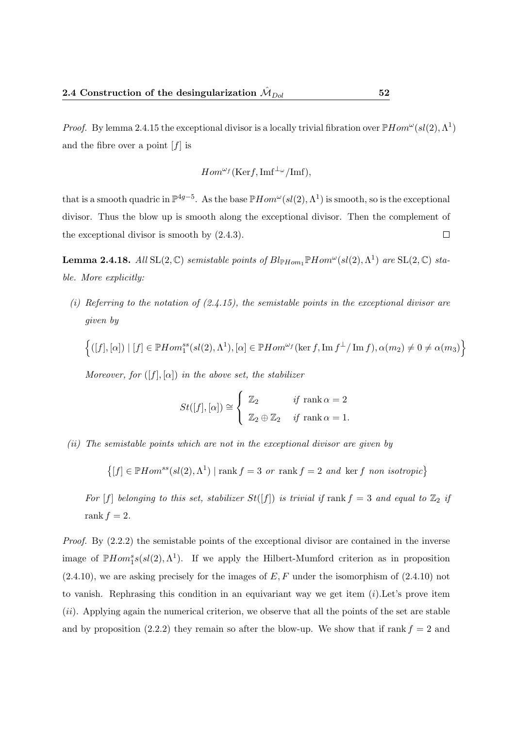*Proof.* By lemma 2.4.15 the exceptional divisor is a locally trivial fibration over $\mathbb{P}Hom^{\omega}(sl(2), \Lambda^1)$ and the fibre over a point $[f]$ is

$$Hom^{\omega_f}(\mathrm{Ker} f, \mathrm{Im} f^{\perp_\omega}/\mathrm{Im} f),$$

that is a smooth quadric in $\mathbb{P}^{4g-5}$. As the base $\mathbb{P}Hom^{\omega}(sl(2), \Lambda^1)$ is smooth, so is the exceptional divisor. Thus the blow up is smooth along the exceptional divisor. Then the complement of the exceptional divisor is smooth by (2.4.3). $\square$

**Lemma 2.4.18.** *All* $\mathrm{SL}(2, \mathbb{C})$ *semistable points of* $Bl_{\mathbb{P}Hom_1}\mathbb{P}Hom^{\omega}(sl(2), \Lambda^1)$ *are* $\mathrm{SL}(2, \mathbb{C})$ *stable. More explicitly:*

*(i) Referring to the notation of (2.4.15), the semistable points in the exceptional divisor are given by*

$$\Big\{([f], [\alpha]) \mid [f] \in \mathbb{P}Hom_1^{ss}(sl(2), \Lambda^1), [\alpha] \in \mathbb{P}Hom^{\omega_f}(\ker f, \mathrm{Im}\, f^{\perp}/\,\mathrm{Im}\, f), \alpha(m_2) \neq 0 \neq \alpha(m_3)\Big\}$$

*Moreover, for* $([f], [\alpha])$ *in the above set, the stabilizer*

$$St([f], [\alpha]) \cong \begin{cases} \mathbb{Z}_2 & \text{if } \operatorname{rank} \alpha = 2 \\ \mathbb{Z}_2 \oplus \mathbb{Z}_2 & \text{if } \operatorname{rank} \alpha = 1. \end{cases}$$

*(ii) The semistable points which are not in the exceptional divisor are given by*

$$\left\{[f] \in \mathbb{P}Hom^{ss}(sl(2), \Lambda^1) \mid \operatorname{rank} f = 3 \text{ or } \operatorname{rank} f = 2 \text{ and } \ker f \text{ non isotropic}\right\}$$

*For* $[f]$ *belonging to this set, stabilizer* $St([f])$ *is trivial if* $\operatorname{rank} f = 3$ *and equal to* $\mathbb{Z}_2$ *if* $\operatorname{rank} f = 2$.

*Proof.* By (2.2.2) the semistable points of the exceptional divisor are contained in the inverse image of $\mathbb{P}Hom_1^s s(sl(2), \Lambda^1)$. If we apply the Hilbert-Mumford criterion as in proposition (2.4.10), we are asking precisely for the images of $E, F$ under the isomorphism of (2.4.10) not to vanish. Rephrasing this condition in an equivariant way we get item $(i)$.Let's prove item $(ii)$. Applying again the numerical criterion, we observe that all the points of the set are stable and by proposition (2.2.2) they remain so after the blow-up. We show that if $\operatorname{rank} f = 2$ and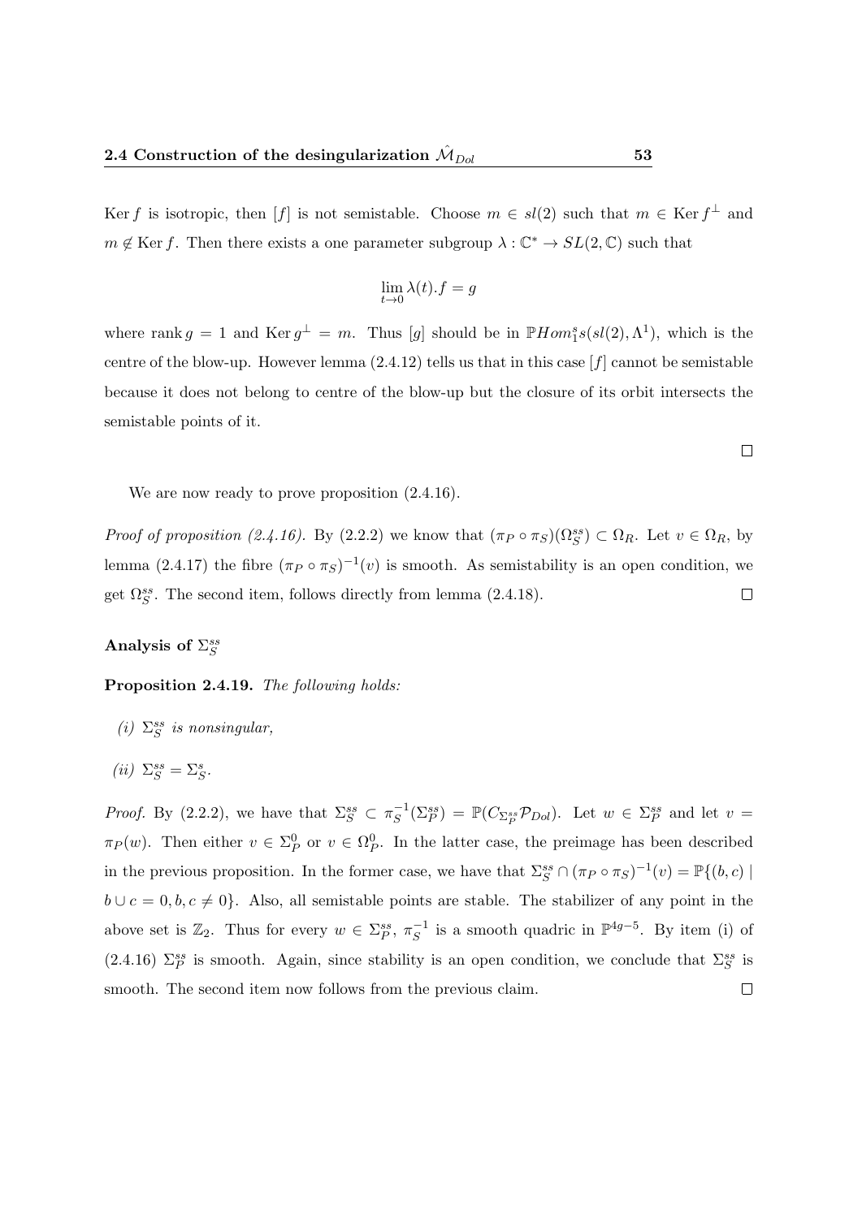Ker $f$ is isotropic, then $[f]$ is not semistable. Choose $m \in sl(2)$ such that $m \in \operatorname{Ker} f^{\perp}$ and $m \notin \operatorname{Ker} f$. Then there exists a one parameter subgroup $\lambda : \mathbb{C}^* \to SL(2, \mathbb{C})$ such that

$$\lim_{t \to 0} \lambda(t).f = g$$

where $\operatorname{rank} g = 1$ and $\operatorname{Ker} g^{\perp} = m$. Thus $[g]$ should be in $\mathbb{P}Hom_1^s s(sl(2), \Lambda^1)$, which is the centre of the blow-up. However lemma (2.4.12) tells us that in this case $[f]$ cannot be semistable because it does not belong to centre of the blow-up but the closure of its orbit intersects the semistable points of it.

□

We are now ready to prove proposition (2.4.16).

*Proof of proposition (2.4.16).* By (2.2.2) we know that $(\pi_P \circ \pi_S)(\Omega_S^{ss}) \subset \Omega_R$. Let $v \in \Omega_R$, by lemma (2.4.17) the fibre $(\pi_P \circ \pi_S)^{-1}(v)$ is smooth. As semistability is an open condition, we get $\Omega_S^{ss}$. The second item, follows directly from lemma (2.4.18). □

### Analysis of $\Sigma_S^{ss}$

**Proposition 2.4.19.** *The following holds:*

*(i)* $\Sigma_S^{ss}$ *is nonsingular,*

*(ii)* $\Sigma_S^{ss} = \Sigma_S^s$.

*Proof.* By (2.2.2), we have that $\Sigma_S^{ss} \subset \pi_S^{-1}(\Sigma_P^{ss}) = \mathbb{P}(C_{\Sigma_P^{ss}}\mathcal{P}_{Dol})$. Let $w \in \Sigma_P^{ss}$ and let $v = \pi_P(w)$. Then either $v \in \Sigma_P^0$ or $v \in \Omega_P^0$. In the latter case, the preimage has been described in the previous proposition. In the former case, we have that $\Sigma_S^{ss} \cap (\pi_P \circ \pi_S)^{-1}(v) = \mathbb{P}\{(b, c) \mid b \cup c = 0, b, c \neq 0\}$. Also, all semistable points are stable. The stabilizer of any point in the above set is $\mathbb{Z}_2$. Thus for every $w \in \Sigma_P^{ss}$, $\pi_S^{-1}$ is a smooth quadric in $\mathbb{P}^{4g-5}$. By item (i) of (2.4.16) $\Sigma_P^{ss}$ is smooth. Again, since stability is an open condition, we conclude that $\Sigma_S^{ss}$ is smooth. The second item now follows from the previous claim. □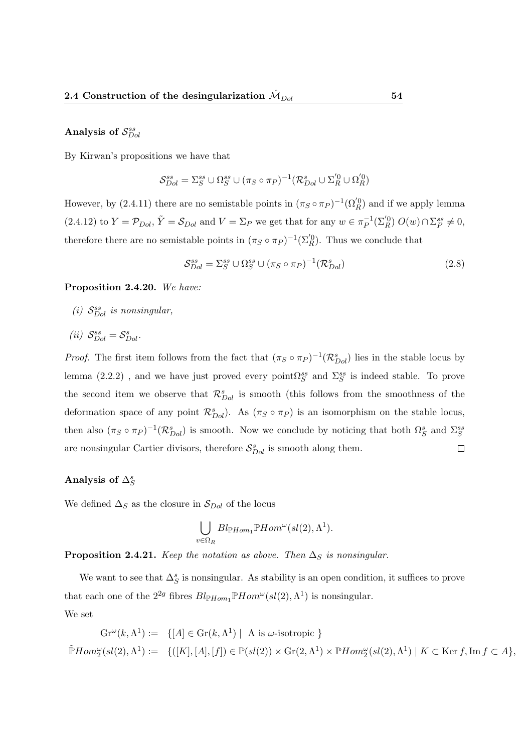### Analysis of $\mathcal{S}^{ss}_{Dol}$

By Kirwan's propositions we have that

$$\mathcal{S}^{ss}_{Dol} = \Sigma^{ss}_S \cup \Omega^{ss}_S \cup (\pi_S \circ \pi_P)^{-1}(\mathcal{R}^s_{Dol} \cup \Sigma^{'0}_R \cup \Omega^{'0}_R)$$

However, by (2.4.11) there are no semistable points in $(\pi_S \circ \pi_P)^{-1}(\Omega^{'0}_R)$ and if we apply lemma (2.4.12) to $Y = \mathcal{P}_{Dol}$, $\tilde{Y} = \mathcal{S}_{Dol}$ and $V = \Sigma_P$ we get that for any $w \in \pi_P^{-1}(\Sigma^{'0}_R)$ $O(w) \cap \Sigma^{ss}_P \neq 0$, therefore there are no semistable points in $(\pi_S \circ \pi_P)^{-1}(\Sigma^{'0}_R)$. Thus we conclude that

$$\mathcal{S}^{ss}_{Dol} = \Sigma^{ss}_S \cup \Omega^{ss}_S \cup (\pi_S \circ \pi_P)^{-1}(\mathcal{R}^s_{Dol}) \tag{2.8}$$

**Proposition 2.4.20.** *We have:*

*(i)* $\mathcal{S}^{ss}_{Dol}$ *is nonsingular,*

*(ii)* $\mathcal{S}^{ss}_{Dol} = \mathcal{S}^s_{Dol}$.

*Proof.* The first item follows from the fact that $(\pi_S \circ \pi_P)^{-1}(\mathcal{R}^s_{Dol})$ lies in the stable locus by lemma (2.2.2) , and we have just proved every point$\Omega^{ss}_S$ and $\Sigma^{ss}_S$ is indeed stable. To prove the second item we observe that $\mathcal{R}^s_{Dol}$ is smooth (this follows from the smoothness of the deformation space of any point $\mathcal{R}^s_{Dol}$). As $(\pi_S \circ \pi_P)$ is an isomorphism on the stable locus, then also $(\pi_S \circ \pi_P)^{-1}(\mathcal{R}^s_{Dol})$ is smooth. Now we conclude by noticing that both $\Omega^s_S$ and $\Sigma^{ss}_S$ are nonsingular Cartier divisors, therefore $\mathcal{S}^s_{Dol}$ is smooth along them. $\square$

### Analysis of $\Delta^s_S$

We defined $\Delta_S$ as the closure in $\mathcal{S}_{Dol}$ of the locus

$$\bigcup_{v \in \Omega_R} Bl_{\mathbb{P}Hom_1} \mathbb{P}Hom^{\omega}(sl(2), \Lambda^1).$$

**Proposition 2.4.21.** *Keep the notation as above. Then $\Delta_S$ is nonsingular.*

We want to see that $\Delta^s_S$ is nonsingular. As stability is an open condition, it suffices to prove that each one of the $2^{2g}$ fibres $Bl_{\mathbb{P}Hom_1} \mathbb{P}Hom^{\omega}(sl(2), \Lambda^1)$ is nonsingular.

We set

$$\begin{aligned}
\mathrm{Gr}^{\omega}(k, \Lambda^1) &:= \{[A] \in \mathrm{Gr}(k, \Lambda^1) \mid \text{ A is } \omega\text{-isotropic } \} \\
\tilde{\mathbb{P}}Hom^{\omega}_2(sl(2), \Lambda^1) &:= \{([K], [A], [f]) \in \mathbb{P}(sl(2)) \times \mathrm{Gr}(2, \Lambda^1) \times \mathbb{P}Hom^{\omega}_2(sl(2), \Lambda^1) \mid K \subset \mathrm{Ker}\, f, \mathrm{Im}\, f \subset A\},
\end{aligned}$$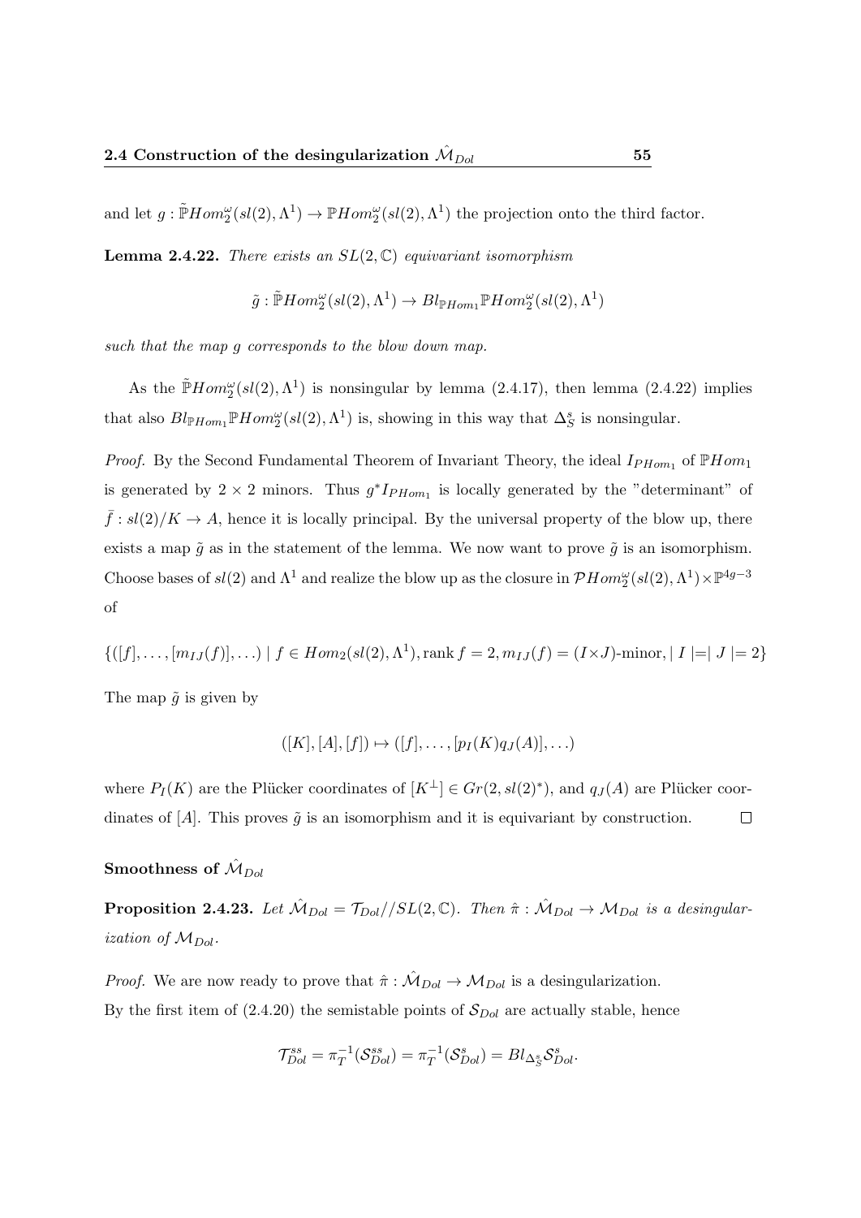and let $g : \tilde{\mathbb{P}}Hom_2^{\omega}(sl(2), \Lambda^1) \to \mathbb{P}Hom_2^{\omega}(sl(2), \Lambda^1)$ the projection onto the third factor.

**Lemma 2.4.22.** *There exists an $SL(2, \mathbb{C})$ equivariant isomorphism*

$$\tilde{g} : \tilde{\mathbb{P}}Hom_2^{\omega}(sl(2), \Lambda^1) \to Bl_{\mathbb{P}Hom_1}\mathbb{P}Hom_2^{\omega}(sl(2), \Lambda^1)$$

*such that the map $g$ corresponds to the blow down map.*

As the $\tilde{\mathbb{P}}Hom_2^{\omega}(sl(2), \Lambda^1)$ is nonsingular by lemma (2.4.17), then lemma (2.4.22) implies that also $Bl_{\mathbb{P}Hom_1}\mathbb{P}Hom_2^{\omega}(sl(2), \Lambda^1)$ is, showing in this way that $\Delta_S^s$ is nonsingular.

*Proof.* By the Second Fundamental Theorem of Invariant Theory, the ideal $I_{PHom_1}$ of $\mathbb{P}Hom_1$ is generated by $2 \times 2$ minors. Thus $g^* I_{PHom_1}$ is locally generated by the "determinant" of $\bar{f} : sl(2)/K \to A$, hence it is locally principal. By the universal property of the blow up, there exists a map $\tilde{g}$ as in the statement of the lemma. We now want to prove $\tilde{g}$ is an isomorphism. Choose bases of $sl(2)$ and $\Lambda^1$ and realize the blow up as the closure in $\mathcal{P}Hom_2^{\omega}(sl(2), \Lambda^1) \times \mathbb{P}^{4g-3}$ of

$$\{([f], \ldots, [m_{IJ}(f)], \ldots) \mid f \in Hom_2(sl(2), \Lambda^1), \text{rank} f = 2, m_{IJ}(f) = (I \times J)\text{-minor}, \mid I \mid = \mid J \mid = 2\}$$

The map $\tilde{g}$ is given by

$$([K], [A], [f]) \mapsto ([f], \ldots, [p_I(K) q_J(A)], \ldots)$$

where $P_I(K)$ are the Plücker coordinates of $[K^{\perp}] \in Gr(2, sl(2)^*)$, and $q_J(A)$ are Plücker coordinates of $[A]$. This proves $\tilde{g}$ is an isomorphism and it is equivariant by construction. $\square$

### Smoothness of $\hat{\mathcal{M}}_{Dol}$

**Proposition 2.4.23.** *Let $\hat{\mathcal{M}}_{Dol} = \mathcal{T}_{Dol}//SL(2, \mathbb{C})$. Then $\hat{\pi} : \hat{\mathcal{M}}_{Dol} \to \mathcal{M}_{Dol}$ is a desingularization of $\mathcal{M}_{Dol}$.*

*Proof.* We are now ready to prove that $\hat{\pi} : \hat{\mathcal{M}}_{Dol} \to \mathcal{M}_{Dol}$ is a desingularization.
By the first item of (2.4.20) the semistable points of $\mathcal{S}_{Dol}$ are actually stable, hence

$$\mathcal{T}_{Dol}^{ss} = \pi_T^{-1}(\mathcal{S}_{Dol}^{ss}) = \pi_T^{-1}(\mathcal{S}_{Dol}^{s}) = Bl_{\Delta_S^s}\mathcal{S}_{Dol}^{s}.$$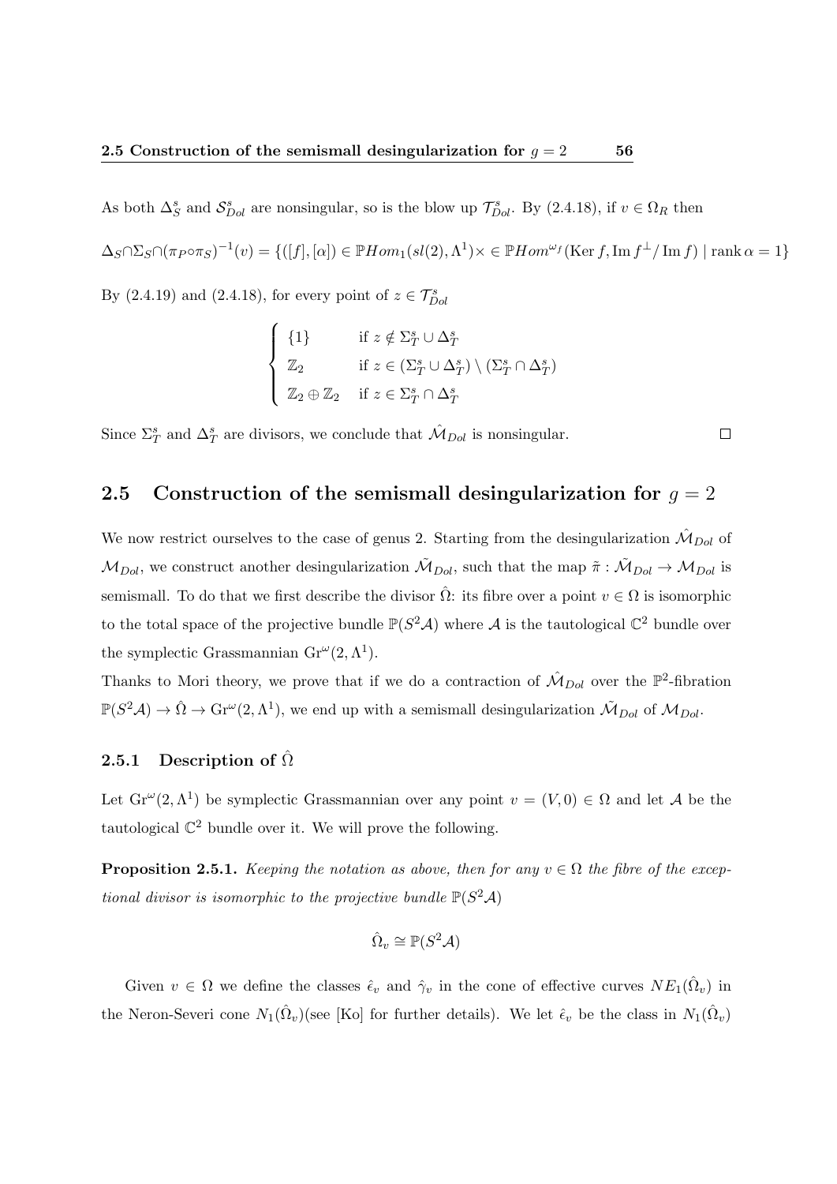As both $\Delta_S^s$ and $\mathcal{S}_{Dol}^s$ are nonsingular, so is the blow up $\mathcal{T}_{Dol}^s$. By (2.4.18), if $v \in \Omega_R$ then

$$\Delta_S \cap \Sigma_S \cap (\pi_P \circ \pi_S)^{-1}(v) = \{([f],[\alpha]) \in \mathbb{P}Hom_1(sl(2),\Lambda^1) \times \in \mathbb{P}Hom^{\omega_f}(\operatorname{Ker} f, \operatorname{Im} f^{\perp}/\operatorname{Im} f) \mid \operatorname{rank} \alpha = 1\}$$

By (2.4.19) and (2.4.18), for every point of $z \in \mathcal{T}_{Dol}^s$

$$\begin{cases} \{1\} & \text{if } z \notin \Sigma_T^s \cup \Delta_T^s \\ \mathbb{Z}_2 & \text{if } z \in (\Sigma_T^s \cup \Delta_T^s) \setminus (\Sigma_T^s \cap \Delta_T^s) \\ \mathbb{Z}_2 \oplus \mathbb{Z}_2 & \text{if } z \in \Sigma_T^s \cap \Delta_T^s \end{cases}$$

Since $\Sigma_T^s$ and $\Delta_T^s$ are divisors, we conclude that $\hat{\mathcal{M}}_{Dol}$ is nonsingular. □

## 2.5 Construction of the semismall desingularization for $g = 2$

We now restrict ourselves to the case of genus 2. Starting from the desingularization $\hat{\mathcal{M}}_{Dol}$ of $\mathcal{M}_{Dol}$, we construct another desingularization $\tilde{\mathcal{M}}_{Dol}$, such that the map $\tilde{\pi} : \tilde{\mathcal{M}}_{Dol} \to \mathcal{M}_{Dol}$ is semismall. To do that we first describe the divisor $\hat{\Omega}$: its fibre over a point $v \in \Omega$ is isomorphic to the total space of the projective bundle $\mathbb{P}(S^2\mathcal{A})$ where $\mathcal{A}$ is the tautological $\mathbb{C}^2$ bundle over the symplectic Grassmannian $\operatorname{Gr}^{\omega}(2, \Lambda^1)$.

Thanks to Mori theory, we prove that if we do a contraction of $\hat{\mathcal{M}}_{Dol}$ over the $\mathbb{P}^2$-fibration $\mathbb{P}(S^2\mathcal{A}) \to \hat{\Omega} \to \operatorname{Gr}^{\omega}(2, \Lambda^1)$, we end up with a semismall desingularization $\tilde{\mathcal{M}}_{Dol}$ of $\mathcal{M}_{Dol}$.

### 2.5.1 Description of $\hat{\Omega}$

Let $\operatorname{Gr}^{\omega}(2, \Lambda^1)$ be symplectic Grassmannian over any point $v = (V, 0) \in \Omega$ and let $\mathcal{A}$ be the tautological $\mathbb{C}^2$ bundle over it. We will prove the following.

**Proposition 2.5.1.** *Keeping the notation as above, then for any $v \in \Omega$ the fibre of the exceptional divisor is isomorphic to the projective bundle $\mathbb{P}(S^2\mathcal{A})$*

$$\hat{\Omega}_v \cong \mathbb{P}(S^2\mathcal{A})$$

Given $v \in \Omega$ we define the classes $\hat{\epsilon}_v$ and $\hat{\gamma}_v$ in the cone of effective curves $NE_1(\hat{\Omega}_v)$ in the Neron-Severi cone $N_1(\hat{\Omega}_v)$(see [Ko] for further details). We let $\hat{\epsilon}_v$ be the class in $N_1(\hat{\Omega}_v)$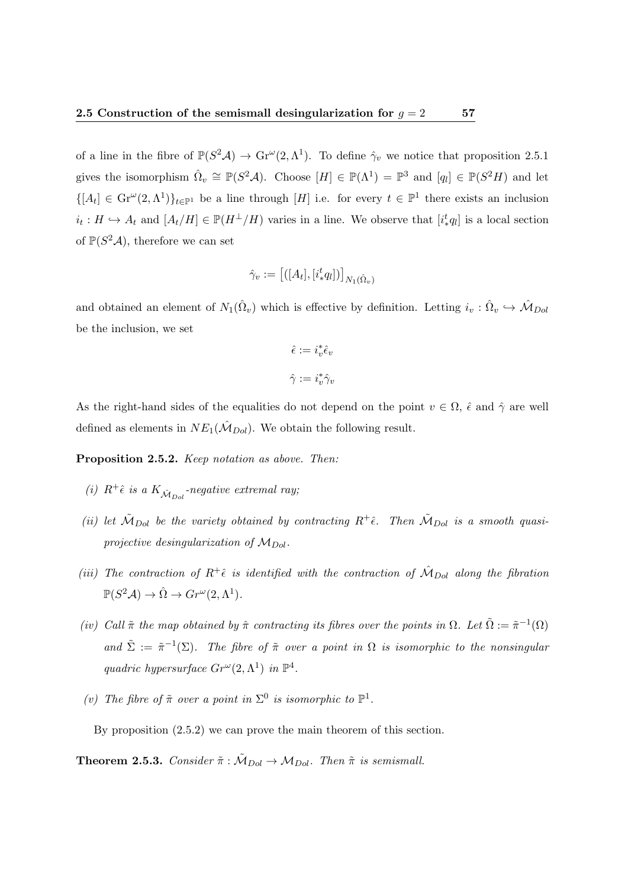of a line in the fibre of $\mathbb{P}(S^2\mathcal{A}) \to \mathrm{Gr}^\omega(2,\Lambda^1)$. To define $\hat{\gamma}_v$ we notice that proposition 2.5.1 gives the isomorphism $\hat{\Omega}_v \cong \mathbb{P}(S^2\mathcal{A})$. Choose $[H] \in \mathbb{P}(\Lambda^1) = \mathbb{P}^3$ and $[q_l] \in \mathbb{P}(S^2 H)$ and let $\{[A_t] \in \mathrm{Gr}^\omega(2,\Lambda^1)\}_{t\in\mathbb{P}^1}$ be a line through $[H]$ i.e. for every $t \in \mathbb{P}^1$ there exists an inclusion $i_t : H \hookrightarrow A_t$ and $[A_t/H] \in \mathbb{P}(H^\perp/H)$ varies in a line. We observe that $[i^t_* q_l]$ is a local section of $\mathbb{P}(S^2\mathcal{A})$, therefore we can set

$$\hat{\gamma}_v := \left[([A_t],[i^t_* q_l])\right]_{N_1(\hat{\Omega}_v)}$$

and obtained an element of $N_1(\hat{\Omega}_v)$ which is effective by definition. Letting $i_v : \hat{\Omega}_v \hookrightarrow \hat{\mathcal{M}}_{Dol}$ be the inclusion, we set

$$\hat{\epsilon} := i_v^* \hat{\epsilon}_v$$

$$\hat{\gamma} := i_v^* \hat{\gamma}_v$$

As the right-hand sides of the equalities do not depend on the point $v \in \Omega$, $\hat{\epsilon}$ and $\hat{\gamma}$ are well defined as elements in $NE_1(\hat{\mathcal{M}}_{Dol})$. We obtain the following result.

**Proposition 2.5.2.** *Keep notation as above. Then:*

*(i)* $R^+\hat{\epsilon}$ *is a* $K_{\hat{\mathcal{M}}_{Dol}}$*-negative extremal ray;*

*(ii) let* $\tilde{\mathcal{M}}_{Dol}$ *be the variety obtained by contracting* $R^+\hat{\epsilon}$*. Then* $\tilde{\mathcal{M}}_{Dol}$ *is a smooth quasi-projective desingularization of* $\mathcal{M}_{Dol}$*.*

*(iii) The contraction of* $R^+\hat{\epsilon}$ *is identified with the contraction of* $\hat{\mathcal{M}}_{Dol}$ *along the fibration* $\mathbb{P}(S^2\mathcal{A}) \to \hat{\Omega} \to Gr^\omega(2,\Lambda^1)$*.*

*(iv) Call* $\tilde{\pi}$ *the map obtained by* $\hat{\pi}$ *contracting its fibres over the points in* $\Omega$*. Let* $\tilde{\Omega} := \tilde{\pi}^{-1}(\Omega)$ *and* $\tilde{\Sigma} := \tilde{\pi}^{-1}(\Sigma)$*. The fibre of* $\tilde{\pi}$ *over a point in* $\Omega$ *is isomorphic to the nonsingular quadric hypersurface* $Gr^\omega(2,\Lambda^1)$ *in* $\mathbb{P}^4$*.*

*(v) The fibre of* $\tilde{\pi}$ *over a point in* $\Sigma^0$ *is isomorphic to* $\mathbb{P}^1$*.*

By proposition (2.5.2) we can prove the main theorem of this section.

**Theorem 2.5.3.** *Consider* $\tilde{\pi} : \tilde{\mathcal{M}}_{Dol} \to \mathcal{M}_{Dol}$*. Then* $\tilde{\pi}$ *is semismall.*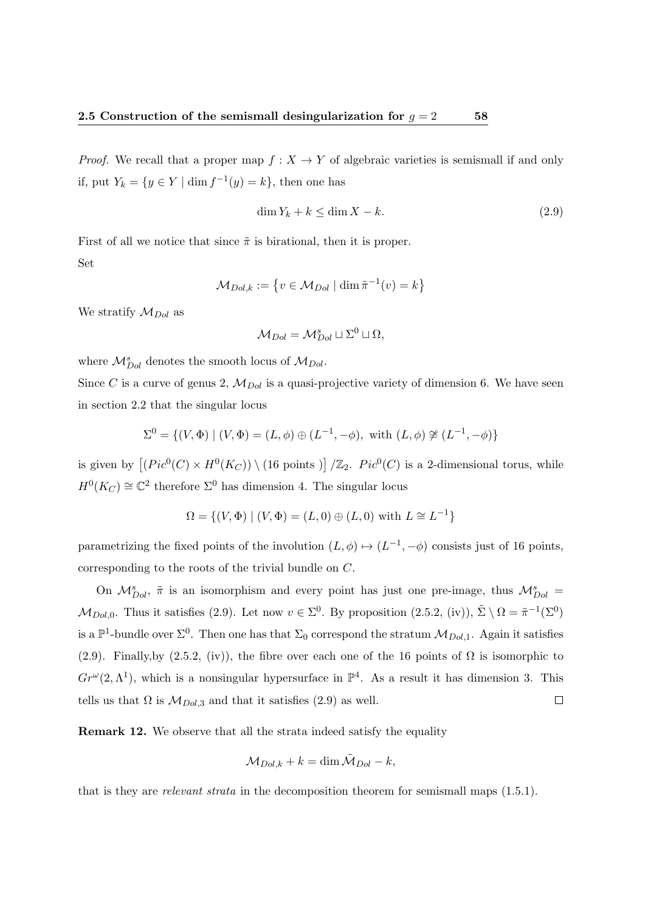*Proof.* We recall that a proper map $f : X \to Y$ of algebraic varieties is semismall if and only if, put $Y_k = \{y \in Y \mid \dim f^{-1}(y) = k\}$, then one has

$$\dim Y_k + k \leq \dim X - k. \tag{2.9}$$

First of all we notice that since $\tilde{\pi}$ is birational, then it is proper.

Set

$$\mathcal{M}_{Dol,k} := \left\{ v \in \mathcal{M}_{Dol} \mid \dim \tilde{\pi}^{-1}(v) = k \right\}$$

We stratify $\mathcal{M}_{Dol}$ as

$$\mathcal{M}_{Dol} = \mathcal{M}^s_{Dol} \sqcup \Sigma^0 \sqcup \Omega,$$

where $\mathcal{M}^s_{Dol}$ denotes the smooth locus of $\mathcal{M}_{Dol}$.

Since $C$ is a curve of genus 2, $\mathcal{M}_{Dol}$ is a quasi-projective variety of dimension 6. We have seen in section 2.2 that the singular locus

$$\Sigma^0 = \{(V, \Phi) \mid (V, \Phi) = (L, \phi) \oplus (L^{-1}, -\phi), \text{ with } (L, \phi) \ncong (L^{-1}, -\phi)\}$$

is given by $\left[(Pic^0(C) \times H^0(K_C)) \setminus (16 \text{ points })\right] / \mathbb{Z}_2$. $Pic^0(C)$ is a 2-dimensional torus, while $H^0(K_C) \cong \mathbb{C}^2$ therefore $\Sigma^0$ has dimension 4. The singular locus

$$\Omega = \{(V, \Phi) \mid (V, \Phi) = (L, 0) \oplus (L, 0) \text{ with } L \cong L^{-1}\}$$

parametrizing the fixed points of the involution $(L, \phi) \mapsto (L^{-1}, -\phi)$ consists just of 16 points, corresponding to the roots of the trivial bundle on $C$.

On $\mathcal{M}^s_{Dol}$, $\tilde{\pi}$ is an isomorphism and every point has just one pre-image, thus $\mathcal{M}^s_{Dol} = \mathcal{M}_{Dol,0}$. Thus it satisfies (2.9). Let now $v \in \Sigma^0$. By proposition (2.5.2, (iv)), $\tilde{\Sigma} \setminus \Omega = \tilde{\pi}^{-1}(\Sigma^0)$ is a $\mathbb{P}^1$-bundle over $\Sigma^0$. Then one has that $\Sigma_0$ correspond the stratum $\mathcal{M}_{Dol,1}$. Again it satisfies (2.9). Finally,by (2.5.2, (iv)), the fibre over each one of the 16 points of $\Omega$ is isomorphic to $Gr^\omega(2, \Lambda^1)$, which is a nonsingular hypersurface in $\mathbb{P}^4$. As a result it has dimension 3. This tells us that $\Omega$ is $\mathcal{M}_{Dol,3}$ and that it satisfies (2.9) as well. $\square$

**Remark 12.** We observe that all the strata indeed satisfy the equality

$$\mathcal{M}_{Dol,k} + k = \dim \tilde{\mathcal{M}}_{Dol} - k,$$

that is they are *relevant strata* in the decomposition theorem for semismall maps (1.5.1).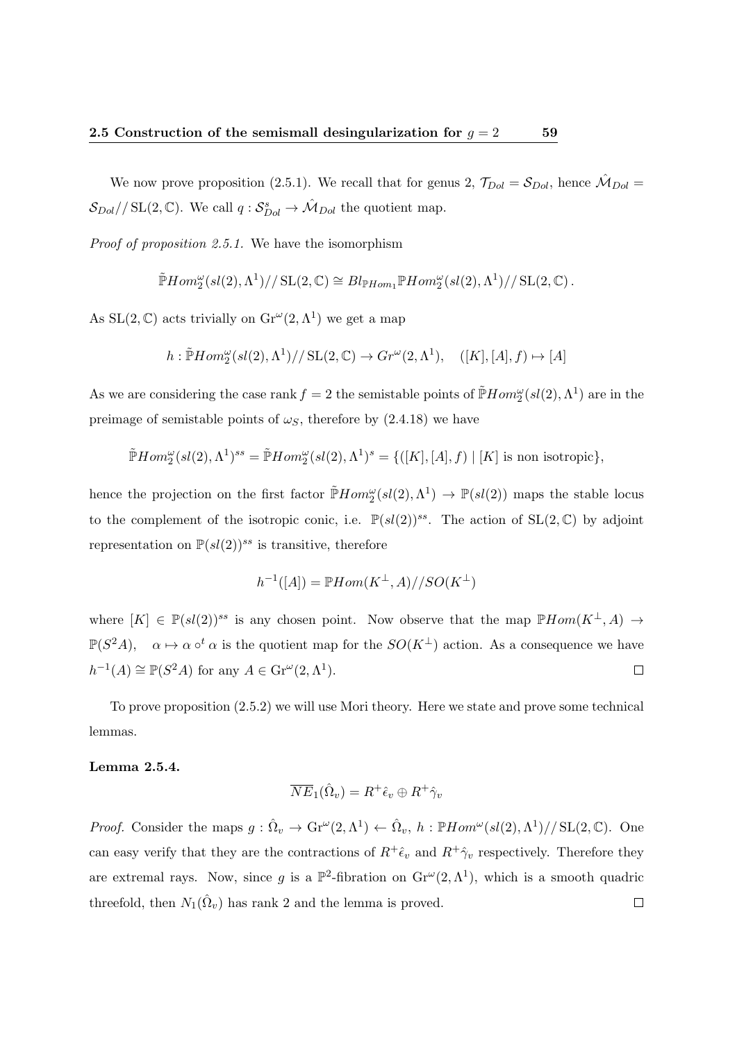We now prove proposition (2.5.1). We recall that for genus 2, $\mathcal{T}_{Dol} = \mathcal{S}_{Dol}$, hence $\hat{\mathcal{M}}_{Dol} = \mathcal{S}_{Dol} /\!/ \mathrm{SL}(2,\mathbb{C})$. We call $q : \mathcal{S}^s_{Dol} \to \hat{\mathcal{M}}_{Dol}$ the quotient map.

*Proof of proposition 2.5.1.* We have the isomorphism

$$\tilde{\mathbb{P}}Hom^\omega_2(sl(2),\Lambda^1)/\!/ \mathrm{SL}(2,\mathbb{C}) \cong Bl_{\mathbb{P}Hom_1}\mathbb{P}Hom^\omega_2(sl(2),\Lambda^1)/\!/ \mathrm{SL}(2,\mathbb{C})\,.$$

As $\mathrm{SL}(2,\mathbb{C})$ acts trivially on $\mathrm{Gr}^\omega(2,\Lambda^1)$ we get a map

$$h : \tilde{\mathbb{P}}Hom^\omega_2(sl(2),\Lambda^1)/\!/ \mathrm{SL}(2,\mathbb{C}) \to Gr^\omega(2,\Lambda^1), \quad ([K],[A],f) \mapsto [A]$$

As we are considering the case rank $f = 2$ the semistable points of $\tilde{\mathbb{P}}Hom^\omega_2(sl(2),\Lambda^1)$ are in the preimage of semistable points of $\omega_S$, therefore by (2.4.18) we have

$$\tilde{\mathbb{P}}Hom^\omega_2(sl(2),\Lambda^1)^{ss} = \tilde{\mathbb{P}}Hom^\omega_2(sl(2),\Lambda^1)^{s} = \{([K],[A],f) \mid [K] \text{ is non isotropic}\},$$

hence the projection on the first factor $\tilde{\mathbb{P}}Hom^\omega_2(sl(2),\Lambda^1) \to \mathbb{P}(sl(2))$ maps the stable locus to the complement of the isotropic conic, i.e. $\mathbb{P}(sl(2))^{ss}$. The action of $\mathrm{SL}(2,\mathbb{C})$ by adjoint representation on $\mathbb{P}(sl(2))^{ss}$ is transitive, therefore

$$h^{-1}([A]) = \mathbb{P}Hom(K^\perp, A)/\!/SO(K^\perp)$$

where $[K] \in \mathbb{P}(sl(2))^{ss}$ is any chosen point. Now observe that the map $\mathbb{P}Hom(K^\perp, A) \to \mathbb{P}(S^2A)$, $\quad \alpha \mapsto \alpha \circ^t \alpha$ is the quotient map for the $SO(K^\perp)$ action. As a consequence we have $h^{-1}(A) \cong \mathbb{P}(S^2A)$ for any $A \in \mathrm{Gr}^\omega(2,\Lambda^1)$. $\square$

To prove proposition (2.5.2) we will use Mori theory. Here we state and prove some technical lemmas.

**Lemma 2.5.4.**

$$\overline{NE}_1(\hat{\Omega}_v) = R^+\hat{\epsilon}_v \oplus R^+\hat{\gamma}_v$$

*Proof.* Consider the maps $g : \hat{\Omega}_v \to \mathrm{Gr}^\omega(2,\Lambda^1) \leftarrow \hat{\Omega}_v$, $h : \mathbb{P}Hom^\omega(sl(2),\Lambda^1)/\!/ \mathrm{SL}(2,\mathbb{C})$. One can easy verify that they are the contractions of $R^+\hat{\epsilon}_v$ and $R^+\hat{\gamma}_v$ respectively. Therefore they are extremal rays. Now, since $g$ is a $\mathbb{P}^2$-fibration on $\mathrm{Gr}^\omega(2,\Lambda^1)$, which is a smooth quadric threefold, then $N_1(\hat{\Omega}_v)$ has rank 2 and the lemma is proved. $\square$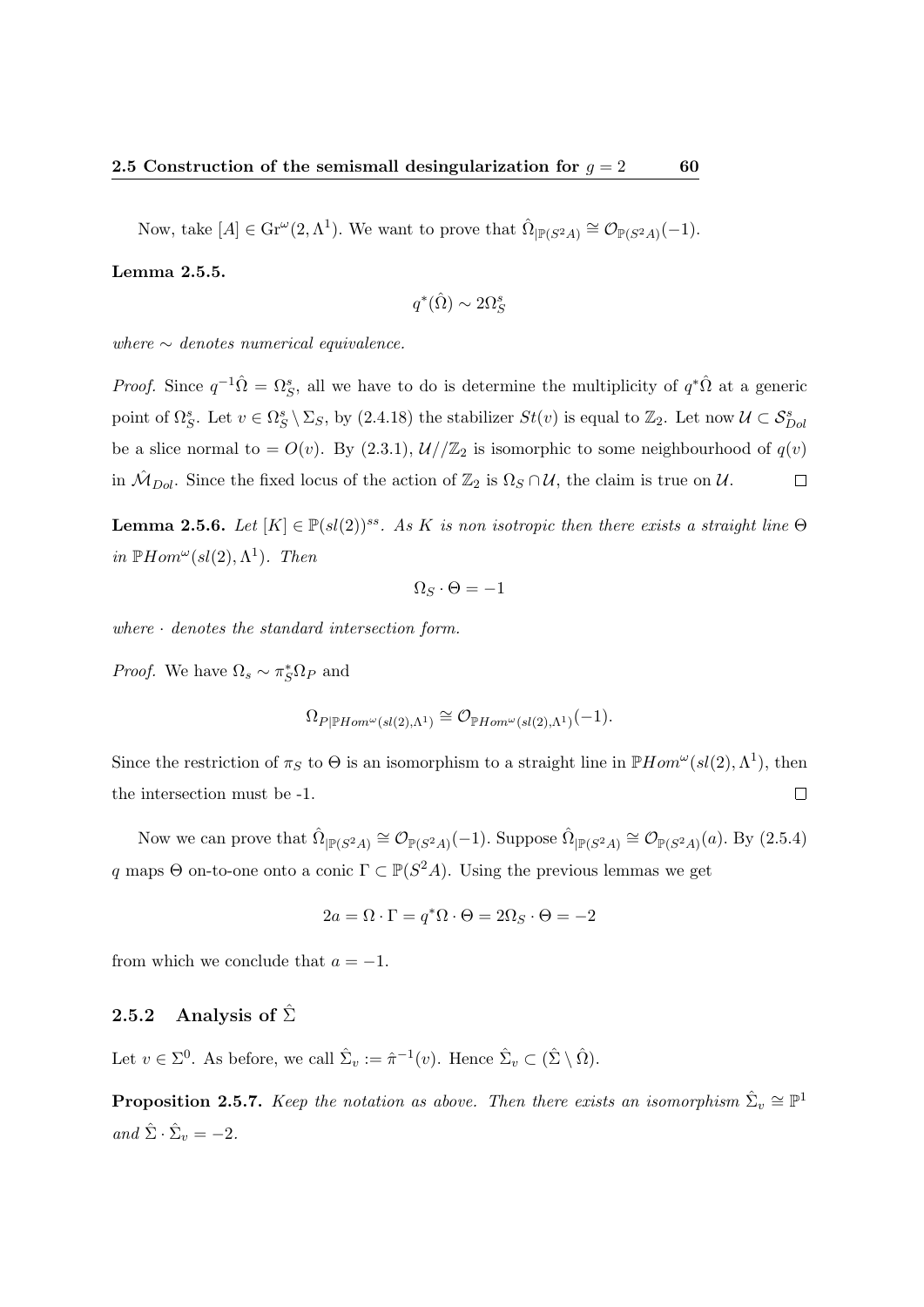Now, take $[A] \in \mathrm{Gr}^{\omega}(2, \Lambda^1)$. We want to prove that $\hat{\Omega}_{|\mathbb{P}(S^2A)} \cong \mathcal{O}_{\mathbb{P}(S^2A)}(-1)$.

**Lemma 2.5.5.**

$$q^*(\hat{\Omega}) \sim 2\Omega_S^s$$

*where $\sim$ denotes numerical equivalence.*

*Proof.* Since $q^{-1}\hat{\Omega} = \Omega_S^s$, all we have to do is determine the multiplicity of $q^*\hat{\Omega}$ at a generic point of $\Omega_S^s$. Let $v \in \Omega_S^s \setminus \Sigma_S$, by (2.4.18) the stabilizer $St(v)$ is equal to $\mathbb{Z}_2$. Let now $\mathcal{U} \subset \mathcal{S}_{Dol}^s$ be a slice normal to $= O(v)$. By (2.3.1), $\mathcal{U}//\mathbb{Z}_2$ is isomorphic to some neighbourhood of $q(v)$ in $\hat{\mathcal{M}}_{Dol}$. Since the fixed locus of the action of $\mathbb{Z}_2$ is $\Omega_S \cap \mathcal{U}$, the claim is true on $\mathcal{U}$. $\square$

**Lemma 2.5.6.** *Let $[K] \in \mathbb{P}(sl(2))^{ss}$. As $K$ is non isotropic then there exists a straight line $\Theta$ in $\mathbb{P}Hom^{\omega}(sl(2), \Lambda^1)$. Then*

$$\Omega_S \cdot \Theta = -1$$

*where $\cdot$ denotes the standard intersection form.*

*Proof.* We have $\Omega_s \sim \pi_S^*\Omega_P$ and

$$\Omega_{P|\mathbb{P}Hom^{\omega}(sl(2),\Lambda^1)} \cong \mathcal{O}_{\mathbb{P}Hom^{\omega}(sl(2),\Lambda^1)}(-1).$$

Since the restriction of $\pi_S$ to $\Theta$ is an isomorphism to a straight line in $\mathbb{P}Hom^{\omega}(sl(2), \Lambda^1)$, then the intersection must be -1. $\square$

Now we can prove that $\hat{\Omega}_{|\mathbb{P}(S^2A)} \cong \mathcal{O}_{\mathbb{P}(S^2A)}(-1)$. Suppose $\hat{\Omega}_{|\mathbb{P}(S^2A)} \cong \mathcal{O}_{\mathbb{P}(S^2A)}(a)$. By (2.5.4) $q$ maps $\Theta$ on-to-one onto a conic $\Gamma \subset \mathbb{P}(S^2A)$. Using the previous lemmas we get

$$2a = \Omega \cdot \Gamma = q^*\Omega \cdot \Theta = 2\Omega_S \cdot \Theta = -2$$

from which we conclude that $a = -1$.

### 2.5.2 Analysis of $\hat{\Sigma}$

Let $v \in \Sigma^0$. As before, we call $\hat{\Sigma}_v := \hat{\pi}^{-1}(v)$. Hence $\hat{\Sigma}_v \subset (\hat{\Sigma} \setminus \hat{\Omega})$.

**Proposition 2.5.7.** *Keep the notation as above. Then there exists an isomorphism $\hat{\Sigma}_v \cong \mathbb{P}^1$ and $\hat{\Sigma} \cdot \hat{\Sigma}_v = -2$.*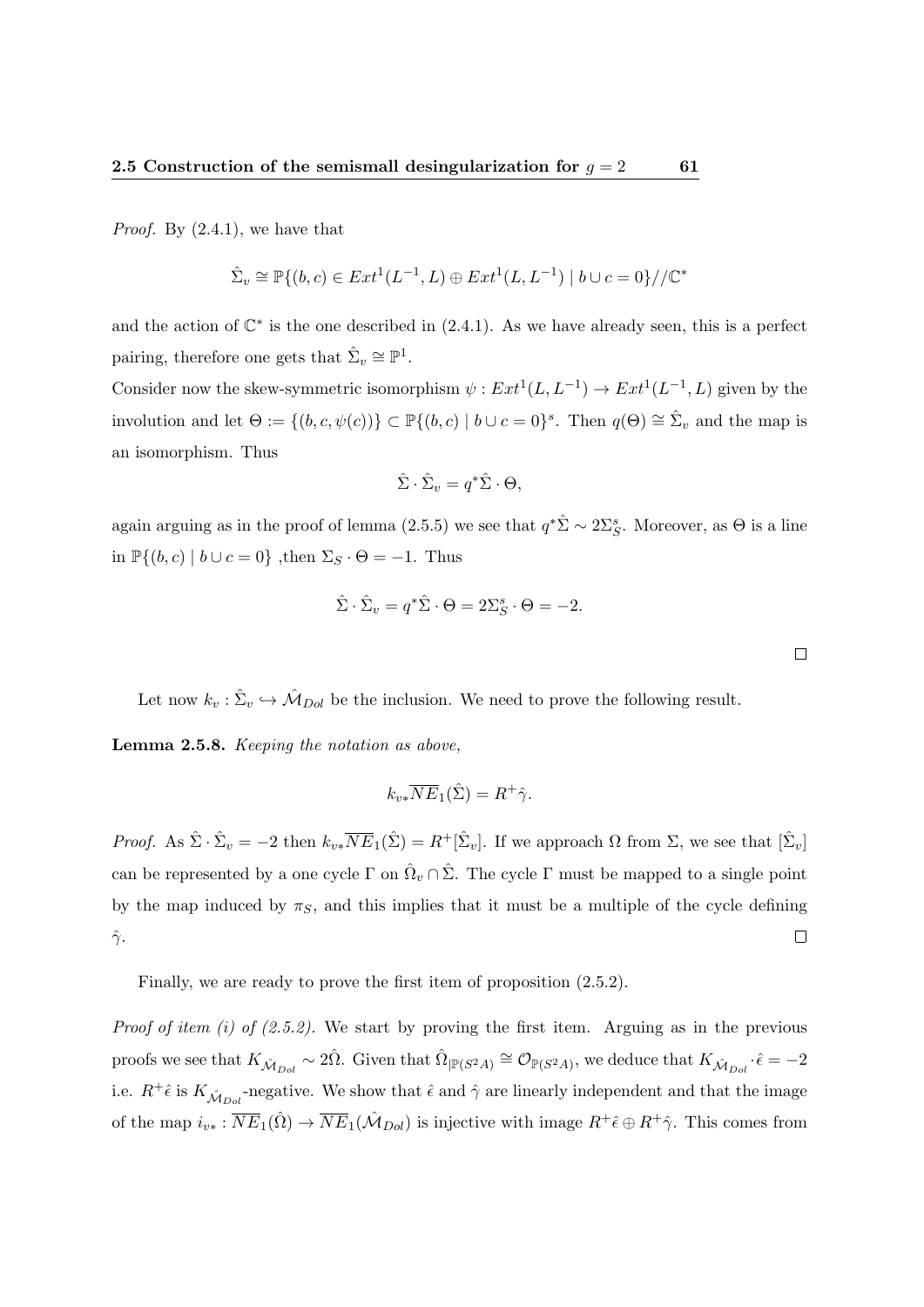*Proof.* By (2.4.1), we have that

$$\hat{\Sigma}_v \cong \mathbb{P}\{(b,c) \in Ext^1(L^{-1}, L) \oplus Ext^1(L, L^{-1}) \mid b \cup c = 0\} // \mathbb{C}^*$$

and the action of $\mathbb{C}^*$ is the one described in (2.4.1). As we have already seen, this is a perfect pairing, therefore one gets that $\hat{\Sigma}_v \cong \mathbb{P}^1$.

Consider now the skew-symmetric isomorphism $\psi : Ext^1(L, L^{-1}) \to Ext^1(L^{-1}, L)$ given by the involution and let $\Theta := \{(b, c, \psi(c))\} \subset \mathbb{P}\{(b,c) \mid b \cup c = 0\}^s$. Then $q(\Theta) \cong \hat{\Sigma}_v$ and the map is an isomorphism. Thus

$$\hat{\Sigma} \cdot \hat{\Sigma}_v = q^* \hat{\Sigma} \cdot \Theta,$$

again arguing as in the proof of lemma (2.5.5) we see that $q^*\hat{\Sigma} \sim 2\Sigma_S^s$. Moreover, as $\Theta$ is a line in $\mathbb{P}\{(b,c) \mid b \cup c = 0\}$ ,then $\Sigma_S \cdot \Theta = -1$. Thus

$$\hat{\Sigma} \cdot \hat{\Sigma}_v = q^* \hat{\Sigma} \cdot \Theta = 2\Sigma_S^s \cdot \Theta = -2.$$

□

Let now $k_v : \hat{\Sigma}_v \hookrightarrow \hat{\mathcal{M}}_{Dol}$ be the inclusion. We need to prove the following result.

**Lemma 2.5.8.** *Keeping the notation as above,*

$$k_{v*}\overline{NE}_1(\hat{\Sigma}) = R^+ \hat{\gamma}.$$

*Proof.* As $\hat{\Sigma} \cdot \hat{\Sigma}_v = -2$ then $k_{v*}\overline{NE}_1(\hat{\Sigma}) = R^+[\hat{\Sigma}_v]$. If we approach $\Omega$ from $\Sigma$, we see that $[\hat{\Sigma}_v]$ can be represented by a one cycle $\Gamma$ on $\hat{\Omega}_v \cap \hat{\Sigma}$. The cycle $\Gamma$ must be mapped to a single point by the map induced by $\pi_S$, and this implies that it must be a multiple of the cycle defining $\hat{\gamma}$. □

Finally, we are ready to prove the first item of proposition (2.5.2).

*Proof of item (i) of (2.5.2).* We start by proving the first item. Arguing as in the previous proofs we see that $K_{\hat{\mathcal{M}}_{Dol}} \sim 2\hat{\Omega}$. Given that $\hat{\Omega}_{|\mathbb{P}(S^2A)} \cong \mathcal{O}_{\mathbb{P}(S^2A)}$, we deduce that $K_{\hat{\mathcal{M}}_{Dol}} \cdot \hat{\epsilon} = -2$ i.e. $R^+\hat{\epsilon}$ is $K_{\hat{\mathcal{M}}_{Dol}}$-negative. We show that $\hat{\epsilon}$ and $\hat{\gamma}$ are linearly independent and that the image of the map $i_{v*} : \overline{NE}_1(\hat{\Omega}) \to \overline{NE}_1(\hat{\mathcal{M}}_{Dol})$ is injective with image $R^+\hat{\epsilon} \oplus R^+\hat{\gamma}$. This comes from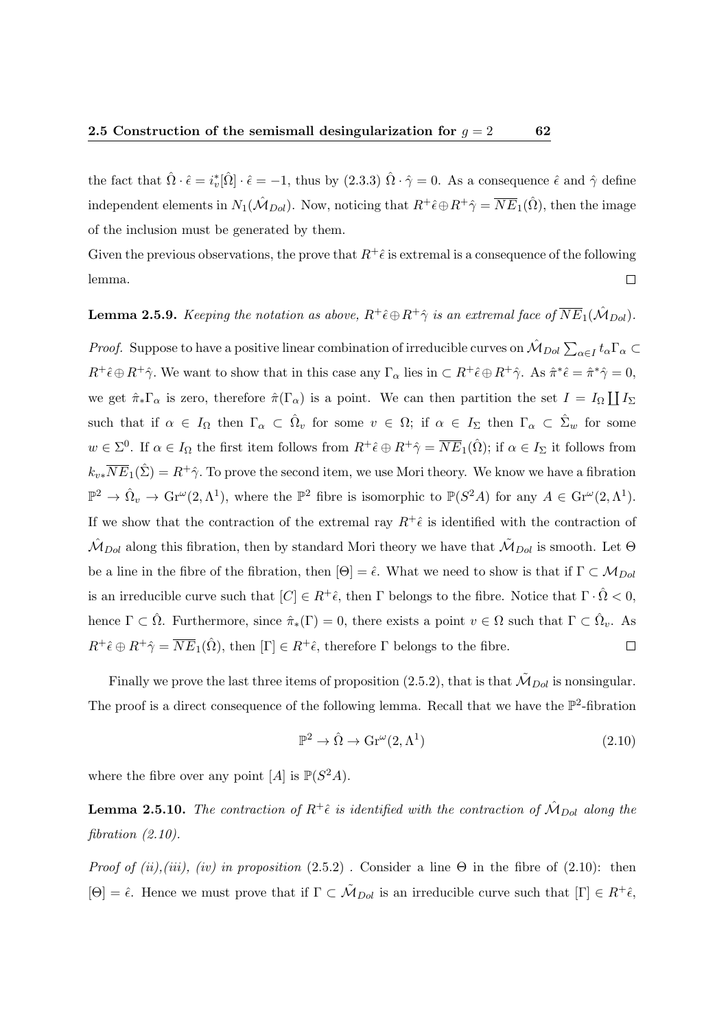the fact that $\hat{\Omega} \cdot \hat{\epsilon} = i_v^*[\hat{\Omega}] \cdot \hat{\epsilon} = -1$, thus by (2.3.3) $\hat{\Omega} \cdot \hat{\gamma} = 0$. As a consequence $\hat{\epsilon}$ and $\hat{\gamma}$ define independent elements in $N_1(\hat{\mathcal{M}}_{Dol})$. Now, noticing that $R^+\hat{\epsilon} \oplus R^+\hat{\gamma} = \overline{NE}_1(\hat{\Omega})$, then the image of the inclusion must be generated by them.

Given the previous observations, the prove that $R^+\hat{\epsilon}$ is extremal is a consequence of the following lemma. $\square$

**Lemma 2.5.9.** *Keeping the notation as above, $R^+\hat{\epsilon} \oplus R^+\hat{\gamma}$ is an extremal face of $\overline{NE}_1(\hat{\mathcal{M}}_{Dol})$.*

*Proof.* Suppose to have a positive linear combination of irreducible curves on $\hat{\mathcal{M}}_{Dol}$ $\sum_{\alpha \in I} t_\alpha \Gamma_\alpha \subset R^+\hat{\epsilon} \oplus R^+\hat{\gamma}$. We want to show that in this case any $\Gamma_\alpha$ lies in $\subset R^+\hat{\epsilon} \oplus R^+\hat{\gamma}$. As $\hat{\pi}^*\hat{\epsilon} = \hat{\pi}^*\hat{\gamma} = 0$, we get $\hat{\pi}_*\Gamma_\alpha$ is zero, therefore $\hat{\pi}(\Gamma_\alpha)$ is a point. We can then partition the set $I = I_\Omega \coprod I_\Sigma$ such that if $\alpha \in I_\Omega$ then $\Gamma_\alpha \subset \hat{\Omega}_v$ for some $v \in \Omega$; if $\alpha \in I_\Sigma$ then $\Gamma_\alpha \subset \hat{\Sigma}_w$ for some $w \in \Sigma^0$. If $\alpha \in I_\Omega$ the first item follows from $R^+\hat{\epsilon} \oplus R^+\hat{\gamma} = \overline{NE}_1(\hat{\Omega})$; if $\alpha \in I_\Sigma$ it follows from $k_{v*}\overline{NE}_1(\hat{\Sigma}) = R^+\hat{\gamma}$. To prove the second item, we use Mori theory. We know we have a fibration $\mathbb{P}^2 \to \hat{\Omega}_v \to \mathrm{Gr}^\omega(2, \Lambda^1)$, where the $\mathbb{P}^2$ fibre is isomorphic to $\mathbb{P}(S^2 A)$ for any $A \in \mathrm{Gr}^\omega(2, \Lambda^1)$. If we show that the contraction of the extremal ray $R^+\hat{\epsilon}$ is identified with the contraction of $\hat{\mathcal{M}}_{Dol}$ along this fibration, then by standard Mori theory we have that $\tilde{\mathcal{M}}_{Dol}$ is smooth. Let $\Theta$ be a line in the fibre of the fibration, then $[\Theta] = \hat{\epsilon}$. What we need to show is that if $\Gamma \subset \mathcal{M}_{Dol}$ is an irreducible curve such that $[C] \in R^+\hat{\epsilon}$, then $\Gamma$ belongs to the fibre. Notice that $\Gamma \cdot \hat{\Omega} < 0$, hence $\Gamma \subset \hat{\Omega}$. Furthermore, since $\hat{\pi}_*(\Gamma) = 0$, there exists a point $v \in \Omega$ such that $\Gamma \subset \hat{\Omega}_v$. As $R^+\hat{\epsilon} \oplus R^+\hat{\gamma} = \overline{NE}_1(\hat{\Omega})$, then $[\Gamma] \in R^+\hat{\epsilon}$, therefore $\Gamma$ belongs to the fibre. $\square$

Finally we prove the last three items of proposition (2.5.2), that is that $\tilde{\mathcal{M}}_{Dol}$ is nonsingular. The proof is a direct consequence of the following lemma. Recall that we have the $\mathbb{P}^2$-fibration

$$\mathbb{P}^2 \to \hat{\Omega} \to \mathrm{Gr}^\omega(2, \Lambda^1) \tag{2.10}$$

where the fibre over any point $[A]$ is $\mathbb{P}(S^2 A)$.

**Lemma 2.5.10.** *The contraction of $R^+\hat{\epsilon}$ is identified with the contraction of $\hat{\mathcal{M}}_{Dol}$ along the fibration (2.10).*

*Proof of (ii),(iii), (iv) in proposition* (2.5.2) . Consider a line $\Theta$ in the fibre of (2.10): then $[\Theta] = \hat{\epsilon}$. Hence we must prove that if $\Gamma \subset \tilde{\mathcal{M}}_{Dol}$ is an irreducible curve such that $[\Gamma] \in R^+\hat{\epsilon}$,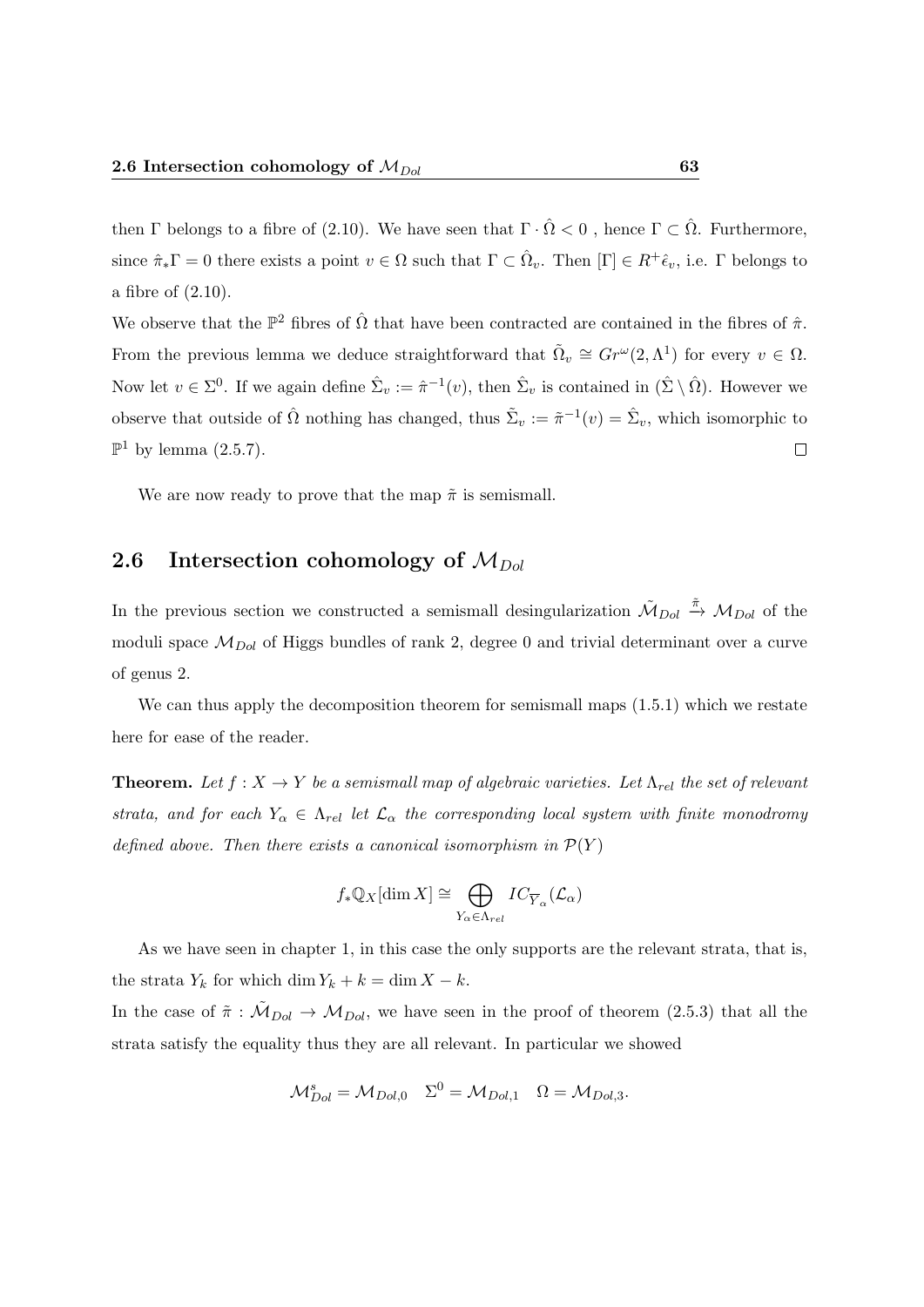then $\Gamma$ belongs to a fibre of (2.10). We have seen that $\Gamma \cdot \hat{\Omega} < 0$ , hence $\Gamma \subset \hat{\Omega}$. Furthermore, since $\hat{\pi}_* \Gamma = 0$ there exists a point $v \in \Omega$ such that $\Gamma \subset \hat{\Omega}_v$. Then $[\Gamma] \in R^+ \hat{\epsilon}_v$, i.e. $\Gamma$ belongs to a fibre of (2.10).

We observe that the $\mathbb{P}^2$ fibres of $\hat{\Omega}$ that have been contracted are contained in the fibres of $\hat{\pi}$. From the previous lemma we deduce straightforward that $\tilde{\Omega}_v \cong Gr^{\omega}(2, \Lambda^1)$ for every $v \in \Omega$. Now let $v \in \Sigma^0$. If we again define $\hat{\Sigma}_v := \hat{\pi}^{-1}(v)$, then $\hat{\Sigma}_v$ is contained in $(\hat{\Sigma} \setminus \hat{\Omega})$. However we observe that outside of $\hat{\Omega}$ nothing has changed, thus $\tilde{\Sigma}_v := \tilde{\pi}^{-1}(v) = \hat{\Sigma}_v$, which isomorphic to $\mathbb{P}^1$ by lemma (2.5.7). $\square$

We are now ready to prove that the map $\tilde{\pi}$ is semismall.

## 2.6 Intersection cohomology of $\mathcal{M}_{Dol}$

In the previous section we constructed a semismall desingularization $\tilde{\mathcal{M}}_{Dol} \xrightarrow{\tilde{\pi}} \mathcal{M}_{Dol}$ of the moduli space $\mathcal{M}_{Dol}$ of Higgs bundles of rank 2, degree 0 and trivial determinant over a curve of genus 2.

We can thus apply the decomposition theorem for semismall maps (1.5.1) which we restate here for ease of the reader.

**Theorem.** *Let $f : X \to Y$ be a semismall map of algebraic varieties. Let $\Lambda_{rel}$ the set of relevant strata, and for each $Y_\alpha \in \Lambda_{rel}$ let $\mathcal{L}_\alpha$ the corresponding local system with finite monodromy defined above. Then there exists a canonical isomorphism in $\mathcal{P}(Y)$*

$$f_* \mathbb{Q}_X[\dim X] \cong \bigoplus_{Y_\alpha \in \Lambda_{rel}} IC_{\overline{Y}_\alpha}(\mathcal{L}_\alpha)$$

As we have seen in chapter 1, in this case the only supports are the relevant strata, that is, the strata $Y_k$ for which $\dim Y_k + k = \dim X - k$.

In the case of $\tilde{\pi} : \tilde{\mathcal{M}}_{Dol} \to \mathcal{M}_{Dol}$, we have seen in the proof of theorem (2.5.3) that all the strata satisfy the equality thus they are all relevant. In particular we showed

$$\mathcal{M}^s_{Dol} = \mathcal{M}_{Dol,0} \quad \Sigma^0 = \mathcal{M}_{Dol,1} \quad \Omega = \mathcal{M}_{Dol,3}.$$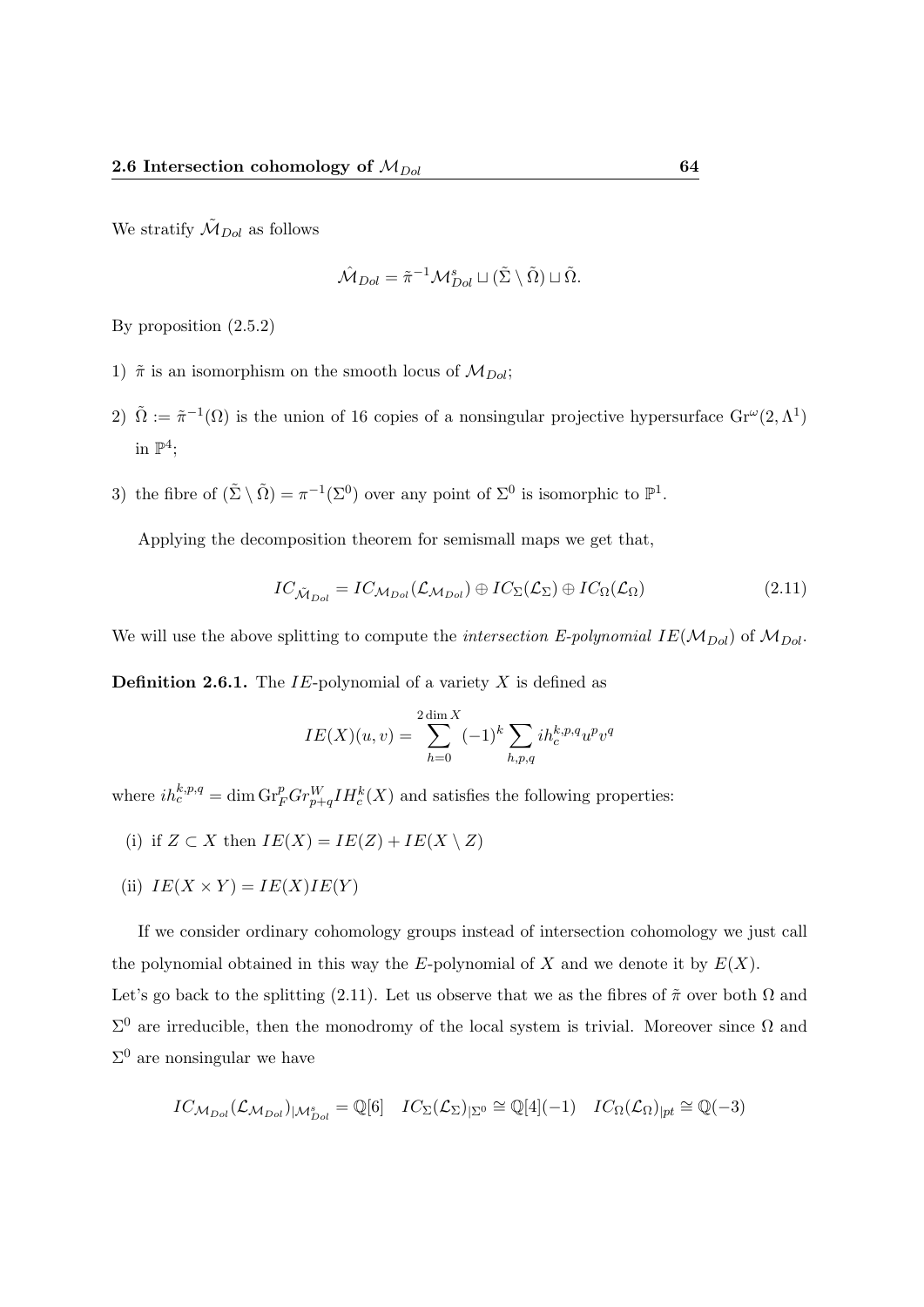We stratify $\tilde{\mathcal{M}}_{Dol}$ as follows

$$\hat{\mathcal{M}}_{Dol} = \tilde{\pi}^{-1}\mathcal{M}^s_{Dol} \sqcup (\tilde{\Sigma} \setminus \tilde{\Omega}) \sqcup \tilde{\Omega}.$$

By proposition (2.5.2)

1) $\tilde{\pi}$ is an isomorphism on the smooth locus of $\mathcal{M}_{Dol}$;

2) $\tilde{\Omega} := \tilde{\pi}^{-1}(\Omega)$ is the union of 16 copies of a nonsingular projective hypersurface $\mathrm{Gr}^{\omega}(2, \Lambda^1)$ in $\mathbb{P}^4$;

3) the fibre of $(\tilde{\Sigma} \setminus \tilde{\Omega}) = \pi^{-1}(\Sigma^0)$ over any point of $\Sigma^0$ is isomorphic to $\mathbb{P}^1$.

Applying the decomposition theorem for semismall maps we get that,

$$IC_{\tilde{\mathcal{M}}_{Dol}} = IC_{\mathcal{M}_{Dol}}(\mathcal{L}_{\mathcal{M}_{Dol}}) \oplus IC_{\Sigma}(\mathcal{L}_{\Sigma}) \oplus IC_{\Omega}(\mathcal{L}_{\Omega}) \tag{2.11}$$

We will use the above splitting to compute the *intersection E-polynomial* $IE(\mathcal{M}_{Dol})$ of $\mathcal{M}_{Dol}$.

**Definition 2.6.1.** The $IE$-polynomial of a variety $X$ is defined as

$$IE(X)(u,v) = \sum_{h=0}^{2\dim X} (-1)^k \sum_{h,p,q} ih_c^{k,p,q} u^p v^q$$

where $ih_c^{k,p,q} = \dim \mathrm{Gr}_F^p Gr_{p+q}^W IH_c^k(X)$ and satisfies the following properties:

(i) if $Z \subset X$ then $IE(X) = IE(Z) + IE(X \setminus Z)$

(ii) $IE(X \times Y) = IE(X)IE(Y)$

If we consider ordinary cohomology groups instead of intersection cohomology we just call the polynomial obtained in this way the $E$-polynomial of $X$ and we denote it by $E(X)$.
Let's go back to the splitting (2.11). Let us observe that we as the fibres of $\tilde{\pi}$ over both $\Omega$ and $\Sigma^0$ are irreducible, then the monodromy of the local system is trivial. Moreover since $\Omega$ and $\Sigma^0$ are nonsingular we have

$$IC_{\mathcal{M}_{Dol}}(\mathcal{L}_{\mathcal{M}_{Dol}})_{|\mathcal{M}^s_{Dol}} = \mathbb{Q}[6] \quad IC_{\Sigma}(\mathcal{L}_{\Sigma})_{|\Sigma^0} \cong \mathbb{Q}[4](-1) \quad IC_{\Omega}(\mathcal{L}_{\Omega})_{|pt} \cong \mathbb{Q}(-3)$$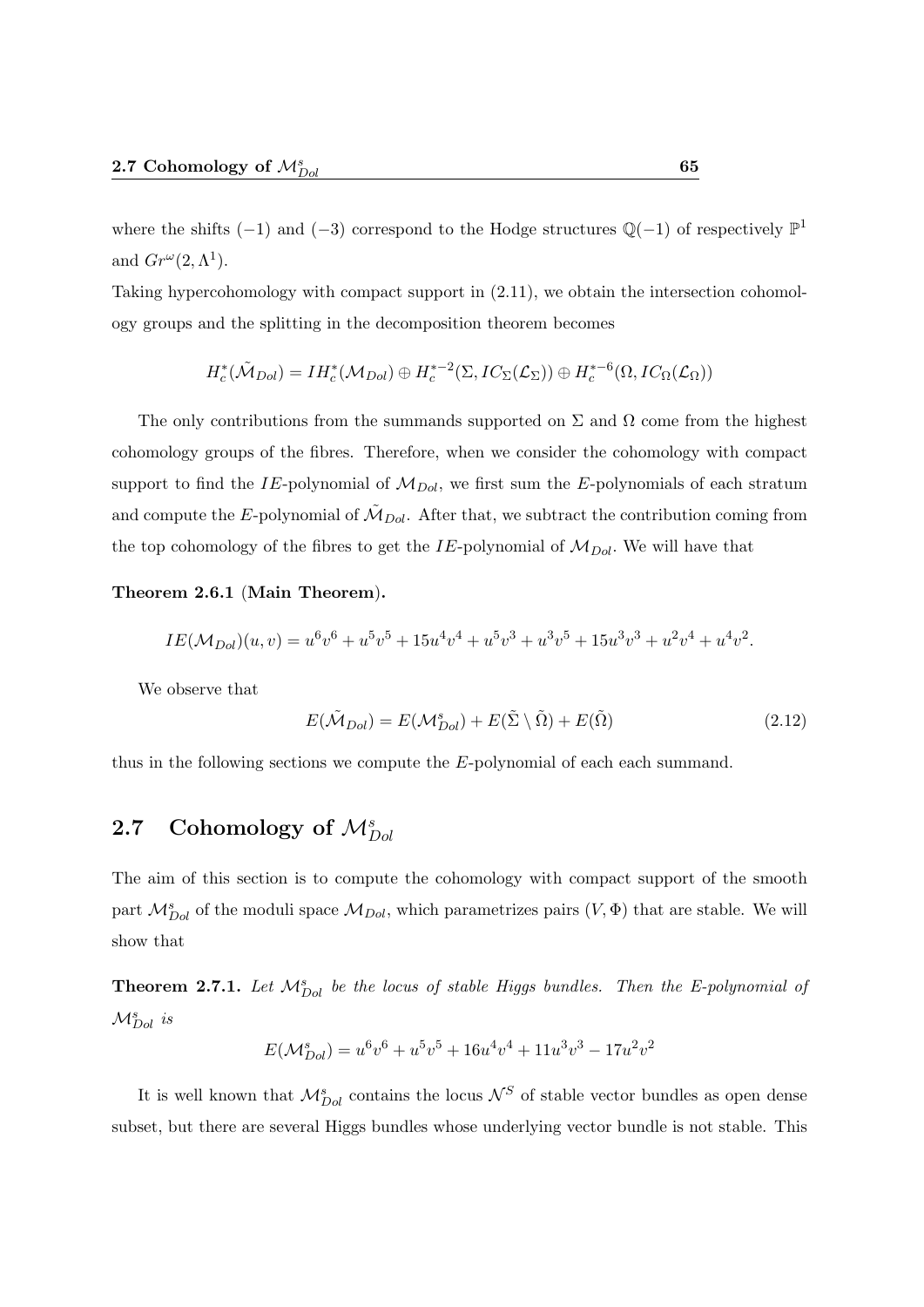where the shifts $(-1)$ and $(-3)$ correspond to the Hodge structures $\mathbb{Q}(-1)$ of respectively $\mathbb{P}^1$ and $Gr^{\omega}(2, \Lambda^1)$.

Taking hypercohomology with compact support in (2.11), we obtain the intersection cohomology groups and the splitting in the decomposition theorem becomes

$$H_c^*(\tilde{\mathcal{M}}_{Dol}) = IH_c^*(\mathcal{M}_{Dol}) \oplus H_c^{*-2}(\Sigma, IC_\Sigma(\mathcal{L}_\Sigma)) \oplus H_c^{*-6}(\Omega, IC_\Omega(\mathcal{L}_\Omega))$$

The only contributions from the summands supported on $\Sigma$ and $\Omega$ come from the highest cohomology groups of the fibres. Therefore, when we consider the cohomology with compact support to find the $IE$-polynomial of $\mathcal{M}_{Dol}$, we first sum the $E$-polynomials of each stratum and compute the $E$-polynomial of $\tilde{\mathcal{M}}_{Dol}$. After that, we subtract the contribution coming from the top cohomology of the fibres to get the $IE$-polynomial of $\mathcal{M}_{Dol}$. We will have that

**Theorem 2.6.1 (Main Theorem).**

$$IE(\mathcal{M}_{Dol})(u, v) = u^6v^6 + u^5v^5 + 15u^4v^4 + u^5v^3 + u^3v^5 + 15u^3v^3 + u^2v^4 + u^4v^2.$$

We observe that

$$E(\tilde{\mathcal{M}}_{Dol}) = E(\mathcal{M}_{Dol}^s) + E(\tilde{\Sigma} \setminus \tilde{\Omega}) + E(\tilde{\Omega}) \tag{2.12}$$

thus in the following sections we compute the $E$-polynomial of each each summand.

## 2.7 Cohomology of $\mathcal{M}_{Dol}^s$

The aim of this section is to compute the cohomology with compact support of the smooth part $\mathcal{M}_{Dol}^s$ of the moduli space $\mathcal{M}_{Dol}$, which parametrizes pairs $(V, \Phi)$ that are stable. We will show that

**Theorem 2.7.1.** *Let $\mathcal{M}_{Dol}^s$ be the locus of stable Higgs bundles. Then the E-polynomial of $\mathcal{M}_{Dol}^s$ is*

$$E(\mathcal{M}_{Dol}^s) = u^6v^6 + u^5v^5 + 16u^4v^4 + 11u^3v^3 - 17u^2v^2$$

It is well known that $\mathcal{M}_{Dol}^s$ contains the locus $\mathcal{N}^S$ of stable vector bundles as open dense subset, but there are several Higgs bundles whose underlying vector bundle is not stable. This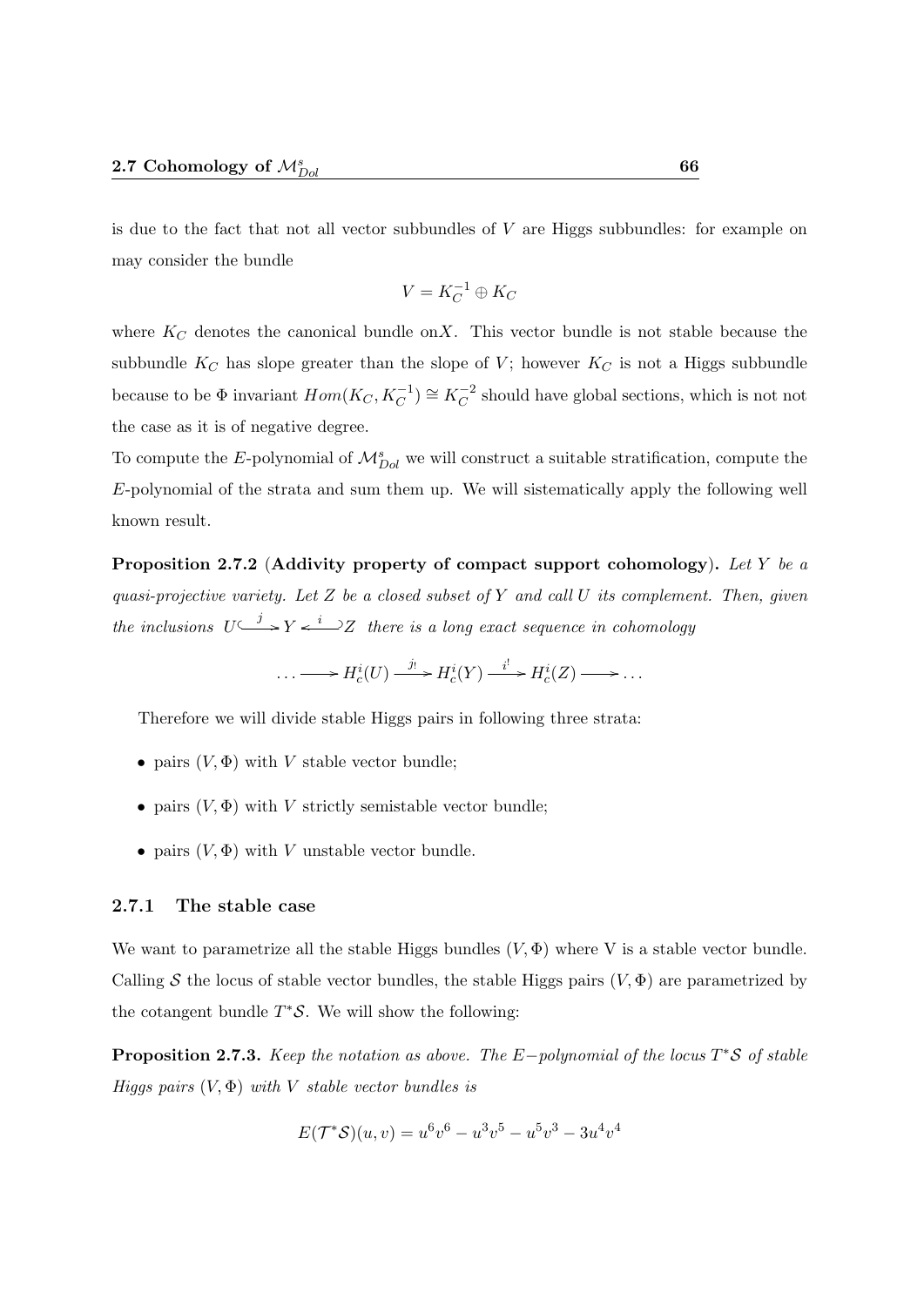is due to the fact that not all vector subbundles of $V$ are Higgs subbundles: for example on may consider the bundle

$$V = K_C^{-1} \oplus K_C$$

where $K_C$ denotes the canonical bundle on$X$. This vector bundle is not stable because the subbundle $K_C$ has slope greater than the slope of $V$; however $K_C$ is not a Higgs subbundle because to be $\Phi$ invariant $Hom(K_C, K_C^{-1}) \cong K_C^{-2}$ should have global sections, which is not not the case as it is of negative degree.

To compute the $E$-polynomial of $\mathcal{M}_{Dol}^s$ we will construct a suitable stratification, compute the $E$-polynomial of the strata and sum them up. We will sistematically apply the following well known result.

**Proposition 2.7.2 (Addivity property of compact support cohomology).** *Let $Y$ be a quasi-projective variety. Let $Z$ be a closed subset of $Y$ and call $U$ its complement. Then, given the inclusions $U \overset{j}{\hookrightarrow} Y \overset{i}{\hookleftarrow} Z$ there is a long exact sequence in cohomology*

$$\ldots \longrightarrow H_c^i(U) \xrightarrow{j_!} H_c^i(Y) \xrightarrow{i^!} H_c^i(Z) \longrightarrow \ldots$$

Therefore we will divide stable Higgs pairs in following three strata:

- pairs $(V, \Phi)$ with $V$ stable vector bundle;
- pairs $(V, \Phi)$ with $V$ strictly semistable vector bundle;
- pairs $(V, \Phi)$ with $V$ unstable vector bundle.

### 2.7.1 The stable case

We want to parametrize all the stable Higgs bundles $(V, \Phi)$ where V is a stable vector bundle. Calling $\mathcal{S}$ the locus of stable vector bundles, the stable Higgs pairs $(V, \Phi)$ are parametrized by the cotangent bundle $T^*\mathcal{S}$. We will show the following:

**Proposition 2.7.3.** *Keep the notation as above. The $E-$polynomial of the locus $T^*\mathcal{S}$ of stable Higgs pairs $(V, \Phi)$ with $V$ stable vector bundles is*

$$E(\mathcal{T}^*\mathcal{S})(u, v) = u^6v^6 - u^3v^5 - u^5v^3 - 3u^4v^4$$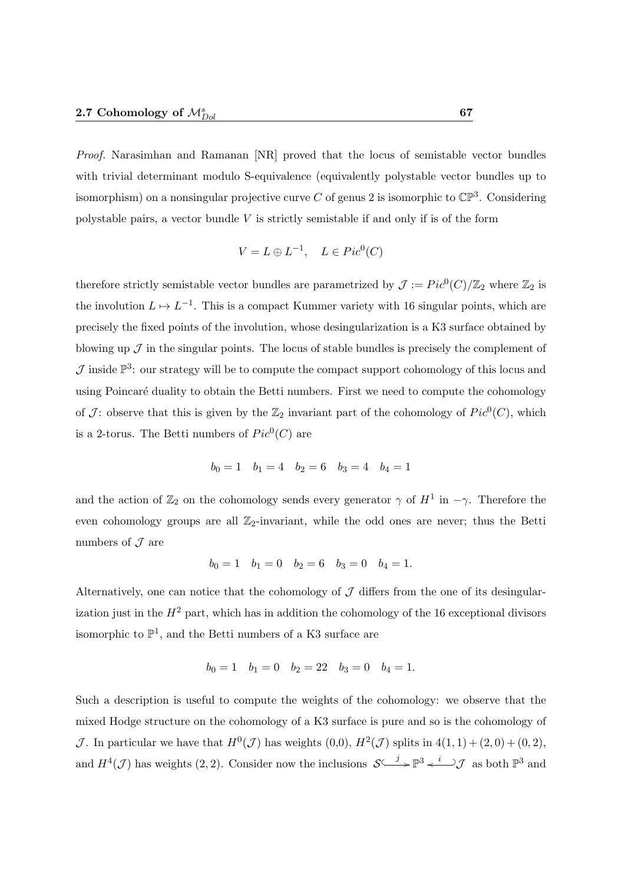*Proof.* Narasimhan and Ramanan [NR] proved that the locus of semistable vector bundles with trivial determinant modulo S-equivalence (equivalently polystable vector bundles up to isomorphism) on a nonsingular projective curve $C$ of genus 2 is isomorphic to $\mathbb{CP}^3$. Considering polystable pairs, a vector bundle $V$ is strictly semistable if and only if is of the form

$$V = L \oplus L^{-1}, \quad L \in Pic^0(C)$$

therefore strictly semistable vector bundles are parametrized by $\mathcal{J} := Pic^0(C)/\mathbb{Z}_2$ where $\mathbb{Z}_2$ is the involution $L \mapsto L^{-1}$. This is a compact Kummer variety with 16 singular points, which are precisely the fixed points of the involution, whose desingularization is a K3 surface obtained by blowing up $\mathcal{J}$ in the singular points. The locus of stable bundles is precisely the complement of $\mathcal{J}$ inside $\mathbb{P}^3$: our strategy will be to compute the compact support cohomology of this locus and using Poincaré duality to obtain the Betti numbers. First we need to compute the cohomology of $\mathcal{J}$: observe that this is given by the $\mathbb{Z}_2$ invariant part of the cohomology of $Pic^0(C)$, which is a 2-torus. The Betti numbers of $Pic^0(C)$ are

$$b_0 = 1 \quad b_1 = 4 \quad b_2 = 6 \quad b_3 = 4 \quad b_4 = 1$$

and the action of $\mathbb{Z}_2$ on the cohomology sends every generator $\gamma$ of $H^1$ in $-\gamma$. Therefore the even cohomology groups are all $\mathbb{Z}_2$-invariant, while the odd ones are never; thus the Betti numbers of $\mathcal{J}$ are

$$b_0 = 1 \quad b_1 = 0 \quad b_2 = 6 \quad b_3 = 0 \quad b_4 = 1.$$

Alternatively, one can notice that the cohomology of $\mathcal{J}$ differs from the one of its desingularization just in the $H^2$ part, which has in addition the cohomology of the 16 exceptional divisors isomorphic to $\mathbb{P}^1$, and the Betti numbers of a K3 surface are

$$b_0 = 1 \quad b_1 = 0 \quad b_2 = 22 \quad b_3 = 0 \quad b_4 = 1.$$

Such a description is useful to compute the weights of the cohomology: we observe that the mixed Hodge structure on the cohomology of a K3 surface is pure and so is the cohomology of $\mathcal{J}$. In particular we have that $H^0(\mathcal{J})$ has weights (0,0), $H^2(\mathcal{J})$ splits in $4(1,1) + (2,0) + (0,2)$, and $H^4(\mathcal{J})$ has weights $(2,2)$. Consider now the inclusions $\mathcal{S} \xhookrightarrow{j} \mathbb{P}^3 \xhookleftarrow{i} \mathcal{J}$ as both $\mathbb{P}^3$ and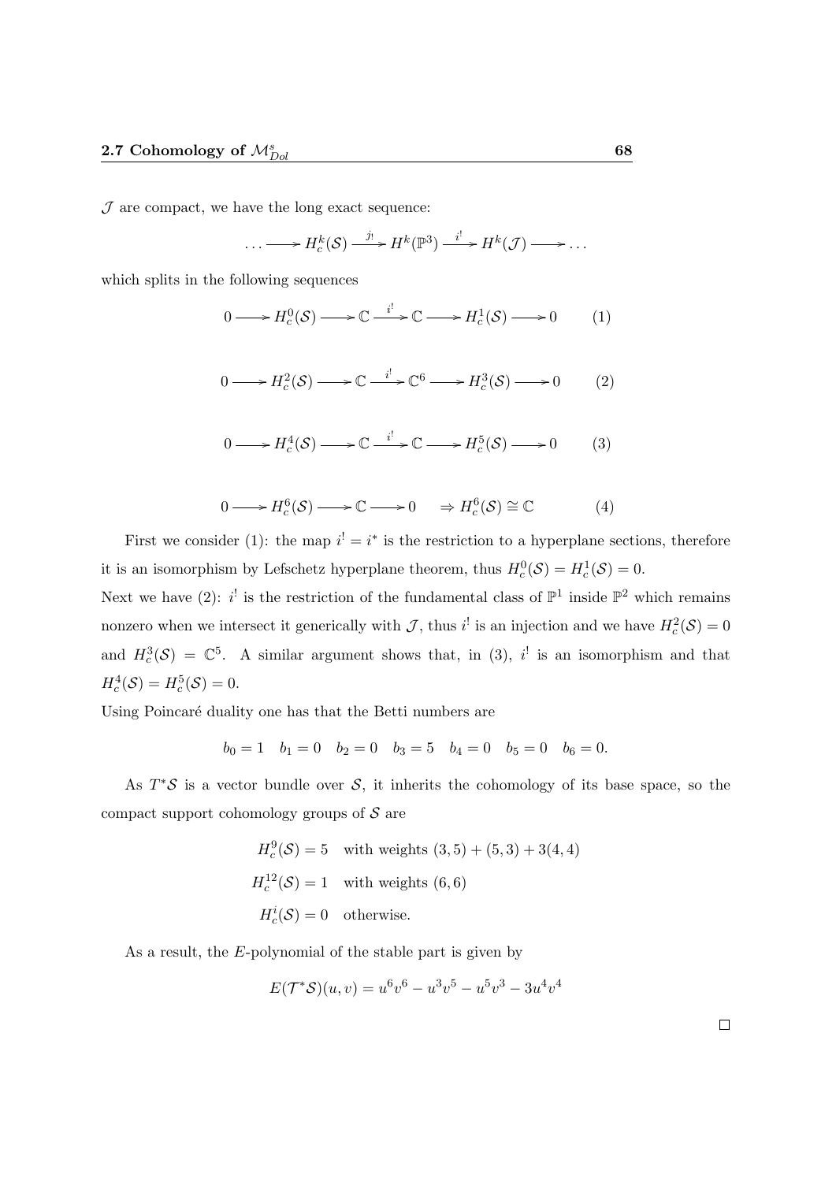$\mathcal{J}$ are compact, we have the long exact sequence:

$$\ldots \longrightarrow H_c^k(\mathcal{S}) \xrightarrow{j_!} H^k(\mathbb{P}^3) \xrightarrow{i^!} H^k(\mathcal{J}) \longrightarrow \ldots$$

which splits in the following sequences

$$0 \longrightarrow H_c^0(\mathcal{S}) \longrightarrow \mathbb{C} \xrightarrow{i^!} \mathbb{C} \longrightarrow H_c^1(\mathcal{S}) \longrightarrow 0 \qquad (1)$$

$$0 \longrightarrow H_c^2(\mathcal{S}) \longrightarrow \mathbb{C} \xrightarrow{i^!} \mathbb{C}^6 \longrightarrow H_c^3(\mathcal{S}) \longrightarrow 0 \qquad (2)$$

$$0 \longrightarrow H_c^4(\mathcal{S}) \longrightarrow \mathbb{C} \xrightarrow{i^!} \mathbb{C} \longrightarrow H_c^5(\mathcal{S}) \longrightarrow 0 \qquad (3)$$

$$0 \longrightarrow H_c^6(\mathcal{S}) \longrightarrow \mathbb{C} \longrightarrow 0 \quad \Rightarrow H_c^6(\mathcal{S}) \cong \mathbb{C} \qquad (4)$$

First we consider (1): the map $i^! = i^*$ is the restriction to a hyperplane sections, therefore it is an isomorphism by Lefschetz hyperplane theorem, thus $H_c^0(\mathcal{S}) = H_c^1(\mathcal{S}) = 0$.
Next we have (2): $i^!$ is the restriction of the fundamental class of $\mathbb{P}^1$ inside $\mathbb{P}^2$ which remains nonzero when we intersect it generically with $\mathcal{J}$, thus $i^!$ is an injection and we have $H_c^2(\mathcal{S}) = 0$ and $H_c^3(\mathcal{S}) = \mathbb{C}^5$. A similar argument shows that, in (3), $i^!$ is an isomorphism and that $H_c^4(\mathcal{S}) = H_c^5(\mathcal{S}) = 0$.
Using Poincaré duality one has that the Betti numbers are

$$b_0 = 1 \quad b_1 = 0 \quad b_2 = 0 \quad b_3 = 5 \quad b_4 = 0 \quad b_5 = 0 \quad b_6 = 0.$$

As $T^*\mathcal{S}$ is a vector bundle over $\mathcal{S}$, it inherits the cohomology of its base space, so the compact support cohomology groups of $\mathcal{S}$ are

$$\begin{aligned} H_c^9(\mathcal{S}) &= 5 \quad \text{with weights } (3,5) + (5,3) + 3(4,4) \\ H_c^{12}(\mathcal{S}) &= 1 \quad \text{with weights } (6,6) \\ H_c^i(\mathcal{S}) &= 0 \quad \text{otherwise.} \end{aligned}$$

As a result, the $E$-polynomial of the stable part is given by

$$E(\mathcal{T}^*\mathcal{S})(u,v) = u^6v^6 - u^3v^5 - u^5v^3 - 3u^4v^4$$

□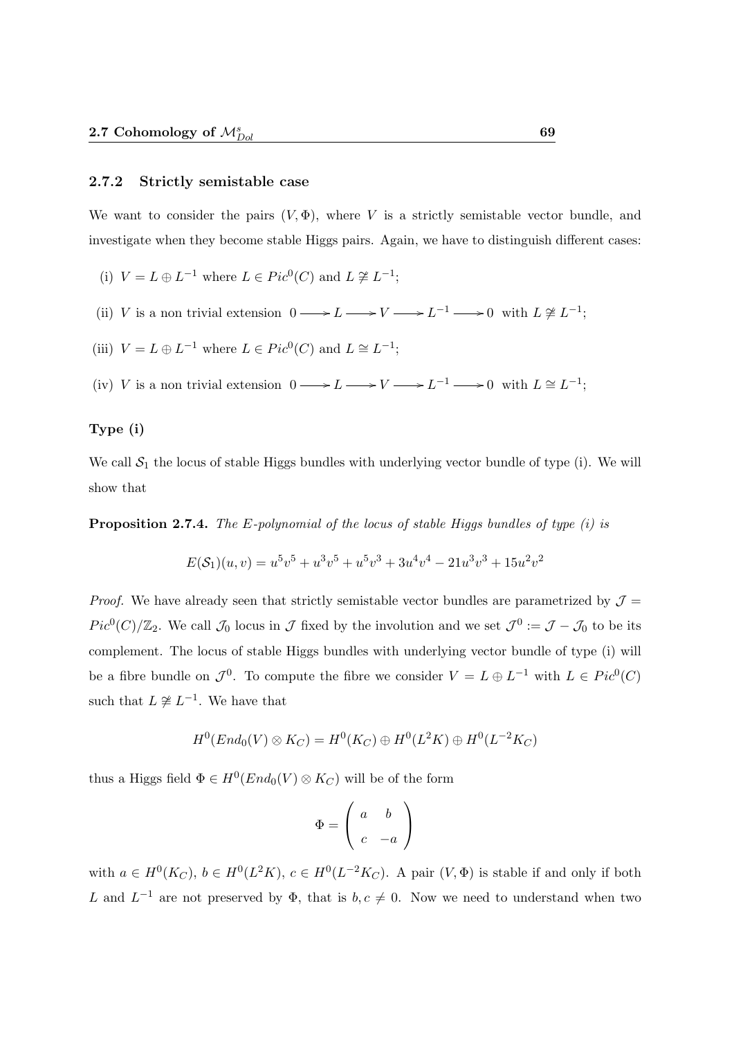### 2.7.2 Strictly semistable case

We want to consider the pairs $(V, \Phi)$, where $V$ is a strictly semistable vector bundle, and investigate when they become stable Higgs pairs. Again, we have to distinguish different cases:

(i) $V = L \oplus L^{-1}$ where $L \in Pic^0(C)$ and $L \ncong L^{-1}$;

(ii) $V$ is a non trivial extension $0 \longrightarrow L \longrightarrow V \longrightarrow L^{-1} \longrightarrow 0$ with $L \ncong L^{-1}$;

(iii) $V = L \oplus L^{-1}$ where $L \in Pic^0(C)$ and $L \cong L^{-1}$;

(iv) $V$ is a non trivial extension $0 \longrightarrow L \longrightarrow V \longrightarrow L^{-1} \longrightarrow 0$ with $L \cong L^{-1}$;

#### Type (i)

We call $\mathcal{S}_1$ the locus of stable Higgs bundles with underlying vector bundle of type (i). We will show that

**Proposition 2.7.4.** *The E-polynomial of the locus of stable Higgs bundles of type (i) is*

$$E(\mathcal{S}_1)(u, v) = u^5v^5 + u^3v^5 + u^5v^3 + 3u^4v^4 - 21u^3v^3 + 15u^2v^2$$

*Proof.* We have already seen that strictly semistable vector bundles are parametrized by $\mathcal{J} = Pic^0(C)/\mathbb{Z}_2$. We call $\mathcal{J}_0$ locus in $\mathcal{J}$ fixed by the involution and we set $\mathcal{J}^0 := \mathcal{J} - \mathcal{J}_0$ to be its complement. The locus of stable Higgs bundles with underlying vector bundle of type (i) will be a fibre bundle on $\mathcal{J}^0$. To compute the fibre we consider $V = L \oplus L^{-1}$ with $L \in Pic^0(C)$ such that $L \ncong L^{-1}$. We have that

$$H^0(End_0(V) \otimes K_C) = H^0(K_C) \oplus H^0(L^2K) \oplus H^0(L^{-2}K_C)$$

thus a Higgs field $\Phi \in H^0(End_0(V) \otimes K_C)$ will be of the form

$$\Phi = \begin{pmatrix} a & b \\ c & -a \end{pmatrix}$$

with $a \in H^0(K_C)$, $b \in H^0(L^2K)$, $c \in H^0(L^{-2}K_C)$. A pair $(V, \Phi)$ is stable if and only if both $L$ and $L^{-1}$ are not preserved by $\Phi$, that is $b, c \neq 0$. Now we need to understand when two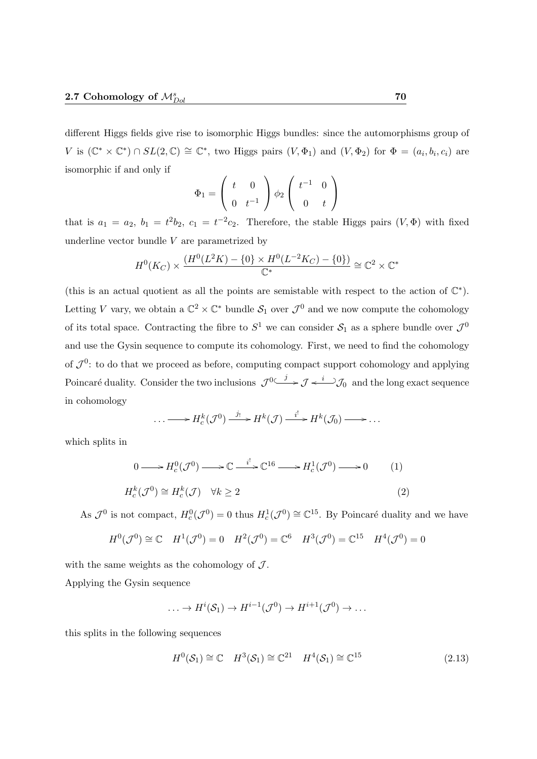different Higgs fields give rise to isomorphic Higgs bundles: since the automorphisms group of $V$ is $(\mathbb{C}^* \times \mathbb{C}^*) \cap SL(2, \mathbb{C}) \cong \mathbb{C}^*$, two Higgs pairs $(V, \Phi_1)$ and $(V, \Phi_2)$ for $\Phi = (a_i, b_i, c_i)$ are isomorphic if and only if

$$\Phi_1 = \begin{pmatrix} t & 0 \\ 0 & t^{-1} \end{pmatrix} \phi_2 \begin{pmatrix} t^{-1} & 0 \\ 0 & t \end{pmatrix}$$

that is $a_1 = a_2$, $b_1 = t^2 b_2$, $c_1 = t^{-2} c_2$. Therefore, the stable Higgs pairs $(V, \Phi)$ with fixed underline vector bundle $V$ are parametrized by

$$H^0(K_C) \times \frac{(H^0(L^2K) - \{0\} \times H^0(L^{-2}K_C) - \{0\})}{\mathbb{C}^*} \cong \mathbb{C}^2 \times \mathbb{C}^*$$

(this is an actual quotient as all the points are semistable with respect to the action of $\mathbb{C}^*$). Letting $V$ vary, we obtain a $\mathbb{C}^2 \times \mathbb{C}^*$ bundle $\mathcal{S}_1$ over $\mathcal{J}^0$ and we now compute the cohomology of its total space. Contracting the fibre to $S^1$ we can consider $\mathcal{S}_1$ as a sphere bundle over $\mathcal{J}^0$ and use the Gysin sequence to compute its cohomology. First, we need to find the cohomology of $\mathcal{J}^0$: to do that we proceed as before, computing compact support cohomology and applying Poincaré duality. Consider the two inclusions $\mathcal{J}^0 \overset{j}{\hookrightarrow} \mathcal{J} \overset{i}{\hookleftarrow} \mathcal{J}_0$ and the long exact sequence in cohomology

$$\ldots \longrightarrow H^k_c(\mathcal{J}^0) \xrightarrow{j_!} H^k(\mathcal{J}) \xrightarrow{i^!} H^k(\mathcal{J}_0) \longrightarrow \ldots$$

which splits in

$$0 \longrightarrow H^0_c(\mathcal{J}^0) \longrightarrow \mathbb{C} \xrightarrow{i^!} \mathbb{C}^{16} \longrightarrow H^1_c(\mathcal{J}^0) \longrightarrow 0 \qquad (1)$$

$$H^k_c(\mathcal{J}^0) \cong H^k_c(\mathcal{J}) \quad \forall k \geq 2 \qquad (2)$$

As $\mathcal{J}^0$ is not compact, $H^0_c(\mathcal{J}^0) = 0$ thus $H^1_c(\mathcal{J}^0) \cong \mathbb{C}^{15}$. By Poincaré duality and we have

$$H^0(\mathcal{J}^0) \cong \mathbb{C} \quad H^1(\mathcal{J}^0) = 0 \quad H^2(\mathcal{J}^0) = \mathbb{C}^6 \quad H^3(\mathcal{J}^0) = \mathbb{C}^{15} \quad H^4(\mathcal{J}^0) = 0$$

with the same weights as the cohomology of $\mathcal{J}$.

Applying the Gysin sequence

$$\ldots \to H^i(\mathcal{S}_1) \to H^{i-1}(\mathcal{J}^0) \to H^{i+1}(\mathcal{J}^0) \to \ldots$$

this splits in the following sequences

$$H^0(\mathcal{S}_1) \cong \mathbb{C} \quad H^3(\mathcal{S}_1) \cong \mathbb{C}^{21} \quad H^4(\mathcal{S}_1) \cong \mathbb{C}^{15} \qquad (2.13)$$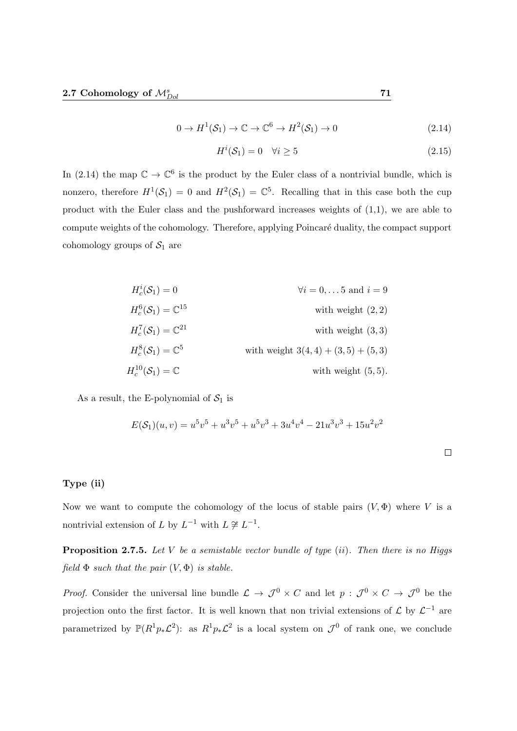$$0 \to H^1(\mathcal{S}_1) \to \mathbb{C} \to \mathbb{C}^6 \to H^2(\mathcal{S}_1) \to 0 \tag{2.14}$$

$$H^i(\mathcal{S}_1) = 0 \quad \forall i \geq 5 \tag{2.15}$$

In (2.14) the map $\mathbb{C} \to \mathbb{C}^6$ is the product by the Euler class of a nontrivial bundle, which is nonzero, therefore $H^1(\mathcal{S}_1) = 0$ and $H^2(\mathcal{S}_1) = \mathbb{C}^5$. Recalling that in this case both the cup product with the Euler class and the pushforward increases weights of (1,1), we are able to compute weights of the cohomology. Therefore, applying Poincaré duality, the compact support cohomology groups of $\mathcal{S}_1$ are

$$\begin{aligned}
H^i_c(\mathcal{S}_1) &= 0 && \forall i = 0, \dots 5 \text{ and } i = 9 \\
H^6_c(\mathcal{S}_1) &= \mathbb{C}^{15} && \text{with weight } (2,2) \\
H^7_c(\mathcal{S}_1) &= \mathbb{C}^{21} && \text{with weight } (3,3) \\
H^8_c(\mathcal{S}_1) &= \mathbb{C}^{5} && \text{with weight } 3(4,4) + (3,5) + (5,3) \\
H^{10}_c(\mathcal{S}_1) &= \mathbb{C} && \text{with weight } (5,5).
\end{aligned}$$

As a result, the E-polynomial of $\mathcal{S}_1$ is

$$E(\mathcal{S}_1)(u,v) = u^5v^5 + u^3v^5 + u^5v^3 + 3u^4v^4 - 21u^3v^3 + 15u^2v^2$$

□

### Type (ii)

Now we want to compute the cohomology of the locus of stable pairs $(V, \Phi)$ where $V$ is a nontrivial extension of $L$ by $L^{-1}$ with $L \not\cong L^{-1}$.

**Proposition 2.7.5.** *Let $V$ be a semistable vector bundle of type (ii). Then there is no Higgs field $\Phi$ such that the pair $(V, \Phi)$ is stable.*

*Proof.* Consider the universal line bundle $\mathcal{L} \to \mathcal{J}^0 \times C$ and let $p : \mathcal{J}^0 \times C \to \mathcal{J}^0$ be the projection onto the first factor. It is well known that non trivial extensions of $\mathcal{L}$ by $\mathcal{L}^{-1}$ are parametrized by $\mathbb{P}(R^1p_*\mathcal{L}^2)$: as $R^1p_*\mathcal{L}^2$ is a local system on $\mathcal{J}^0$ of rank one, we conclude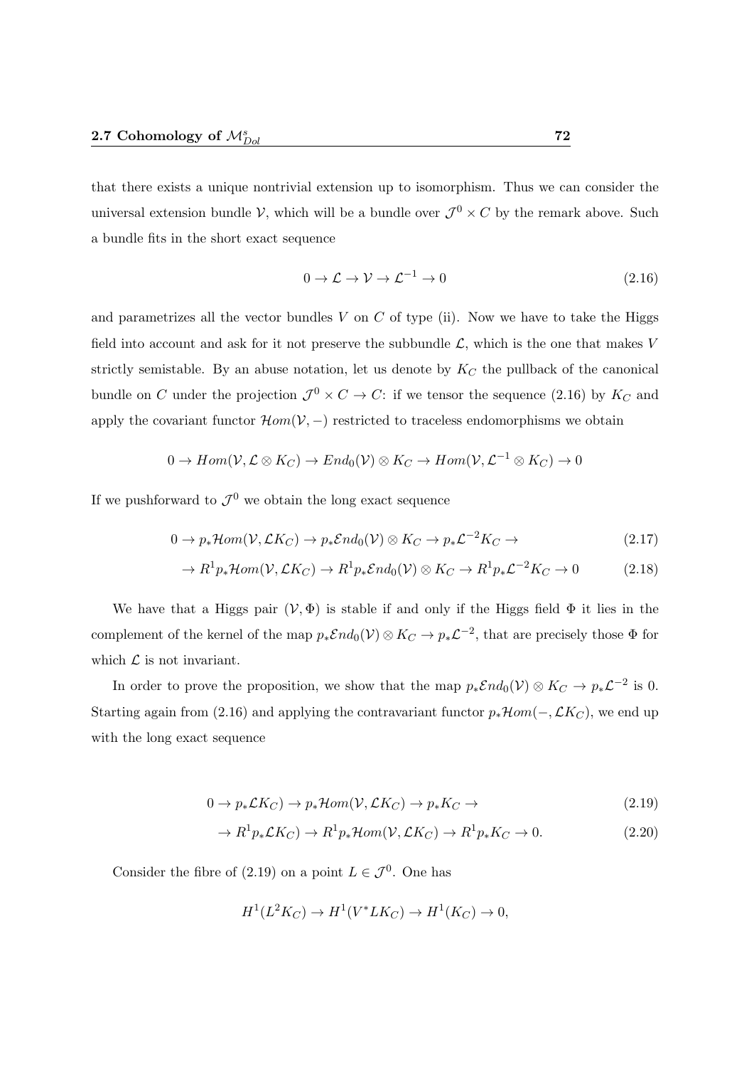that there exists a unique nontrivial extension up to isomorphism. Thus we can consider the universal extension bundle $\mathcal{V}$, which will be a bundle over $\mathcal{J}^0 \times C$ by the remark above. Such a bundle fits in the short exact sequence

$$0 \to \mathcal{L} \to \mathcal{V} \to \mathcal{L}^{-1} \to 0 \tag{2.16}$$

and parametrizes all the vector bundles $V$ on $C$ of type (ii). Now we have to take the Higgs field into account and ask for it not preserve the subbundle $\mathcal{L}$, which is the one that makes $V$ strictly semistable. By an abuse notation, let us denote by $K_C$ the pullback of the canonical bundle on $C$ under the projection $\mathcal{J}^0 \times C \to C$: if we tensor the sequence (2.16) by $K_C$ and apply the covariant functor $\mathcal{H}om(\mathcal{V}, -)$ restricted to traceless endomorphisms we obtain

$$0 \to Hom(\mathcal{V}, \mathcal{L} \otimes K_C) \to End_0(\mathcal{V}) \otimes K_C \to Hom(\mathcal{V}, \mathcal{L}^{-1} \otimes K_C) \to 0$$

If we pushforward to $\mathcal{J}^0$ we obtain the long exact sequence

$$0 \to p_*\mathcal{H}om(\mathcal{V}, \mathcal{L}K_C) \to p_*\mathcal{E}nd_0(\mathcal{V}) \otimes K_C \to p_*\mathcal{L}^{-2}K_C \to \tag{2.17}$$

$$\to R^1p_*\mathcal{H}om(\mathcal{V}, \mathcal{L}K_C) \to R^1p_*\mathcal{E}nd_0(\mathcal{V}) \otimes K_C \to R^1p_*\mathcal{L}^{-2}K_C \to 0 \tag{2.18}$$

We have that a Higgs pair $(\mathcal{V}, \Phi)$ is stable if and only if the Higgs field $\Phi$ it lies in the complement of the kernel of the map $p_*\mathcal{E}nd_0(\mathcal{V}) \otimes K_C \to p_*\mathcal{L}^{-2}$, that are precisely those $\Phi$ for which $\mathcal{L}$ is not invariant.

In order to prove the proposition, we show that the map $p_*\mathcal{E}nd_0(\mathcal{V}) \otimes K_C \to p_*\mathcal{L}^{-2}$ is 0. Starting again from (2.16) and applying the contravariant functor $p_*\mathcal{H}om(-, \mathcal{L}K_C)$, we end up with the long exact sequence

$$0 \to p_*\mathcal{L}K_C) \to p_*\mathcal{H}om(\mathcal{V}, \mathcal{L}K_C) \to p_*K_C \to \tag{2.19}$$

$$\to R^1p_*\mathcal{L}K_C) \to R^1p_*\mathcal{H}om(\mathcal{V}, \mathcal{L}K_C) \to R^1p_*K_C \to 0. \tag{2.20}$$

Consider the fibre of (2.19) on a point $L \in \mathcal{J}^0$. One has

$$H^1(L^2K_C) \to H^1(V^*LK_C) \to H^1(K_C) \to 0,$$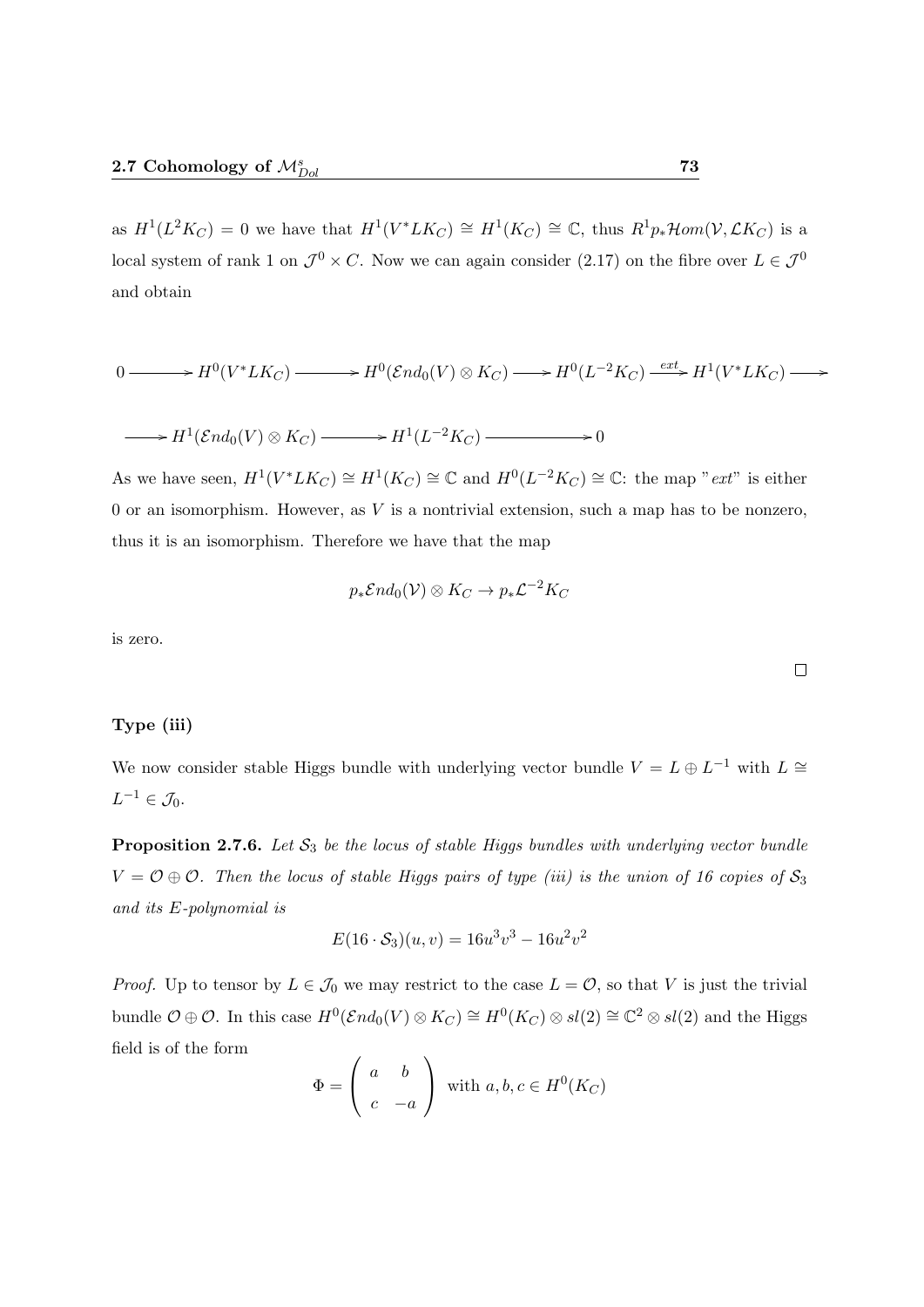as $H^1(L^2K_C) = 0$ we have that $H^1(V^*LK_C) \cong H^1(K_C) \cong \mathbb{C}$, thus $R^1p_*\mathcal{H}om(\mathcal{V}, \mathcal{L}K_C)$ is a local system of rank 1 on $\mathcal{J}^0 \times C$. Now we can again consider (2.17) on the fibre over $L \in \mathcal{J}^0$ and obtain

$$0 \longrightarrow H^0(V^*LK_C) \longrightarrow H^0(\mathcal{E}nd_0(V) \otimes K_C) \longrightarrow H^0(L^{-2}K_C) \xrightarrow{ext} H^1(V^*LK_C) \longrightarrow$$

$$\longrightarrow H^1(\mathcal{E}nd_0(V) \otimes K_C) \longrightarrow H^1(L^{-2}K_C) \longrightarrow 0$$

As we have seen, $H^1(V^*LK_C) \cong H^1(K_C) \cong \mathbb{C}$ and $H^0(L^{-2}K_C) \cong \mathbb{C}$: the map "*ext*" is either 0 or an isomorphism. However, as $V$ is a nontrivial extension, such a map has to be nonzero, thus it is an isomorphism. Therefore we have that the map

$$p_*\mathcal{E}nd_0(\mathcal{V}) \otimes K_C \to p_*\mathcal{L}^{-2}K_C$$

is zero.

□

#### Type (iii)

We now consider stable Higgs bundle with underlying vector bundle $V = L \oplus L^{-1}$ with $L \cong L^{-1} \in \mathcal{J}_0$.

**Proposition 2.7.6.** *Let $\mathcal{S}_3$ be the locus of stable Higgs bundles with underlying vector bundle $V = \mathcal{O} \oplus \mathcal{O}$. Then the locus of stable Higgs pairs of type (iii) is the union of 16 copies of $\mathcal{S}_3$ and its E-polynomial is*

$$E(16 \cdot \mathcal{S}_3)(u, v) = 16u^3v^3 - 16u^2v^2$$

*Proof.* Up to tensor by $L \in \mathcal{J}_0$ we may restrict to the case $L = \mathcal{O}$, so that $V$ is just the trivial bundle $\mathcal{O} \oplus \mathcal{O}$. In this case $H^0(\mathcal{E}nd_0(V) \otimes K_C) \cong H^0(K_C) \otimes sl(2) \cong \mathbb{C}^2 \otimes sl(2)$ and the Higgs field is of the form

$$\Phi = \begin{pmatrix} a & b \\ c & -a \end{pmatrix} \text{ with } a, b, c \in H^0(K_C)$$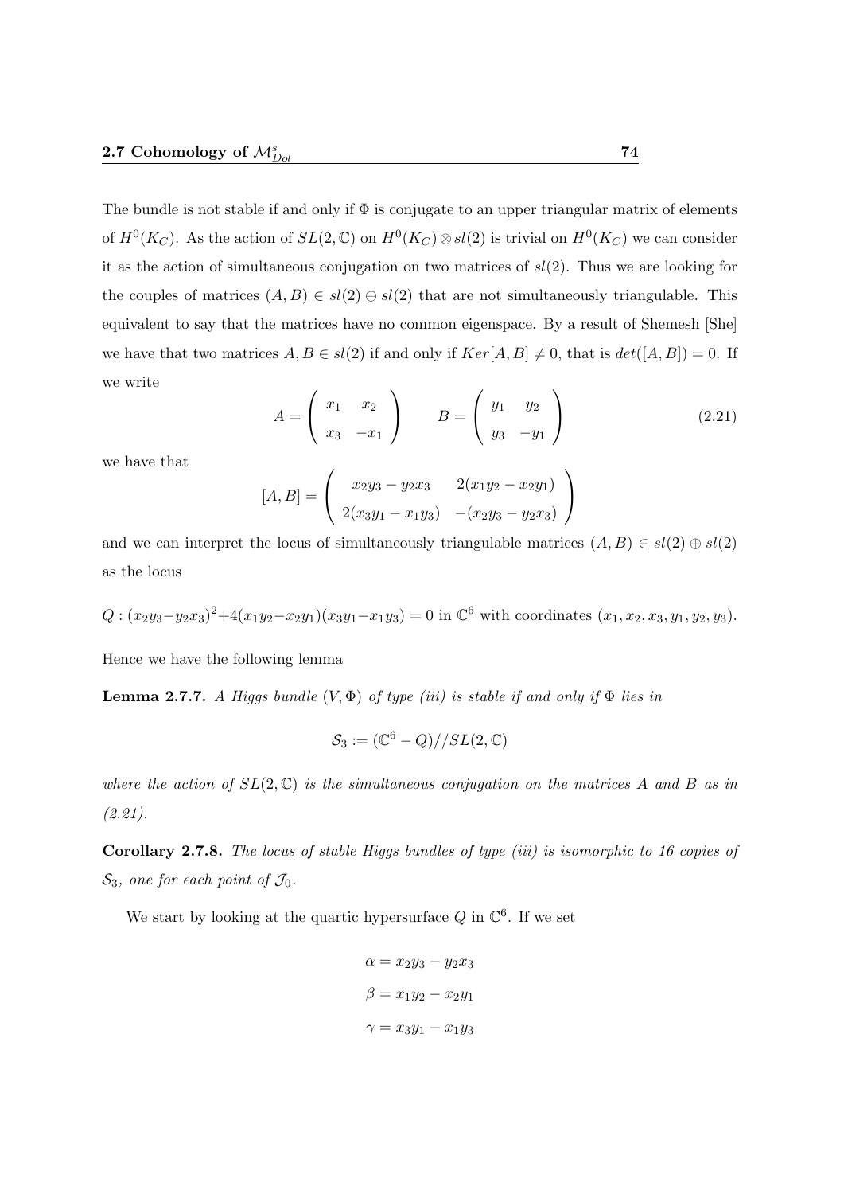The bundle is not stable if and only if $\Phi$ is conjugate to an upper triangular matrix of elements of $H^0(K_C)$. As the action of $SL(2,\mathbb{C})$ on $H^0(K_C)\otimes sl(2)$ is trivial on $H^0(K_C)$ we can consider it as the action of simultaneous conjugation on two matrices of $sl(2)$. Thus we are looking for the couples of matrices $(A,B)\in sl(2)\oplus sl(2)$ that are not simultaneously triangulable. This equivalent to say that the matrices have no common eigenspace. By a result of Shemesh [She] we have that two matrices $A,B\in sl(2)$ if and only if $Ker[A,B]\neq 0$, that is $det([A,B])=0$. If we write

$$A=\begin{pmatrix} x_1 & x_2 \\ x_3 & -x_1\end{pmatrix} \qquad B=\begin{pmatrix} y_1 & y_2 \\ y_3 & -y_1\end{pmatrix} \tag{2.21}$$

we have that

$$[A,B]=\begin{pmatrix} x_2y_3-y_2x_3 & 2(x_1y_2-x_2y_1) \\ 2(x_3y_1-x_1y_3) & -(x_2y_3-y_2x_3)\end{pmatrix}$$

and we can interpret the locus of simultaneously triangulable matrices $(A,B)\in sl(2)\oplus sl(2)$ as the locus

$Q:(x_2y_3-y_2x_3)^2+4(x_1y_2-x_2y_1)(x_3y_1-x_1y_3)=0$ in $\mathbb{C}^6$ with coordinates $(x_1,x_2,x_3,y_1,y_2,y_3)$.

Hence we have the following lemma

**Lemma 2.7.7.** *A Higgs bundle $(V,\Phi)$ of type (iii) is stable if and only if $\Phi$ lies in*

$$\mathcal{S}_3 := (\mathbb{C}^6 - Q)//SL(2,\mathbb{C})$$

*where the action of $SL(2,\mathbb{C})$ is the simultaneous conjugation on the matrices $A$ and $B$ as in (2.21).*

**Corollary 2.7.8.** *The locus of stable Higgs bundles of type (iii) is isomorphic to 16 copies of $\mathcal{S}_3$, one for each point of $\mathcal{J}_0$.*

We start by looking at the quartic hypersurface $Q$ in $\mathbb{C}^6$. If we set

$$\alpha = x_2y_3 - y_2x_3$$
$$\beta = x_1y_2 - x_2y_1$$
$$\gamma = x_3y_1 - x_1y_3$$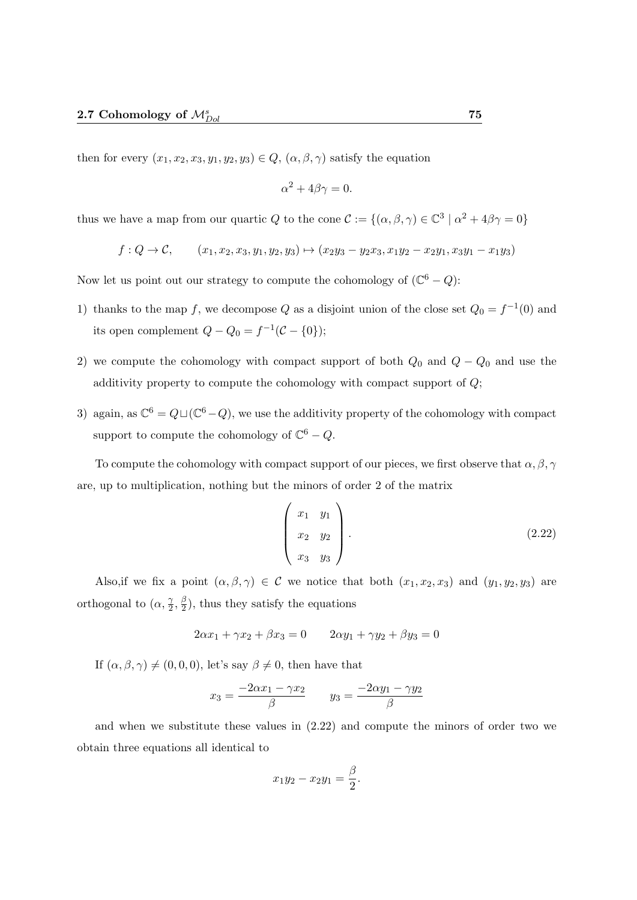then for every $(x_1, x_2, x_3, y_1, y_2, y_3) \in Q$, $(\alpha, \beta, \gamma)$ satisfy the equation

$$\alpha^2 + 4\beta\gamma = 0.$$

thus we have a map from our quartic $Q$ to the cone $\mathcal{C} := \{(\alpha, \beta, \gamma) \in \mathbb{C}^3 \mid \alpha^2 + 4\beta\gamma = 0\}$

$$f : Q \to \mathcal{C}, \qquad (x_1, x_2, x_3, y_1, y_2, y_3) \mapsto (x_2y_3 - y_2x_3, x_1y_2 - x_2y_1, x_3y_1 - x_1y_3)$$

Now let us point out our strategy to compute the cohomology of $(\mathbb{C}^6 - Q)$:

1) thanks to the map $f$, we decompose $Q$ as a disjoint union of the close set $Q_0 = f^{-1}(0)$ and its open complement $Q - Q_0 = f^{-1}(\mathcal{C} - \{0\})$;

2) we compute the cohomology with compact support of both $Q_0$ and $Q - Q_0$ and use the additivity property to compute the cohomology with compact support of $Q$;

3) again, as $\mathbb{C}^6 = Q \sqcup (\mathbb{C}^6 - Q)$, we use the additivity property of the cohomology with compact support to compute the cohomology of $\mathbb{C}^6 - Q$.

To compute the cohomology with compact support of our pieces, we first observe that $\alpha, \beta, \gamma$ are, up to multiplication, nothing but the minors of order 2 of the matrix

$$\begin{pmatrix} x_1 & y_1 \\ x_2 & y_2 \\ x_3 & y_3 \end{pmatrix}. \tag{2.22}$$

Also,if we fix a point $(\alpha, \beta, \gamma) \in \mathcal{C}$ we notice that both $(x_1, x_2, x_3)$ and $(y_1, y_2, y_3)$ are orthogonal to $(\alpha, \frac{\gamma}{2}, \frac{\beta}{2})$, thus they satisfy the equations

$$2\alpha x_1 + \gamma x_2 + \beta x_3 = 0 \qquad 2\alpha y_1 + \gamma y_2 + \beta y_3 = 0$$

If $(\alpha, \beta, \gamma) \neq (0, 0, 0)$, let's say $\beta \neq 0$, then have that

$$x_3 = \frac{-2\alpha x_1 - \gamma x_2}{\beta} \qquad y_3 = \frac{-2\alpha y_1 - \gamma y_2}{\beta}$$

and when we substitute these values in (2.22) and compute the minors of order two we obtain three equations all identical to

$$x_1y_2 - x_2y_1 = \frac{\beta}{2}.$$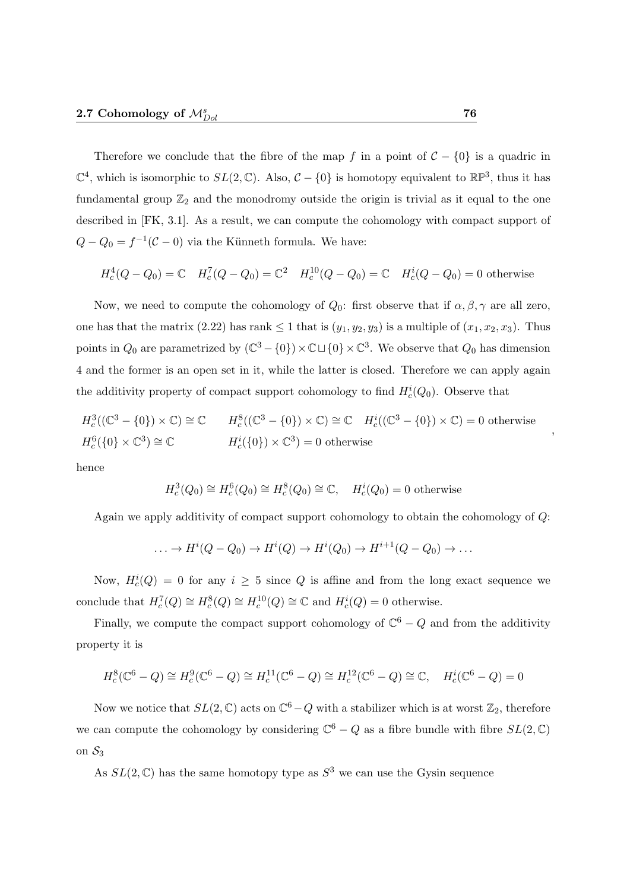Therefore we conclude that the fibre of the map $f$ in a point of $\mathcal{C} - \{0\}$ is a quadric in $\mathbb{C}^4$, which is isomorphic to $SL(2, \mathbb{C})$. Also, $\mathcal{C} - \{0\}$ is homotopy equivalent to $\mathbb{RP}^3$, thus it has fundamental group $\mathbb{Z}_2$ and the monodromy outside the origin is trivial as it equal to the one described in [FK, 3.1]. As a result, we can compute the cohomology with compact support of $Q - Q_0 = f^{-1}(\mathcal{C} - 0)$ via the Künneth formula. We have:

$$H_c^4(Q - Q_0) = \mathbb{C} \quad H_c^7(Q - Q_0) = \mathbb{C}^2 \quad H_c^{10}(Q - Q_0) = \mathbb{C} \quad H_c^i(Q - Q_0) = 0 \text{ otherwise}$$

Now, we need to compute the cohomology of $Q_0$: first observe that if $\alpha, \beta, \gamma$ are all zero, one has that the matrix (2.22) has rank $\leq 1$ that is $(y_1, y_2, y_3)$ is a multiple of $(x_1, x_2, x_3)$. Thus points in $Q_0$ are parametrized by $(\mathbb{C}^3 - \{0\}) \times \mathbb{C} \sqcup \{0\} \times \mathbb{C}^3$. We observe that $Q_0$ has dimension 4 and the former is an open set in it, while the latter is closed. Therefore we can apply again the additivity property of compact support cohomology to find $H_c^i(Q_0)$. Observe that

$$\begin{array}{lll} H_c^3((\mathbb{C}^3 - \{0\}) \times \mathbb{C}) \cong \mathbb{C} & H_c^8((\mathbb{C}^3 - \{0\}) \times \mathbb{C}) \cong \mathbb{C} & H_c^i((\mathbb{C}^3 - \{0\}) \times \mathbb{C}) = 0 \text{ otherwise} \\ H_c^6(\{0\} \times \mathbb{C}^3) \cong \mathbb{C} & H_c^i(\{0\}) \times \mathbb{C}^3) = 0 \text{ otherwise} & \end{array},$$

hence

$$H_c^3(Q_0) \cong H_c^6(Q_0) \cong H_c^8(Q_0) \cong \mathbb{C}, \quad H_c^i(Q_0) = 0 \text{ otherwise}$$

Again we apply additivity of compact support cohomology to obtain the cohomology of $Q$:

$$\ldots \to H^i(Q - Q_0) \to H^i(Q) \to H^i(Q_0) \to H^{i+1}(Q - Q_0) \to \ldots$$

Now, $H_c^i(Q) = 0$ for any $i \geq 5$ since $Q$ is affine and from the long exact sequence we conclude that $H_c^7(Q) \cong H_c^8(Q) \cong H_c^{10}(Q) \cong \mathbb{C}$ and $H_c^i(Q) = 0$ otherwise.

Finally, we compute the compact support cohomology of $\mathbb{C}^6 - Q$ and from the additivity property it is

$$H_c^8(\mathbb{C}^6 - Q) \cong H_c^9(\mathbb{C}^6 - Q) \cong H_c^{11}(\mathbb{C}^6 - Q) \cong H_c^{12}(\mathbb{C}^6 - Q) \cong \mathbb{C}, \quad H_c^i(\mathbb{C}^6 - Q) = 0$$

Now we notice that $SL(2, \mathbb{C})$ acts on $\mathbb{C}^6 - Q$ with a stabilizer which is at worst $\mathbb{Z}_2$, therefore we can compute the cohomology by considering $\mathbb{C}^6 - Q$ as a fibre bundle with fibre $SL(2, \mathbb{C})$ on $\mathcal{S}_3$

As $SL(2, \mathbb{C})$ has the same homotopy type as $S^3$ we can use the Gysin sequence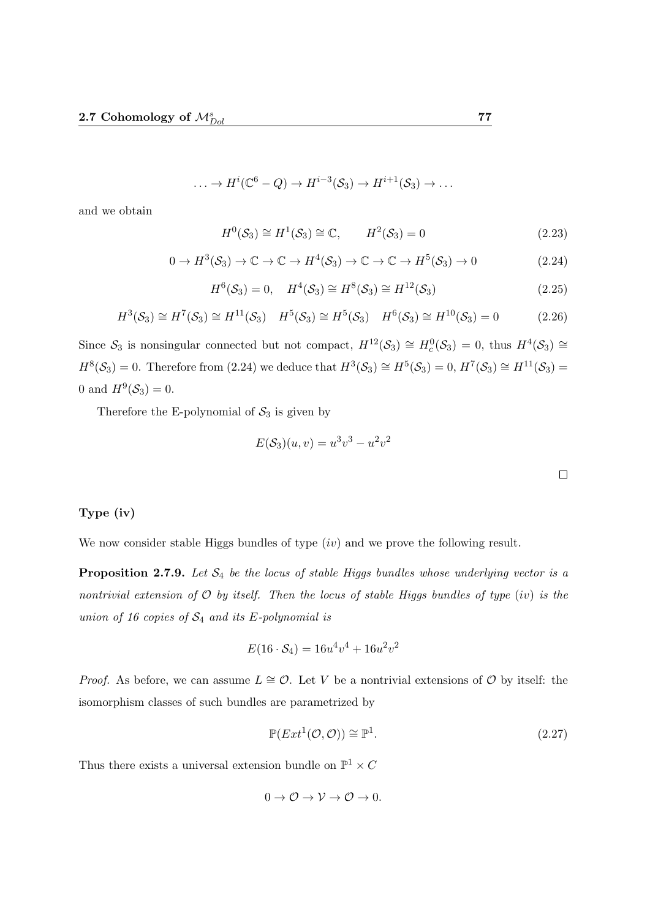$$\ldots \to H^i(\mathbb{C}^6 - Q) \to H^{i-3}(\mathcal{S}_3) \to H^{i+1}(\mathcal{S}_3) \to \ldots$$

and we obtain

$$H^0(\mathcal{S}_3) \cong H^1(\mathcal{S}_3) \cong \mathbb{C}, \qquad H^2(\mathcal{S}_3) = 0 \tag{2.23}$$

$$0 \to H^3(\mathcal{S}_3) \to \mathbb{C} \to \mathbb{C} \to H^4(\mathcal{S}_3) \to \mathbb{C} \to \mathbb{C} \to H^5(\mathcal{S}_3) \to 0 \tag{2.24}$$

$$H^6(\mathcal{S}_3) = 0, \quad H^4(\mathcal{S}_3) \cong H^8(\mathcal{S}_3) \cong H^{12}(\mathcal{S}_3) \tag{2.25}$$

$$H^3(\mathcal{S}_3) \cong H^7(\mathcal{S}_3) \cong H^{11}(\mathcal{S}_3) \quad H^5(\mathcal{S}_3) \cong H^5(\mathcal{S}_3) \quad H^6(\mathcal{S}_3) \cong H^{10}(\mathcal{S}_3) = 0 \tag{2.26}$$

Since $\mathcal{S}_3$ is nonsingular connected but not compact, $H^{12}(\mathcal{S}_3) \cong H^0_c(\mathcal{S}_3) = 0$, thus $H^4(\mathcal{S}_3) \cong H^8(\mathcal{S}_3) = 0$. Therefore from (2.24) we deduce that $H^3(\mathcal{S}_3) \cong H^5(\mathcal{S}_3) = 0$, $H^7(\mathcal{S}_3) \cong H^{11}(\mathcal{S}_3) = 0$ and $H^9(\mathcal{S}_3) = 0$.

Therefore the E-polynomial of $\mathcal{S}_3$ is given by

$$E(\mathcal{S}_3)(u, v) = u^3v^3 - u^2v^2$$

□

**Type (iv)**

We now consider stable Higgs bundles of type $(iv)$ and we prove the following result.

**Proposition 2.7.9.** *Let $\mathcal{S}_4$ be the locus of stable Higgs bundles whose underlying vector is a nontrivial extension of $\mathcal{O}$ by itself. Then the locus of stable Higgs bundles of type $(iv)$ is the union of 16 copies of $\mathcal{S}_4$ and its E-polynomial is*

$$E(16 \cdot \mathcal{S}_4) = 16u^4v^4 + 16u^2v^2$$

*Proof.* As before, we can assume $L \cong \mathcal{O}$. Let $V$ be a nontrivial extensions of $\mathcal{O}$ by itself: the isomorphism classes of such bundles are parametrized by

$$\mathbb{P}(Ext^1(\mathcal{O}, \mathcal{O})) \cong \mathbb{P}^1. \tag{2.27}$$

Thus there exists a universal extension bundle on $\mathbb{P}^1 \times C$

$$0 \to \mathcal{O} \to \mathcal{V} \to \mathcal{O} \to 0.$$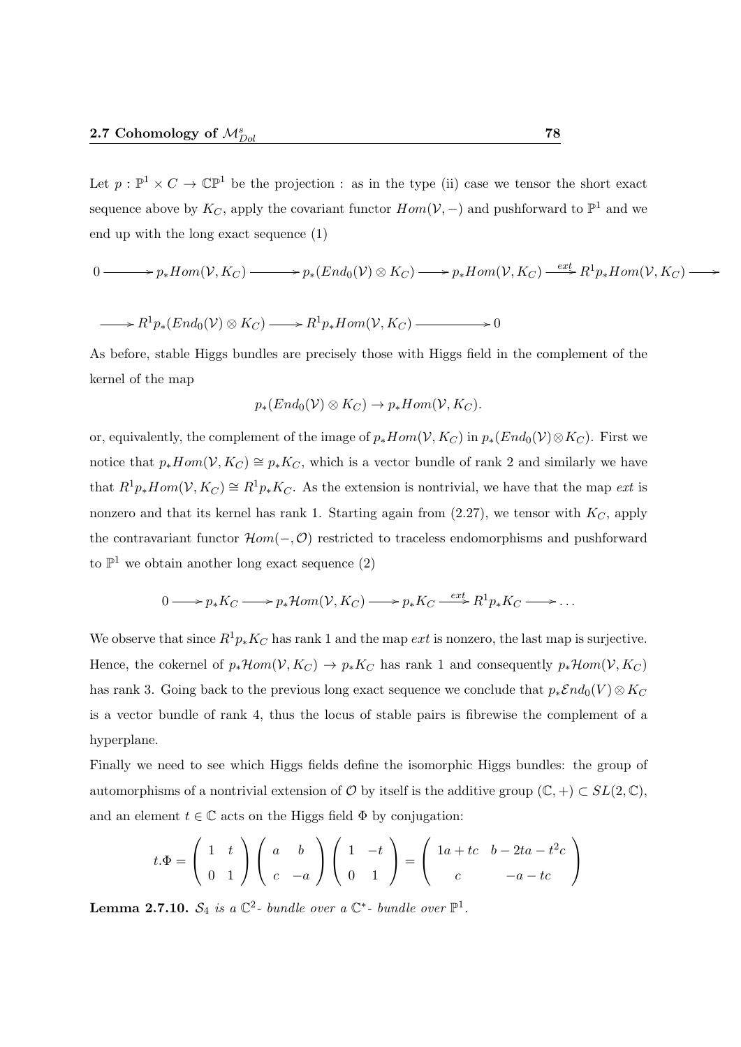Let $p : \mathbb{P}^1 \times C \to \mathbb{CP}^1$ be the projection : as in the type (ii) case we tensor the short exact sequence above by $K_C$, apply the covariant functor $Hom(\mathcal{V}, -)$ and pushforward to $\mathbb{P}^1$ and we end up with the long exact sequence (1)

$$0 \longrightarrow p_*Hom(\mathcal{V}, K_C) \longrightarrow p_*(End_0(\mathcal{V}) \otimes K_C) \longrightarrow p_*Hom(\mathcal{V}, K_C) \xrightarrow{ext} R^1p_*Hom(\mathcal{V}, K_C) \longrightarrow$$

$$\longrightarrow R^1p_*(End_0(\mathcal{V}) \otimes K_C) \longrightarrow R^1p_*Hom(\mathcal{V}, K_C) \longrightarrow 0$$

As before, stable Higgs bundles are precisely those with Higgs field in the complement of the kernel of the map

$$p_*(End_0(\mathcal{V}) \otimes K_C) \to p_*Hom(\mathcal{V}, K_C).$$

or, equivalently, the complement of the image of $p_*Hom(\mathcal{V}, K_C)$ in $p_*(End_0(\mathcal{V}) \otimes K_C)$. First we notice that $p_*Hom(\mathcal{V}, K_C) \cong p_*K_C$, which is a vector bundle of rank 2 and similarly we have that $R^1p_*Hom(\mathcal{V}, K_C) \cong R^1p_*K_C$. As the extension is nontrivial, we have that the map $ext$ is nonzero and that its kernel has rank 1. Starting again from (2.27), we tensor with $K_C$, apply the contravariant functor $\mathcal{H}om(-, \mathcal{O})$ restricted to traceless endomorphisms and pushforward to $\mathbb{P}^1$ we obtain another long exact sequence (2)

$$0 \longrightarrow p_*K_C \longrightarrow p_*\mathcal{H}om(\mathcal{V}, K_C) \longrightarrow p_*K_C \xrightarrow{ext} R^1p_*K_C \longrightarrow \ldots$$

We observe that since $R^1p_*K_C$ has rank 1 and the map $ext$ is nonzero, the last map is surjective. Hence, the cokernel of $p_*\mathcal{H}om(\mathcal{V}, K_C) \to p_*K_C$ has rank 1 and consequently $p_*\mathcal{H}om(\mathcal{V}, K_C)$ has rank 3. Going back to the previous long exact sequence we conclude that $p_*\mathcal{E}nd_0(V) \otimes K_C$ is a vector bundle of rank 4, thus the locus of stable pairs is fibrewise the complement of a hyperplane.

Finally we need to see which Higgs fields define the isomorphic Higgs bundles: the group of automorphisms of a nontrivial extension of $\mathcal{O}$ by itself is the additive group $(\mathbb{C}, +) \subset SL(2, \mathbb{C})$, and an element $t \in \mathbb{C}$ acts on the Higgs field $\Phi$ by conjugation:

$$t.\Phi = \begin{pmatrix} 1 & t \\ 0 & 1 \end{pmatrix} \begin{pmatrix} a & b \\ c & -a \end{pmatrix} \begin{pmatrix} 1 & -t \\ 0 & 1 \end{pmatrix} = \begin{pmatrix} 1a + tc & b - 2ta - t^2c \\ c & -a - tc \end{pmatrix}$$

**Lemma 2.7.10.** *$\mathcal{S}_4$ is a $\mathbb{C}^2$- bundle over a $\mathbb{C}^*$- bundle over $\mathbb{P}^1$.*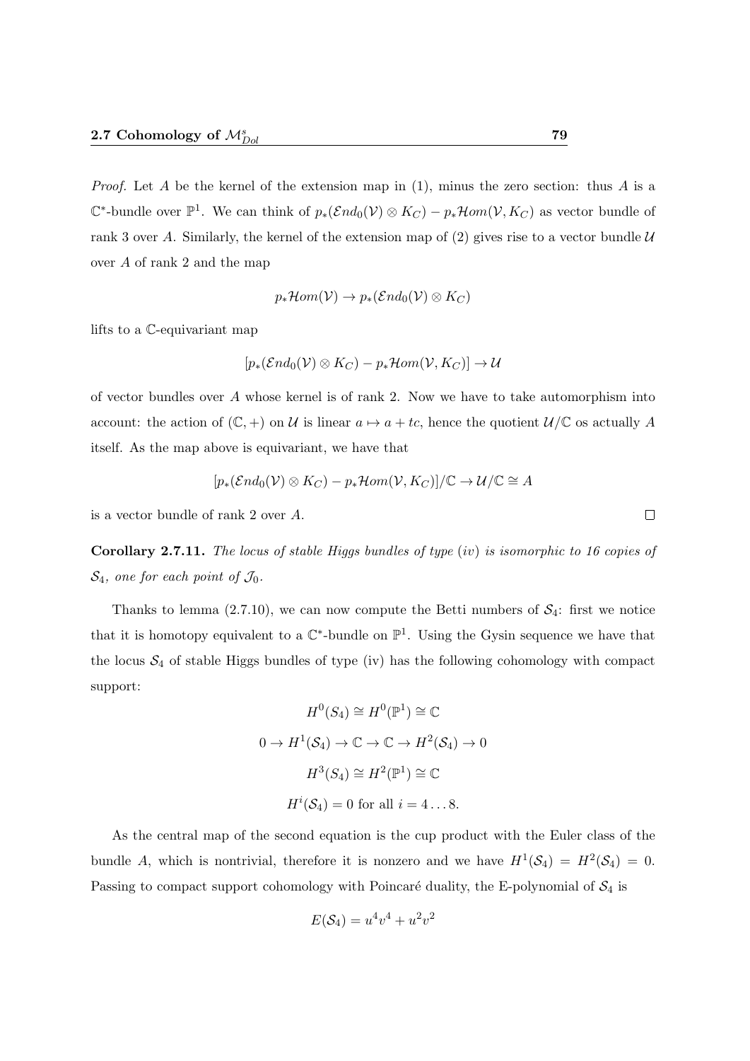*Proof.* Let $A$ be the kernel of the extension map in (1), minus the zero section: thus $A$ is a $\mathbb{C}^*$-bundle over $\mathbb{P}^1$. We can think of $p_*(\mathcal{E}nd_0(\mathcal{V}) \otimes K_C) - p_*\mathcal{H}om(\mathcal{V}, K_C)$ as vector bundle of rank 3 over $A$. Similarly, the kernel of the extension map of (2) gives rise to a vector bundle $\mathcal{U}$ over $A$ of rank 2 and the map

$$p_*\mathcal{H}om(\mathcal{V}) \to p_*(\mathcal{E}nd_0(\mathcal{V}) \otimes K_C)$$

lifts to a $\mathbb{C}$-equivariant map

$$[p_*(\mathcal{E}nd_0(\mathcal{V}) \otimes K_C) - p_*\mathcal{H}om(\mathcal{V}, K_C)] \to \mathcal{U}$$

of vector bundles over $A$ whose kernel is of rank 2. Now we have to take automorphism into account: the action of $(\mathbb{C}, +)$ on $\mathcal{U}$ is linear $a \mapsto a + tc$, hence the quotient $\mathcal{U}/\mathbb{C}$ os actually $A$ itself. As the map above is equivariant, we have that

$$[p_*(\mathcal{E}nd_0(\mathcal{V}) \otimes K_C) - p_*\mathcal{H}om(\mathcal{V}, K_C)]/\mathbb{C} \to \mathcal{U}/\mathbb{C} \cong A$$

is a vector bundle of rank 2 over $A$. □

**Corollary 2.7.11.** *The locus of stable Higgs bundles of type (iv) is isomorphic to 16 copies of $\mathcal{S}_4$, one for each point of $\mathcal{J}_0$.*

Thanks to lemma (2.7.10), we can now compute the Betti numbers of $\mathcal{S}_4$: first we notice that it is homotopy equivalent to a $\mathbb{C}^*$-bundle on $\mathbb{P}^1$. Using the Gysin sequence we have that the locus $\mathcal{S}_4$ of stable Higgs bundles of type (iv) has the following cohomology with compact support:

$$H^0(S_4) \cong H^0(\mathbb{P}^1) \cong \mathbb{C}$$

$$0 \to H^1(\mathcal{S}_4) \to \mathbb{C} \to \mathbb{C} \to H^2(\mathcal{S}_4) \to 0$$

$$H^3(S_4) \cong H^2(\mathbb{P}^1) \cong \mathbb{C}$$

$$H^i(\mathcal{S}_4) = 0 \text{ for all } i = 4 \ldots 8.$$

As the central map of the second equation is the cup product with the Euler class of the bundle $A$, which is nontrivial, therefore it is nonzero and we have $H^1(\mathcal{S}_4) = H^2(\mathcal{S}_4) = 0$. Passing to compact support cohomology with Poincaré duality, the E-polynomial of $\mathcal{S}_4$ is

$$E(\mathcal{S}_4) = u^4v^4 + u^2v^2$$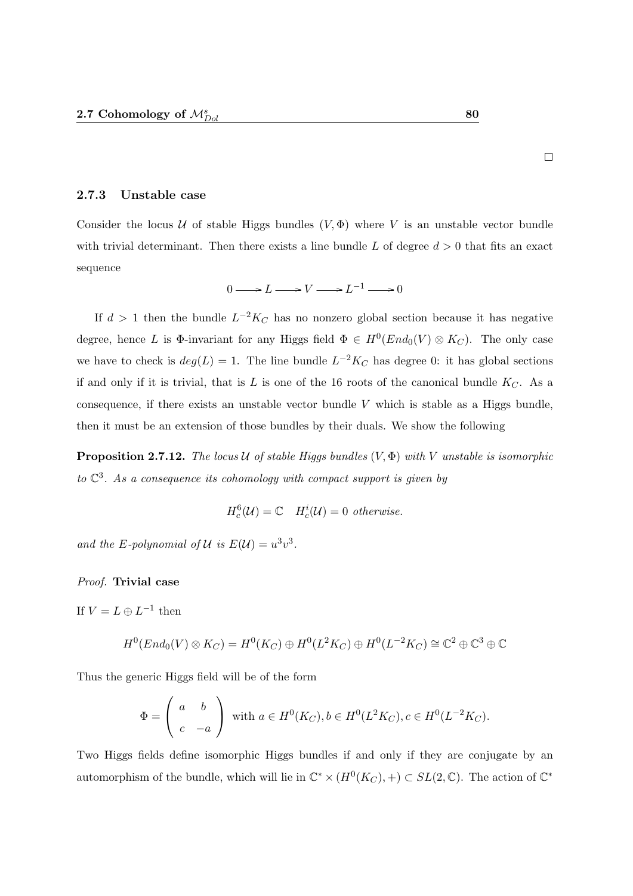□

### 2.7.3 Unstable case

Consider the locus $\mathcal{U}$ of stable Higgs bundles $(V, \Phi)$ where $V$ is an unstable vector bundle with trivial determinant. Then there exists a line bundle $L$ of degree $d > 0$ that fits an exact sequence

$$0 \longrightarrow L \longrightarrow V \longrightarrow L^{-1} \longrightarrow 0$$

If $d > 1$ then the bundle $L^{-2}K_C$ has no nonzero global section because it has negative degree, hence $L$ is $\Phi$-invariant for any Higgs field $\Phi \in H^0(End_0(V) \otimes K_C)$. The only case we have to check is $deg(L) = 1$. The line bundle $L^{-2}K_C$ has degree 0: it has global sections if and only if it is trivial, that is $L$ is one of the 16 roots of the canonical bundle $K_C$. As a consequence, if there exists an unstable vector bundle $V$ which is stable as a Higgs bundle, then it must be an extension of those bundles by their duals. We show the following

**Proposition 2.7.12.** *The locus $\mathcal{U}$ of stable Higgs bundles $(V, \Phi)$ with $V$ unstable is isomorphic to $\mathbb{C}^3$. As a consequence its cohomology with compact support is given by*

$$H^6_c(\mathcal{U}) = \mathbb{C} \quad H^i_c(\mathcal{U}) = 0 \text{ otherwise.}$$

*and the E-polynomial of $\mathcal{U}$ is $E(\mathcal{U}) = u^3v^3$.*

*Proof.* **Trivial case**

If $V = L \oplus L^{-1}$ then

$$H^0(End_0(V) \otimes K_C) = H^0(K_C) \oplus H^0(L^2K_C) \oplus H^0(L^{-2}K_C) \cong \mathbb{C}^2 \oplus \mathbb{C}^3 \oplus \mathbb{C}$$

Thus the generic Higgs field will be of the form

$$\Phi = \begin{pmatrix} a & b \\ c & -a \end{pmatrix} \text{ with } a \in H^0(K_C), b \in H^0(L^2K_C), c \in H^0(L^{-2}K_C).$$

Two Higgs fields define isomorphic Higgs bundles if and only if they are conjugate by an automorphism of the bundle, which will lie in $\mathbb{C}^* \times (H^0(K_C), +) \subset SL(2, \mathbb{C})$. The action of $\mathbb{C}^*$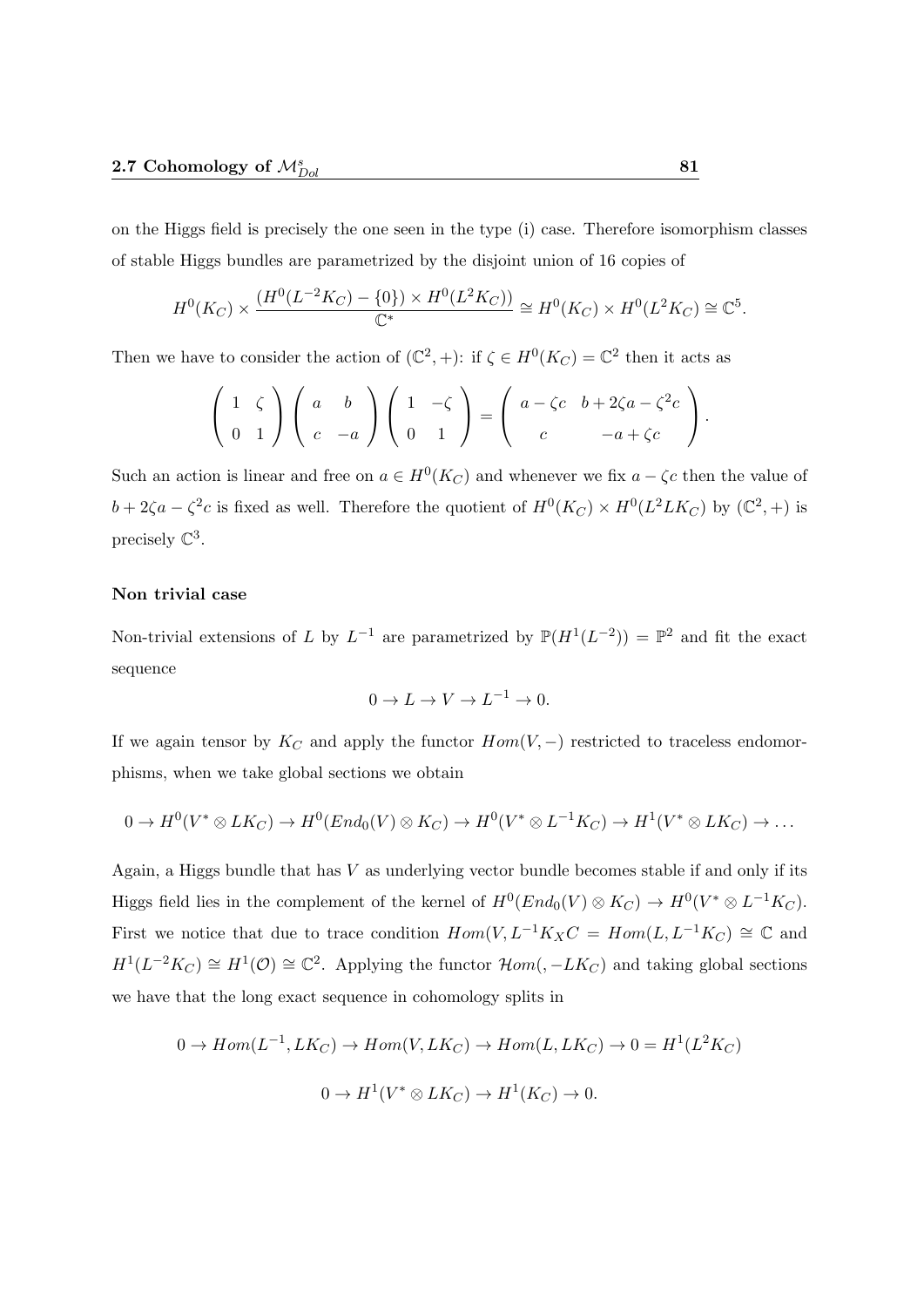on the Higgs field is precisely the one seen in the type (i) case. Therefore isomorphism classes of stable Higgs bundles are parametrized by the disjoint union of 16 copies of

$$H^0(K_C) \times \frac{(H^0(L^{-2}K_C) - \{0\}) \times H^0(L^2K_C))}{\mathbb{C}^*} \cong H^0(K_C) \times H^0(L^2K_C) \cong \mathbb{C}^5.$$

Then we have to consider the action of $(\mathbb{C}^2, +)$: if $\zeta \in H^0(K_C) = \mathbb{C}^2$ then it acts as

$$\begin{pmatrix} 1 & \zeta \\ 0 & 1 \end{pmatrix} \begin{pmatrix} a & b \\ c & -a \end{pmatrix} \begin{pmatrix} 1 & -\zeta \\ 0 & 1 \end{pmatrix} = \begin{pmatrix} a - \zeta c & b + 2\zeta a - \zeta^2 c \\ c & -a + \zeta c \end{pmatrix}.$$

Such an action is linear and free on $a \in H^0(K_C)$ and whenever we fix $a - \zeta c$ then the value of $b + 2\zeta a - \zeta^2 c$ is fixed as well. Therefore the quotient of $H^0(K_C) \times H^0(L^2LK_C)$ by $(\mathbb{C}^2, +)$ is precisely $\mathbb{C}^3$.

#### Non trivial case

Non-trivial extensions of $L$ by $L^{-1}$ are parametrized by $\mathbb{P}(H^1(L^{-2})) = \mathbb{P}^2$ and fit the exact sequence

$$0 \to L \to V \to L^{-1} \to 0.$$

If we again tensor by $K_C$ and apply the functor $Hom(V, -)$ restricted to traceless endomorphisms, when we take global sections we obtain

$$0 \to H^0(V^* \otimes LK_C) \to H^0(End_0(V) \otimes K_C) \to H^0(V^* \otimes L^{-1}K_C) \to H^1(V^* \otimes LK_C) \to \dots$$

Again, a Higgs bundle that has $V$ as underlying vector bundle becomes stable if and only if its Higgs field lies in the complement of the kernel of $H^0(End_0(V) \otimes K_C) \to H^0(V^* \otimes L^{-1}K_C)$. First we notice that due to trace condition $Hom(V, L^{-1}K_XC = Hom(L, L^{-1}K_C) \cong \mathbb{C}$ and $H^1(L^{-2}K_C) \cong H^1(\mathcal{O}) \cong \mathbb{C}^2$. Applying the functor $\mathcal{H}om(, -LK_C)$ and taking global sections we have that the long exact sequence in cohomology splits in

$$0 \to Hom(L^{-1}, LK_C) \to Hom(V, LK_C) \to Hom(L, LK_C) \to 0 = H^1(L^2K_C)$$

$$0 \to H^1(V^* \otimes LK_C) \to H^1(K_C) \to 0.$$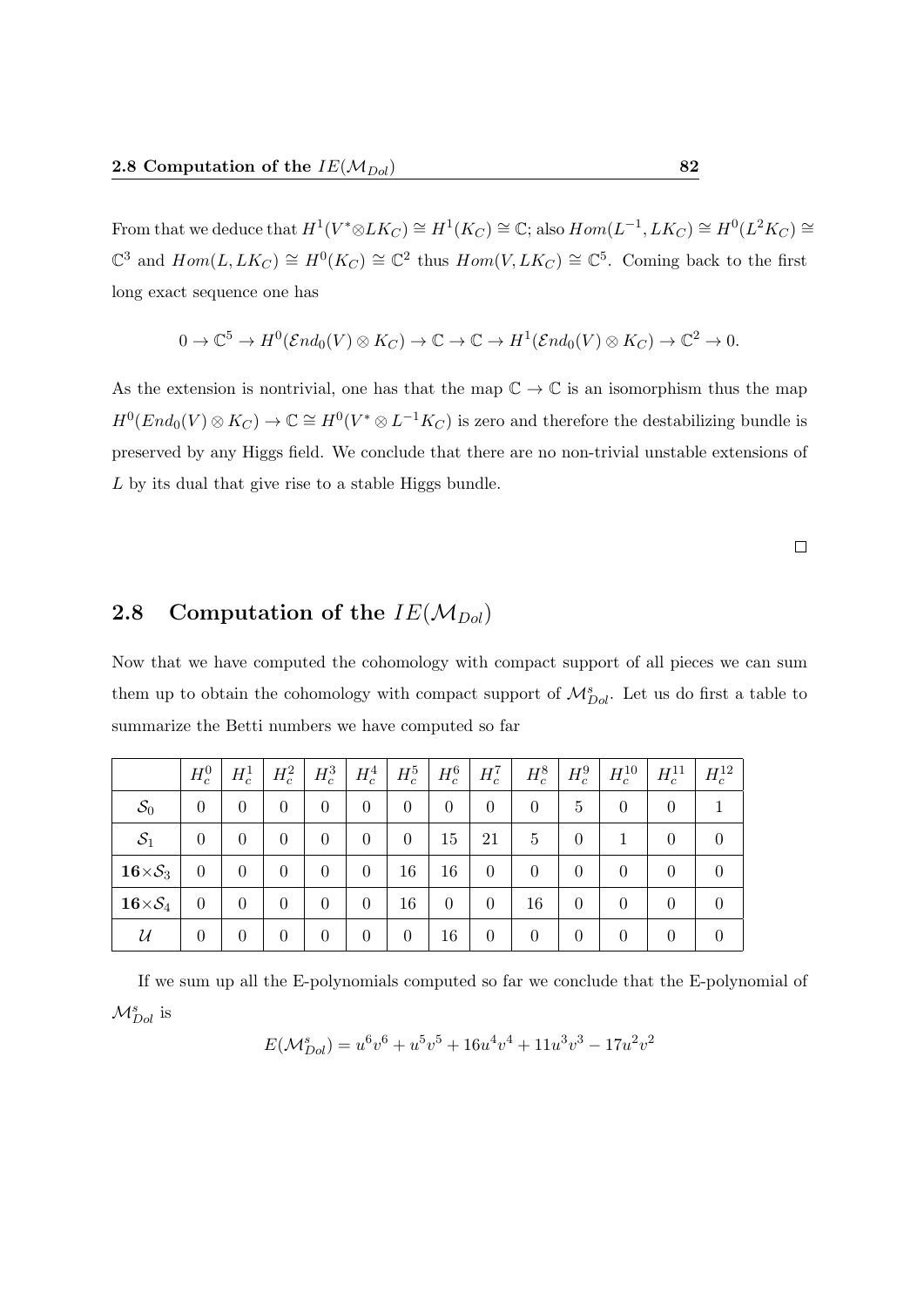From that we deduce that $H^1(V^* \otimes LK_C) \cong H^1(K_C) \cong \mathbb{C}$; also $Hom(L^{-1}, LK_C) \cong H^0(L^2K_C) \cong \mathbb{C}^3$ and $Hom(L, LK_C) \cong H^0(K_C) \cong \mathbb{C}^2$ thus $Hom(V, LK_C) \cong \mathbb{C}^5$. Coming back to the first long exact sequence one has

$$0 \to \mathbb{C}^5 \to H^0(\mathcal{E}nd_0(V) \otimes K_C) \to \mathbb{C} \to \mathbb{C} \to H^1(\mathcal{E}nd_0(V) \otimes K_C) \to \mathbb{C}^2 \to 0.$$

As the extension is nontrivial, one has that the map $\mathbb{C} \to \mathbb{C}$ is an isomorphism thus the map $H^0(End_0(V) \otimes K_C) \to \mathbb{C} \cong H^0(V^* \otimes L^{-1}K_C)$ is zero and therefore the destabilizing bundle is preserved by any Higgs field. We conclude that there are no non-trivial unstable extensions of $L$ by its dual that give rise to a stable Higgs bundle.

□

## 2.8 Computation of the $IE(\mathcal{M}_{Dol})$

Now that we have computed the cohomology with compact support of all pieces we can sum them up to obtain the cohomology with compact support of $\mathcal{M}^s_{Dol}$. Let us do first a table to summarize the Betti numbers we have computed so far

| | $H^0_c$ | $H^1_c$ | $H^2_c$ | $H^3_c$ | $H^4_c$ | $H^5_c$ | $H^6_c$ | $H^7_c$ | $H^8_c$ | $H^9_c$ | $H^{10}_c$ | $H^{11}_c$ | $H^{12}_c$ |
|---|---|---|---|---|---|---|---|---|---|---|---|---|---|
| $\mathcal{S}_0$ | 0 | 0 | 0 | 0 | 0 | 0 | 0 | 0 | 0 | 5 | 0 | 0 | 1 |
| $\mathcal{S}_1$ | 0 | 0 | 0 | 0 | 0 | 0 | 15 | 21 | 5 | 0 | 1 | 0 | 0 |
| $\mathbf{16}\times\mathcal{S}_3$ | 0 | 0 | 0 | 0 | 0 | 16 | 16 | 0 | 0 | 0 | 0 | 0 | 0 |
| $\mathbf{16}\times\mathcal{S}_4$ | 0 | 0 | 0 | 0 | 0 | 16 | 0 | 0 | 16 | 0 | 0 | 0 | 0 |
| $\mathcal{U}$ | 0 | 0 | 0 | 0 | 0 | 0 | 16 | 0 | 0 | 0 | 0 | 0 | 0 |

If we sum up all the E-polynomials computed so far we conclude that the E-polynomial of $\mathcal{M}^s_{Dol}$ is

$$E(\mathcal{M}^s_{Dol}) = u^6v^6 + u^5v^5 + 16u^4v^4 + 11u^3v^3 - 17u^2v^2$$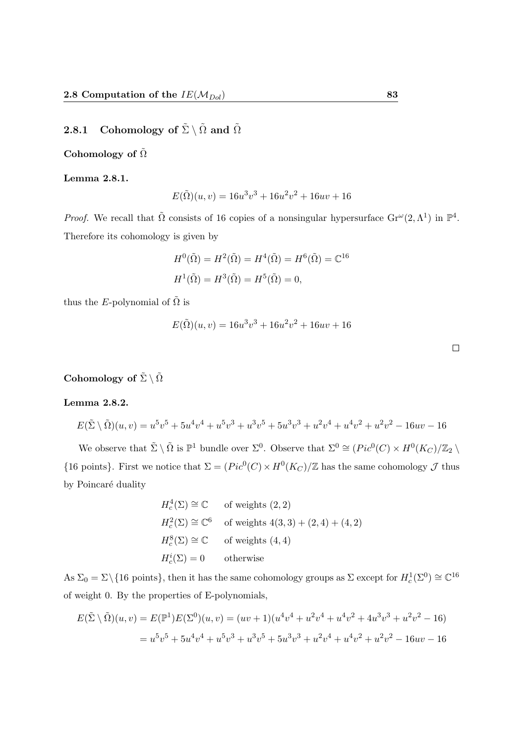### 2.8.1 Cohomology of $\tilde{\Sigma} \setminus \tilde{\Omega}$ and $\tilde{\Omega}$

**Cohomology of $\tilde{\Omega}$**

**Lemma 2.8.1.**

$$E(\tilde{\Omega})(u,v) = 16u^3v^3 + 16u^2v^2 + 16uv + 16$$

*Proof.* We recall that $\tilde{\Omega}$ consists of 16 copies of a nonsingular hypersurface $\mathrm{Gr}^{\omega}(2, \Lambda^1)$ in $\mathbb{P}^4$. Therefore its cohomology is given by

$$H^0(\tilde{\Omega}) = H^2(\tilde{\Omega}) = H^4(\tilde{\Omega}) = H^6(\tilde{\Omega}) = \mathbb{C}^{16}$$
$$H^1(\tilde{\Omega}) = H^3(\tilde{\Omega}) = H^5(\tilde{\Omega}) = 0,$$

thus the $E$-polynomial of $\tilde{\Omega}$ is

$$E(\tilde{\Omega})(u,v) = 16u^3v^3 + 16u^2v^2 + 16uv + 16$$

$\square$

**Cohomology of $\tilde{\Sigma} \setminus \tilde{\Omega}$**

**Lemma 2.8.2.**

$$E(\tilde{\Sigma} \setminus \tilde{\Omega})(u,v) = u^5v^5 + 5u^4v^4 + u^5v^3 + u^3v^5 + 5u^3v^3 + u^2v^4 + u^4v^2 + u^2v^2 - 16uv - 16$$

We observe that $\tilde{\Sigma} \setminus \tilde{\Omega}$ is $\mathbb{P}^1$ bundle over $\Sigma^0$. Observe that $\Sigma^0 \cong (Pic^0(C) \times H^0(K_C)/\mathbb{Z}_2 \setminus \{16 \text{ points}\}$. First we notice that $\Sigma = (Pic^0(C) \times H^0(K_C)/\mathbb{Z}$ has the same cohomology $\mathcal{J}$ thus by Poincaré duality

$$\begin{array}{ll} H^4_c(\Sigma) \cong \mathbb{C} & \text{of weights } (2,2) \\ H^2_c(\Sigma) \cong \mathbb{C}^6 & \text{of weights } 4(3,3) + (2,4) + (4,2) \\ H^8_c(\Sigma) \cong \mathbb{C} & \text{of weights } (4,4) \\ H^i_c(\Sigma) = 0 & \text{otherwise} \end{array}$$

As $\Sigma_0 = \Sigma \setminus \{16 \text{ points}\}$, then it has the same cohomology groups as $\Sigma$ except for $H^1_c(\Sigma^0) \cong \mathbb{C}^{16}$ of weight 0. By the properties of E-polynomials,

$$\begin{aligned} E(\tilde{\Sigma} \setminus \tilde{\Omega})(u,v) &= E(\mathbb{P}^1)E(\Sigma^0)(u,v) = (uv+1)(u^4v^4 + u^2v^4 + u^4v^2 + 4u^3v^3 + u^2v^2 - 16) \\ &= u^5v^5 + 5u^4v^4 + u^5v^3 + u^3v^5 + 5u^3v^3 + u^2v^4 + u^4v^2 + u^2v^2 - 16uv - 16 \end{aligned}$$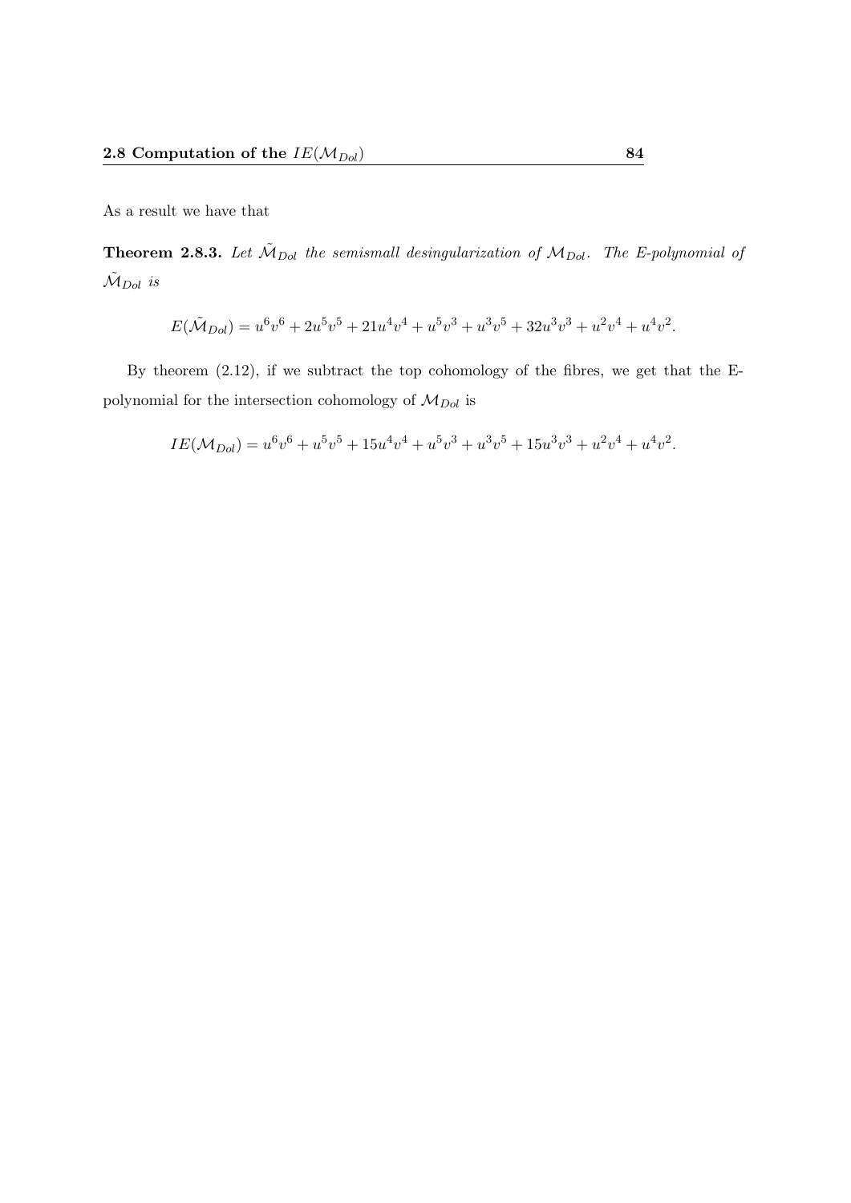As a result we have that

**Theorem 2.8.3.** *Let $\tilde{\mathcal{M}}_{Dol}$ the semismall desingularization of $\mathcal{M}_{Dol}$. The E-polynomial of $\tilde{\mathcal{M}}_{Dol}$ is*

$$E(\tilde{\mathcal{M}}_{Dol}) = u^6v^6 + 2u^5v^5 + 21u^4v^4 + u^5v^3 + u^3v^5 + 32u^3v^3 + u^2v^4 + u^4v^2.$$

By theorem (2.12), if we subtract the top cohomology of the fibres, we get that the E-polynomial for the intersection cohomology of $\mathcal{M}_{Dol}$ is

$$IE(\mathcal{M}_{Dol}) = u^6v^6 + u^5v^5 + 15u^4v^4 + u^5v^3 + u^3v^5 + 15u^3v^3 + u^2v^4 + u^4v^2.$$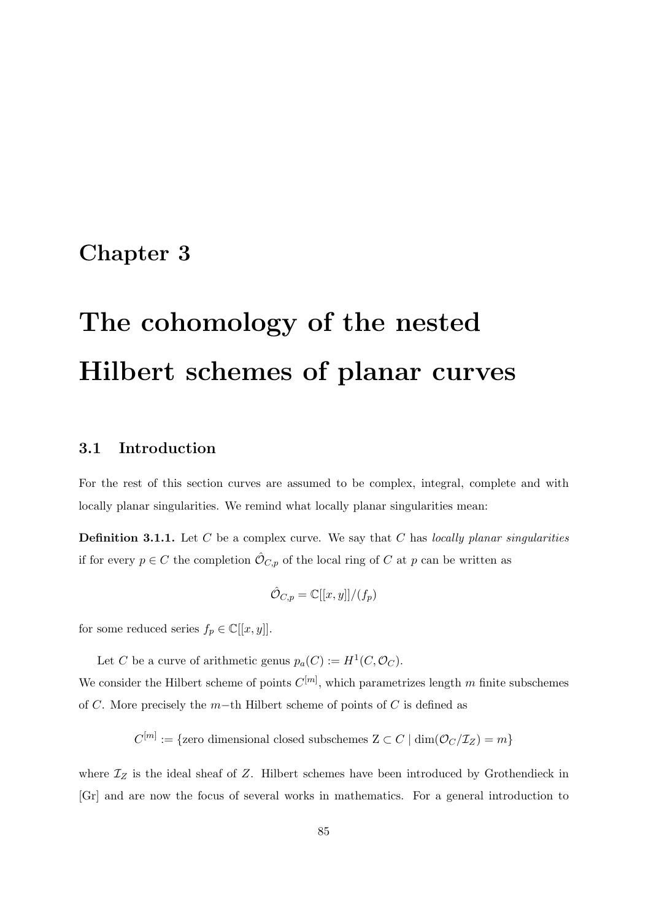# Chapter 3

# The cohomology of the nested Hilbert schemes of planar curves

## 3.1 Introduction

For the rest of this section curves are assumed to be complex, integral, complete and with locally planar singularities. We remind what locally planar singularities mean:

**Definition 3.1.1.** Let $C$ be a complex curve. We say that $C$ has *locally planar singularities* if for every $p \in C$ the completion $\hat{\mathcal{O}}_{C,p}$ of the local ring of $C$ at $p$ can be written as

$$\hat{\mathcal{O}}_{C,p} = \mathbb{C}[[x, y]]/(f_p)$$

for some reduced series $f_p \in \mathbb{C}[[x, y]]$.

Let $C$ be a curve of arithmetic genus $p_a(C) := H^1(C, \mathcal{O}_C)$.
We consider the Hilbert scheme of points $C^{[m]}$, which parametrizes length $m$ finite subschemes of $C$. More precisely the $m-$th Hilbert scheme of points of $C$ is defined as

$$C^{[m]} := \{\text{zero dimensional closed subschemes Z} \subset C \mid \dim(\mathcal{O}_C/\mathcal{I}_Z) = m\}$$

where $\mathcal{I}_Z$ is the ideal sheaf of $Z$. Hilbert schemes have been introduced by Grothendieck in [Gr] and are now the focus of several works in mathematics. For a general introduction to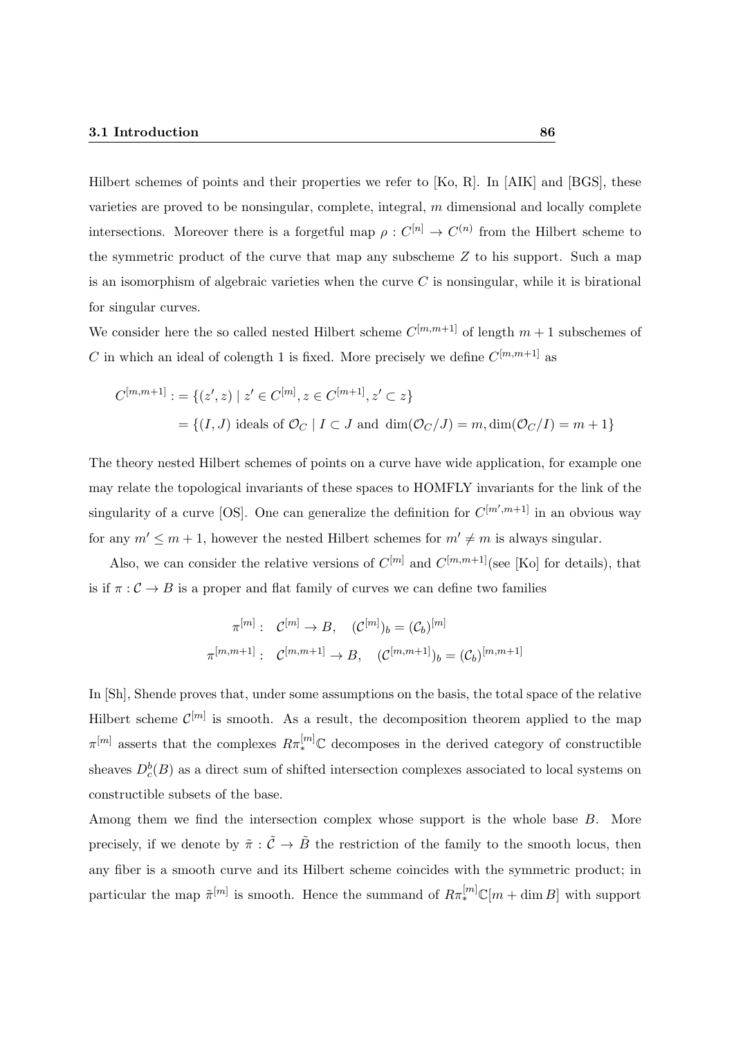Hilbert schemes of points and their properties we refer to [Ko, R]. In [AIK] and [BGS], these varieties are proved to be nonsingular, complete, integral, $m$ dimensional and locally complete intersections. Moreover there is a forgetful map $\rho : C^{[n]} \to C^{(n)}$ from the Hilbert scheme to the symmetric product of the curve that map any subscheme $Z$ to his support. Such a map is an isomorphism of algebraic varieties when the curve $C$ is nonsingular, while it is birational for singular curves.

We consider here the so called nested Hilbert scheme $C^{[m,m+1]}$ of length $m+1$ subschemes of $C$ in which an ideal of colength 1 is fixed. More precisely we define $C^{[m,m+1]}$ as

$$
\begin{aligned}
C^{[m,m+1]} :&= \{(z', z) \mid z' \in C^{[m]}, z \in C^{[m+1]}, z' \subset z\} \\
&= \{(I, J) \text{ ideals of } \mathcal{O}_C \mid I \subset J \text{ and } \dim(\mathcal{O}_C/J) = m, \dim(\mathcal{O}_C/I) = m+1\}
\end{aligned}
$$

The theory nested Hilbert schemes of points on a curve have wide application, for example one may relate the topological invariants of these spaces to HOMFLY invariants for the link of the singularity of a curve [OS]. One can generalize the definition for $C^{[m',m+1]}$ in an obvious way for any $m' \leq m+1$, however the nested Hilbert schemes for $m' \neq m$ is always singular.

Also, we can consider the relative versions of $C^{[m]}$ and $C^{[m,m+1]}$(see [Ko] for details), that is if $\pi : \mathcal{C} \to B$ is a proper and flat family of curves we can define two families

$$
\begin{aligned}
\pi^{[m]}: \quad & \mathcal{C}^{[m]} \to B, \quad (\mathcal{C}^{[m]})_b = (\mathcal{C}_b)^{[m]} \\
\pi^{[m,m+1]}: \quad & \mathcal{C}^{[m,m+1]} \to B, \quad (\mathcal{C}^{[m,m+1]})_b = (\mathcal{C}_b)^{[m,m+1]}
\end{aligned}
$$

In [Sh], Shende proves that, under some assumptions on the basis, the total space of the relative Hilbert scheme $\mathcal{C}^{[m]}$ is smooth. As a result, the decomposition theorem applied to the map $\pi^{[m]}$ asserts that the complexes $R\pi^{[m]}_*\mathbb{C}$ decomposes in the derived category of constructible sheaves $D^b_c(B)$ as a direct sum of shifted intersection complexes associated to local systems on constructible subsets of the base.

Among them we find the intersection complex whose support is the whole base $B$. More precisely, if we denote by $\tilde{\pi} : \tilde{\mathcal{C}} \to \tilde{B}$ the restriction of the family to the smooth locus, then any fiber is a smooth curve and its Hilbert scheme coincides with the symmetric product; in particular the map $\tilde{\pi}^{[m]}$ is smooth. Hence the summand of $R\pi^{[m]}_*\mathbb{C}[m + \dim B]$ with support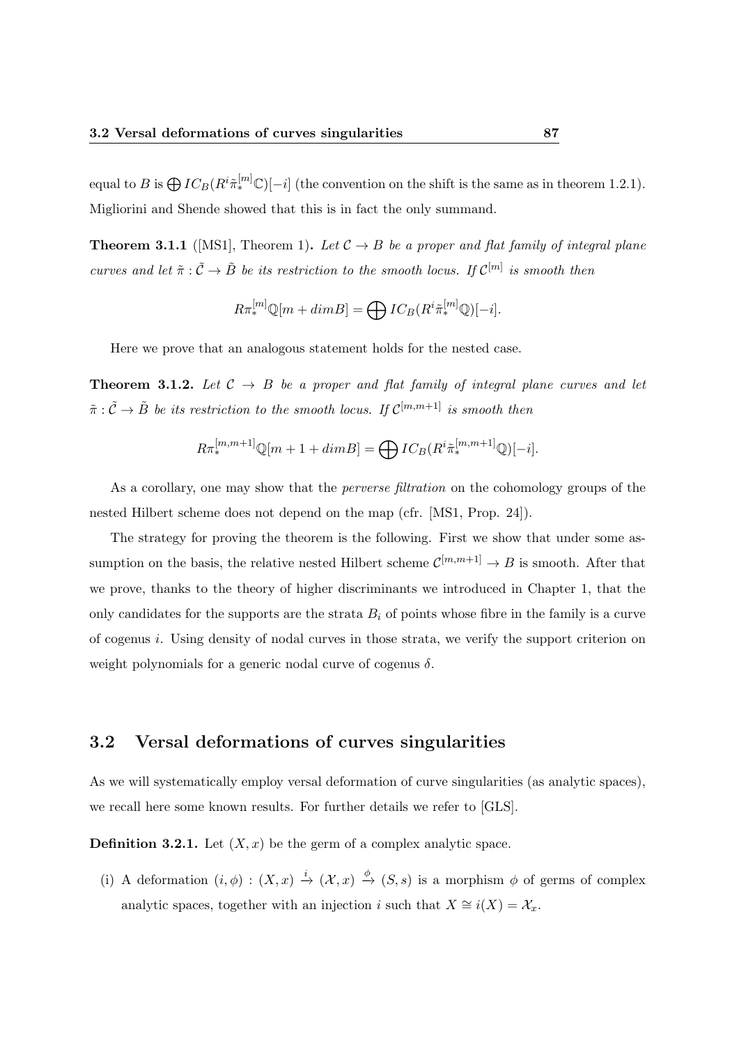equal to $B$ is $\bigoplus IC_B(R^i\tilde{\pi}_*^{[m]}\mathbb{C})[-i]$ (the convention on the shift is the same as in theorem 1.2.1). Migliorini and Shende showed that this is in fact the only summand.

**Theorem 3.1.1** ([MS1], Theorem 1)**.** *Let $\mathcal{C} \to B$ be a proper and flat family of integral plane curves and let $\tilde{\pi} : \tilde{\mathcal{C}} \to \tilde{B}$ be its restriction to the smooth locus. If $\mathcal{C}^{[m]}$ is smooth then*

$$R\pi_*^{[m]}\mathbb{Q}[m + dimB] = \bigoplus IC_B(R^i\tilde{\pi}_*^{[m]}\mathbb{Q})[-i].$$

Here we prove that an analogous statement holds for the nested case.

**Theorem 3.1.2.** *Let $\mathcal{C} \to B$ be a proper and flat family of integral plane curves and let $\tilde{\pi} : \tilde{\mathcal{C}} \to \tilde{B}$ be its restriction to the smooth locus. If $\mathcal{C}^{[m,m+1]}$ is smooth then*

$$R\pi_*^{[m,m+1]}\mathbb{Q}[m + 1 + dimB] = \bigoplus IC_B(R^i\tilde{\pi}_*^{[m,m+1]}\mathbb{Q})[-i].$$

As a corollary, one may show that the *perverse filtration* on the cohomology groups of the nested Hilbert scheme does not depend on the map (cfr. [MS1, Prop. 24]).

The strategy for proving the theorem is the following. First we show that under some assumption on the basis, the relative nested Hilbert scheme $\mathcal{C}^{[m,m+1]} \to B$ is smooth. After that we prove, thanks to the theory of higher discriminants we introduced in Chapter 1, that the only candidates for the supports are the strata $B_i$ of points whose fibre in the family is a curve of cogenus $i$. Using density of nodal curves in those strata, we verify the support criterion on weight polynomials for a generic nodal curve of cogenus $\delta$.

## 3.2 Versal deformations of curves singularities

As we will systematically employ versal deformation of curve singularities (as analytic spaces), we recall here some known results. For further details we refer to [GLS].

**Definition 3.2.1.** Let $(X, x)$ be the germ of a complex analytic space.

(i) A deformation $(i, \phi) : (X, x) \xrightarrow{i} (\mathcal{X}, x) \xrightarrow{\phi} (S, s)$ is a morphism $\phi$ of germs of complex analytic spaces, together with an injection $i$ such that $X \cong i(X) = \mathcal{X}_x$.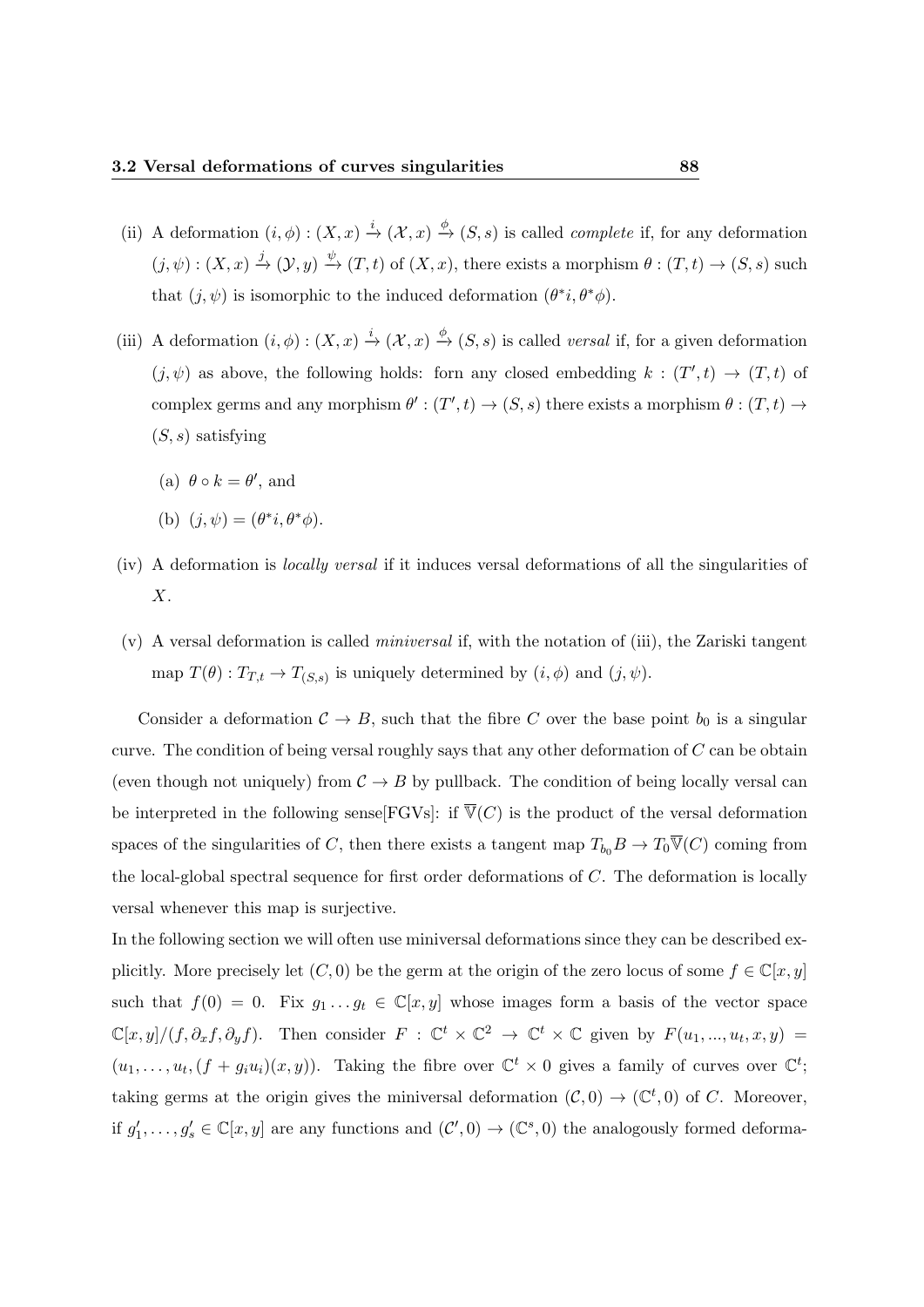(ii) A deformation $(i, \phi) : (X, x) \xrightarrow{i} (\mathcal{X}, x) \xrightarrow{\phi} (S, s)$ is called *complete* if, for any deformation $(j, \psi) : (X, x) \xrightarrow{j} (\mathcal{Y}, y) \xrightarrow{\psi} (T, t)$ of $(X, x)$, there exists a morphism $\theta : (T, t) \to (S, s)$ such that $(j, \psi)$ is isomorphic to the induced deformation $(\theta^* i, \theta^* \phi)$.

(iii) A deformation $(i, \phi) : (X, x) \xrightarrow{i} (\mathcal{X}, x) \xrightarrow{\phi} (S, s)$ is called *versal* if, for a given deformation $(j, \psi)$ as above, the following holds: forn any closed embedding $k : (T', t) \to (T, t)$ of complex germs and any morphism $\theta' : (T', t) \to (S, s)$ there exists a morphism $\theta : (T, t) \to (S, s)$ satisfying

  (a) $\theta \circ k = \theta'$, and

  (b) $(j, \psi) = (\theta^* i, \theta^* \phi)$.

(iv) A deformation is *locally versal* if it induces versal deformations of all the singularities of $X$.

(v) A versal deformation is called *miniversal* if, with the notation of (iii), the Zariski tangent map $T(\theta) : T_{T,t} \to T_{(S,s)}$ is uniquely determined by $(i, \phi)$ and $(j, \psi)$.

Consider a deformation $\mathcal{C} \to B$, such that the fibre $C$ over the base point $b_0$ is a singular curve. The condition of being versal roughly says that any other deformation of $C$ can be obtain (even though not uniquely) from $\mathcal{C} \to B$ by pullback. The condition of being locally versal can be interpreted in the following sense[FGVs]: if $\overline{\mathbb{V}}(C)$ is the product of the versal deformation spaces of the singularities of $C$, then there exists a tangent map $T_{b_0} B \to T_0 \overline{\mathbb{V}}(C)$ coming from the local-global spectral sequence for first order deformations of $C$. The deformation is locally versal whenever this map is surjective.

In the following section we will often use miniversal deformations since they can be described explicitly. More precisely let $(C, 0)$ be the germ at the origin of the zero locus of some $f \in \mathbb{C}[x, y]$ such that $f(0) = 0$. Fix $g_1 \dots g_t \in \mathbb{C}[x, y]$ whose images form a basis of the vector space $\mathbb{C}[x, y]/(f, \partial_x f, \partial_y f)$. Then consider $F : \mathbb{C}^t \times \mathbb{C}^2 \to \mathbb{C}^t \times \mathbb{C}$ given by $F(u_1, ..., u_t, x, y) = (u_1, \dots, u_t, (f + g_i u_i)(x, y))$. Taking the fibre over $\mathbb{C}^t \times 0$ gives a family of curves over $\mathbb{C}^t$; taking germs at the origin gives the miniversal deformation $(\mathcal{C}, 0) \to (\mathbb{C}^t, 0)$ of $C$. Moreover, if $g'_1, \dots, g'_s \in \mathbb{C}[x, y]$ are any functions and $(\mathcal{C}', 0) \to (\mathbb{C}^s, 0)$ the analogously formed deforma-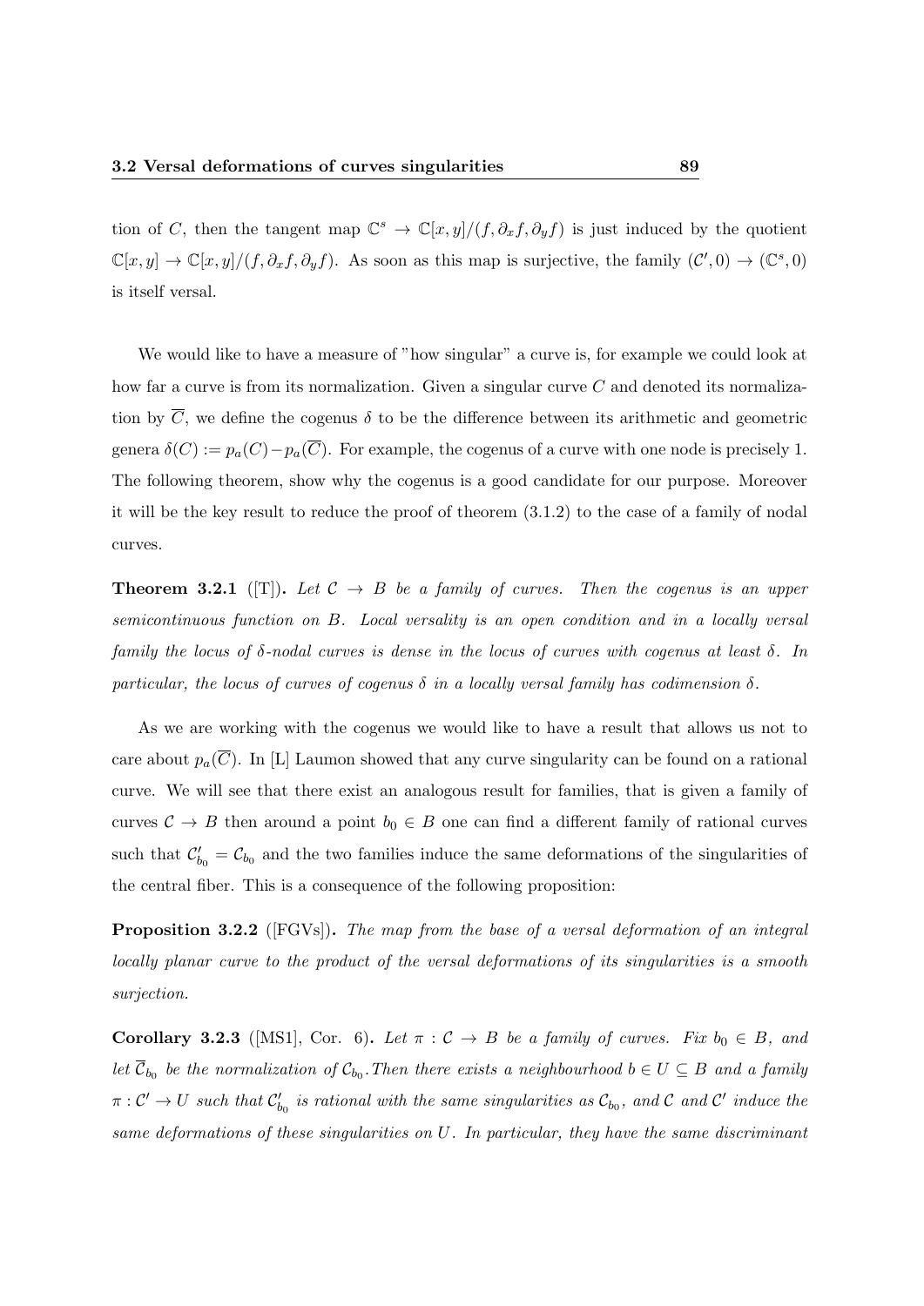tion of $C$, then the tangent map $\mathbb{C}^s \to \mathbb{C}[x,y]/(f, \partial_x f, \partial_y f)$ is just induced by the quotient $\mathbb{C}[x,y] \to \mathbb{C}[x,y]/(f, \partial_x f, \partial_y f)$. As soon as this map is surjective, the family $(\mathcal{C}', 0) \to (\mathbb{C}^s, 0)$ is itself versal.

We would like to have a measure of "how singular" a curve is, for example we could look at how far a curve is from its normalization. Given a singular curve $C$ and denoted its normalization by $\overline{C}$, we define the cogenus $\delta$ to be the difference between its arithmetic and geometric genera $\delta(C) := p_a(C) - p_a(\overline{C})$. For example, the cogenus of a curve with one node is precisely 1. The following theorem, show why the cogenus is a good candidate for our purpose. Moreover it will be the key result to reduce the proof of theorem (3.1.2) to the case of a family of nodal curves.

**Theorem 3.2.1** ([T]). *Let $\mathcal{C} \to B$ be a family of curves. Then the cogenus is an upper semicontinuous function on $B$. Local versality is an open condition and in a locally versal family the locus of $\delta$-nodal curves is dense in the locus of curves with cogenus at least $\delta$. In particular, the locus of curves of cogenus $\delta$ in a locally versal family has codimension $\delta$.*

As we are working with the cogenus we would like to have a result that allows us not to care about $p_a(\overline{C})$. In [L] Laumon showed that any curve singularity can be found on a rational curve. We will see that there exist an analogous result for families, that is given a family of curves $\mathcal{C} \to B$ then around a point $b_0 \in B$ one can find a different family of rational curves such that $\mathcal{C}'_{b_0} = \mathcal{C}_{b_0}$ and the two families induce the same deformations of the singularities of the central fiber. This is a consequence of the following proposition:

**Proposition 3.2.2** ([FGVs]). *The map from the base of a versal deformation of an integral locally planar curve to the product of the versal deformations of its singularities is a smooth surjection.*

**Corollary 3.2.3** ([MS1], Cor. 6). *Let $\pi : \mathcal{C} \to B$ be a family of curves. Fix $b_0 \in B$, and let $\overline{\mathcal{C}}_{b_0}$ be the normalization of $\mathcal{C}_{b_0}$. Then there exists a neighbourhood $b \in U \subseteq B$ and a family $\pi : \mathcal{C}' \to U$ such that $\mathcal{C}'_{b_0}$ is rational with the same singularities as $\mathcal{C}_{b_0}$, and $\mathcal{C}$ and $\mathcal{C}'$ induce the same deformations of these singularities on $U$. In particular, they have the same discriminant*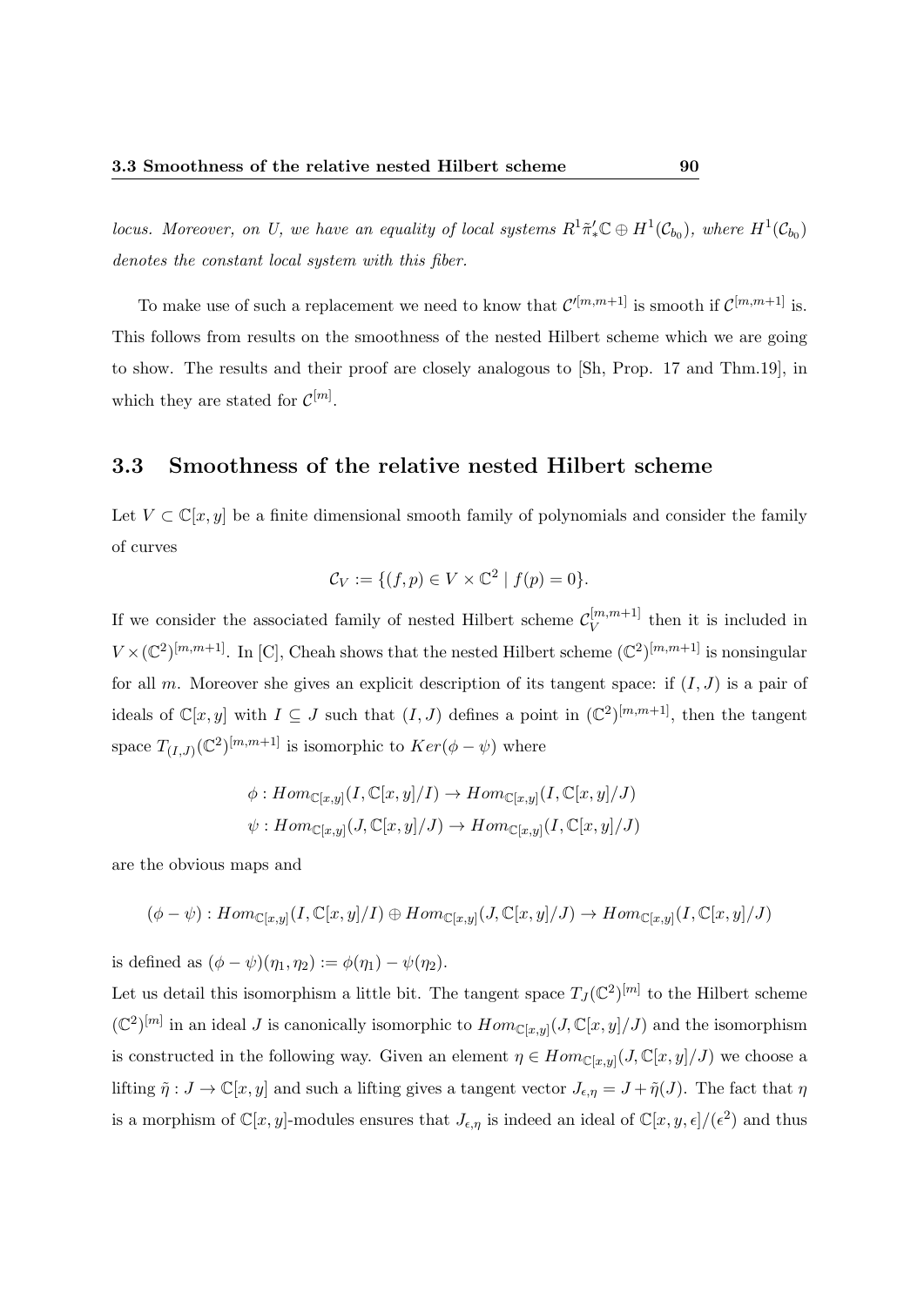*locus. Moreover, on U, we have an equality of local systems $R^1\tilde{\pi}'_*\mathbb{C} \oplus H^1(\mathcal{C}_{b_0})$, where $H^1(\mathcal{C}_{b_0})$ denotes the constant local system with this fiber.*

To make use of such a replacement we need to know that $\mathcal{C}'^{[m,m+1]}$ is smooth if $\mathcal{C}^{[m,m+1]}$ is. This follows from results on the smoothness of the nested Hilbert scheme which we are going to show. The results and their proof are closely analogous to [Sh, Prop. 17 and Thm.19], in which they are stated for $\mathcal{C}^{[m]}$.

## 3.3 Smoothness of the relative nested Hilbert scheme

Let $V \subset \mathbb{C}[x, y]$ be a finite dimensional smooth family of polynomials and consider the family of curves

$$\mathcal{C}_V := \{(f, p) \in V \times \mathbb{C}^2 \mid f(p) = 0\}.$$

If we consider the associated family of nested Hilbert scheme $\mathcal{C}_V^{[m,m+1]}$ then it is included in $V \times (\mathbb{C}^2)^{[m,m+1]}$. In [C], Cheah shows that the nested Hilbert scheme $(\mathbb{C}^2)^{[m,m+1]}$ is nonsingular for all $m$. Moreover she gives an explicit description of its tangent space: if $(I, J)$ is a pair of ideals of $\mathbb{C}[x, y]$ with $I \subseteq J$ such that $(I, J)$ defines a point in $(\mathbb{C}^2)^{[m,m+1]}$, then the tangent space $T_{(I,J)}(\mathbb{C}^2)^{[m,m+1]}$ is isomorphic to $Ker(\phi - \psi)$ where

$$\phi : Hom_{\mathbb{C}[x,y]}(I, \mathbb{C}[x, y]/I) \to Hom_{\mathbb{C}[x,y]}(I, \mathbb{C}[x, y]/J)$$
$$\psi : Hom_{\mathbb{C}[x,y]}(J, \mathbb{C}[x, y]/J) \to Hom_{\mathbb{C}[x,y]}(I, \mathbb{C}[x, y]/J)$$

are the obvious maps and

$$(\phi - \psi) : Hom_{\mathbb{C}[x,y]}(I, \mathbb{C}[x, y]/I) \oplus Hom_{\mathbb{C}[x,y]}(J, \mathbb{C}[x, y]/J) \to Hom_{\mathbb{C}[x,y]}(I, \mathbb{C}[x, y]/J)$$

is defined as $(\phi - \psi)(\eta_1, \eta_2) := \phi(\eta_1) - \psi(\eta_2)$.

Let us detail this isomorphism a little bit. The tangent space $T_J(\mathbb{C}^2)^{[m]}$ to the Hilbert scheme $(\mathbb{C}^2)^{[m]}$ in an ideal $J$ is canonically isomorphic to $Hom_{\mathbb{C}[x,y]}(J, \mathbb{C}[x, y]/J)$ and the isomorphism is constructed in the following way. Given an element $\eta \in Hom_{\mathbb{C}[x,y]}(J, \mathbb{C}[x, y]/J)$ we choose a lifting $\tilde{\eta} : J \to \mathbb{C}[x, y]$ and such a lifting gives a tangent vector $J_{\epsilon,\eta} = J + \tilde{\eta}(J)$. The fact that $\eta$ is a morphism of $\mathbb{C}[x, y]$-modules ensures that $J_{\epsilon,\eta}$ is indeed an ideal of $\mathbb{C}[x, y, \epsilon]/(\epsilon^2)$ and thus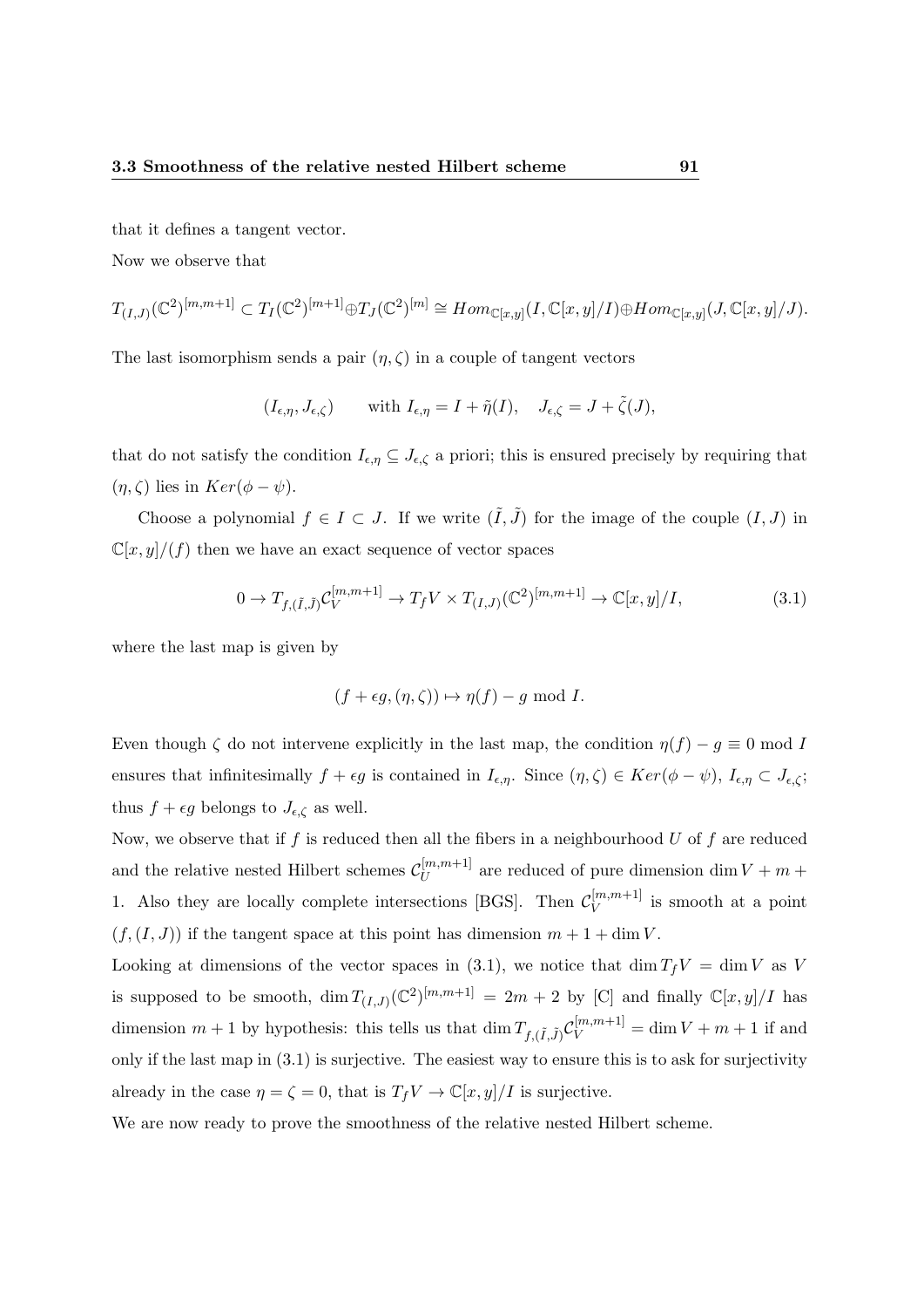that it defines a tangent vector.

Now we observe that

$$T_{(I,J)}(\mathbb{C}^2)^{[m,m+1]} \subset T_I(\mathbb{C}^2)^{[m+1]} \oplus T_J(\mathbb{C}^2)^{[m]} \cong Hom_{\mathbb{C}[x,y]}(I, \mathbb{C}[x,y]/I) \oplus Hom_{\mathbb{C}[x,y]}(J, \mathbb{C}[x,y]/J).$$

The last isomorphism sends a pair $(\eta, \zeta)$ in a couple of tangent vectors

$$(I_{\epsilon,\eta}, J_{\epsilon,\zeta}) \qquad \text{with } I_{\epsilon,\eta} = I + \tilde{\eta}(I), \quad J_{\epsilon,\zeta} = J + \tilde{\zeta}(J),$$

that do not satisfy the condition $I_{\epsilon,\eta} \subseteq J_{\epsilon,\zeta}$ a priori; this is ensured precisely by requiring that $(\eta, \zeta)$ lies in $Ker(\phi - \psi)$.

Choose a polynomial $f \in I \subset J$. If we write $(\tilde{I}, \tilde{J})$ for the image of the couple $(I, J)$ in $\mathbb{C}[x,y]/(f)$ then we have an exact sequence of vector spaces

$$0 \to T_{f,(\tilde{I},\tilde{J})}\mathcal{C}_V^{[m,m+1]} \to T_f V \times T_{(I,J)}(\mathbb{C}^2)^{[m,m+1]} \to \mathbb{C}[x,y]/I, \tag{3.1}$$

where the last map is given by

$$(f + \epsilon g, (\eta, \zeta)) \mapsto \eta(f) - g \text{ mod } I.$$

Even though $\zeta$ do not intervene explicitly in the last map, the condition $\eta(f) - g \equiv 0$ mod $I$ ensures that infinitesimally $f + \epsilon g$ is contained in $I_{\epsilon,\eta}$. Since $(\eta, \zeta) \in Ker(\phi - \psi)$, $I_{\epsilon,\eta} \subset J_{\epsilon,\zeta}$; thus $f + \epsilon g$ belongs to $J_{\epsilon,\zeta}$ as well.

Now, we observe that if $f$ is reduced then all the fibers in a neighbourhood $U$ of $f$ are reduced and the relative nested Hilbert schemes $\mathcal{C}_U^{[m,m+1]}$ are reduced of pure dimension $\dim V + m + 1$. Also they are locally complete intersections [BGS]. Then $\mathcal{C}_V^{[m,m+1]}$ is smooth at a point $(f, (I, J))$ if the tangent space at this point has dimension $m + 1 + \dim V$.

Looking at dimensions of the vector spaces in (3.1), we notice that $\dim T_f V = \dim V$ as $V$ is supposed to be smooth, $\dim T_{(I,J)}(\mathbb{C}^2)^{[m,m+1]} = 2m + 2$ by [C] and finally $\mathbb{C}[x,y]/I$ has dimension $m + 1$ by hypothesis: this tells us that $\dim T_{f,(\tilde{I},\tilde{J})}\mathcal{C}_V^{[m,m+1]} = \dim V + m + 1$ if and only if the last map in (3.1) is surjective. The easiest way to ensure this is to ask for surjectivity already in the case $\eta = \zeta = 0$, that is $T_f V \to \mathbb{C}[x,y]/I$ is surjective.

We are now ready to prove the smoothness of the relative nested Hilbert scheme.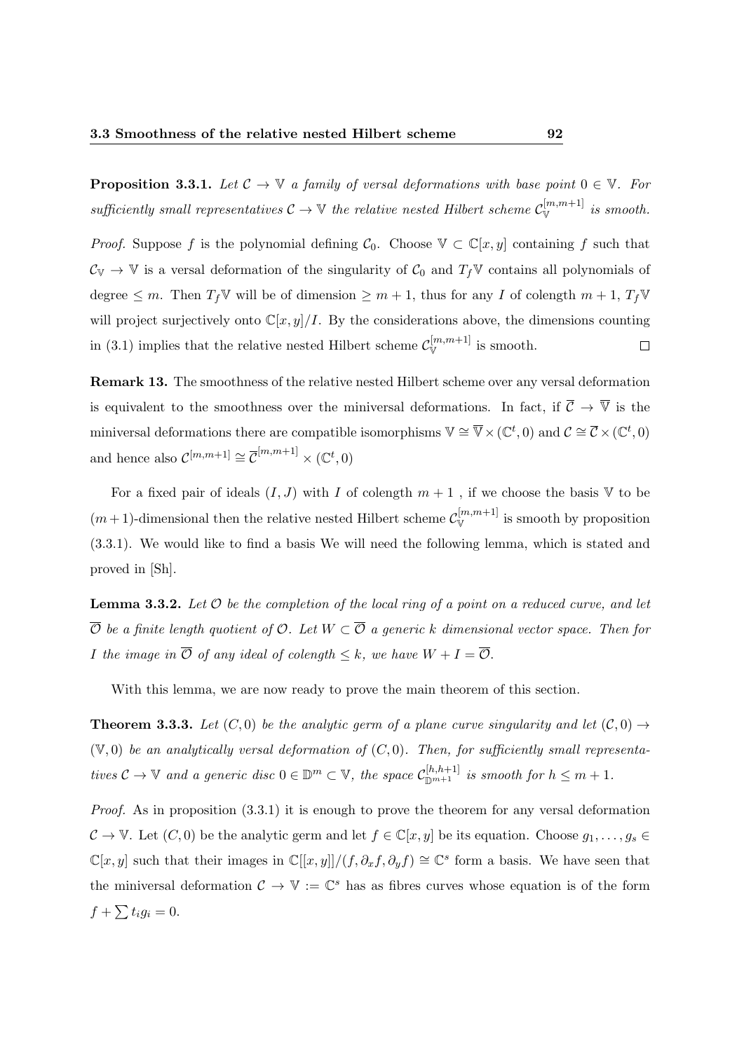**Proposition 3.3.1.** *Let $\mathcal{C} \to \mathbb{V}$ a family of versal deformations with base point $0 \in \mathbb{V}$. For sufficiently small representatives $\mathcal{C} \to \mathbb{V}$ the relative nested Hilbert scheme $\mathcal{C}_{\mathbb{V}}^{[m,m+1]}$ is smooth.*

*Proof.* Suppose $f$ is the polynomial defining $\mathcal{C}_0$. Choose $\mathbb{V} \subset \mathbb{C}[x,y]$ containing $f$ such that $\mathcal{C}_{\mathbb{V}} \to \mathbb{V}$ is a versal deformation of the singularity of $\mathcal{C}_0$ and $T_f\mathbb{V}$ contains all polynomials of degree $\leq m$. Then $T_f\mathbb{V}$ will be of dimension $\geq m+1$, thus for any $I$ of colength $m+1$, $T_f\mathbb{V}$ will project surjectively onto $\mathbb{C}[x,y]/I$. By the considerations above, the dimensions counting in (3.1) implies that the relative nested Hilbert scheme $\mathcal{C}_{\mathbb{V}}^{[m,m+1]}$ is smooth. $\square$

**Remark 13.** The smoothness of the relative nested Hilbert scheme over any versal deformation is equivalent to the smoothness over the miniversal deformations. In fact, if $\overline{\mathcal{C}} \to \overline{\mathbb{V}}$ is the miniversal deformations there are compatible isomorphisms $\mathbb{V} \cong \overline{\mathbb{V}} \times (\mathbb{C}^t, 0)$ and $\mathcal{C} \cong \overline{\mathcal{C}} \times (\mathbb{C}^t, 0)$ and hence also $\mathcal{C}^{[m,m+1]} \cong \overline{\mathcal{C}}^{[m,m+1]} \times (\mathbb{C}^t, 0)$

For a fixed pair of ideals $(I, J)$ with $I$ of colength $m+1$ , if we choose the basis $\mathbb{V}$ to be $(m+1)$-dimensional then the relative nested Hilbert scheme $\mathcal{C}_{\mathbb{V}}^{[m,m+1]}$ is smooth by proposition (3.3.1). We would like to find a basis We will need the following lemma, which is stated and proved in [Sh].

**Lemma 3.3.2.** *Let $\mathcal{O}$ be the completion of the local ring of a point on a reduced curve, and let $\overline{\mathcal{O}}$ be a finite length quotient of $\mathcal{O}$. Let $W \subset \overline{\mathcal{O}}$ a generic $k$ dimensional vector space. Then for $I$ the image in $\overline{\mathcal{O}}$ of any ideal of colength $\leq k$, we have $W + I = \overline{\mathcal{O}}$.*

With this lemma, we are now ready to prove the main theorem of this section.

**Theorem 3.3.3.** *Let $(C, 0)$ be the analytic germ of a plane curve singularity and let $(\mathcal{C}, 0) \to (\mathbb{V}, 0)$ be an analytically versal deformation of $(C, 0)$. Then, for sufficiently small representatives $\mathcal{C} \to \mathbb{V}$ and a generic disc $0 \in \mathbb{D}^m \subset \mathbb{V}$, the space $\mathcal{C}_{\mathbb{D}^{m+1}}^{[h,h+1]}$ is smooth for $h \leq m+1$.*

*Proof.* As in proposition (3.3.1) it is enough to prove the theorem for any versal deformation $\mathcal{C} \to \mathbb{V}$. Let $(C, 0)$ be the analytic germ and let $f \in \mathbb{C}[x,y]$ be its equation. Choose $g_1, \ldots, g_s \in \mathbb{C}[x,y]$ such that their images in $\mathbb{C}[[x,y]]/(f, \partial_x f, \partial_y f) \cong \mathbb{C}^s$ form a basis. We have seen that the miniversal deformation $\mathcal{C} \to \mathbb{V} := \mathbb{C}^s$ has as fibres curves whose equation is of the form $f + \sum t_i g_i = 0$.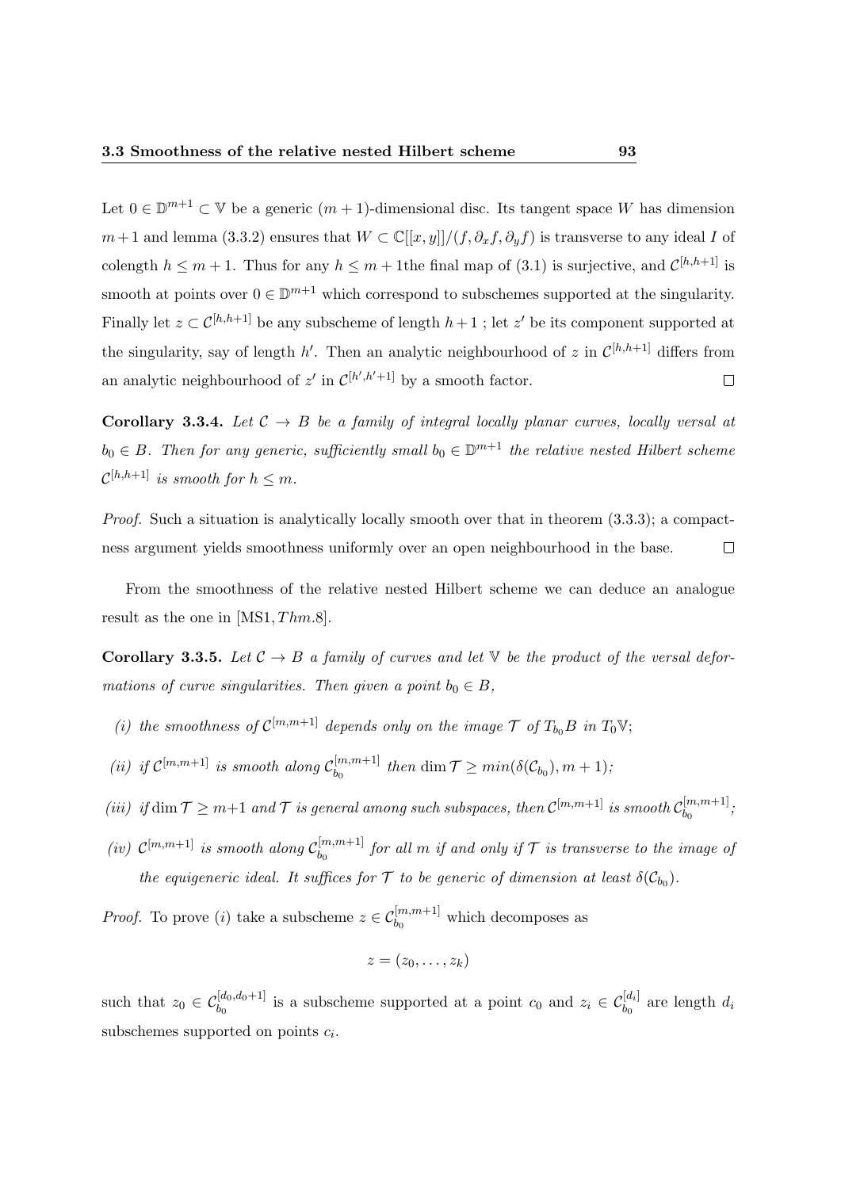Let $0 \in \mathbb{D}^{m+1} \subset \mathbb{V}$ be a generic $(m+1)$-dimensional disc. Its tangent space $W$ has dimension $m+1$ and lemma (3.3.2) ensures that $W \subset \mathbb{C}[[x,y]]/(f, \partial_x f, \partial_y f)$ is transverse to any ideal $I$ of colength $h \leq m+1$. Thus for any $h \leq m+1$the final map of (3.1) is surjective, and $\mathcal{C}^{[h,h+1]}$ is smooth at points over $0 \in \mathbb{D}^{m+1}$ which correspond to subschemes supported at the singularity. Finally let $z \subset \mathcal{C}^{[h,h+1]}$ be any subscheme of length $h+1$ ; let $z'$ be its component supported at the singularity, say of length $h'$. Then an analytic neighbourhood of $z$ in $\mathcal{C}^{[h,h+1]}$ differs from an analytic neighbourhood of $z'$ in $\mathcal{C}^{[h',h'+1]}$ by a smooth factor. $\square$

**Corollary 3.3.4.** *Let $\mathcal{C} \to B$ be a family of integral locally planar curves, locally versal at $b_0 \in B$. Then for any generic, sufficiently small $b_0 \in \mathbb{D}^{m+1}$ the relative nested Hilbert scheme $\mathcal{C}^{[h,h+1]}$ is smooth for $h \leq m$.*

*Proof.* Such a situation is analytically locally smooth over that in theorem (3.3.3); a compactness argument yields smoothness uniformly over an open neighbourhood in the base. $\square$

From the smoothness of the relative nested Hilbert scheme we can deduce an analogue result as the one in [MS1, $Thm.8$].

**Corollary 3.3.5.** *Let $\mathcal{C} \to B$ a family of curves and let $\mathbb{V}$ be the product of the versal deformations of curve singularities. Then given a point $b_0 \in B$,*

*(i) the smoothness of $\mathcal{C}^{[m,m+1]}$ depends only on the image $\mathcal{T}$ of $T_{b_0}B$ in $T_0\mathbb{V}$;*

*(ii) if $\mathcal{C}^{[m,m+1]}$ is smooth along $\mathcal{C}_{b_0}^{[m,m+1]}$ then $\dim \mathcal{T} \geq min(\delta(\mathcal{C}_{b_0}), m+1)$;*

*(iii) if $\dim \mathcal{T} \geq m+1$ and $\mathcal{T}$ is general among such subspaces, then $\mathcal{C}^{[m,m+1]}$ is smooth $\mathcal{C}_{b_0}^{[m,m+1]}$;*

*(iv) $\mathcal{C}^{[m,m+1]}$ is smooth along $\mathcal{C}_{b_0}^{[m,m+1]}$ for all $m$ if and only if $\mathcal{T}$ is transverse to the image of the equigeneric ideal. It suffices for $\mathcal{T}$ to be generic of dimension at least $\delta(\mathcal{C}_{b_0})$.*

*Proof.* To prove $(i)$ take a subscheme $z \in \mathcal{C}_{b_0}^{[m,m+1]}$ which decomposes as

$$z = (z_0, \ldots, z_k)$$

such that $z_0 \in \mathcal{C}_{b_0}^{[d_0,d_0+1]}$ is a subscheme supported at a point $c_0$ and $z_i \in \mathcal{C}_{b_0}^{[d_i]}$ are length $d_i$ subschemes supported on points $c_i$.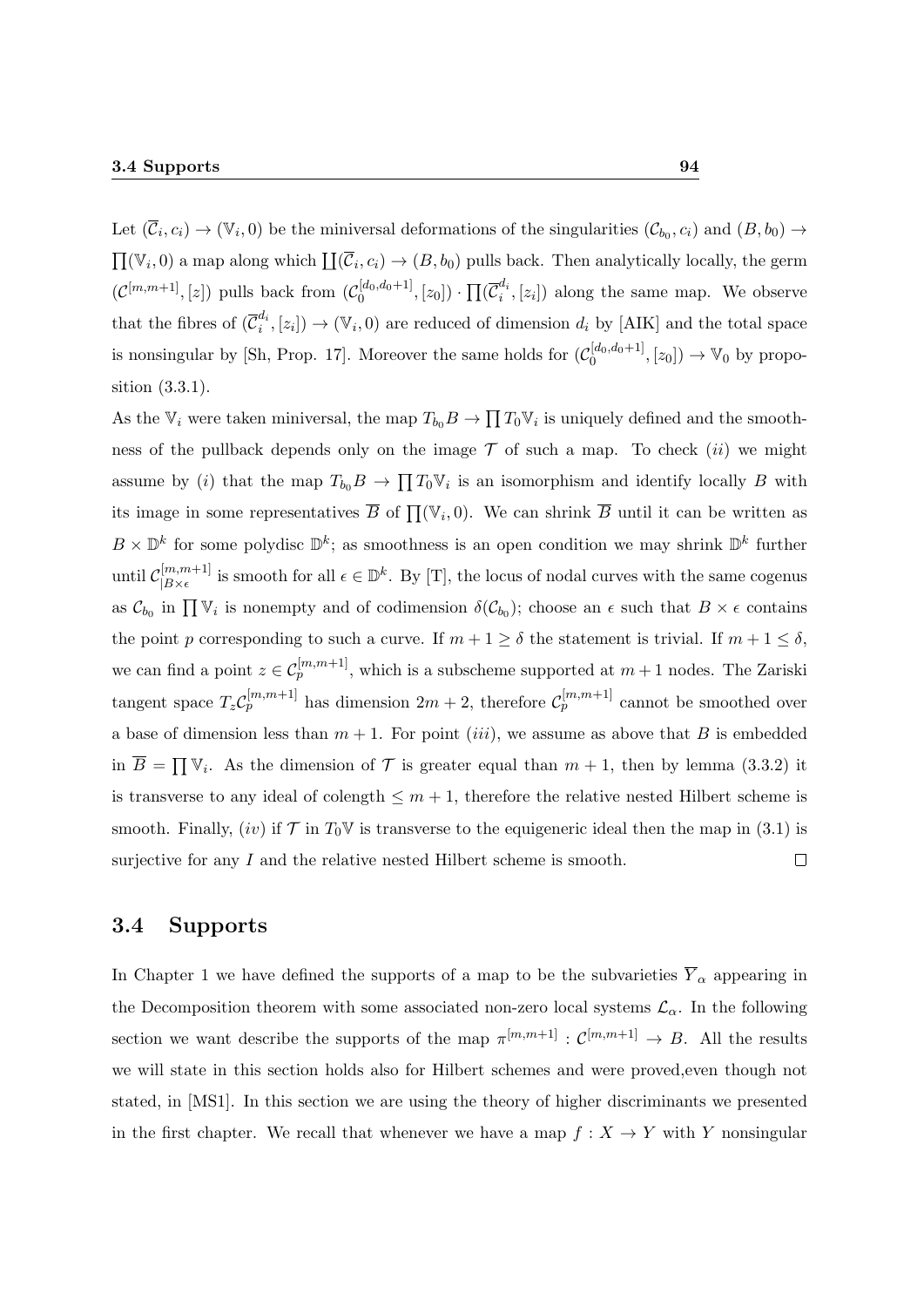Let $(\overline{\mathcal{C}}_i, c_i) \to (\mathbb{V}_i, 0)$ be the miniversal deformations of the singularities $(\mathcal{C}_{b_0}, c_i)$ and $(B, b_0) \to \prod(\mathbb{V}_i, 0)$ a map along which $\coprod(\overline{\mathcal{C}}_i, c_i) \to (B, b_0)$ pulls back. Then analytically locally, the germ $(\mathcal{C}^{[m,m+1]}, [z])$ pulls back from $(\mathcal{C}_0^{[d_0,d_0+1]}, [z_0]) \cdot \prod(\overline{\mathcal{C}}_i^{d_i}, [z_i])$ along the same map. We observe that the fibres of $(\overline{\mathcal{C}}_i^{d_i}, [z_i]) \to (\mathbb{V}_i, 0)$ are reduced of dimension $d_i$ by [AIK] and the total space is nonsingular by [Sh, Prop. 17]. Moreover the same holds for $(\mathcal{C}_0^{[d_0,d_0+1]}, [z_0]) \to \mathbb{V}_0$ by proposition (3.3.1).

As the $\mathbb{V}_i$ were taken miniversal, the map $T_{b_0}B \to \prod T_0\mathbb{V}_i$ is uniquely defined and the smoothness of the pullback depends only on the image $\mathcal{T}$ of such a map. To check $(ii)$ we might assume by $(i)$ that the map $T_{b_0}B \to \prod T_0\mathbb{V}_i$ is an isomorphism and identify locally $B$ with its image in some representatives $\overline{B}$ of $\prod(\mathbb{V}_i, 0)$. We can shrink $\overline{B}$ until it can be written as $B \times \mathbb{D}^k$ for some polydisc $\mathbb{D}^k$; as smoothness is an open condition we may shrink $\mathbb{D}^k$ further until $\mathcal{C}^{[m,m+1]}_{|B\times\epsilon}$ is smooth for all $\epsilon \in \mathbb{D}^k$. By [T], the locus of nodal curves with the same cogenus as $\mathcal{C}_{b_0}$ in $\prod \mathbb{V}_i$ is nonempty and of codimension $\delta(\mathcal{C}_{b_0})$; choose an $\epsilon$ such that $B \times \epsilon$ contains the point $p$ corresponding to such a curve. If $m+1 \geq \delta$ the statement is trivial. If $m+1 \leq \delta$, we can find a point $z \in \mathcal{C}_p^{[m,m+1]}$, which is a subscheme supported at $m+1$ nodes. The Zariski tangent space $T_z\mathcal{C}_p^{[m,m+1]}$ has dimension $2m+2$, therefore $\mathcal{C}_p^{[m,m+1]}$ cannot be smoothed over a base of dimension less than $m+1$. For point $(iii)$, we assume as above that $B$ is embedded in $\overline{B} = \prod \mathbb{V}_i$. As the dimension of $\mathcal{T}$ is greater equal than $m+1$, then by lemma (3.3.2) it is transverse to any ideal of colength $\leq m+1$, therefore the relative nested Hilbert scheme is smooth. Finally, $(iv)$ if $\mathcal{T}$ in $T_0\mathbb{V}$ is transverse to the equigeneric ideal then the map in (3.1) is surjective for any $I$ and the relative nested Hilbert scheme is smooth. □

## 3.4 Supports

In Chapter 1 we have defined the supports of a map to be the subvarieties $\overline{Y}_\alpha$ appearing in the Decomposition theorem with some associated non-zero local systems $\mathcal{L}_\alpha$. In the following section we want describe the supports of the map $\pi^{[m,m+1]} : \mathcal{C}^{[m,m+1]} \to B$. All the results we will state in this section holds also for Hilbert schemes and were proved,even though not stated, in [MS1]. In this section we are using the theory of higher discriminants we presented in the first chapter. We recall that whenever we have a map $f : X \to Y$ with $Y$ nonsingular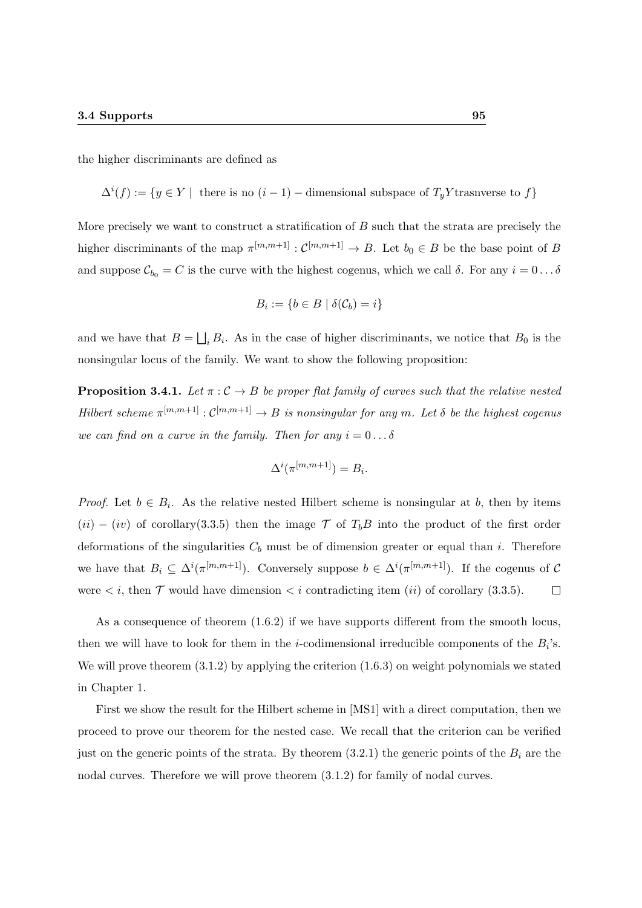the higher discriminants are defined as

$$\Delta^i(f) := \{y \in Y \mid \text{ there is no } (i-1) - \text{dimensional subspace of } T_yY \text{trasnverse to } f\}$$

More precisely we want to construct a stratification of $B$ such that the strata are precisely the higher discriminants of the map $\pi^{[m,m+1]} : \mathcal{C}^{[m,m+1]} \to B$. Let $b_0 \in B$ be the base point of $B$ and suppose $\mathcal{C}_{b_0} = C$ is the curve with the highest cogenus, which we call $\delta$. For any $i = 0 \dots \delta$

$$B_i := \{b \in B \mid \delta(\mathcal{C}_b) = i\}$$

and we have that $B = \bigsqcup_i B_i$. As in the case of higher discriminants, we notice that $B_0$ is the nonsingular locus of the family. We want to show the following proposition:

**Proposition 3.4.1.** *Let $\pi : \mathcal{C} \to B$ be proper flat family of curves such that the relative nested Hilbert scheme $\pi^{[m,m+1]} : \mathcal{C}^{[m,m+1]} \to B$ is nonsingular for any $m$. Let $\delta$ be the highest cogenus we can find on a curve in the family. Then for any $i = 0 \dots \delta$*

$$\Delta^i(\pi^{[m,m+1]}) = B_i.$$

*Proof.* Let $b \in B_i$. As the relative nested Hilbert scheme is nonsingular at $b$, then by items $(ii) - (iv)$ of corollary(3.3.5) then the image $\mathcal{T}$ of $T_bB$ into the product of the first order deformations of the singularities $C_b$ must be of dimension greater or equal than $i$. Therefore we have that $B_i \subseteq \Delta^i(\pi^{[m,m+1]})$. Conversely suppose $b \in \Delta^i(\pi^{[m,m+1]})$. If the cogenus of $\mathcal{C}$ were $< i$, then $\mathcal{T}$ would have dimension $< i$ contradicting item $(ii)$ of corollary (3.3.5). $\square$

As a consequence of theorem (1.6.2) if we have supports different from the smooth locus, then we will have to look for them in the $i$-codimensional irreducible components of the $B_i$'s. We will prove theorem (3.1.2) by applying the criterion (1.6.3) on weight polynomials we stated in Chapter 1.

First we show the result for the Hilbert scheme in [MS1] with a direct computation, then we proceed to prove our theorem for the nested case. We recall that the criterion can be verified just on the generic points of the strata. By theorem (3.2.1) the generic points of the $B_i$ are the nodal curves. Therefore we will prove theorem (3.1.2) for family of nodal curves.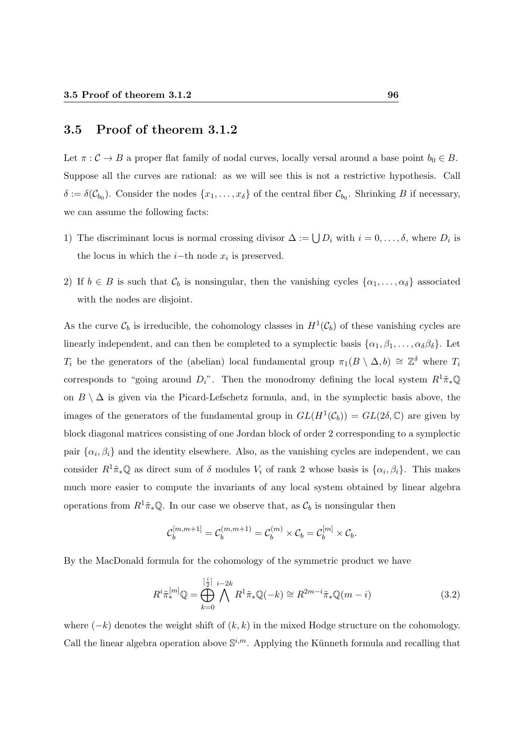## 3.5 Proof of theorem 3.1.2

Let $\pi : \mathcal{C} \to B$ a proper flat family of nodal curves, locally versal around a base point $b_0 \in B$. Suppose all the curves are rational: as we will see this is not a restrictive hypothesis. Call $\delta := \delta(\mathcal{C}_{b_0})$. Consider the nodes $\{x_1, \ldots, x_\delta\}$ of the central fiber $\mathcal{C}_{b_0}$. Shrinking $B$ if necessary, we can assume the following facts:

1) The discriminant locus is normal crossing divisor $\Delta := \bigcup D_i$ with $i = 0, \ldots, \delta$, where $D_i$ is the locus in which the $i-$th node $x_i$ is preserved.

2) If $b \in B$ is such that $\mathcal{C}_b$ is nonsingular, then the vanishing cycles $\{\alpha_1, \ldots, \alpha_\delta\}$ associated with the nodes are disjoint.

As the curve $\mathcal{C}_b$ is irreducible, the cohomology classes in $H^1(\mathcal{C}_b)$ of these vanishing cycles are linearly independent, and can then be completed to a symplectic basis $\{\alpha_1, \beta_1, \ldots, \alpha_\delta \beta_\delta\}$. Let $T_i$ be the generators of the (abelian) local fundamental group $\pi_1(B \setminus \Delta, b) \cong \mathbb{Z}^\delta$ where $T_i$ corresponds to "going around $D_i$". Then the monodromy defining the local system $R^1\tilde{\pi}_*\mathbb{Q}$ on $B \setminus \Delta$ is given via the Picard-Lefschetz formula, and, in the symplectic basis above, the images of the generators of the fundamental group in $GL(H^1(\mathcal{C}_b)) = GL(2\delta, \mathbb{C})$ are given by block diagonal matrices consisting of one Jordan block of order 2 corresponding to a symplectic pair $\{\alpha_i, \beta_i\}$ and the identity elsewhere. Also, as the vanishing cycles are independent, we can consider $R^1\tilde{\pi}_*\mathbb{Q}$ as direct sum of $\delta$ modules $V_i$ of rank 2 whose basis is $\{\alpha_i, \beta_i\}$. This makes much more easier to compute the invariants of any local system obtained by linear algebra operations from $R^1\tilde{\pi}_*\mathbb{Q}$. In our case we observe that, as $\mathcal{C}_b$ is nonsingular then

$$\mathcal{C}_b^{[m,m+1]} = \mathcal{C}_b^{(m,m+1)} = \mathcal{C}_b^{(m)} \times \mathcal{C}_b = \mathcal{C}_b^{[m]} \times \mathcal{C}_b.$$

By the MacDonald formula for the cohomology of the symmetric product we have

$$R^i\tilde{\pi}_*^{[m]}\mathbb{Q} = \bigoplus_{k=0}^{[\frac{i}{2}]} \bigwedge^{i-2k} R^1\tilde{\pi}_*\mathbb{Q}(-k) \cong R^{2m-i}\tilde{\pi}_*\mathbb{Q}(m-i) \tag{3.2}$$

where $(-k)$ denotes the weight shift of $(k,k)$ in the mixed Hodge structure on the cohomology. Call the linear algebra operation above $\mathbb{S}^{i,m}$. Applying the Künneth formula and recalling that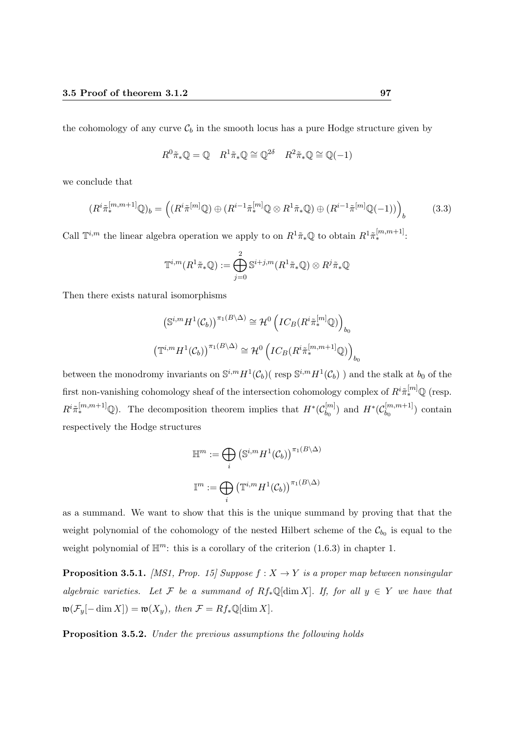the cohomology of any curve $\mathcal{C}_b$ in the smooth locus has a pure Hodge structure given by

$$R^0\tilde{\pi}_*\mathbb{Q} = \mathbb{Q} \quad R^1\tilde{\pi}_*\mathbb{Q} \cong \mathbb{Q}^{2\delta} \quad R^2\tilde{\pi}_*\mathbb{Q} \cong \mathbb{Q}(-1)$$

we conclude that

$$(R^i\tilde{\pi}_*^{[m,m+1]}\mathbb{Q})_b = \left( (R^i\tilde{\pi}^{[m]}\mathbb{Q}) \oplus (R^{i-1}\tilde{\pi}_*^{[m]}\mathbb{Q} \otimes R^1\tilde{\pi}_*\mathbb{Q}) \oplus (R^{i-1}\tilde{\pi}^{[m]}\mathbb{Q}(-1)) \right)_b \tag{3.3}$$

Call $\mathbb{T}^{i,m}$ the linear algebra operation we apply to on $R^1\tilde{\pi}_*\mathbb{Q}$ to obtain $R^1\tilde{\pi}_*^{[m,m+1]}$:

$$\mathbb{T}^{i,m}(R^1\tilde{\pi}_*\mathbb{Q}) := \bigoplus_{j=0}^{2} \mathbb{S}^{i+j,m}(R^1\tilde{\pi}_*\mathbb{Q}) \otimes R^j\tilde{\pi}_*\mathbb{Q}$$

Then there exists natural isomorphisms

$$\left(\mathbb{S}^{i,m}H^1(\mathcal{C}_b)\right)^{\pi_1(B\setminus\Delta)} \cong \mathcal{H}^0\left(IC_B(R^i\tilde{\pi}_*^{[m]}\mathbb{Q})\right)_{b_0}$$

$$\left(\mathbb{T}^{i,m}H^1(\mathcal{C}_b)\right)^{\pi_1(B\setminus\Delta)} \cong \mathcal{H}^0\left(IC_B(R^i\tilde{\pi}_*^{[m,m+1]}\mathbb{Q})\right)_{b_0}$$

between the monodromy invariants on $\mathbb{S}^{i,m}H^1(\mathcal{C}_b)$( resp $\mathbb{S}^{i,m}H^1(\mathcal{C}_b)$ ) and the stalk at $b_0$ of the first non-vanishing cohomology sheaf of the intersection cohomology complex of $R^i\tilde{\pi}_*^{[m]}\mathbb{Q}$ (resp. $R^i\tilde{\pi}_*^{[m,m+1]}\mathbb{Q}$). The decomposition theorem implies that $H^*(\mathcal{C}_{b_0}^{[m]})$ and $H^*(\mathcal{C}_{b_0}^{[m,m+1]})$ contain respectively the Hodge structures

$$\mathbb{H}^m := \bigoplus_i \left(\mathbb{S}^{i,m}H^1(\mathcal{C}_b)\right)^{\pi_1(B\setminus\Delta)}$$

$$\mathbb{I}^m := \bigoplus_i \left(\mathbb{T}^{i,m}H^1(\mathcal{C}_b)\right)^{\pi_1(B\setminus\Delta)}$$

as a summand. We want to show that this is the unique summand by proving that that the weight polynomial of the cohomology of the nested Hilbert scheme of the $\mathcal{C}_{b_0}$ is equal to the weight polynomial of $\mathbb{H}^m$: this is a corollary of the criterion (1.6.3) in chapter 1.

**Proposition 3.5.1.** *[MS1, Prop. 15] Suppose $f : X \to Y$ is a proper map between nonsingular algebraic varieties. Let $\mathcal{F}$ be a summand of $Rf_*\mathbb{Q}[\dim X]$. If, for all $y \in Y$ we have that $\mathfrak{w}(\mathcal{F}_y[-\dim X]) = \mathfrak{w}(X_y)$, then $\mathcal{F} = Rf_*\mathbb{Q}[\dim X]$.*

**Proposition 3.5.2.** *Under the previous assumptions the following holds*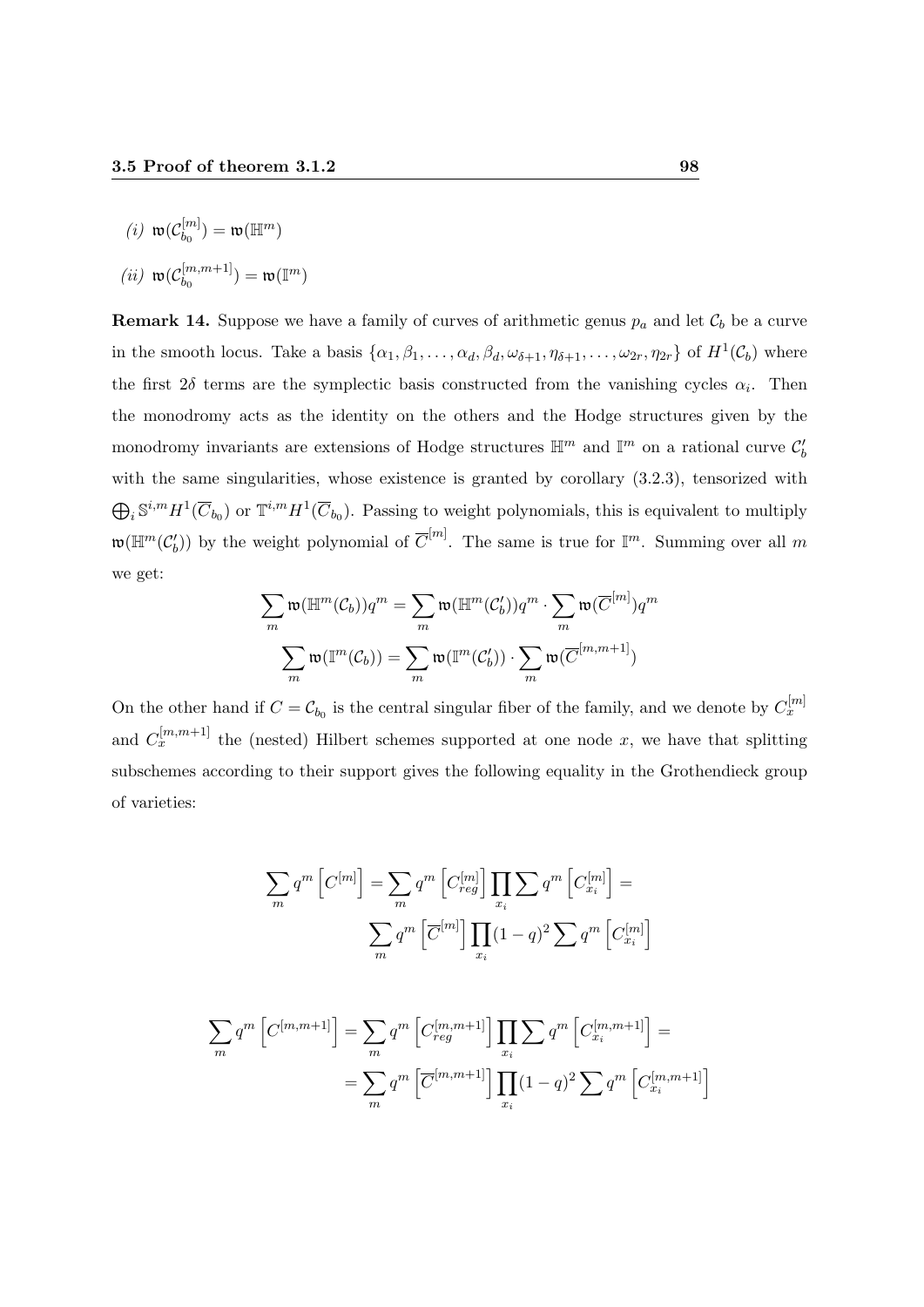*(i)* $\mathfrak{w}(\mathcal{C}_{b_0}^{[m]}) = \mathfrak{w}(\mathbb{H}^m)$

*(ii)* $\mathfrak{w}(\mathcal{C}_{b_0}^{[m,m+1]}) = \mathfrak{w}(\mathbb{I}^m)$

**Remark 14.** Suppose we have a family of curves of arithmetic genus $p_a$ and let $\mathcal{C}_b$ be a curve in the smooth locus. Take a basis $\{\alpha_1, \beta_1, \dots, \alpha_d, \beta_d, \omega_{\delta+1}, \eta_{\delta+1}, \dots, \omega_{2r}, \eta_{2r}\}$ of $H^1(\mathcal{C}_b)$ where the first $2\delta$ terms are the symplectic basis constructed from the vanishing cycles $\alpha_i$. Then the monodromy acts as the identity on the others and the Hodge structures given by the monodromy invariants are extensions of Hodge structures $\mathbb{H}^m$ and $\mathbb{I}^m$ on a rational curve $\mathcal{C}'_b$ with the same singularities, whose existence is granted by corollary (3.2.3), tensorized with $\bigoplus_i \mathbb{S}^{i,m} H^1(\overline{C}_{b_0})$ or $\mathbb{T}^{i,m} H^1(\overline{C}_{b_0})$. Passing to weight polynomials, this is equivalent to multiply $\mathfrak{w}(\mathbb{H}^m(\mathcal{C}'_b))$ by the weight polynomial of $\overline{C}^{[m]}$. The same is true for $\mathbb{I}^m$. Summing over all $m$ we get:

$$\sum_m \mathfrak{w}(\mathbb{H}^m(\mathcal{C}_b))q^m = \sum_m \mathfrak{w}(\mathbb{H}^m(\mathcal{C}'_b))q^m \cdot \sum_m \mathfrak{w}(\overline{C}^{[m]})q^m$$

$$\sum_m \mathfrak{w}(\mathbb{I}^m(\mathcal{C}_b)) = \sum_m \mathfrak{w}(\mathbb{I}^m(\mathcal{C}'_b)) \cdot \sum_m \mathfrak{w}(\overline{C}^{[m,m+1]})$$

On the other hand if $C = \mathcal{C}_{b_0}$ is the central singular fiber of the family, and we denote by $C_x^{[m]}$ and $C_x^{[m,m+1]}$ the (nested) Hilbert schemes supported at one node $x$, we have that splitting subschemes according to their support gives the following equality in the Grothendieck group of varieties:

$$\sum_m q^m \left[C^{[m]}\right] = \sum_m q^m \left[C_{reg}^{[m]}\right] \prod_{x_i} \sum q^m \left[C_{x_i}^{[m]}\right] =$$
$$\sum_m q^m \left[\overline{C}^{[m]}\right] \prod_{x_i} (1-q)^2 \sum q^m \left[C_{x_i}^{[m]}\right]$$

$$\sum_m q^m \left[C^{[m,m+1]}\right] = \sum_m q^m \left[C_{reg}^{[m,m+1]}\right] \prod_{x_i} \sum q^m \left[C_{x_i}^{[m,m+1]}\right] =$$
$$= \sum_m q^m \left[\overline{C}^{[m,m+1]}\right] \prod_{x_i} (1-q)^2 \sum q^m \left[C_{x_i}^{[m,m+1]}\right]$$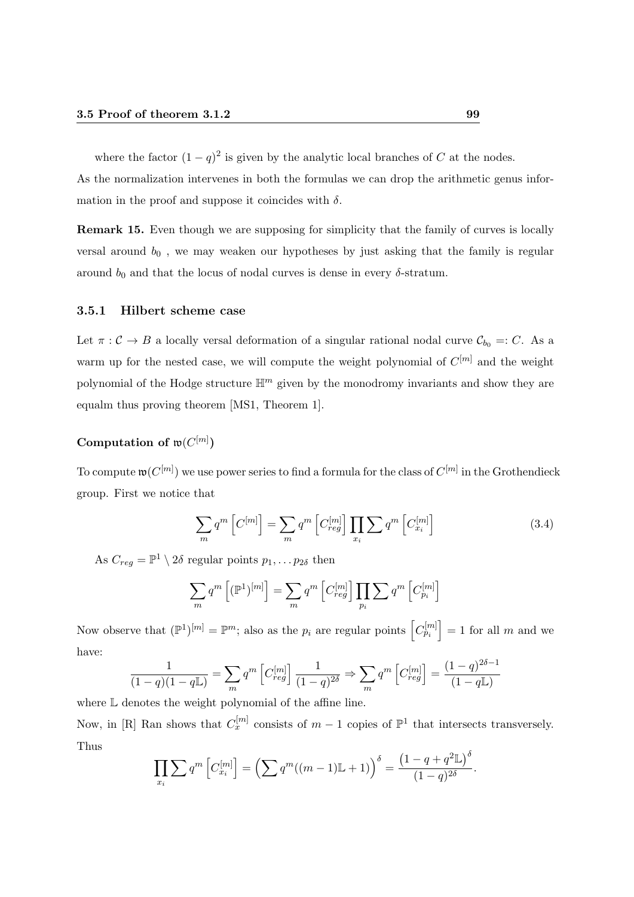where the factor $(1-q)^2$ is given by the analytic local branches of $C$ at the nodes. As the normalization intervenes in both the formulas we can drop the arithmetic genus information in the proof and suppose it coincides with $\delta$.

**Remark 15.** Even though we are supposing for simplicity that the family of curves is locally versal around $b_0$ , we may weaken our hypotheses by just asking that the family is regular around $b_0$ and that the locus of nodal curves is dense in every $\delta$-stratum.

### 3.5.1 Hilbert scheme case

Let $\pi : \mathcal{C} \to B$ a locally versal deformation of a singular rational nodal curve $\mathcal{C}_{b_0} =: C$. As a warm up for the nested case, we will compute the weight polynomial of $C^{[m]}$ and the weight polynomial of the Hodge structure $\mathbb{H}^m$ given by the monodromy invariants and show they are equalm thus proving theorem [MS1, Theorem 1].

#### Computation of $\mathfrak{w}(C^{[m]})$

To compute $\mathfrak{w}(C^{[m]})$ we use power series to find a formula for the class of $C^{[m]}$ in the Grothendieck group. First we notice that

$$\sum_m q^m \left[C^{[m]}\right] = \sum_m q^m \left[C^{[m]}_{reg}\right] \prod_{x_i} \sum q^m \left[C^{[m]}_{x_i}\right] \tag{3.4}$$

As $C_{reg} = \mathbb{P}^1 \setminus 2\delta$ regular points $p_1, \dots p_{2\delta}$ then

$$\sum_m q^m \left[(\mathbb{P}^1)^{[m]}\right] = \sum_m q^m \left[C^{[m]}_{reg}\right] \prod_{p_i} \sum q^m \left[C^{[m]}_{p_i}\right]$$

Now observe that $(\mathbb{P}^1)^{[m]} = \mathbb{P}^m$; also as the $p_i$ are regular points $\left[C^{[m]}_{p_i}\right] = 1$ for all $m$ and we have:

$$\frac{1}{(1-q)(1-q\mathbb{L})} = \sum_m q^m \left[C^{[m]}_{reg}\right] \frac{1}{(1-q)^{2\delta}} \Rightarrow \sum_m q^m \left[C^{[m]}_{reg}\right] = \frac{(1-q)^{2\delta-1}}{(1-q\mathbb{L})}$$

where $\mathbb{L}$ denotes the weight polynomial of the affine line.

Now, in [R] Ran shows that $C^{[m]}_x$ consists of $m-1$ copies of $\mathbb{P}^1$ that intersects transversely. Thus

$$\prod_{x_i} \sum q^m \left[C^{[m]}_{x_i}\right] = \left(\sum q^m((m-1)\mathbb{L}+1)\right)^{\delta} = \frac{\left(1-q+q^2\mathbb{L}\right)^{\delta}}{(1-q)^{2\delta}}.$$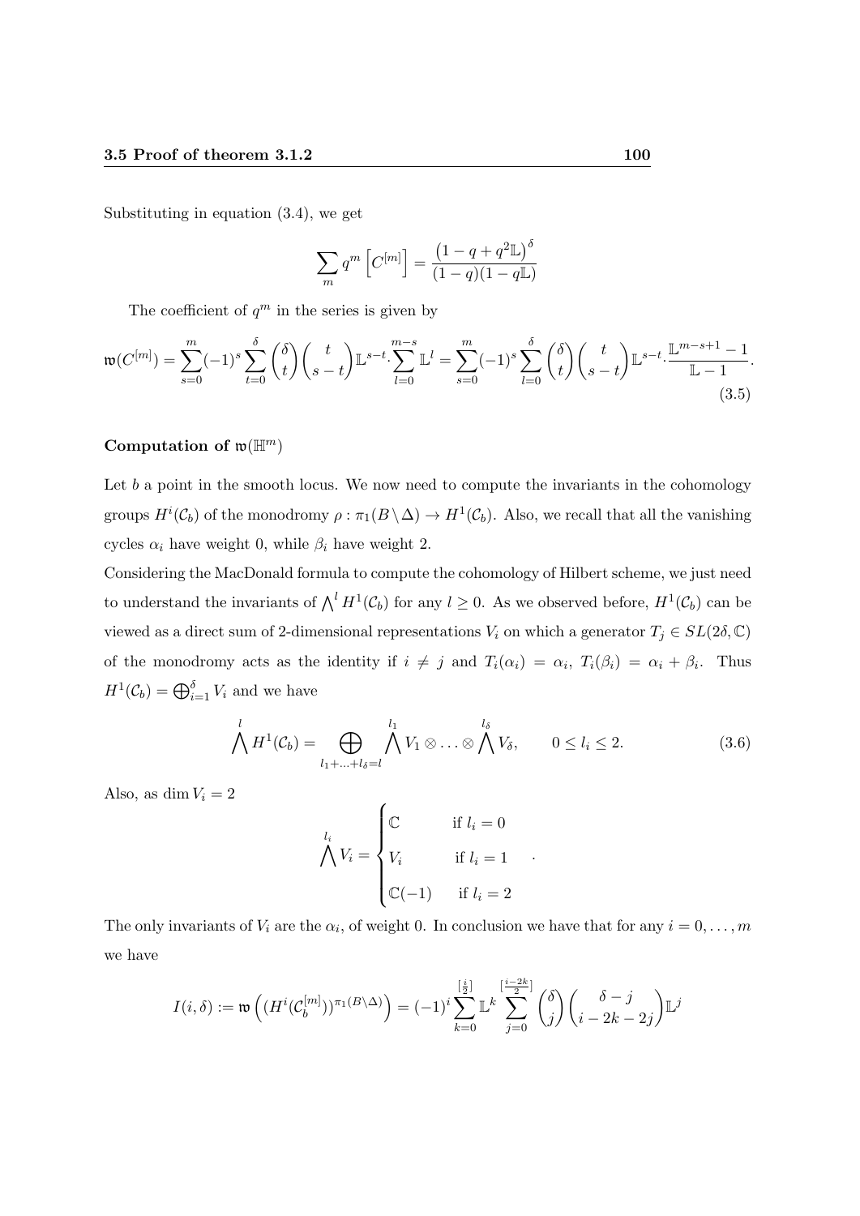Substituting in equation (3.4), we get

$$\sum_m q^m \left[C^{[m]}\right] = \frac{\left(1 - q + q^2\mathbb{L}\right)^\delta}{(1-q)(1-q\mathbb{L})}$$

The coefficient of $q^m$ in the series is given by

$$\mathfrak{w}(C^{[m]}) = \sum_{s=0}^{m}(-1)^s \sum_{t=0}^{\delta}\binom{\delta}{t}\binom{t}{s-t}\mathbb{L}^{s-t}\cdot\sum_{l=0}^{m-s}\mathbb{L}^l = \sum_{s=0}^{m}(-1)^s \sum_{l=0}^{\delta}\binom{\delta}{t}\binom{t}{s-t}\mathbb{L}^{s-t}\cdot\frac{\mathbb{L}^{m-s+1}-1}{\mathbb{L}-1}. \tag{3.5}$$

### Computation of $\mathfrak{w}(\mathbb{H}^m)$

Let $b$ a point in the smooth locus. We now need to compute the invariants in the cohomology groups $H^i(\mathcal{C}_b)$ of the monodromy $\rho : \pi_1(B\setminus\Delta) \to H^1(\mathcal{C}_b)$. Also, we recall that all the vanishing cycles $\alpha_i$ have weight 0, while $\beta_i$ have weight 2.

Considering the MacDonald formula to compute the cohomology of Hilbert scheme, we just need to understand the invariants of $\bigwedge^l H^1(\mathcal{C}_b)$ for any $l \geq 0$. As we observed before, $H^1(\mathcal{C}_b)$ can be viewed as a direct sum of 2-dimensional representations $V_i$ on which a generator $T_j \in SL(2\delta, \mathbb{C})$ of the monodromy acts as the identity if $i \neq j$ and $T_i(\alpha_i) = \alpha_i$, $T_i(\beta_i) = \alpha_i + \beta_i$. Thus $H^1(\mathcal{C}_b) = \bigoplus_{i=1}^{\delta} V_i$ and we have

$$\bigwedge^l H^1(\mathcal{C}_b) = \bigoplus_{l_1+\ldots+l_\delta = l} \bigwedge^{l_1} V_1 \otimes \ldots \otimes \bigwedge^{l_\delta} V_\delta, \qquad 0 \leq l_i \leq 2. \tag{3.6}$$

Also, as $\dim V_i = 2$

$$\bigwedge^{l_i} V_i = \begin{cases} \mathbb{C} & \text{if } l_i = 0 \\ V_i & \text{if } l_i = 1 \\ \mathbb{C}(-1) & \text{if } l_i = 2 \end{cases}.$$

The only invariants of $V_i$ are the $\alpha_i$, of weight 0. In conclusion we have that for any $i = 0, \ldots, m$ we have

$$I(i,\delta) := \mathfrak{w}\left((H^i(\mathcal{C}_b^{[m]}))^{\pi_1(B\setminus\Delta)}\right) = (-1)^i \sum_{k=0}^{[\frac{i}{2}]}\mathbb{L}^k \sum_{j=0}^{[\frac{i-2k}{2}]}\binom{\delta}{j}\binom{\delta-j}{i-2k-2j}\mathbb{L}^j$$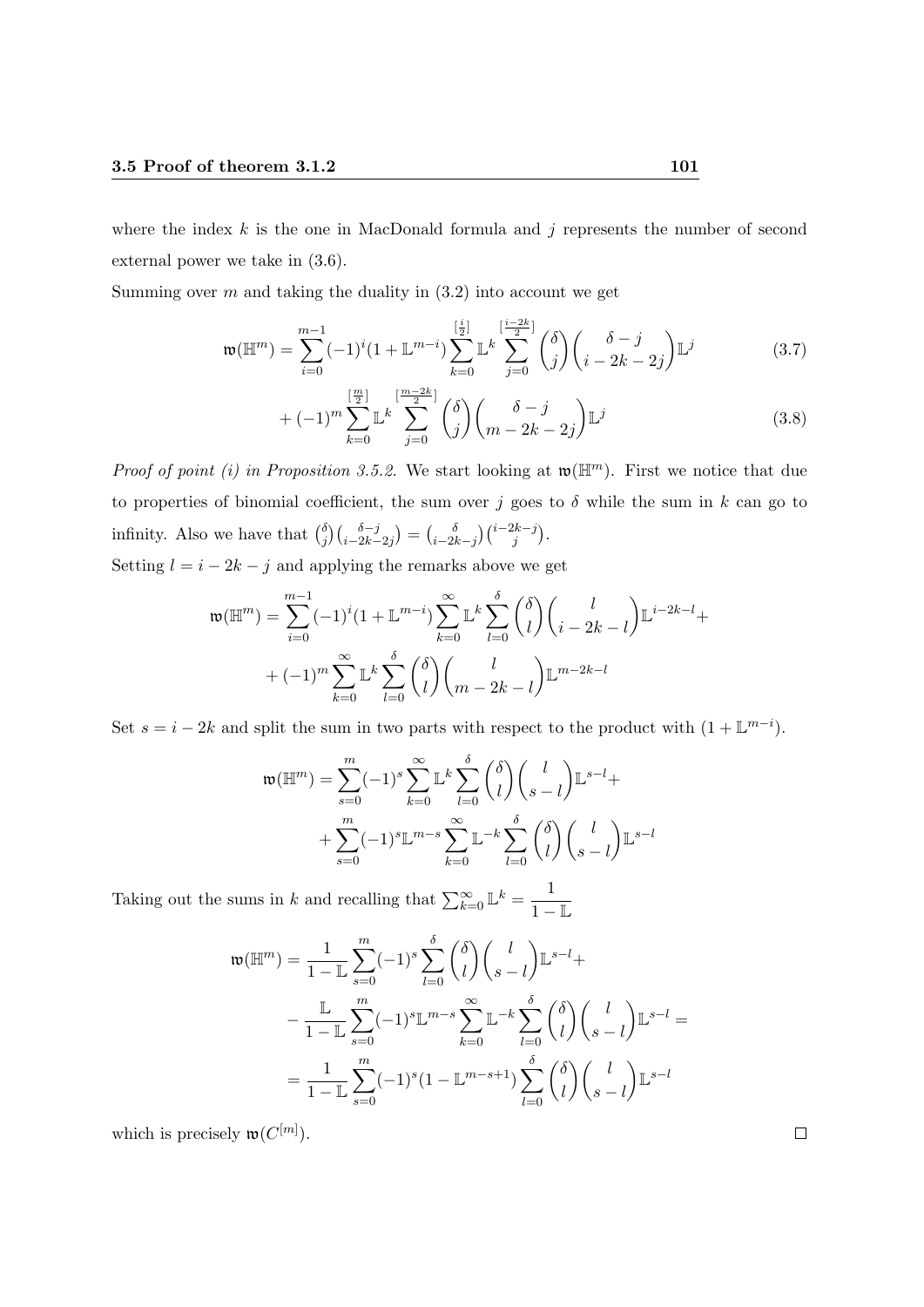where the index $k$ is the one in MacDonald formula and $j$ represents the number of second external power we take in (3.6).

Summing over $m$ and taking the duality in (3.2) into account we get

$$\mathfrak{w}(\mathbb{H}^m) = \sum_{i=0}^{m-1} (-1)^i (1 + \mathbb{L}^{m-i}) \sum_{k=0}^{[\frac{i}{2}]} \mathbb{L}^k \sum_{j=0}^{[\frac{i-2k}{2}]} \binom{\delta}{j} \binom{\delta - j}{i - 2k - 2j} \mathbb{L}^j \tag{3.7}$$

$$+ (-1)^m \sum_{k=0}^{[\frac{m}{2}]} \mathbb{L}^k \sum_{j=0}^{[\frac{m-2k}{2}]} \binom{\delta}{j} \binom{\delta - j}{m - 2k - 2j} \mathbb{L}^j \tag{3.8}$$

*Proof of point (i) in Proposition 3.5.2.* We start looking at $\mathfrak{w}(\mathbb{H}^m)$. First we notice that due to properties of binomial coefficient, the sum over $j$ goes to $\delta$ while the sum in $k$ can go to infinity. Also we have that $\binom{\delta}{j}\binom{\delta-j}{i-2k-2j} = \binom{\delta}{i-2k-j}\binom{i-2k-j}{j}$.

Setting $l = i - 2k - j$ and applying the remarks above we get

$$\mathfrak{w}(\mathbb{H}^m) = \sum_{i=0}^{m-1} (-1)^i (1 + \mathbb{L}^{m-i}) \sum_{k=0}^{\infty} \mathbb{L}^k \sum_{l=0}^{\delta} \binom{\delta}{l} \binom{l}{i - 2k - l} \mathbb{L}^{i-2k-l} +$$
$$+ (-1)^m \sum_{k=0}^{\infty} \mathbb{L}^k \sum_{l=0}^{\delta} \binom{\delta}{l} \binom{l}{m - 2k - l} \mathbb{L}^{m-2k-l}$$

Set $s = i - 2k$ and split the sum in two parts with respect to the product with $(1 + \mathbb{L}^{m-i})$.

$$\mathfrak{w}(\mathbb{H}^m) = \sum_{s=0}^{m} (-1)^s \sum_{k=0}^{\infty} \mathbb{L}^k \sum_{l=0}^{\delta} \binom{\delta}{l} \binom{l}{s - l} \mathbb{L}^{s-l} +$$
$$+ \sum_{s=0}^{m} (-1)^s \mathbb{L}^{m-s} \sum_{k=0}^{\infty} \mathbb{L}^{-k} \sum_{l=0}^{\delta} \binom{\delta}{l} \binom{l}{s - l} \mathbb{L}^{s-l}$$

Taking out the sums in $k$ and recalling that $\sum_{k=0}^{\infty} \mathbb{L}^k = \dfrac{1}{1 - \mathbb{L}}$

$$\mathfrak{w}(\mathbb{H}^m) = \frac{1}{1 - \mathbb{L}} \sum_{s=0}^{m} (-1)^s \sum_{l=0}^{\delta} \binom{\delta}{l} \binom{l}{s - l} \mathbb{L}^{s-l} +$$
$$- \frac{\mathbb{L}}{1 - \mathbb{L}} \sum_{s=0}^{m} (-1)^s \mathbb{L}^{m-s} \sum_{k=0}^{\infty} \mathbb{L}^{-k} \sum_{l=0}^{\delta} \binom{\delta}{l} \binom{l}{s - l} \mathbb{L}^{s-l} =$$
$$= \frac{1}{1 - \mathbb{L}} \sum_{s=0}^{m} (-1)^s (1 - \mathbb{L}^{m-s+1}) \sum_{l=0}^{\delta} \binom{\delta}{l} \binom{l}{s - l} \mathbb{L}^{s-l}$$

which is precisely $\mathfrak{w}(C^{[m]})$. □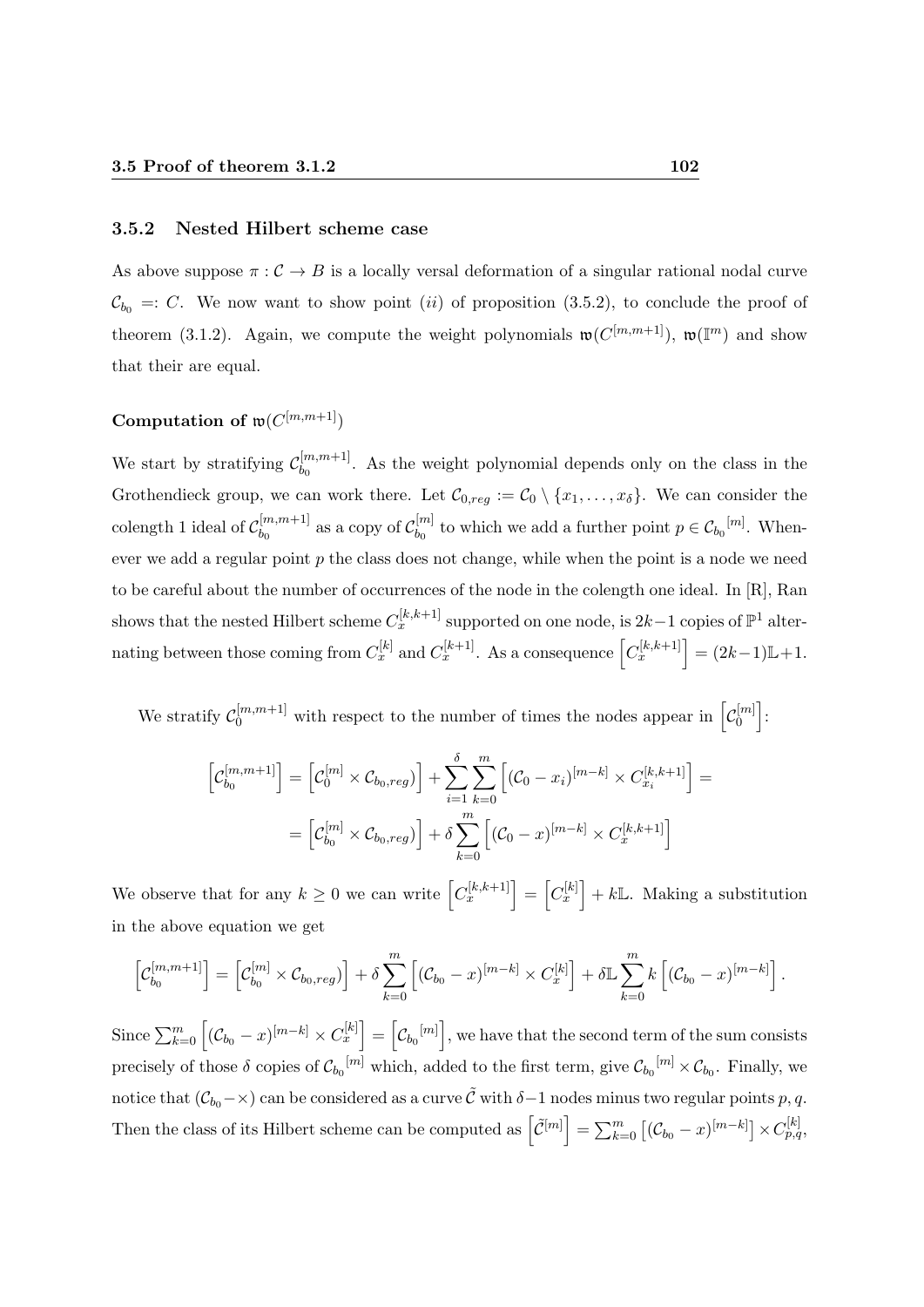### 3.5.2 Nested Hilbert scheme case

As above suppose $\pi : \mathcal{C} \to B$ is a locally versal deformation of a singular rational nodal curve $\mathcal{C}_{b_0} =: C$. We now want to show point $(ii)$ of proposition (3.5.2), to conclude the proof of theorem (3.1.2). Again, we compute the weight polynomials $\mathfrak{w}(C^{[m,m+1]})$, $\mathfrak{w}(\mathbb{I}^m)$ and show that their are equal.

#### Computation of $\mathfrak{w}(C^{[m,m+1]})$

We start by stratifying $\mathcal{C}_{b_0}^{[m,m+1]}$. As the weight polynomial depends only on the class in the Grothendieck group, we can work there. Let $\mathcal{C}_{0,reg} := \mathcal{C}_0 \setminus \{x_1, \ldots, x_\delta\}$. We can consider the colength 1 ideal of $\mathcal{C}_{b_0}^{[m,m+1]}$ as a copy of $\mathcal{C}_{b_0}^{[m]}$ to which we add a further point $p \in \mathcal{C}_{b_0}{}^{[m]}$. Whenever we add a regular point $p$ the class does not change, while when the point is a node we need to be careful about the number of occurrences of the node in the colength one ideal. In [R], Ran shows that the nested Hilbert scheme $C_x^{[k,k+1]}$ supported on one node, is $2k-1$ copies of $\mathbb{P}^1$ alternating between those coming from $C_x^{[k]}$ and $C_x^{[k+1]}$. As a consequence $\left[C_x^{[k,k+1]}\right] = (2k-1)\mathbb{L}+1$.

We stratify $\mathcal{C}_0^{[m,m+1]}$ with respect to the number of times the nodes appear in $\left[\mathcal{C}_0^{[m]}\right]$:

$$
\begin{aligned}
\left[\mathcal{C}_{b_0}^{[m,m+1]}\right] &= \left[\mathcal{C}_0^{[m]} \times \mathcal{C}_{b_0,reg})\right] + \sum_{i=1}^{\delta}\sum_{k=0}^{m}\left[(\mathcal{C}_0 - x_i)^{[m-k]} \times C_{x_i}^{[k,k+1]}\right] = \\
&= \left[\mathcal{C}_{b_0}^{[m]} \times \mathcal{C}_{b_0,reg})\right] + \delta \sum_{k=0}^{m}\left[(\mathcal{C}_0 - x)^{[m-k]} \times C_x^{[k,k+1]}\right]
\end{aligned}
$$

We observe that for any $k \geq 0$ we can write $\left[C_x^{[k,k+1]}\right] = \left[C_x^{[k]}\right] + k\mathbb{L}$. Making a substitution in the above equation we get

$$
\left[\mathcal{C}_{b_0}^{[m,m+1]}\right] = \left[\mathcal{C}_{b_0}^{[m]} \times \mathcal{C}_{b_0,reg})\right] + \delta \sum_{k=0}^{m}\left[(\mathcal{C}_{b_0} - x)^{[m-k]} \times C_x^{[k]}\right] + \delta\mathbb{L}\sum_{k=0}^{m} k\left[(\mathcal{C}_{b_0} - x)^{[m-k]}\right].
$$

Since $\sum_{k=0}^{m}\left[(\mathcal{C}_{b_0} - x)^{[m-k]} \times C_x^{[k]}\right] = \left[\mathcal{C}_{b_0}{}^{[m]}\right]$, we have that the second term of the sum consists precisely of those $\delta$ copies of $\mathcal{C}_{b_0}{}^{[m]}$ which, added to the first term, give $\mathcal{C}_{b_0}{}^{[m]} \times \mathcal{C}_{b_0}$. Finally, we notice that $(\mathcal{C}_{b_0} - \times)$ can be considered as a curve $\tilde{\mathcal{C}}$ with $\delta-1$ nodes minus two regular points $p, q$. Then the class of its Hilbert scheme can be computed as $\left[\tilde{\mathcal{C}}^{[m]}\right] = \sum_{k=0}^{m}\left[(\mathcal{C}_{b_0} - x)^{[m-k]}\right] \times C_{p,q}^{[k]}$,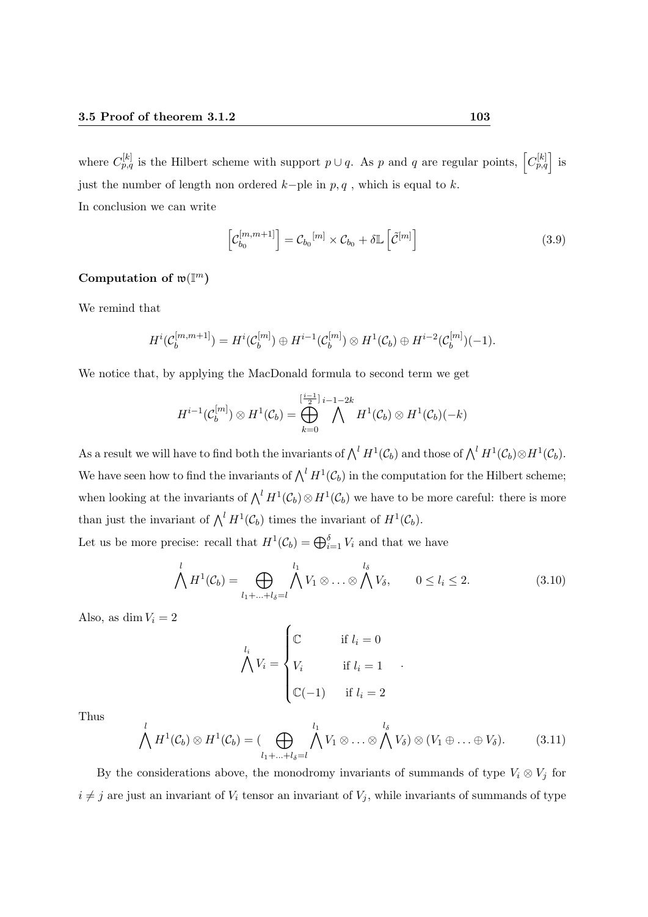where $C_{p,q}^{[k]}$ is the Hilbert scheme with support $p \cup q$. As $p$ and $q$ are regular points, $\left[C_{p,q}^{[k]}\right]$ is just the number of length non ordered $k-$ple in $p, q$ , which is equal to $k$.
In conclusion we can write

$$\left[\mathcal{C}_{b_0}^{[m,m+1]}\right] = \mathcal{C}_{b_0}{}^{[m]} \times \mathcal{C}_{b_0} + \delta \mathbb{L} \left[\tilde{\mathcal{C}}^{[m]}\right] \tag{3.9}$$

**Computation of $\mathfrak{w}(\mathbb{I}^m)$**

We remind that

$$H^i(\mathcal{C}_b^{[m,m+1]}) = H^i(\mathcal{C}_b^{[m]}) \oplus H^{i-1}(\mathcal{C}_b^{[m]}) \otimes H^1(\mathcal{C}_b) \oplus H^{i-2}(\mathcal{C}_b^{[m]})(-1).$$

We notice that, by applying the MacDonald formula to second term we get

$$H^{i-1}(\mathcal{C}_b^{[m]}) \otimes H^1(\mathcal{C}_b) = \bigoplus_{k=0}^{[\frac{i-1}{2}]} \bigwedge^{i-1-2k} H^1(\mathcal{C}_b) \otimes H^1(\mathcal{C}_b)(-k)$$

As a result we will have to find both the invariants of $\bigwedge^l H^1(\mathcal{C}_b)$ and those of $\bigwedge^l H^1(\mathcal{C}_b) \otimes H^1(\mathcal{C}_b)$. We have seen how to find the invariants of $\bigwedge^l H^1(\mathcal{C}_b)$ in the computation for the Hilbert scheme; when looking at the invariants of $\bigwedge^l H^1(\mathcal{C}_b) \otimes H^1(\mathcal{C}_b)$ we have to be more careful: there is more than just the invariant of $\bigwedge^l H^1(\mathcal{C}_b)$ times the invariant of $H^1(\mathcal{C}_b)$.
Let us be more precise: recall that $H^1(\mathcal{C}_b) = \bigoplus_{i=1}^{\delta} V_i$ and that we have

$$\bigwedge^l H^1(\mathcal{C}_b) = \bigoplus_{l_1+\ldots+l_\delta=l} \bigwedge^{l_1} V_1 \otimes \ldots \otimes \bigwedge^{l_\delta} V_\delta, \qquad 0 \leq l_i \leq 2. \tag{3.10}$$

Also, as $\dim V_i = 2$

$$\bigwedge^{l_i} V_i = \begin{cases} \mathbb{C} & \text{if } l_i = 0 \\ V_i & \text{if } l_i = 1 \\ \mathbb{C}(-1) & \text{if } l_i = 2 \end{cases} .$$

Thus

$$\bigwedge^l H^1(\mathcal{C}_b) \otimes H^1(\mathcal{C}_b) = (\bigoplus_{l_1+\ldots+l_\delta=l} \bigwedge^{l_1} V_1 \otimes \ldots \otimes \bigwedge^{l_\delta} V_\delta) \otimes (V_1 \oplus \ldots \oplus V_\delta). \tag{3.11}$$

By the considerations above, the monodromy invariants of summands of type $V_i \otimes V_j$ for $i \neq j$ are just an invariant of $V_i$ tensor an invariant of $V_j$, while invariants of summands of type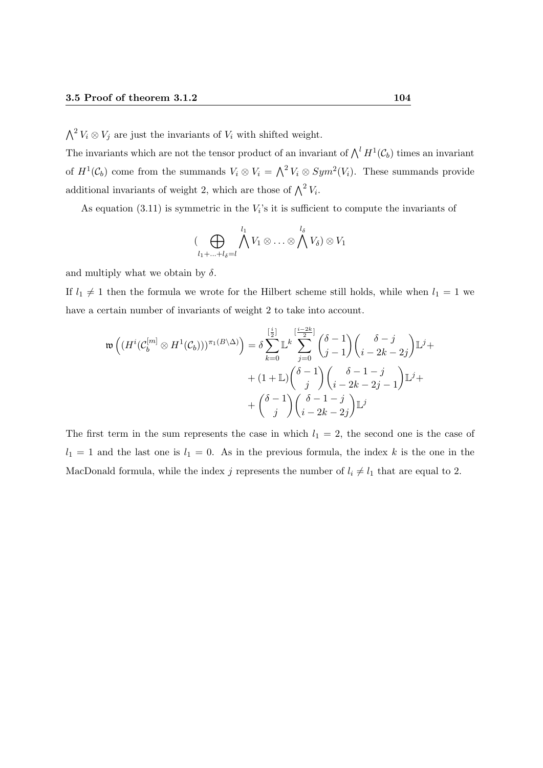$\bigwedge^2 V_i \otimes V_j$ are just the invariants of $V_i$ with shifted weight.

The invariants which are not the tensor product of an invariant of $\bigwedge^l H^1(\mathcal{C}_b)$ times an invariant of $H^1(\mathcal{C}_b)$ come from the summands $V_i \otimes V_i = \bigwedge^2 V_i \otimes Sym^2(V_i)$. These summands provide additional invariants of weight 2, which are those of $\bigwedge^2 V_i$.

As equation (3.11) is symmetric in the $V_i$'s it is sufficient to compute the invariants of

$$(\bigoplus_{l_1+\ldots+l_\delta=l} \bigwedge^{l_1} V_1 \otimes \ldots \otimes \bigwedge^{l_\delta} V_\delta) \otimes V_1$$

and multiply what we obtain by $\delta$.

If $l_1 \neq 1$ then the formula we wrote for the Hilbert scheme still holds, while when $l_1 = 1$ we have a certain number of invariants of weight 2 to take into account.

$$\begin{aligned}
\mathfrak{w}\left( (H^i(\mathcal{C}_b^{[m]} \otimes H^1(\mathcal{C}_b)))^{\pi_1(B\setminus\Delta)} \right) = \delta \sum_{k=0}^{[\frac{i}{2}]} \mathbb{L}^k \sum_{j=0}^{[\frac{i-2k}{2}]} & \binom{\delta-1}{j-1}\binom{\delta-j}{i-2k-2j}\mathbb{L}^j + \\
& + (1+\mathbb{L})\binom{\delta-1}{j}\binom{\delta-1-j}{i-2k-2j-1}\mathbb{L}^j + \\
& + \binom{\delta-1}{j}\binom{\delta-1-j}{i-2k-2j}\mathbb{L}^j
\end{aligned}$$

The first term in the sum represents the case in which $l_1 = 2$, the second one is the case of $l_1 = 1$ and the last one is $l_1 = 0$. As in the previous formula, the index $k$ is the one in the MacDonald formula, while the index $j$ represents the number of $l_i \neq l_1$ that are equal to 2.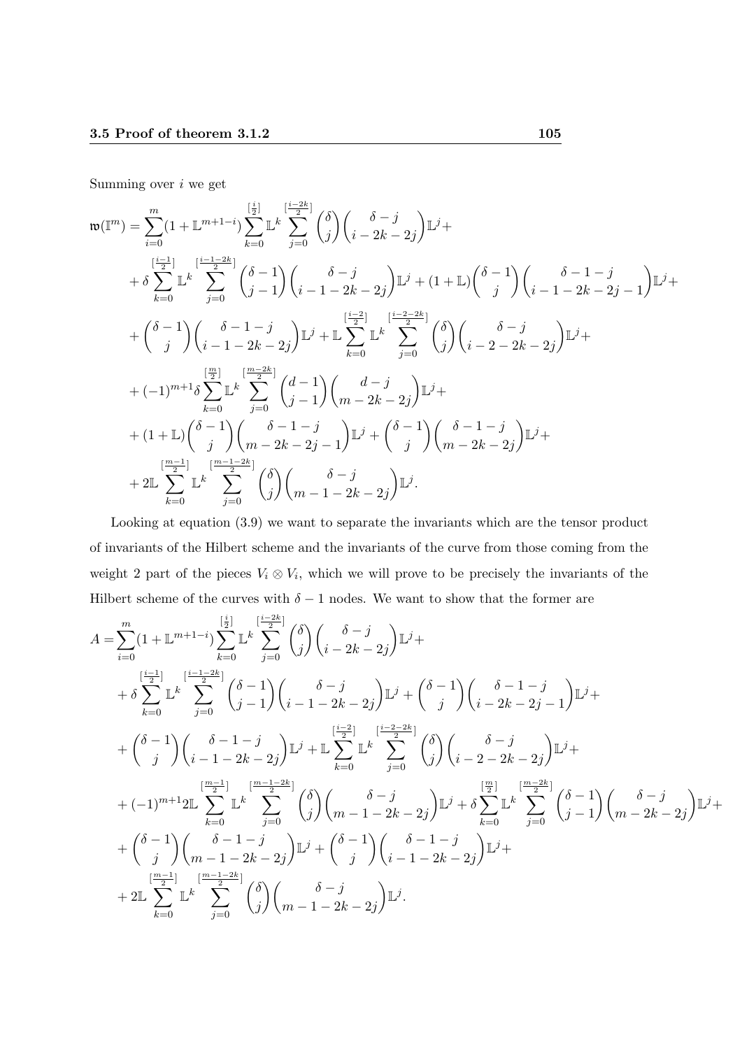Summing over $i$ we get

$$
\begin{aligned}
\mathfrak{w}(\mathbb{I}^m) = &\sum_{i=0}^{m}(1+\mathbb{L}^{m+1-i})\sum_{k=0}^{[\frac{i}{2}]}\mathbb{L}^k\sum_{j=0}^{[\frac{i-2k}{2}]}\binom{\delta}{j}\binom{\delta-j}{i-2k-2j}\mathbb{L}^j+\\
&+\delta\sum_{k=0}^{[\frac{i-1}{2}]}\mathbb{L}^k\sum_{j=0}^{[\frac{i-1-2k}{2}]}\binom{\delta-1}{j-1}\binom{\delta-j}{i-1-2k-2j}\mathbb{L}^j+(1+\mathbb{L})\binom{\delta-1}{j}\binom{\delta-1-j}{i-1-2k-2j-1}\mathbb{L}^j+\\
&+\binom{\delta-1}{j}\binom{\delta-1-j}{i-1-2k-2j}\mathbb{L}^j+\mathbb{L}\sum_{k=0}^{[\frac{i-2}{2}]}\mathbb{L}^k\sum_{j=0}^{[\frac{i-2-2k}{2}]}\binom{\delta}{j}\binom{\delta-j}{i-2-2k-2j}\mathbb{L}^j+\\
&+(-1)^{m+1}\delta\sum_{k=0}^{[\frac{m}{2}]}\mathbb{L}^k\sum_{j=0}^{[\frac{m-2k}{2}]}\binom{d-1}{j-1}\binom{d-j}{m-2k-2j}\mathbb{L}^j+\\
&+(1+\mathbb{L})\binom{\delta-1}{j}\binom{\delta-1-j}{m-2k-2j-1}\mathbb{L}^j+\binom{\delta-1}{j}\binom{\delta-1-j}{m-2k-2j}\mathbb{L}^j+\\
&+2\mathbb{L}\sum_{k=0}^{[\frac{m-1}{2}]}\mathbb{L}^k\sum_{j=0}^{[\frac{m-1-2k}{2}]}\binom{\delta}{j}\binom{\delta-j}{m-1-2k-2j}\mathbb{L}^j.
\end{aligned}
$$

Looking at equation (3.9) we want to separate the invariants which are the tensor product of invariants of the Hilbert scheme and the invariants of the curve from those coming from the weight 2 part of the pieces $V_i \otimes V_i$, which we will prove to be precisely the invariants of the Hilbert scheme of the curves with $\delta - 1$ nodes. We want to show that the former are

$$
\begin{aligned}
A = &\sum_{i=0}^{m}(1+\mathbb{L}^{m+1-i})\sum_{k=0}^{[\frac{i}{2}]}\mathbb{L}^k\sum_{j=0}^{[\frac{i-2k}{2}]}\binom{\delta}{j}\binom{\delta-j}{i-2k-2j}\mathbb{L}^j+\\
&+\delta\sum_{k=0}^{[\frac{i-1}{2}]}\mathbb{L}^k\sum_{j=0}^{[\frac{i-1-2k}{2}]}\binom{\delta-1}{j-1}\binom{\delta-j}{i-1-2k-2j}\mathbb{L}^j+\binom{\delta-1}{j}\binom{\delta-1-j}{i-2k-2j-1}\mathbb{L}^j+\\
&+\binom{\delta-1}{j}\binom{\delta-1-j}{i-1-2k-2j}\mathbb{L}^j+\mathbb{L}\sum_{k=0}^{[\frac{i-2}{2}]}\mathbb{L}^k\sum_{j=0}^{[\frac{i-2-2k}{2}]}\binom{\delta}{j}\binom{\delta-j}{i-2-2k-2j}\mathbb{L}^j+\\
&+(-1)^{m+1}2\mathbb{L}\sum_{k=0}^{[\frac{m-1}{2}]}\mathbb{L}^k\sum_{j=0}^{[\frac{m-1-2k}{2}]}\binom{\delta}{j}\binom{\delta-j}{m-1-2k-2j}\mathbb{L}^j+\delta\sum_{k=0}^{[\frac{m}{2}]}\mathbb{L}^k\sum_{j=0}^{[\frac{m-2k}{2}]}\binom{\delta-1}{j-1}\binom{\delta-j}{m-2k-2j}\mathbb{L}^j+\\
&+\binom{\delta-1}{j}\binom{\delta-1-j}{m-1-2k-2j}\mathbb{L}^j+\binom{\delta-1}{j}\binom{\delta-1-j}{i-1-2k-2j}\mathbb{L}^j+\\
&+2\mathbb{L}\sum_{k=0}^{[\frac{m-1}{2}]}\mathbb{L}^k\sum_{j=0}^{[\frac{m-1-2k}{2}]}\binom{\delta}{j}\binom{\delta-j}{m-1-2k-2j}\mathbb{L}^j.
\end{aligned}
$$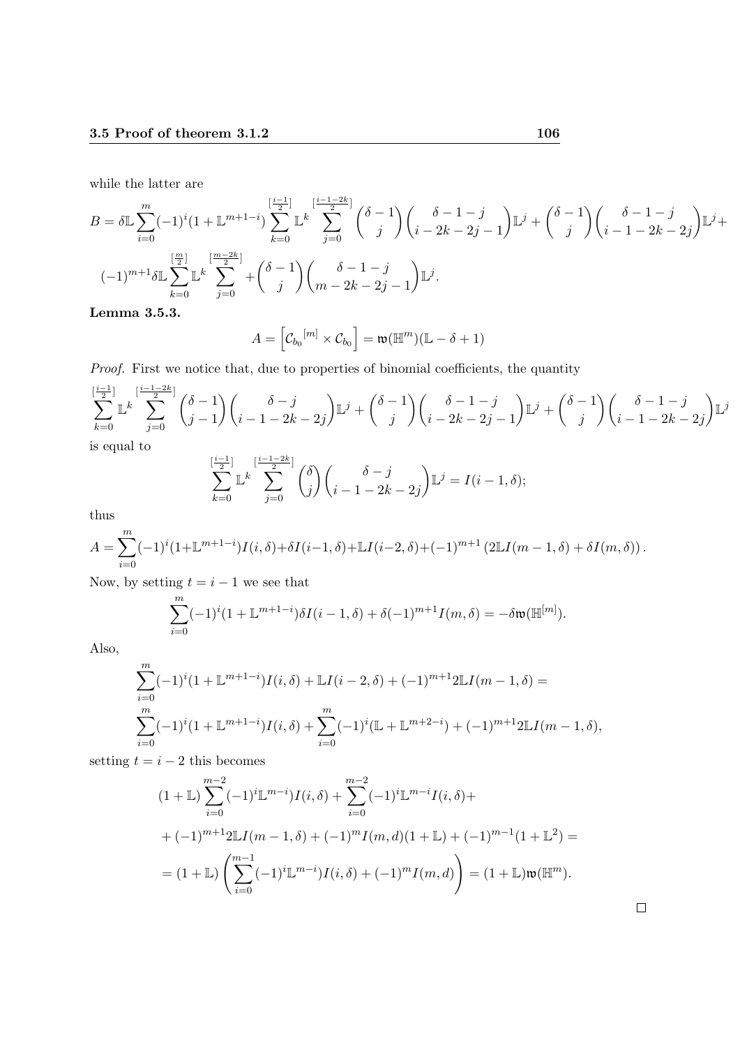while the latter are

$$B = \delta\mathbb{L}\sum_{i=0}^{m}(-1)^i(1+\mathbb{L}^{m+1-i})\sum_{k=0}^{[\frac{i-1}{2}]}\mathbb{L}^k\sum_{j=0}^{[\frac{i-1-2k}{2}]}\binom{\delta-1}{j}\binom{\delta-1-j}{i-2k-2j-1}\mathbb{L}^j+\binom{\delta-1}{j}\binom{\delta-1-j}{i-1-2k-2j}\mathbb{L}^j+$$

$$(-1)^{m+1}\delta\mathbb{L}\sum_{k=0}^{[\frac{m}{2}]}\mathbb{L}^k\sum_{j=0}^{[\frac{m-2k}{2}]}+\binom{\delta-1}{j}\binom{\delta-1-j}{m-2k-2j-1}\mathbb{L}^j.$$

**Lemma 3.5.3.**

$$A = \left[\mathcal{C}_{b_0}{}^{[m]}\times\mathcal{C}_{b_0}\right] = \mathfrak{w}(\mathbb{H}^m)(\mathbb{L}-\delta+1)$$

*Proof.* First we notice that, due to properties of binomial coefficients, the quantity

$$\sum_{k=0}^{[\frac{i-1}{2}]}\mathbb{L}^k\sum_{j=0}^{[\frac{i-1-2k}{2}]}\binom{\delta-1}{j-1}\binom{\delta-j}{i-1-2k-2j}\mathbb{L}^j+\binom{\delta-1}{j}\binom{\delta-1-j}{i-2k-2j-1}\mathbb{L}^j+\binom{\delta-1}{j}\binom{\delta-1-j}{i-1-2k-2j}\mathbb{L}^j$$

is equal to

$$\sum_{k=0}^{[\frac{i-1}{2}]}\mathbb{L}^k\sum_{j=0}^{[\frac{i-1-2k}{2}]}\binom{\delta}{j}\binom{\delta-j}{i-1-2k-2j}\mathbb{L}^j = I(i-1,\delta);$$

thus

$$A = \sum_{i=0}^{m}(-1)^i(1+\mathbb{L}^{m+1-i})I(i,\delta)+\delta I(i-1,\delta)+\mathbb{L}I(i-2,\delta)+(-1)^{m+1}\left(2\mathbb{L}I(m-1,\delta)+\delta I(m,\delta)\right).$$

Now, by setting $t = i-1$ we see that

$$\sum_{i=0}^{m}(-1)^i(1+\mathbb{L}^{m+1-i})\delta I(i-1,\delta)+\delta(-1)^{m+1}I(m,\delta) = -\delta\mathfrak{w}(\mathbb{H}^{[m]}).$$

Also,

$$\sum_{i=0}^{m}(-1)^i(1+\mathbb{L}^{m+1-i})I(i,\delta)+\mathbb{L}I(i-2,\delta)+(-1)^{m+1}2\mathbb{L}I(m-1,\delta) =$$

$$\sum_{i=0}^{m}(-1)^i(1+\mathbb{L}^{m+1-i})I(i,\delta)+\sum_{i=0}^{m}(-1)^i(\mathbb{L}+\mathbb{L}^{m+2-i})+(-1)^{m+1}2\mathbb{L}I(m-1,\delta),$$

setting $t = i-2$ this becomes

$$(1+\mathbb{L})\sum_{i=0}^{m-2}(-1)^i\mathbb{L}^{m-i})I(i,\delta)+\sum_{i=0}^{m-2}(-1)^i\mathbb{L}^{m-i}I(i,\delta)+$$

$$+(-1)^{m+1}2\mathbb{L}I(m-1,\delta)+(-1)^mI(m,d)(1+\mathbb{L})+(-1)^{m-1}(1+\mathbb{L}^2) =$$

$$=(1+\mathbb{L})\left(\sum_{i=0}^{m-1}(-1)^i\mathbb{L}^{m-i})I(i,\delta)+(-1)^mI(m,d)\right) = (1+\mathbb{L})\mathfrak{w}(\mathbb{H}^m).$$

□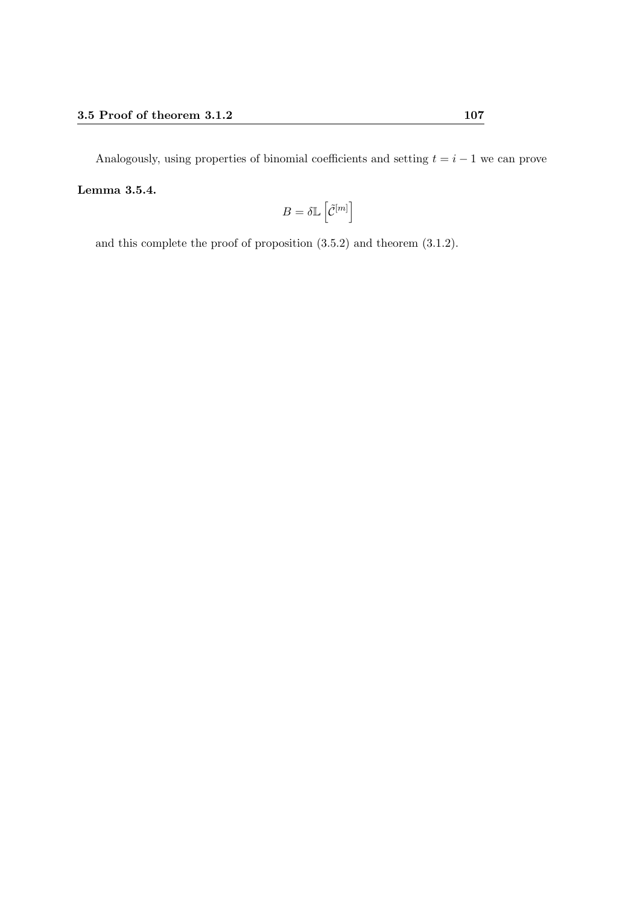Analogously, using properties of binomial coefficients and setting $t = i - 1$ we can prove

**Lemma 3.5.4.**

$$B = \delta \mathbb{L} \left[ \tilde{\mathcal{C}}^{[m]} \right]$$

and this complete the proof of proposition (3.5.2) and theorem (3.1.2).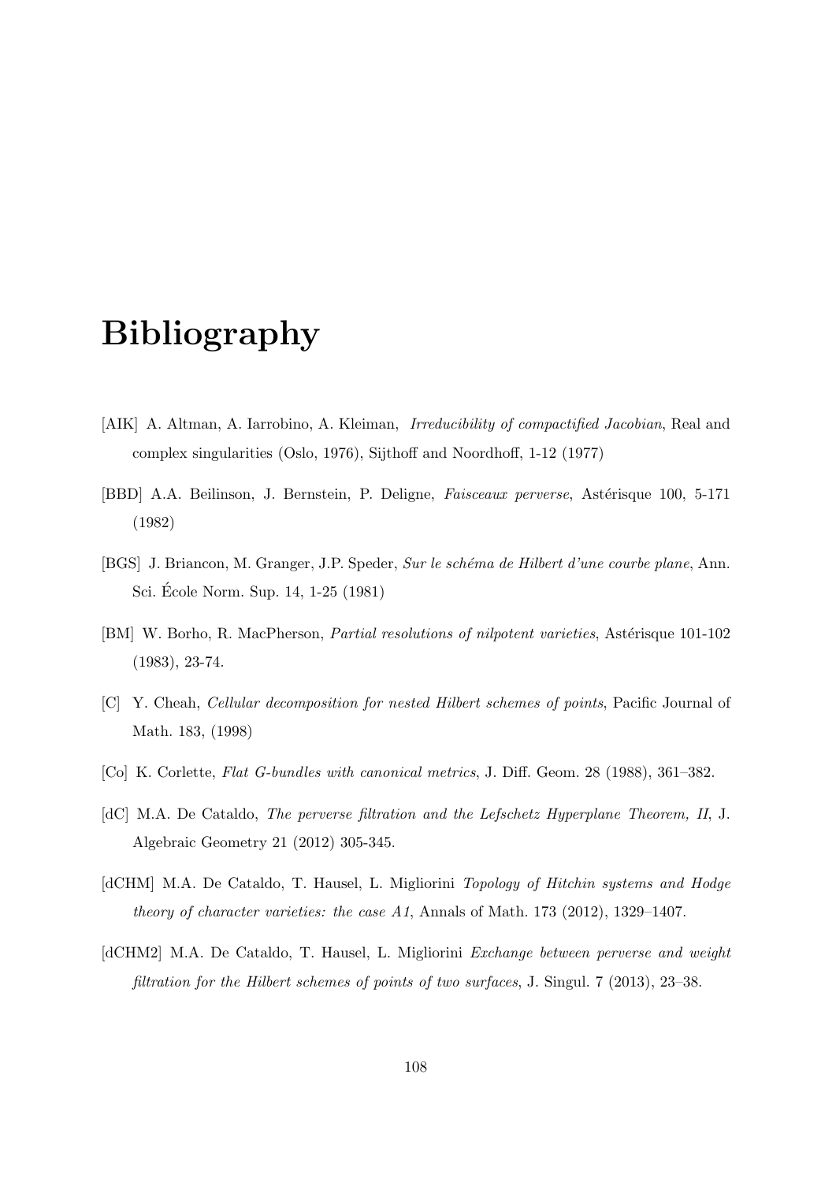# Bibliography

[AIK] A. Altman, A. Iarrobino, A. Kleiman, *Irreducibility of compactified Jacobian*, Real and complex singularities (Oslo, 1976), Sijthoff and Noordhoff, 1-12 (1977)

[BBD] A.A. Beilinson, J. Bernstein, P. Deligne, *Faisceaux perverse*, Astérisque 100, 5-171 (1982)

[BGS] J. Briancon, M. Granger, J.P. Speder, *Sur le schéma de Hilbert d'une courbe plane*, Ann. Sci. École Norm. Sup. 14, 1-25 (1981)

[BM] W. Borho, R. MacPherson, *Partial resolutions of nilpotent varieties*, Astérisque 101-102 (1983), 23-74.

[C] Y. Cheah, *Cellular decomposition for nested Hilbert schemes of points*, Pacific Journal of Math. 183, (1998)

[Co] K. Corlette, *Flat G-bundles with canonical metrics*, J. Diff. Geom. 28 (1988), 361–382.

[dC] M.A. De Cataldo, *The perverse filtration and the Lefschetz Hyperplane Theorem, II*, J. Algebraic Geometry 21 (2012) 305-345.

[dCHM] M.A. De Cataldo, T. Hausel, L. Migliorini *Topology of Hitchin systems and Hodge theory of character varieties: the case A1*, Annals of Math. 173 (2012), 1329–1407.

[dCHM2] M.A. De Cataldo, T. Hausel, L. Migliorini *Exchange between perverse and weight filtration for the Hilbert schemes of points of two surfaces*, J. Singul. 7 (2013), 23–38.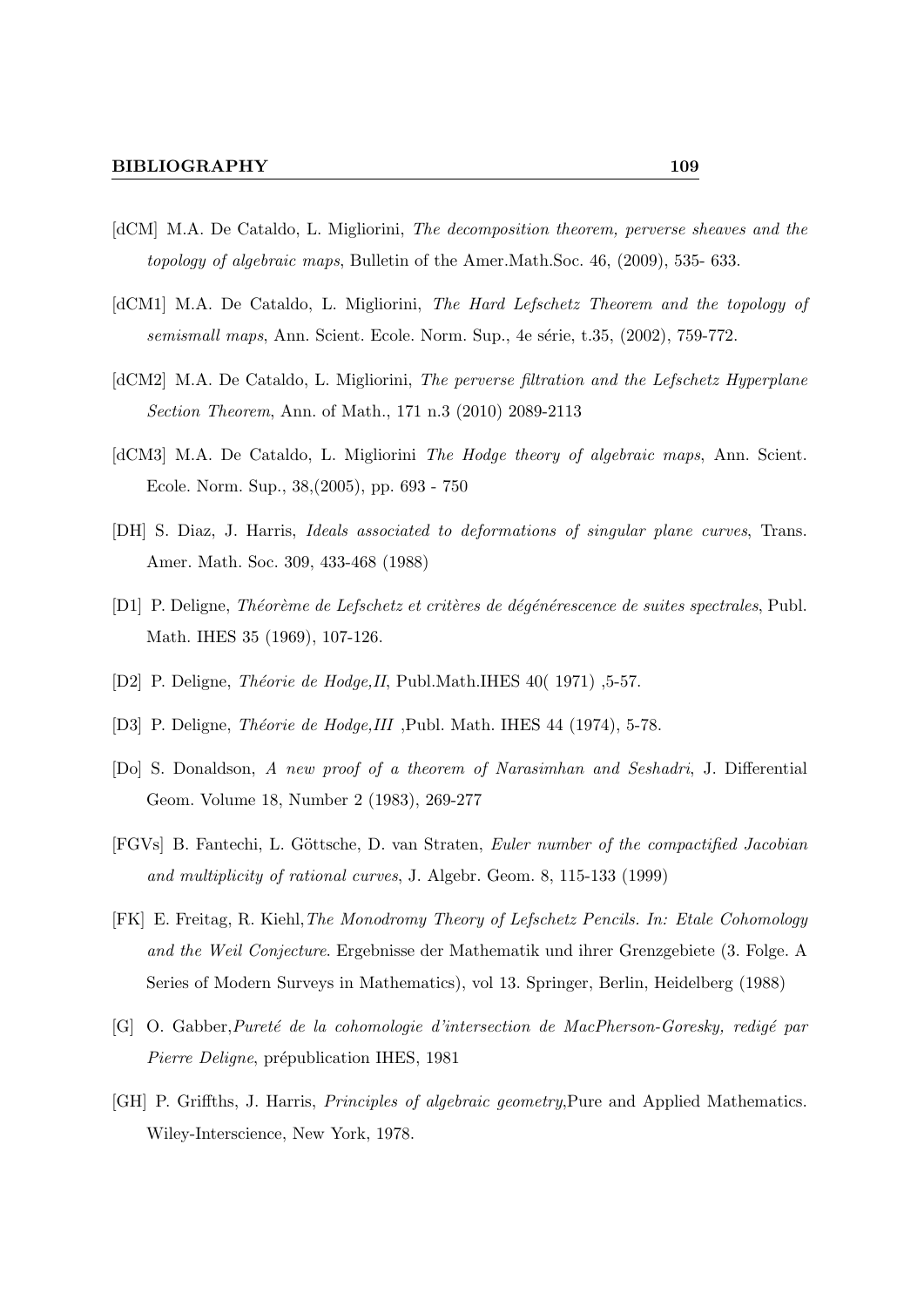[dCM] M.A. De Cataldo, L. Migliorini, *The decomposition theorem, perverse sheaves and the topology of algebraic maps*, Bulletin of the Amer.Math.Soc. 46, (2009), 535- 633.

[dCM1] M.A. De Cataldo, L. Migliorini, *The Hard Lefschetz Theorem and the topology of semismall maps*, Ann. Scient. Ecole. Norm. Sup., 4e série, t.35, (2002), 759-772.

[dCM2] M.A. De Cataldo, L. Migliorini, *The perverse filtration and the Lefschetz Hyperplane Section Theorem*, Ann. of Math., 171 n.3 (2010) 2089-2113

[dCM3] M.A. De Cataldo, L. Migliorini *The Hodge theory of algebraic maps*, Ann. Scient. Ecole. Norm. Sup., 38,(2005), pp. 693 - 750

[DH] S. Diaz, J. Harris, *Ideals associated to deformations of singular plane curves*, Trans. Amer. Math. Soc. 309, 433-468 (1988)

[D1] P. Deligne, *Théorème de Lefschetz et critères de dégénérescence de suites spectrales*, Publ. Math. IHES 35 (1969), 107-126.

[D2] P. Deligne, *Théorie de Hodge,II*, Publ.Math.IHES 40( 1971) ,5-57.

[D3] P. Deligne, *Théorie de Hodge,III* ,Publ. Math. IHES 44 (1974), 5-78.

[Do] S. Donaldson, *A new proof of a theorem of Narasimhan and Seshadri*, J. Differential Geom. Volume 18, Number 2 (1983), 269-277

[FGVs] B. Fantechi, L. Göttsche, D. van Straten, *Euler number of the compactified Jacobian and multiplicity of rational curves*, J. Algebr. Geom. 8, 115-133 (1999)

[FK] E. Freitag, R. Kiehl,*The Monodromy Theory of Lefschetz Pencils. In: Etale Cohomology and the Weil Conjecture*. Ergebnisse der Mathematik und ihrer Grenzgebiete (3. Folge. A Series of Modern Surveys in Mathematics), vol 13. Springer, Berlin, Heidelberg (1988)

[G] O. Gabber,*Pureté de la cohomologie d'intersection de MacPherson-Goresky, redigé par Pierre Deligne*, prépublication IHES, 1981

[GH] P. Griffths, J. Harris, *Principles of algebraic geometry*,Pure and Applied Mathematics. Wiley-Interscience, New York, 1978.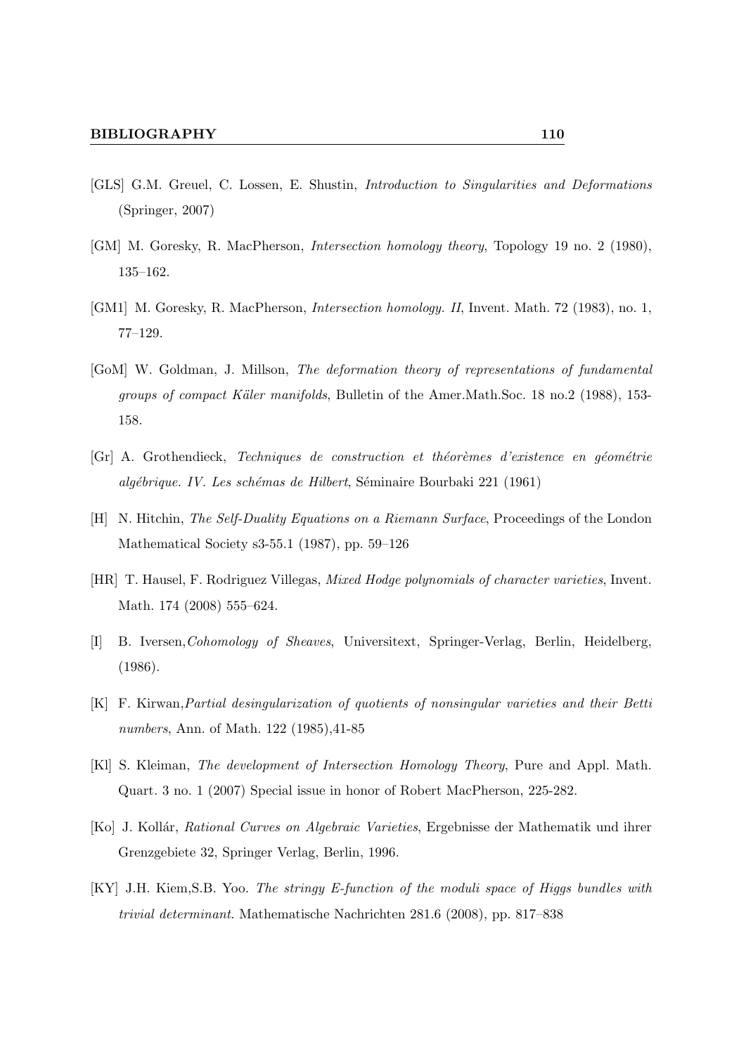[GLS] G.M. Greuel, C. Lossen, E. Shustin, *Introduction to Singularities and Deformations* (Springer, 2007)

[GM] M. Goresky, R. MacPherson, *Intersection homology theory*, Topology 19 no. 2 (1980), 135–162.

[GM1] M. Goresky, R. MacPherson, *Intersection homology. II*, Invent. Math. 72 (1983), no. 1, 77–129.

[GoM] W. Goldman, J. Millson, *The deformation theory of representations of fundamental groups of compact Käler manifolds*, Bulletin of the Amer.Math.Soc. 18 no.2 (1988), 153-158.

[Gr] A. Grothendieck, *Techniques de construction et théorèmes d'existence en géométrie algébrique. IV. Les schémas de Hilbert*, Séminaire Bourbaki 221 (1961)

[H] N. Hitchin, *The Self-Duality Equations on a Riemann Surface*, Proceedings of the London Mathematical Society s3-55.1 (1987), pp. 59–126

[HR] T. Hausel, F. Rodriguez Villegas, *Mixed Hodge polynomials of character varieties*, Invent. Math. 174 (2008) 555–624.

[I] B. Iversen,*Cohomology of Sheaves*, Universitext, Springer-Verlag, Berlin, Heidelberg, (1986).

[K] F. Kirwan,*Partial desingularization of quotients of nonsingular varieties and their Betti numbers*, Ann. of Math. 122 (1985),41-85

[Kl] S. Kleiman, *The development of Intersection Homology Theory*, Pure and Appl. Math. Quart. 3 no. 1 (2007) Special issue in honor of Robert MacPherson, 225-282.

[Ko] J. Kollár, *Rational Curves on Algebraic Varieties*, Ergebnisse der Mathematik und ihrer Grenzgebiete 32, Springer Verlag, Berlin, 1996.

[KY] J.H. Kiem,S.B. Yoo. *The stringy E-function of the moduli space of Higgs bundles with trivial determinant*. Mathematische Nachrichten 281.6 (2008), pp. 817–838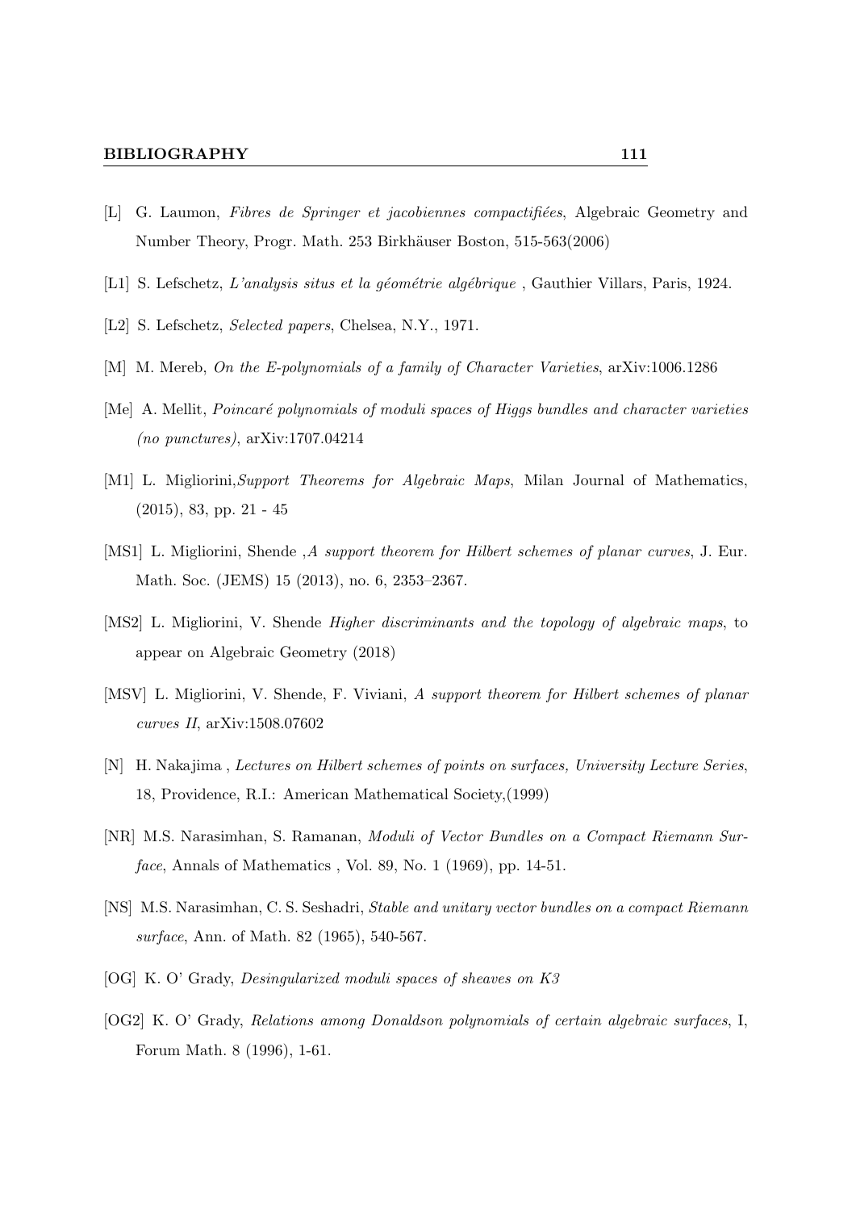[L] G. Laumon, *Fibres de Springer et jacobiennes compactifiées*, Algebraic Geometry and Number Theory, Progr. Math. 253 Birkhäuser Boston, 515-563(2006)

[L1] S. Lefschetz, *L'analysis situs et la géométrie algébrique* , Gauthier Villars, Paris, 1924.

[L2] S. Lefschetz, *Selected papers*, Chelsea, N.Y., 1971.

[M] M. Mereb, *On the E-polynomials of a family of Character Varieties*, arXiv:1006.1286

[Me] A. Mellit, *Poincaré polynomials of moduli spaces of Higgs bundles and character varieties (no punctures)*, arXiv:1707.04214

[M1] L. Migliorini,*Support Theorems for Algebraic Maps*, Milan Journal of Mathematics, (2015), 83, pp. 21 - 45

[MS1] L. Migliorini, Shende ,*A support theorem for Hilbert schemes of planar curves*, J. Eur. Math. Soc. (JEMS) 15 (2013), no. 6, 2353–2367.

[MS2] L. Migliorini, V. Shende *Higher discriminants and the topology of algebraic maps*, to appear on Algebraic Geometry (2018)

[MSV] L. Migliorini, V. Shende, F. Viviani, *A support theorem for Hilbert schemes of planar curves II*, arXiv:1508.07602

[N] H. Nakajima , *Lectures on Hilbert schemes of points on surfaces, University Lecture Series*, 18, Providence, R.I.: American Mathematical Society,(1999)

[NR] M.S. Narasimhan, S. Ramanan, *Moduli of Vector Bundles on a Compact Riemann Surface*, Annals of Mathematics , Vol. 89, No. 1 (1969), pp. 14-51.

[NS] M.S. Narasimhan, C. S. Seshadri, *Stable and unitary vector bundles on a compact Riemann surface*, Ann. of Math. 82 (1965), 540-567.

[OG] K. O' Grady, *Desingularized moduli spaces of sheaves on K3*

[OG2] K. O' Grady, *Relations among Donaldson polynomials of certain algebraic surfaces*, I, Forum Math. 8 (1996), 1-61.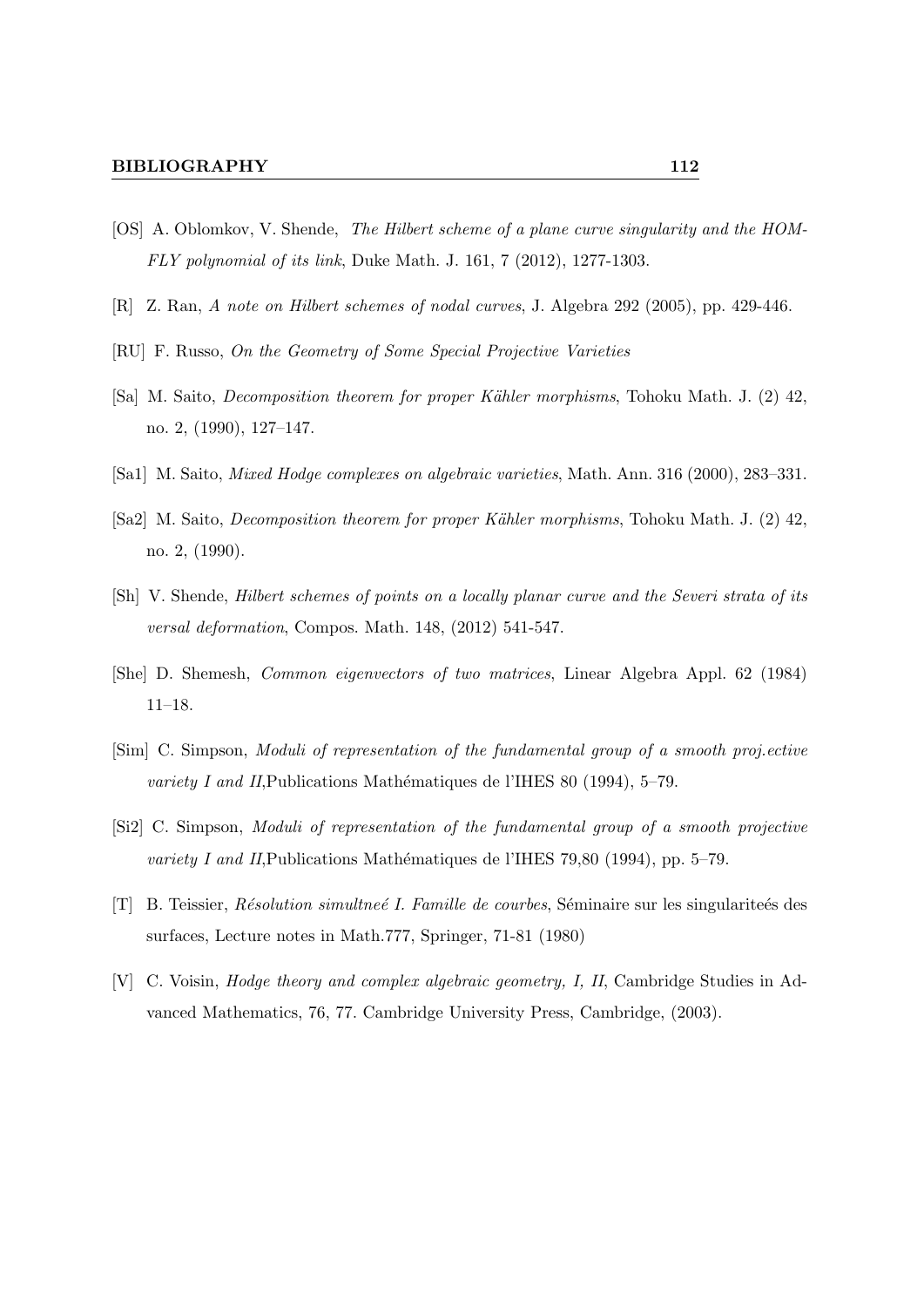[OS] A. Oblomkov, V. Shende, *The Hilbert scheme of a plane curve singularity and the HOMFLY polynomial of its link*, Duke Math. J. 161, 7 (2012), 1277-1303.

[R] Z. Ran, *A note on Hilbert schemes of nodal curves*, J. Algebra 292 (2005), pp. 429-446.

[RU] F. Russo, *On the Geometry of Some Special Projective Varieties*

[Sa] M. Saito, *Decomposition theorem for proper Kähler morphisms*, Tohoku Math. J. (2) 42, no. 2, (1990), 127–147.

[Sa1] M. Saito, *Mixed Hodge complexes on algebraic varieties*, Math. Ann. 316 (2000), 283–331.

[Sa2] M. Saito, *Decomposition theorem for proper Kähler morphisms*, Tohoku Math. J. (2) 42, no. 2, (1990).

[Sh] V. Shende, *Hilbert schemes of points on a locally planar curve and the Severi strata of its versal deformation*, Compos. Math. 148, (2012) 541-547.

[She] D. Shemesh, *Common eigenvectors of two matrices*, Linear Algebra Appl. 62 (1984) 11–18.

[Sim] C. Simpson, *Moduli of representation of the fundamental group of a smooth proj.ective variety I and II*,Publications Mathématiques de l'IHES 80 (1994), 5–79.

[Si2] C. Simpson, *Moduli of representation of the fundamental group of a smooth projective variety I and II*,Publications Mathématiques de l'IHES 79,80 (1994), pp. 5–79.

[T] B. Teissier, *Résolution simultneé I. Famille de courbes*, Séminaire sur les singulariteés des surfaces, Lecture notes in Math.777, Springer, 71-81 (1980)

[V] C. Voisin, *Hodge theory and complex algebraic geometry, I, II*, Cambridge Studies in Advanced Mathematics, 76, 77. Cambridge University Press, Cambridge, (2003).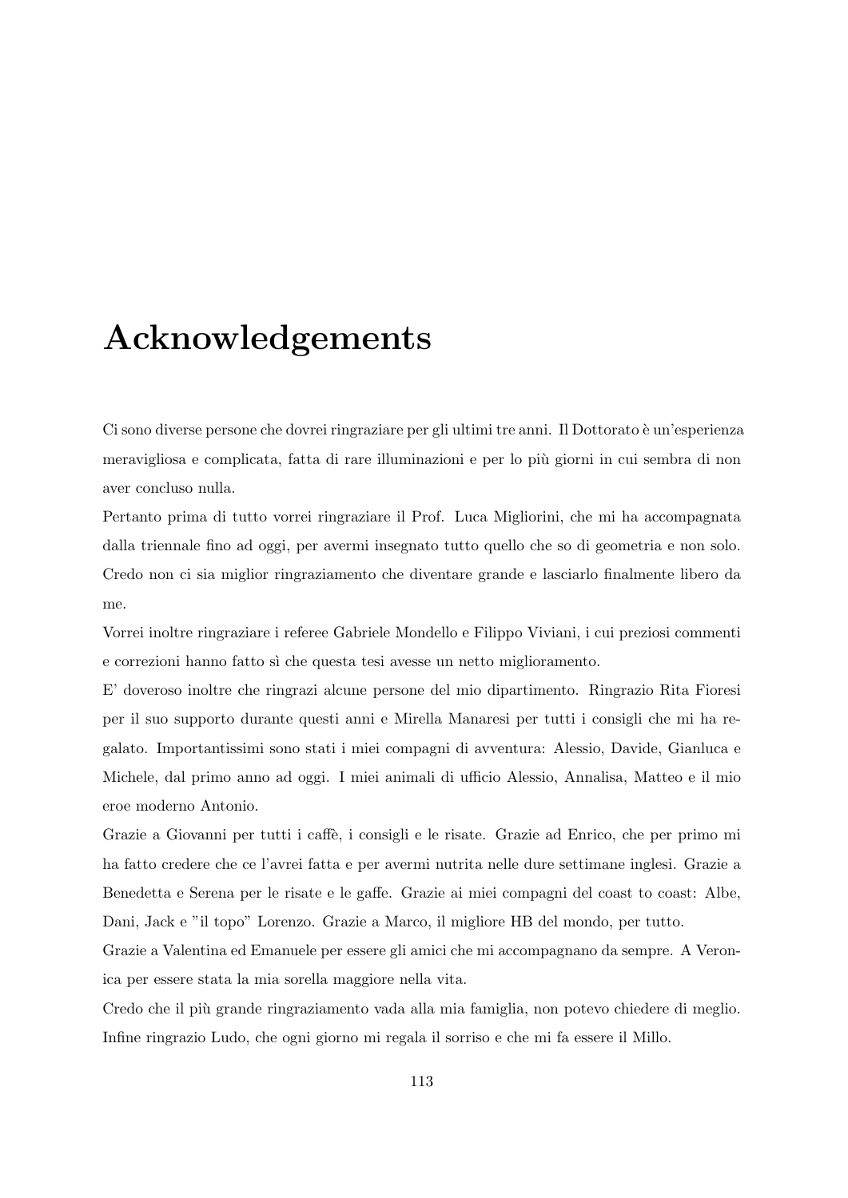# Acknowledgements

Ci sono diverse persone che dovrei ringraziare per gli ultimi tre anni. Il Dottorato è un'esperienza meravigliosa e complicata, fatta di rare illuminazioni e per lo più giorni in cui sembra di non aver concluso nulla.

Pertanto prima di tutto vorrei ringraziare il Prof. Luca Migliorini, che mi ha accompagnata dalla triennale fino ad oggi, per avermi insegnato tutto quello che so di geometria e non solo. Credo non ci sia miglior ringraziamento che diventare grande e lasciarlo finalmente libero da me.

Vorrei inoltre ringraziare i referee Gabriele Mondello e Filippo Viviani, i cui preziosi commenti e correzioni hanno fatto sì che questa tesi avesse un netto miglioramento.

E' doveroso inoltre che ringrazi alcune persone del mio dipartimento. Ringrazio Rita Fioresi per il suo supporto durante questi anni e Mirella Manaresi per tutti i consigli che mi ha regalato. Importantissimi sono stati i miei compagni di avventura: Alessio, Davide, Gianluca e Michele, dal primo anno ad oggi. I miei animali di ufficio Alessio, Annalisa, Matteo e il mio eroe moderno Antonio.

Grazie a Giovanni per tutti i caffè, i consigli e le risate. Grazie ad Enrico, che per primo mi ha fatto credere che ce l'avrei fatta e per avermi nutrita nelle dure settimane inglesi. Grazie a Benedetta e Serena per le risate e le gaffe. Grazie ai miei compagni del coast to coast: Albe, Dani, Jack e "il topo" Lorenzo. Grazie a Marco, il migliore HB del mondo, per tutto.

Grazie a Valentina ed Emanuele per essere gli amici che mi accompagnano da sempre. A Veronica per essere stata la mia sorella maggiore nella vita.

Credo che il più grande ringraziamento vada alla mia famiglia, non potevo chiedere di meglio. Infine ringrazio Ludo, che ogni giorno mi regala il sorriso e che mi fa essere il Millo.